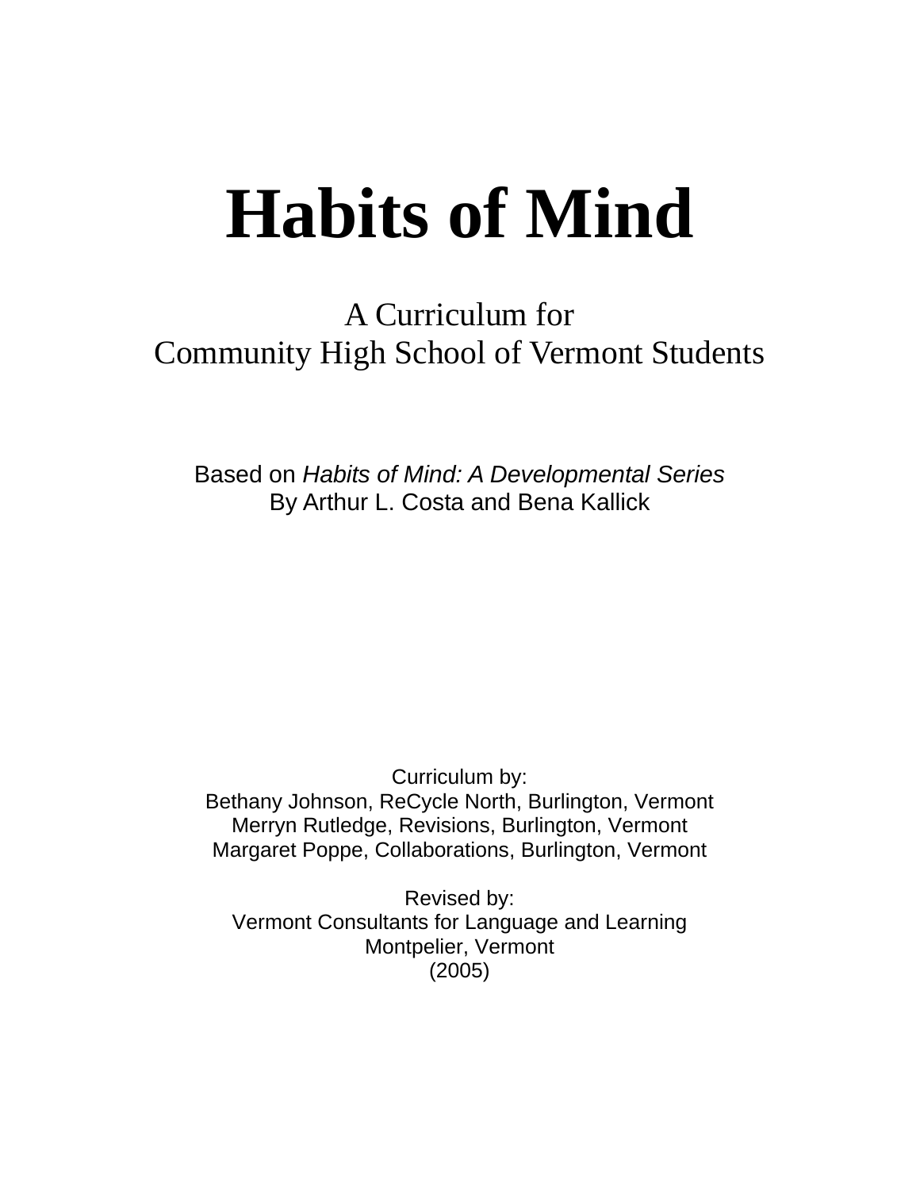# Habits of Mind

A Curriculum for
Community High School of Vermont Students

Based on *Habits of Mind: A Developmental Series*
By Arthur L. Costa and Bena Kallick

Curriculum by:
Bethany Johnson, ReCycle North, Burlington, Vermont
Merryn Rutledge, Revisions, Burlington, Vermont
Margaret Poppe, Collaborations, Burlington, Vermont

Revised by:
Vermont Consultants for Language and Learning
Montpelier, Vermont
(2005)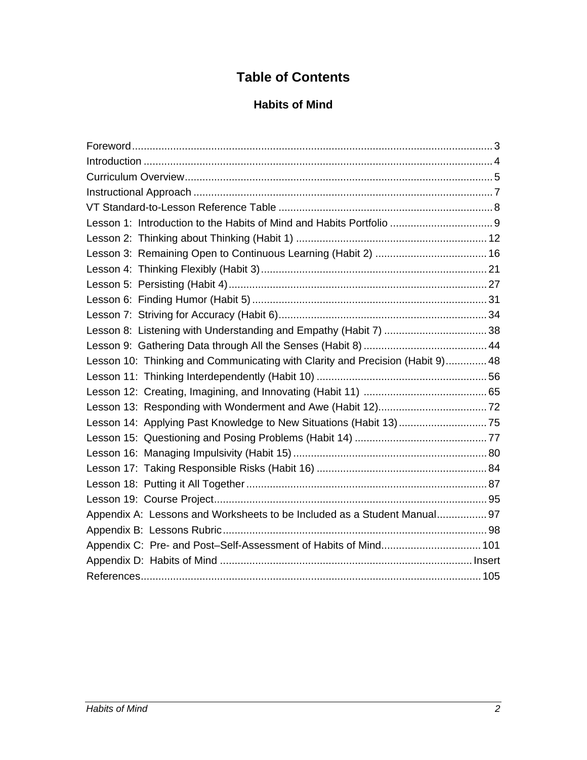# Table of Contents

## Habits of Mind

| | |
|---|---|
| Foreword | 3 |
| Introduction | 4 |
| Curriculum Overview | 5 |
| Instructional Approach | 7 |
| VT Standard-to-Lesson Reference Table | 8 |
| Lesson 1: Introduction to the Habits of Mind and Habits Portfolio | 9 |
| Lesson 2: Thinking about Thinking (Habit 1) | 12 |
| Lesson 3: Remaining Open to Continuous Learning (Habit 2) | 16 |
| Lesson 4: Thinking Flexibly (Habit 3) | 21 |
| Lesson 5: Persisting (Habit 4) | 27 |
| Lesson 6: Finding Humor (Habit 5) | 31 |
| Lesson 7: Striving for Accuracy (Habit 6) | 34 |
| Lesson 8: Listening with Understanding and Empathy (Habit 7) | 38 |
| Lesson 9: Gathering Data through All the Senses (Habit 8) | 44 |
| Lesson 10: Thinking and Communicating with Clarity and Precision (Habit 9) | 48 |
| Lesson 11: Thinking Interdependently (Habit 10) | 56 |
| Lesson 12: Creating, Imagining, and Innovating (Habit 11) | 65 |
| Lesson 13: Responding with Wonderment and Awe (Habit 12) | 72 |
| Lesson 14: Applying Past Knowledge to New Situations (Habit 13) | 75 |
| Lesson 15: Questioning and Posing Problems (Habit 14) | 77 |
| Lesson 16: Managing Impulsivity (Habit 15) | 80 |
| Lesson 17: Taking Responsible Risks (Habit 16) | 84 |
| Lesson 18: Putting it All Together | 87 |
| Lesson 19: Course Project | 95 |
| Appendix A: Lessons and Worksheets to be Included as a Student Manual | 97 |
| Appendix B: Lessons Rubric | 98 |
| Appendix C: Pre- and Post–Self-Assessment of Habits of Mind | 101 |
| Appendix D: Habits of Mind | Insert |
| References | 105 |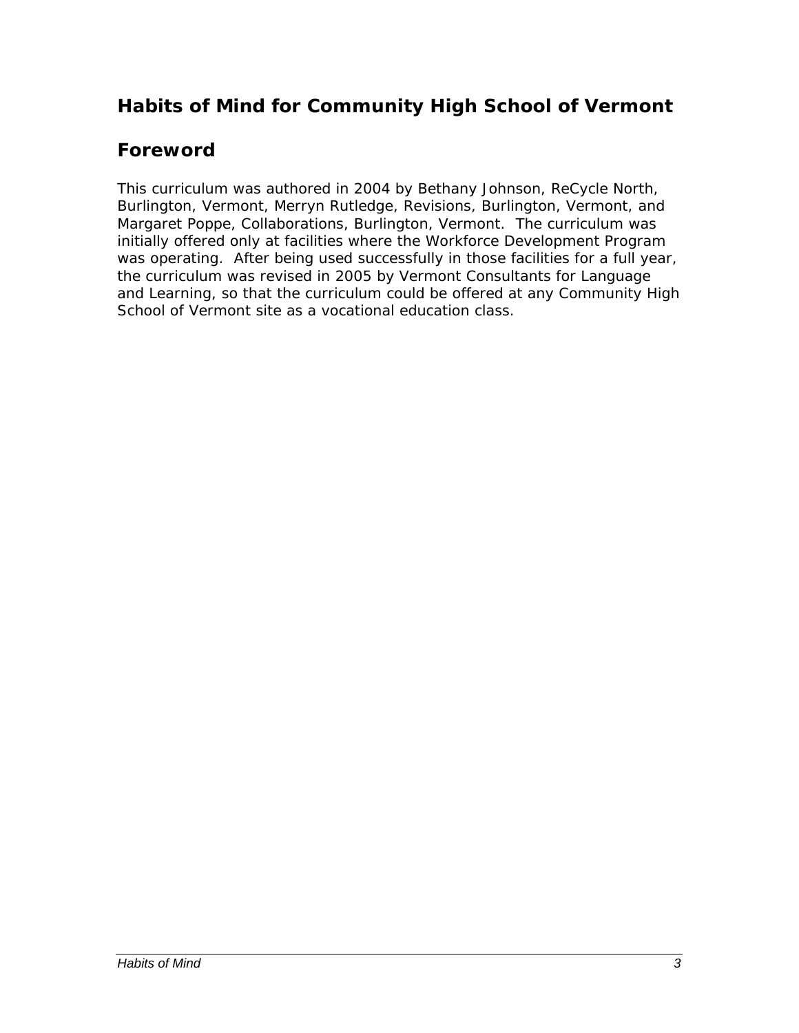## Habits of Mind for Community High School of Vermont

## Foreword

This curriculum was authored in 2004 by Bethany Johnson, ReCycle North, Burlington, Vermont, Merryn Rutledge, Revisions, Burlington, Vermont, and Margaret Poppe, Collaborations, Burlington, Vermont. The curriculum was initially offered only at facilities where the Workforce Development Program was operating. After being used successfully in those facilities for a full year, the curriculum was revised in 2005 by Vermont Consultants for Language and Learning, so that the curriculum could be offered at any Community High School of Vermont site as a vocational education class.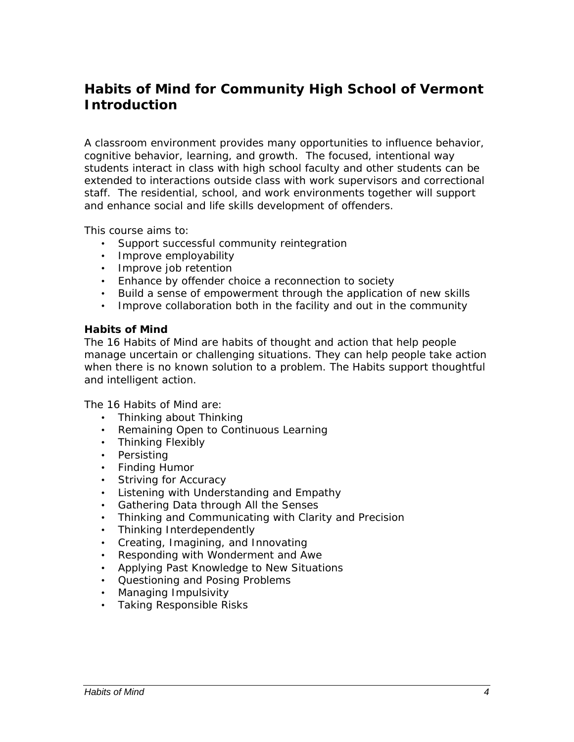# Habits of Mind for Community High School of Vermont Introduction

A classroom environment provides many opportunities to influence behavior, cognitive behavior, learning, and growth. The focused, intentional way students interact in class with high school faculty and other students can be extended to interactions outside class with work supervisors and correctional staff. The residential, school, and work environments together will support and enhance social and life skills development of offenders.

This course aims to:

- Support successful community reintegration
- Improve employability
- Improve job retention
- Enhance by offender choice a reconnection to society
- Build a sense of empowerment through the application of new skills
- Improve collaboration both in the facility and out in the community

**Habits of Mind**

The 16 Habits of Mind are habits of thought and action that help people manage uncertain or challenging situations. They can help people take action when there is no known solution to a problem. The Habits support thoughtful and intelligent action.

The 16 Habits of Mind are:

- Thinking about Thinking
- Remaining Open to Continuous Learning
- Thinking Flexibly
- Persisting
- Finding Humor
- Striving for Accuracy
- Listening with Understanding and Empathy
- Gathering Data through All the Senses
- Thinking and Communicating with Clarity and Precision
- Thinking Interdependently
- Creating, Imagining, and Innovating
- Responding with Wonderment and Awe
- Applying Past Knowledge to New Situations
- Questioning and Posing Problems
- Managing Impulsivity
- Taking Responsible Risks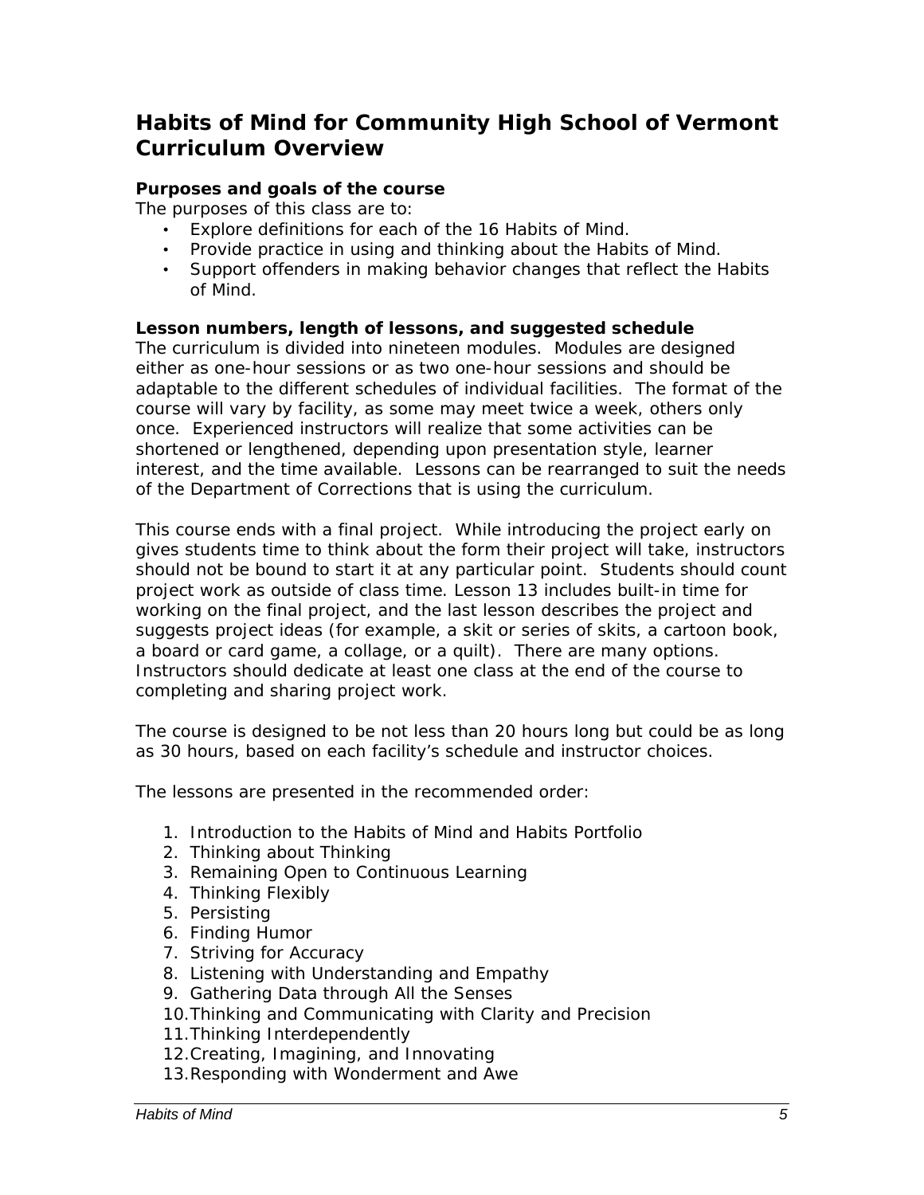# Habits of Mind for Community High School of Vermont Curriculum Overview

### Purposes and goals of the course

The purposes of this class are to:

- Explore definitions for each of the 16 Habits of Mind.
- Provide practice in using and thinking about the Habits of Mind.
- Support offenders in making behavior changes that reflect the Habits of Mind.

### Lesson numbers, length of lessons, and suggested schedule

The curriculum is divided into nineteen modules. Modules are designed either as one-hour sessions or as two one-hour sessions and should be adaptable to the different schedules of individual facilities. The format of the course will vary by facility, as some may meet twice a week, others only once. Experienced instructors will realize that some activities can be shortened or lengthened, depending upon presentation style, learner interest, and the time available. Lessons can be rearranged to suit the needs of the Department of Corrections that is using the curriculum.

This course ends with a final project. While introducing the project early on gives students time to think about the form their project will take, instructors should not be bound to start it at any particular point. Students should count project work as outside of class time. Lesson 13 includes built-in time for working on the final project, and the last lesson describes the project and suggests project ideas (for example, a skit or series of skits, a cartoon book, a board or card game, a collage, or a quilt). There are many options. Instructors should dedicate at least one class at the end of the course to completing and sharing project work.

The course is designed to be not less than 20 hours long but could be as long as 30 hours, based on each facility's schedule and instructor choices.

The lessons are presented in the recommended order:

1. Introduction to the Habits of Mind and Habits Portfolio
2. Thinking about Thinking
3. Remaining Open to Continuous Learning
4. Thinking Flexibly
5. Persisting
6. Finding Humor
7. Striving for Accuracy
8. Listening with Understanding and Empathy
9. Gathering Data through All the Senses
10. Thinking and Communicating with Clarity and Precision
11. Thinking Interdependently
12. Creating, Imagining, and Innovating
13. Responding with Wonderment and Awe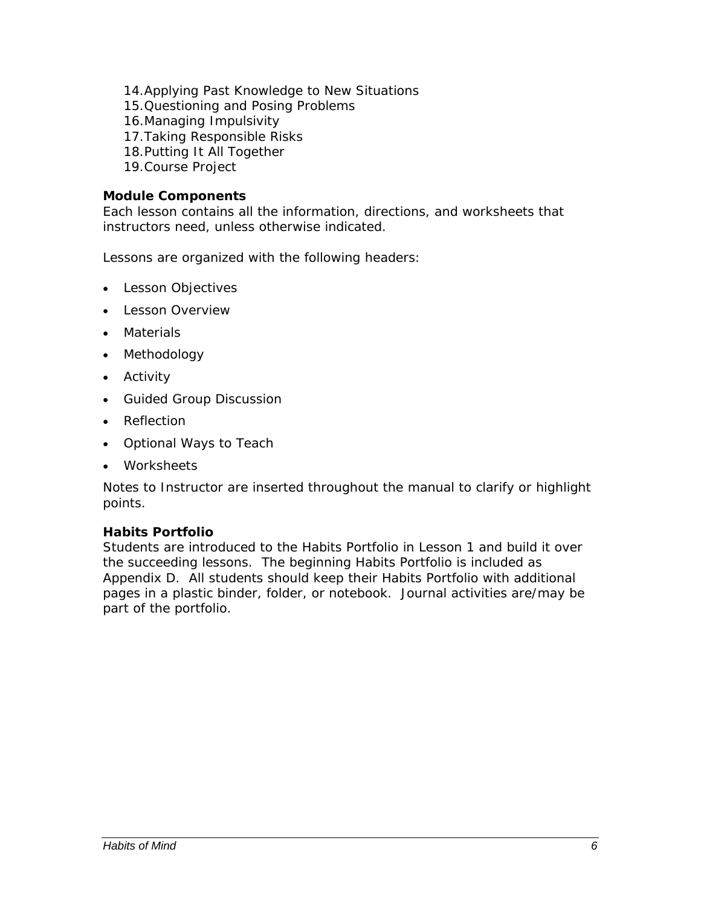14. Applying Past Knowledge to New Situations
15. Questioning and Posing Problems
16. Managing Impulsivity
17. Taking Responsible Risks
18. Putting It All Together
19. Course Project

**Module Components**

Each lesson contains all the information, directions, and worksheets that instructors need, unless otherwise indicated.

Lessons are organized with the following headers:

- Lesson Objectives
- Lesson Overview
- Materials
- Methodology
- Activity
- Guided Group Discussion
- Reflection
- Optional Ways to Teach
- Worksheets

Notes to Instructor are inserted throughout the manual to clarify or highlight points.

**Habits Portfolio**

Students are introduced to the Habits Portfolio in Lesson 1 and build it over the succeeding lessons. The beginning Habits Portfolio is included as Appendix D. All students should keep their Habits Portfolio with additional pages in a plastic binder, folder, or notebook. Journal activities are/may be part of the portfolio.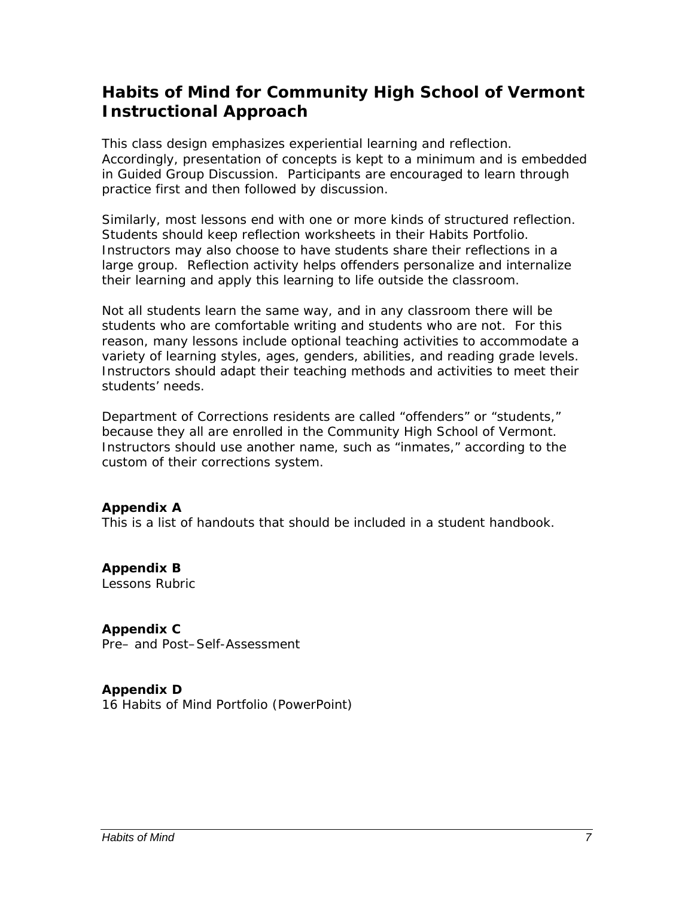## Habits of Mind for Community High School of Vermont Instructional Approach

This class design emphasizes experiential learning and reflection. Accordingly, presentation of concepts is kept to a minimum and is embedded in Guided Group Discussion. Participants are encouraged to learn through practice first and then followed by discussion.

Similarly, most lessons end with one or more kinds of structured reflection. Students should keep reflection worksheets in their Habits Portfolio. Instructors may also choose to have students share their reflections in a large group. Reflection activity helps offenders personalize and internalize their learning and apply this learning to life outside the classroom.

Not all students learn the same way, and in any classroom there will be students who are comfortable writing and students who are not. For this reason, many lessons include optional teaching activities to accommodate a variety of learning styles, ages, genders, abilities, and reading grade levels. Instructors should adapt their teaching methods and activities to meet their students' needs.

Department of Corrections residents are called "offenders" or "students," because they all are enrolled in the Community High School of Vermont. Instructors should use another name, such as "inmates," according to the custom of their corrections system.

**Appendix A**
This is a list of handouts that should be included in a student handbook.

**Appendix B**
Lessons Rubric

**Appendix C**
Pre– and Post–Self-Assessment

**Appendix D**
16 Habits of Mind Portfolio (PowerPoint)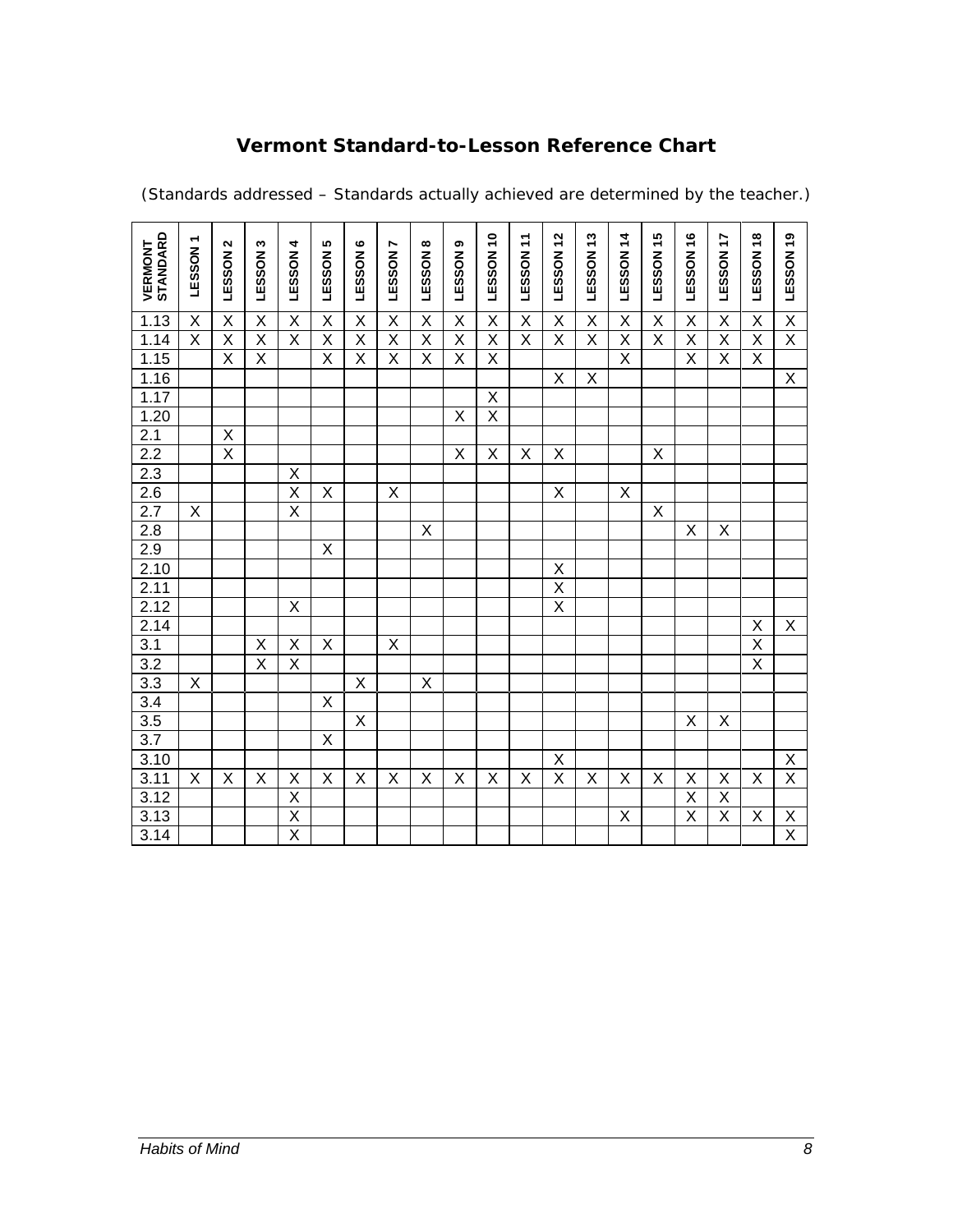# Vermont Standard-to-Lesson Reference Chart

(Standards addressed – Standards actually achieved are determined by the teacher.)

| VERMONT STANDARD | LESSON 1 | LESSON 2 | LESSON 3 | LESSON 4 | LESSON 5 | LESSON 6 | LESSON 7 | LESSON 8 | LESSON 9 | LESSON 10 | LESSON 11 | LESSON 12 | LESSON 13 | LESSON 14 | LESSON 15 | LESSON 16 | LESSON 17 | LESSON 18 | LESSON 19 |
|---|---|---|---|---|---|---|---|---|---|---|---|---|---|---|---|---|---|---|---|
| 1.13 | X | X | X | X | X | X | X | X | X | X | X | X | X | X | X | X | X | X | X |
| 1.14 | X | X | X | X | X | X | X | X | X | X | X | X | X | X | X | X | X | X | X |
| 1.15 | | X | X | | X | X | X | X | X | X | | | | X | | X | X | X | |
| 1.16 | | | | | | | | | | | | X | X | | | | | | X |
| 1.17 | | | | | | | | | | X | | | | | | | | | |
| 1.20 | | | | | | | | | X | X | | | | | | | | | |
| 2.1 | | X | | | | | | | | | | | | | | | | | |
| 2.2 | | X | | | | | | | X | X | X | X | | | X | | | | |
| 2.3 | | | | X | | | | | | | | | | | | | | | |
| 2.6 | | | | X | X | | X | | | | | X | | X | | | | | |
| 2.7 | X | | | X | | | | | | | | | | | X | | | | |
| 2.8 | | | | | | | | X | | | | | | | | X | X | | |
| 2.9 | | | | | X | | | | | | | | | | | | | | |
| 2.10 | | | | | | | | | | | | X | | | | | | | |
| 2.11 | | | | | | | | | | | | X | | | | | | | |
| 2.12 | | | | X | | | | | | | | X | | | | | | | |
| 2.14 | | | | | | | | | | | | | | | | | | X | X |
| 3.1 | | | X | X | X | | X | | | | | | | | | | | X | |
| 3.2 | | | X | X | | | | | | | | | | | | | | X | |
| 3.3 | X | | | | | X | | X | | | | | | | | | | | |
| 3.4 | | | | | X | | | | | | | | | | | | | | |
| 3.5 | | | | | | X | | | | | | | | | | X | X | | |
| 3.7 | | | | | X | | | | | | | | | | | | | | |
| 3.10 | | | | | | | | | | | | X | | | | | | | X |
| 3.11 | X | X | X | X | X | X | X | X | X | X | X | X | X | X | X | X | X | X | X |
| 3.12 | | | | X | | | | | | | | | | | | X | X | | |
| 3.13 | | | | X | | | | | | | | | | X | | X | X | X | X |
| 3.14 | | | | X | | | | | | | | | | | | | | | X |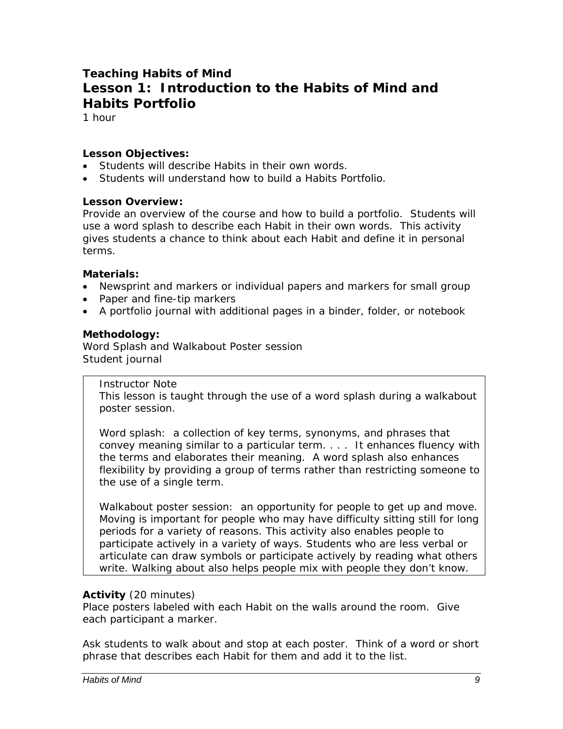**Teaching Habits of Mind**

# Lesson 1: Introduction to the Habits of Mind and Habits Portfolio

1 hour

**Lesson Objectives:**

- Students will describe Habits in their own words.
- Students will understand how to build a Habits Portfolio.

**Lesson Overview:**

Provide an overview of the course and how to build a portfolio. Students will use a word splash to describe each Habit in their own words. This activity gives students a chance to think about each Habit and define it in personal terms.

**Materials:**

- Newsprint and markers or individual papers and markers for small group
- Paper and fine-tip markers
- A portfolio journal with additional pages in a binder, folder, or notebook

**Methodology:**

Word Splash and Walkabout Poster session
Student journal

> Instructor Note
> This lesson is taught through the use of a word splash during a walkabout poster session.
>
> Word splash: a collection of key terms, synonyms, and phrases that convey meaning similar to a particular term. . . . It enhances fluency with the terms and elaborates their meaning. A word splash also enhances flexibility by providing a group of terms rather than restricting someone to the use of a single term.
>
> Walkabout poster session: an opportunity for people to get up and move. Moving is important for people who may have difficulty sitting still for long periods for a variety of reasons. This activity also enables people to participate actively in a variety of ways. Students who are less verbal or articulate can draw symbols or participate actively by reading what others write. Walking about also helps people mix with people they don't know.

**Activity** (20 minutes)

Place posters labeled with each Habit on the walls around the room. Give each participant a marker.

Ask students to walk about and stop at each poster. Think of a word or short phrase that describes each Habit for them and add it to the list.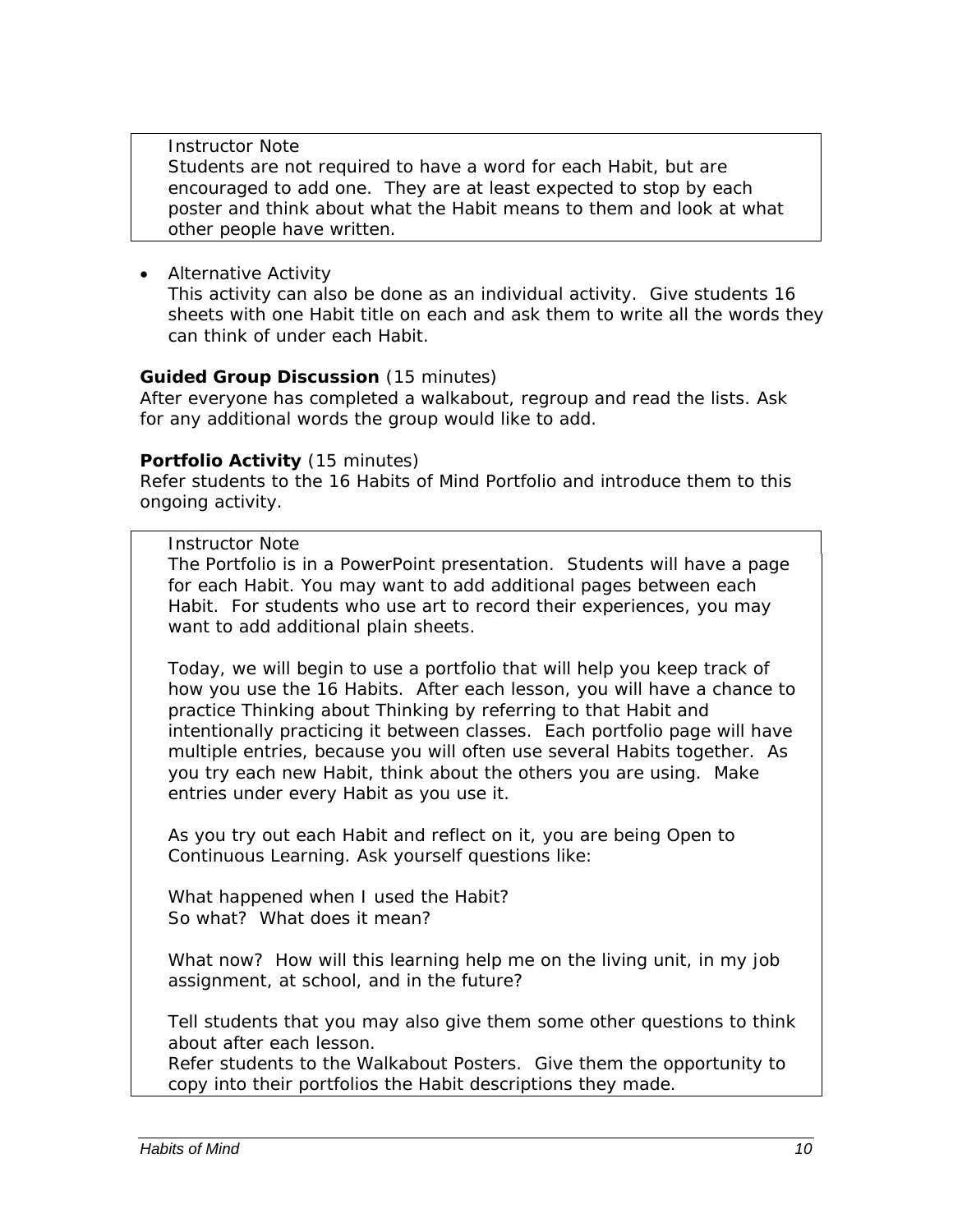> Instructor Note
> Students are not required to have a word for each Habit, but are encouraged to add one. They are at least expected to stop by each poster and think about what the Habit means to them and look at what other people have written.

- Alternative Activity
  This activity can also be done as an individual activity. Give students 16 sheets with one Habit title on each and ask them to write all the words they can think of under each Habit.

**Guided Group Discussion** (15 minutes)
After everyone has completed a walkabout, regroup and read the lists. Ask for any additional words the group would like to add.

**Portfolio Activity** (15 minutes)
Refer students to the 16 Habits of Mind Portfolio and introduce them to this ongoing activity.

> Instructor Note
> The Portfolio is in a PowerPoint presentation. Students will have a page for each Habit. You may want to add additional pages between each Habit. For students who use art to record their experiences, you may want to add additional plain sheets.
>
> Today, we will begin to use a portfolio that will help you keep track of how you use the 16 Habits. After each lesson, you will have a chance to practice Thinking about Thinking by referring to that Habit and intentionally practicing it between classes. Each portfolio page will have multiple entries, because you will often use several Habits together. As you try each new Habit, think about the others you are using. Make entries under every Habit as you use it.
>
> As you try out each Habit and reflect on it, you are being Open to Continuous Learning. Ask yourself questions like:
>
> What happened when I used the Habit?
> So what? What does it mean?
>
> What now? How will this learning help me on the living unit, in my job assignment, at school, and in the future?
>
> Tell students that you may also give them some other questions to think about after each lesson.
> Refer students to the Walkabout Posters. Give them the opportunity to copy into their portfolios the Habit descriptions they made.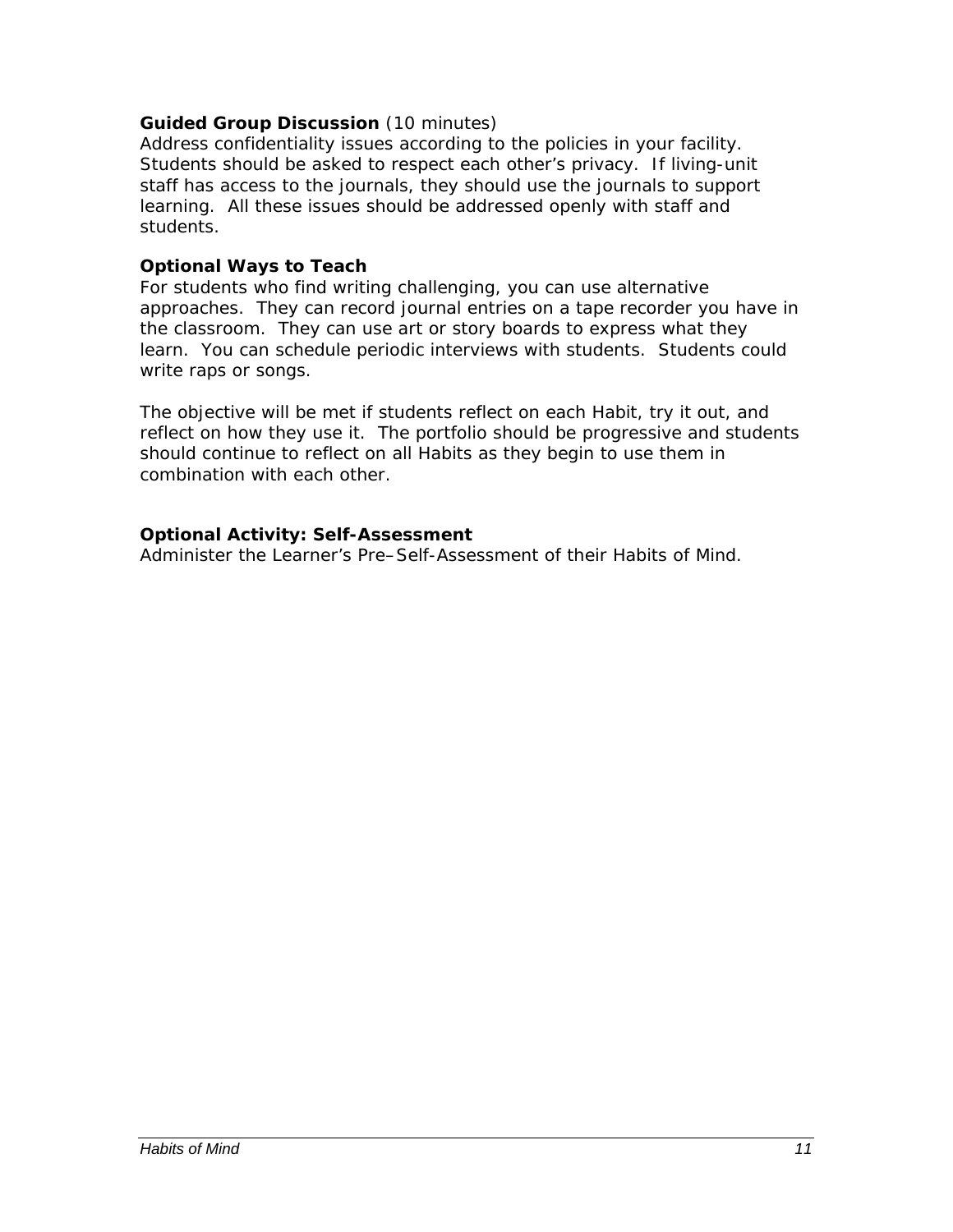**Guided Group Discussion** (10 minutes)
Address confidentiality issues according to the policies in your facility. Students should be asked to respect each other's privacy. If living-unit staff has access to the journals, they should use the journals to support learning. All these issues should be addressed openly with staff and students.

**Optional Ways to Teach**
For students who find writing challenging, you can use alternative approaches. They can record journal entries on a tape recorder you have in the classroom. They can use art or story boards to express what they learn. You can schedule periodic interviews with students. Students could write raps or songs.

The objective will be met if students reflect on each Habit, try it out, and reflect on how they use it. The portfolio should be progressive and students should continue to reflect on all Habits as they begin to use them in combination with each other.

**Optional Activity: Self-Assessment**
Administer the Learner's Pre–Self-Assessment of their Habits of Mind.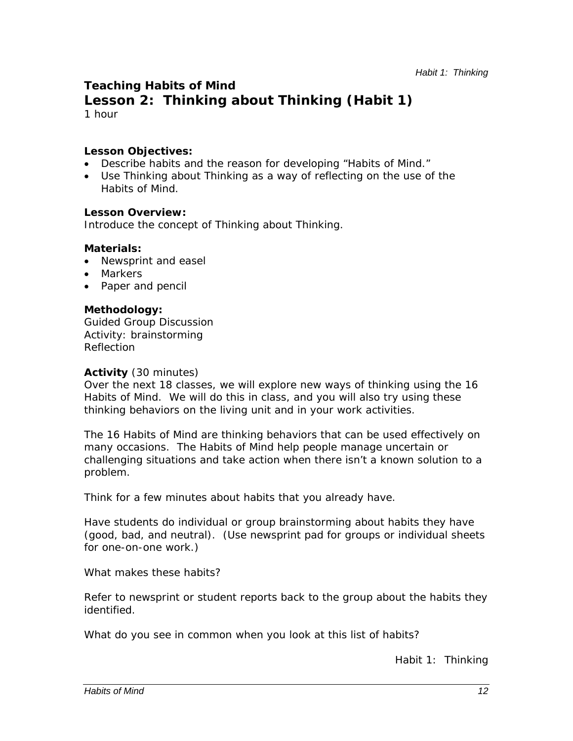## Teaching Habits of Mind

# Lesson 2: Thinking about Thinking (Habit 1)

1 hour

**Lesson Objectives:**

- Describe habits and the reason for developing "Habits of Mind."
- Use Thinking about Thinking as a way of reflecting on the use of the Habits of Mind.

**Lesson Overview:**

Introduce the concept of Thinking about Thinking.

**Materials:**

- Newsprint and easel
- Markers
- Paper and pencil

**Methodology:**

Guided Group Discussion
Activity: brainstorming
Reflection

**Activity** (30 minutes)

Over the next 18 classes, we will explore new ways of thinking using the 16 Habits of Mind. We will do this in class, and you will also try using these thinking behaviors on the living unit and in your work activities.

The 16 Habits of Mind are thinking behaviors that can be used effectively on many occasions. The Habits of Mind help people manage uncertain or challenging situations and take action when there isn't a known solution to a problem.

Think for a few minutes about habits that you already have.

Have students do individual or group brainstorming about habits they have (good, bad, and neutral). (Use newsprint pad for groups or individual sheets for one-on-one work.)

What makes these habits?

Refer to newsprint or student reports back to the group about the habits they identified.

What do you see in common when you look at this list of habits?

Habit 1: Thinking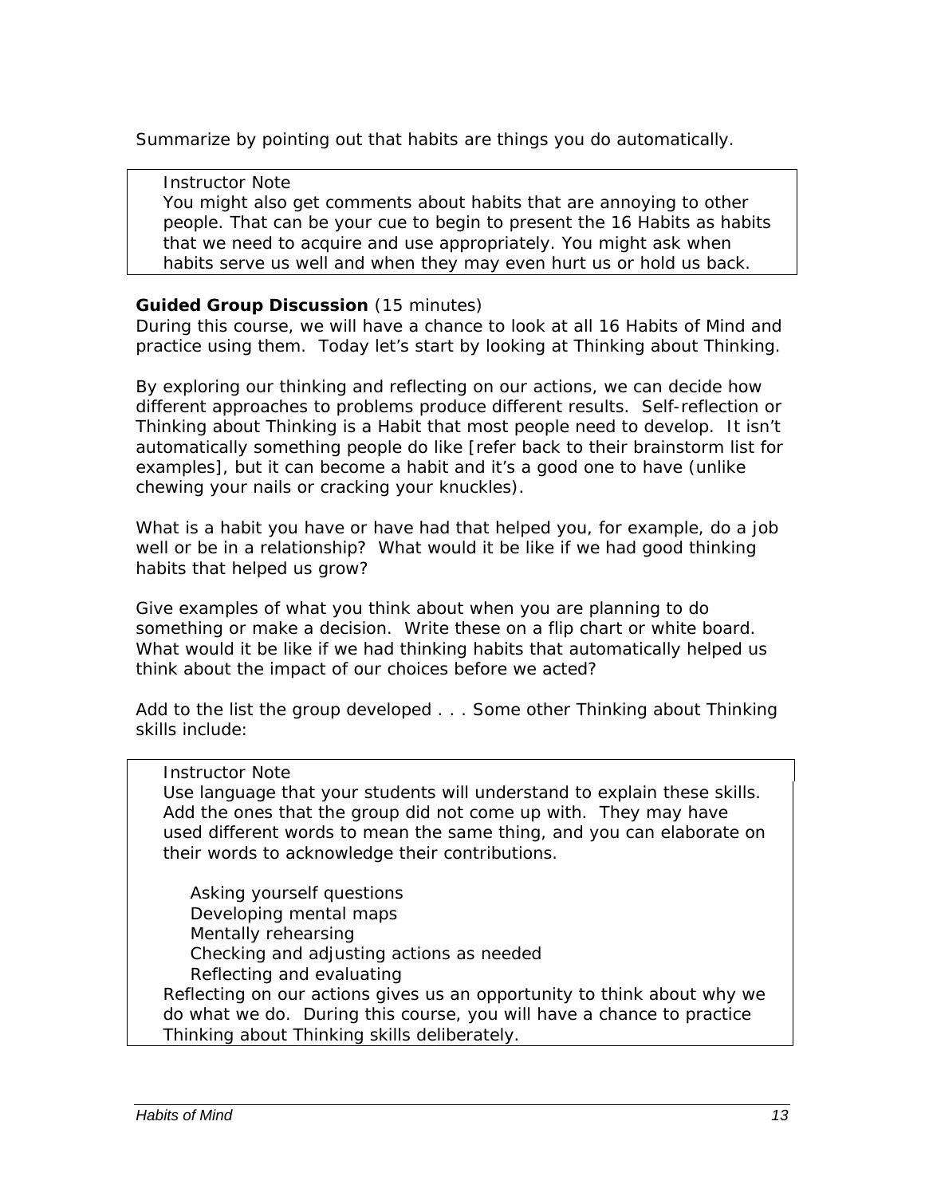Summarize by pointing out that habits are things you do automatically.

> Instructor Note
> You might also get comments about habits that are annoying to other people. That can be your cue to begin to present the 16 Habits as habits that we need to acquire and use appropriately. You might ask when habits serve us well and when they may even hurt us or hold us back.

**Guided Group Discussion** (15 minutes)
During this course, we will have a chance to look at all 16 Habits of Mind and practice using them. Today let's start by looking at Thinking about Thinking.

By exploring our thinking and reflecting on our actions, we can decide how different approaches to problems produce different results. Self-reflection or Thinking about Thinking is a Habit that most people need to develop. It isn't automatically something people do like [refer back to their brainstorm list for examples], but it can become a habit and it's a good one to have (unlike chewing your nails or cracking your knuckles).

What is a habit you have or have had that helped you, for example, do a job well or be in a relationship? What would it be like if we had good thinking habits that helped us grow?

Give examples of what you think about when you are planning to do something or make a decision. Write these on a flip chart or white board. What would it be like if we had thinking habits that automatically helped us think about the impact of our choices before we acted?

Add to the list the group developed . . . Some other Thinking about Thinking skills include:

> Instructor Note
> Use language that your students will understand to explain these skills. Add the ones that the group did not come up with. They may have used different words to mean the same thing, and you can elaborate on their words to acknowledge their contributions.
>
> - Asking yourself questions
> - Developing mental maps
> - Mentally rehearsing
> - Checking and adjusting actions as needed
> - Reflecting and evaluating
>
> Reflecting on our actions gives us an opportunity to think about why we do what we do. During this course, you will have a chance to practice Thinking about Thinking skills deliberately.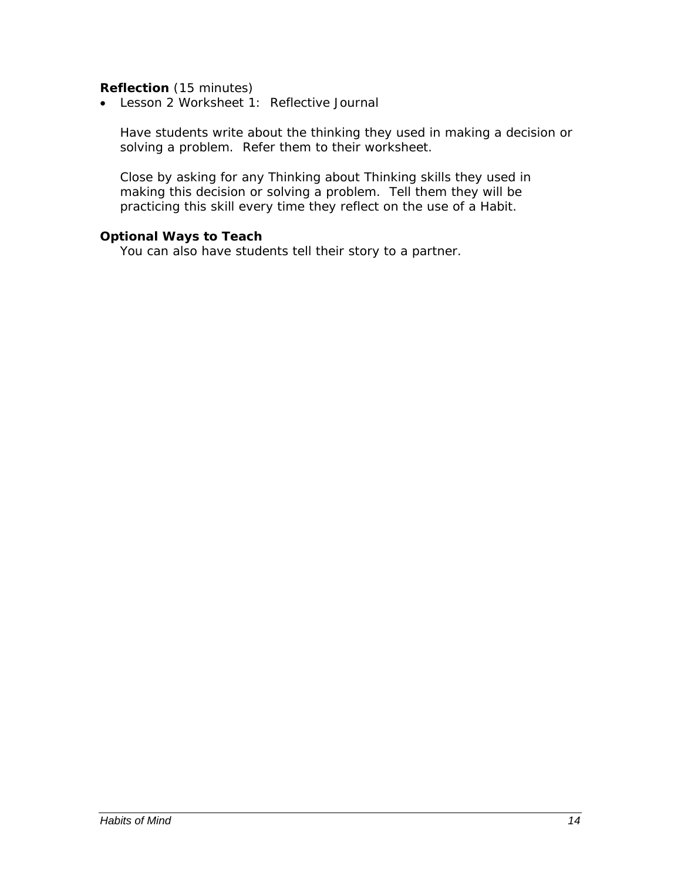**Reflection** (15 minutes)

- Lesson 2 Worksheet 1: Reflective Journal

  Have students write about the thinking they used in making a decision or solving a problem. Refer them to their worksheet.

  Close by asking for any Thinking about Thinking skills they used in making this decision or solving a problem. Tell them they will be practicing this skill every time they reflect on the use of a Habit.

**Optional Ways to Teach**

You can also have students tell their story to a partner.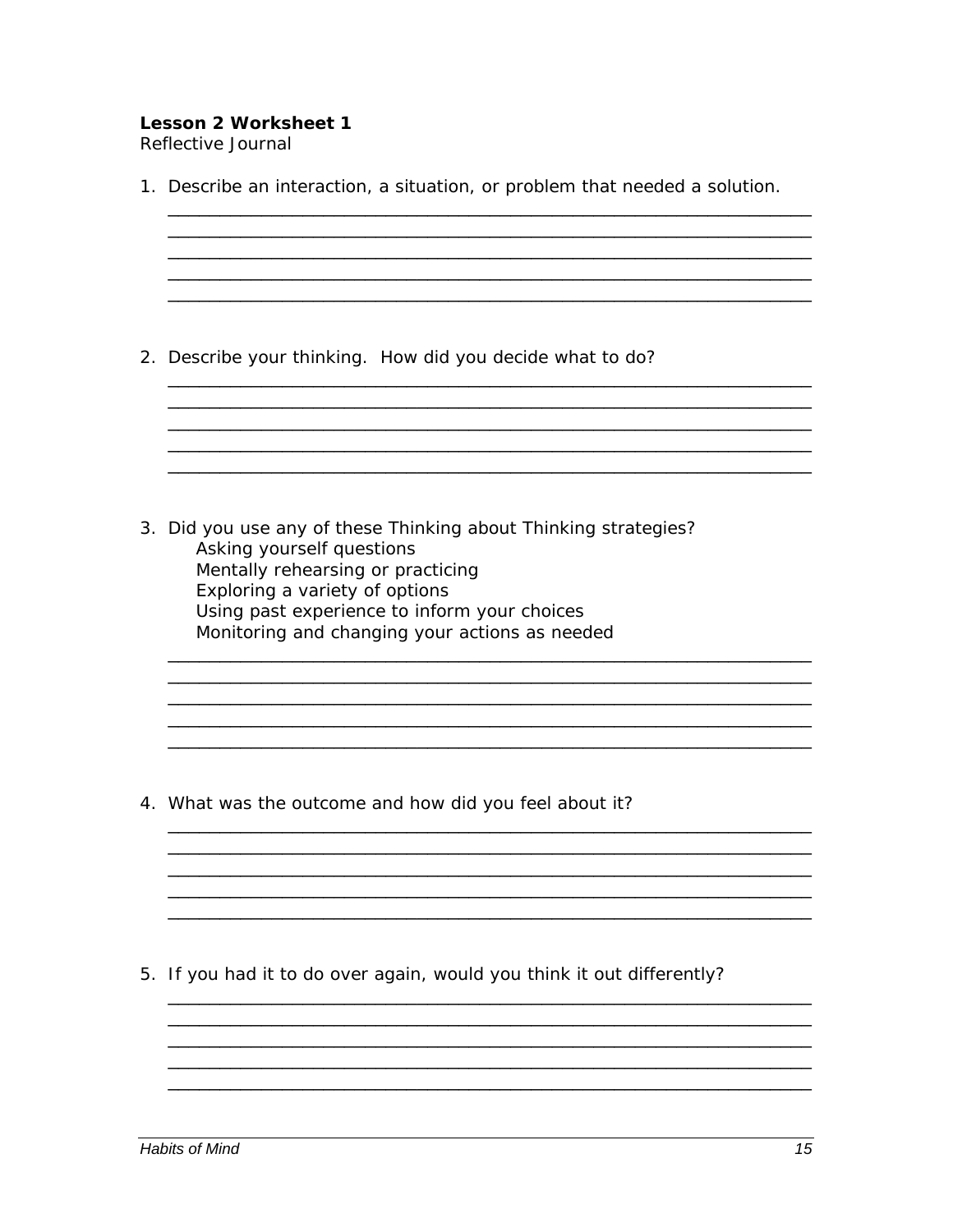**Lesson 2 Worksheet 1**
Reflective Journal

1. Describe an interaction, a situation, or problem that needed a solution.

___________________________________________________________________
___________________________________________________________________
___________________________________________________________________
___________________________________________________________________
___________________________________________________________________

2. Describe your thinking. How did you decide what to do?

___________________________________________________________________
___________________________________________________________________
___________________________________________________________________
___________________________________________________________________
___________________________________________________________________

3. Did you use any of these Thinking about Thinking strategies?
   - Asking yourself questions
   - Mentally rehearsing or practicing
   - Exploring a variety of options
   - Using past experience to inform your choices
   - Monitoring and changing your actions as needed

___________________________________________________________________
___________________________________________________________________
___________________________________________________________________
___________________________________________________________________
___________________________________________________________________

4. What was the outcome and how did you feel about it?

___________________________________________________________________
___________________________________________________________________
___________________________________________________________________
___________________________________________________________________
___________________________________________________________________

5. If you had it to do over again, would you think it out differently?

___________________________________________________________________
___________________________________________________________________
___________________________________________________________________
___________________________________________________________________
___________________________________________________________________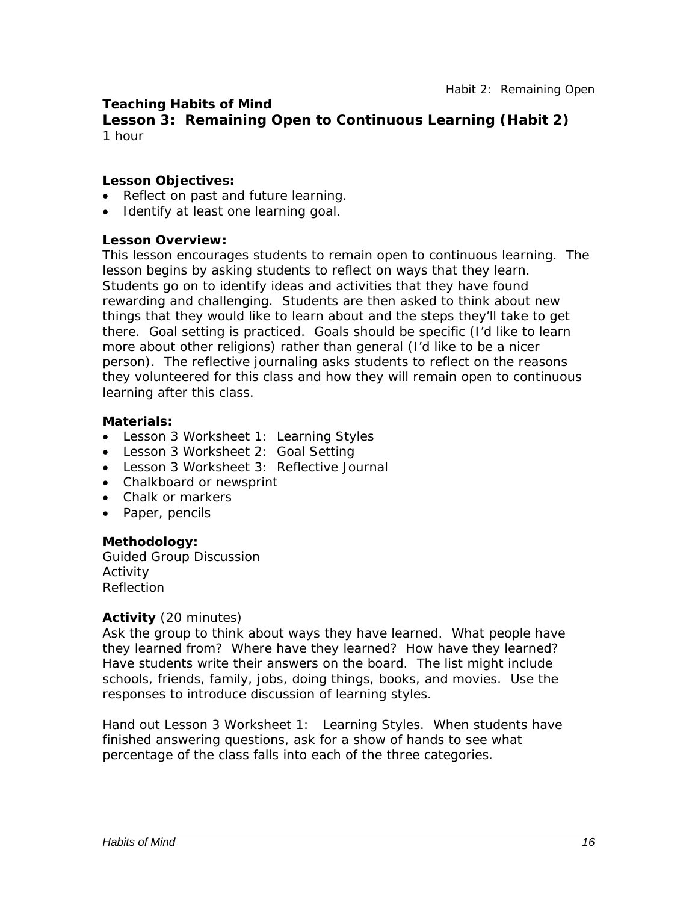**Teaching Habits of Mind**

## Lesson 3: Remaining Open to Continuous Learning (Habit 2)

1 hour

**Lesson Objectives:**

- Reflect on past and future learning.
- Identify at least one learning goal.

**Lesson Overview:**

This lesson encourages students to remain open to continuous learning. The lesson begins by asking students to reflect on ways that they learn. Students go on to identify ideas and activities that they have found rewarding and challenging. Students are then asked to think about new things that they would like to learn about and the steps they'll take to get there. Goal setting is practiced. Goals should be specific (I'd like to learn more about other religions) rather than general (I'd like to be a nicer person). The reflective journaling asks students to reflect on the reasons they volunteered for this class and how they will remain open to continuous learning after this class.

**Materials:**

- Lesson 3 Worksheet 1: Learning Styles
- Lesson 3 Worksheet 2: Goal Setting
- Lesson 3 Worksheet 3: Reflective Journal
- Chalkboard or newsprint
- Chalk or markers
- Paper, pencils

**Methodology:**

Guided Group Discussion
Activity
Reflection

**Activity** (20 minutes)

Ask the group to think about ways they have learned. What people have they learned from? Where have they learned? How have they learned? Have students write their answers on the board. The list might include schools, friends, family, jobs, doing things, books, and movies. Use the responses to introduce discussion of learning styles.

Hand out Lesson 3 Worksheet 1: Learning Styles. When students have finished answering questions, ask for a show of hands to see what percentage of the class falls into each of the three categories.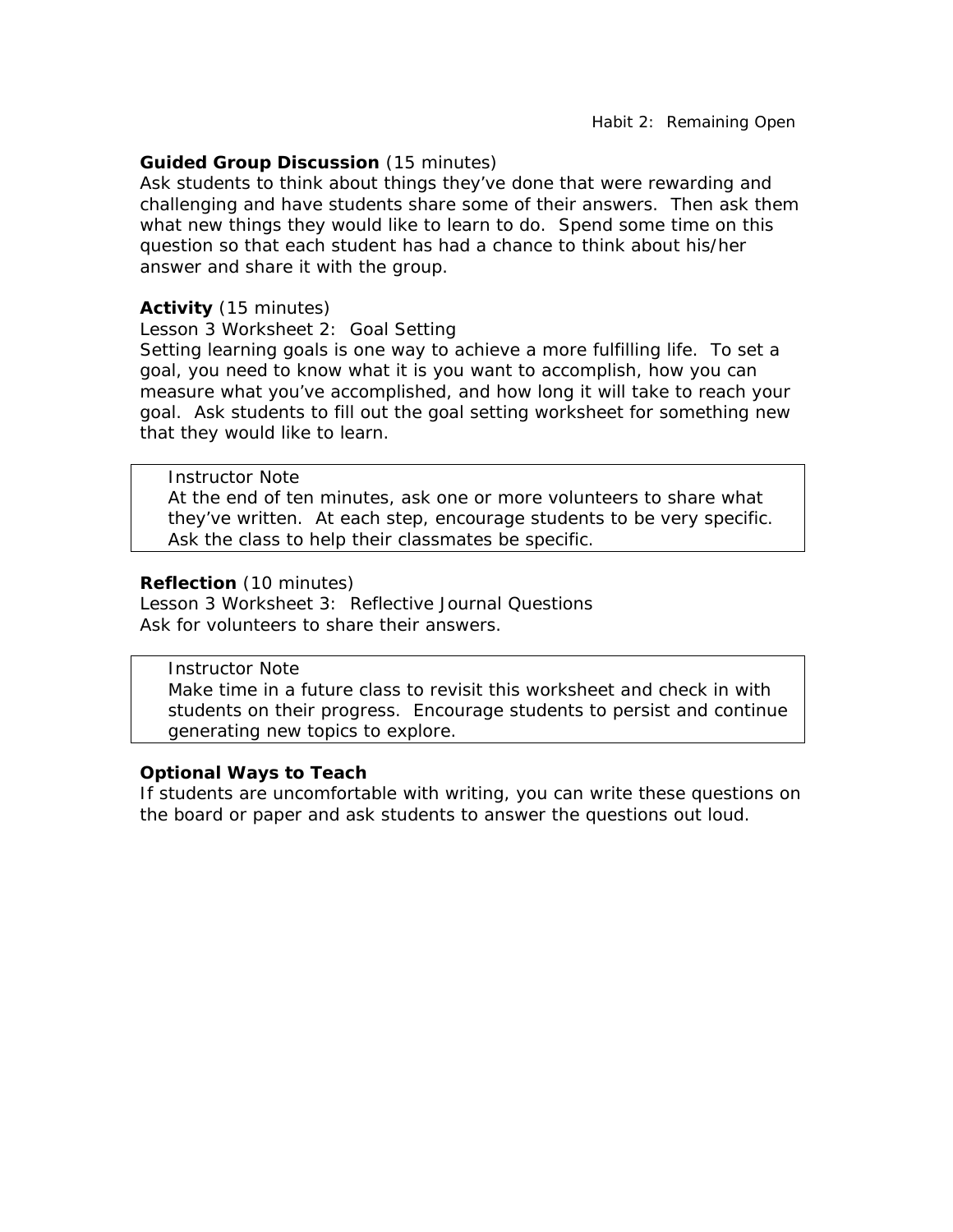**Guided Group Discussion** (15 minutes)
Ask students to think about things they've done that were rewarding and challenging and have students share some of their answers. Then ask them what new things they would like to learn to do. Spend some time on this question so that each student has had a chance to think about his/her answer and share it with the group.

**Activity** (15 minutes)
Lesson 3 Worksheet 2: Goal Setting
Setting learning goals is one way to achieve a more fulfilling life. To set a goal, you need to know what it is you want to accomplish, how you can measure what you've accomplished, and how long it will take to reach your goal. Ask students to fill out the goal setting worksheet for something new that they would like to learn.

> Instructor Note
> At the end of ten minutes, ask one or more volunteers to share what they've written. At each step, encourage students to be very specific. Ask the class to help their classmates be specific.

**Reflection** (10 minutes)
Lesson 3 Worksheet 3: Reflective Journal Questions
Ask for volunteers to share their answers.

> Instructor Note
> Make time in a future class to revisit this worksheet and check in with students on their progress. Encourage students to persist and continue generating new topics to explore.

**Optional Ways to Teach**
If students are uncomfortable with writing, you can write these questions on the board or paper and ask students to answer the questions out loud.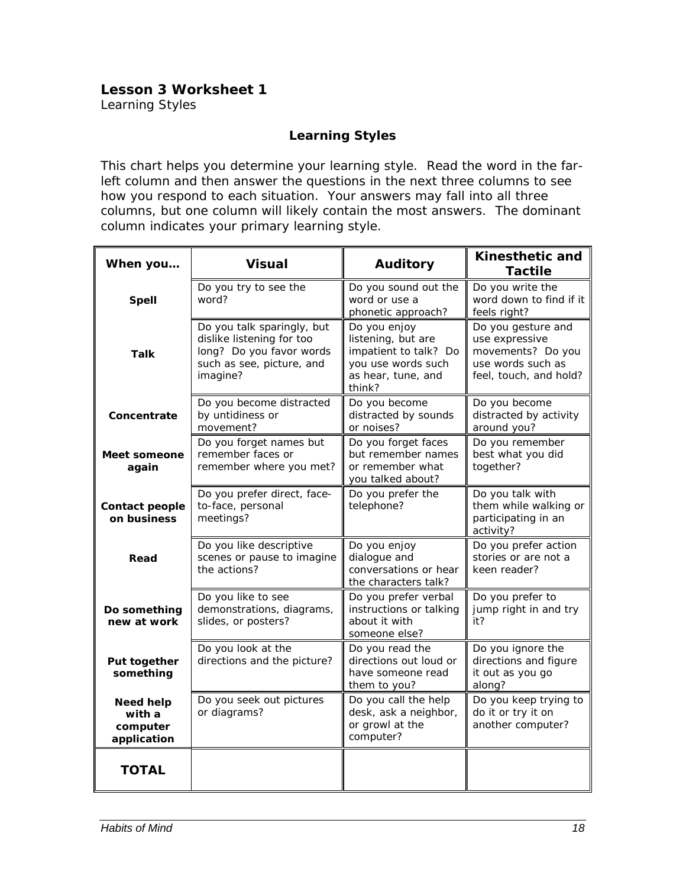**Lesson 3 Worksheet 1**
*Learning Styles*

### Learning Styles

This chart helps you determine your learning style. Read the word in the far-left column and then answer the questions in the next three columns to see how you respond to each situation. Your answers may fall into all three columns, but one column will likely contain the most answers. The dominant column indicates your primary learning style.

| When you… | Visual | Auditory | Kinesthetic and Tactile |
|---|---|---|---|
| **Spell** | Do you try to see the word? | Do you sound out the word or use a phonetic approach? | Do you write the word down to find if it feels right? |
| **Talk** | Do you talk sparingly, but dislike listening for too long? Do you favor words such as see, picture, and imagine? | Do you enjoy listening, but are impatient to talk? Do you use words such as hear, tune, and think? | Do you gesture and use expressive movements? Do you use words such as feel, touch, and hold? |
| **Concentrate** | Do you become distracted by untidiness or movement? | Do you become distracted by sounds or noises? | Do you become distracted by activity around you? |
| **Meet someone again** | Do you forget names but remember faces or remember where you met? | Do you forget faces but remember names or remember what you talked about? | Do you remember best what you did together? |
| **Contact people on business** | Do you prefer direct, face-to-face, personal meetings? | Do you prefer the telephone? | Do you talk with them while walking or participating in an activity? |
| **Read** | Do you like descriptive scenes or pause to imagine the actions? | Do you enjoy dialogue and conversations or hear the characters talk? | Do you prefer action stories or are not a keen reader? |
| **Do something new at work** | Do you like to see demonstrations, diagrams, slides, or posters? | Do you prefer verbal instructions or talking about it with someone else? | Do you prefer to jump right in and try it? |
| **Put together something** | Do you look at the directions and the picture? | Do you read the directions out loud or have someone read them to you? | Do you ignore the directions and figure it out as you go along? |
| **Need help with a computer application** | Do you seek out pictures or diagrams? | Do you call the help desk, ask a neighbor, or growl at the computer? | Do you keep trying to do it or try it on another computer? |
| **TOTAL** | | | |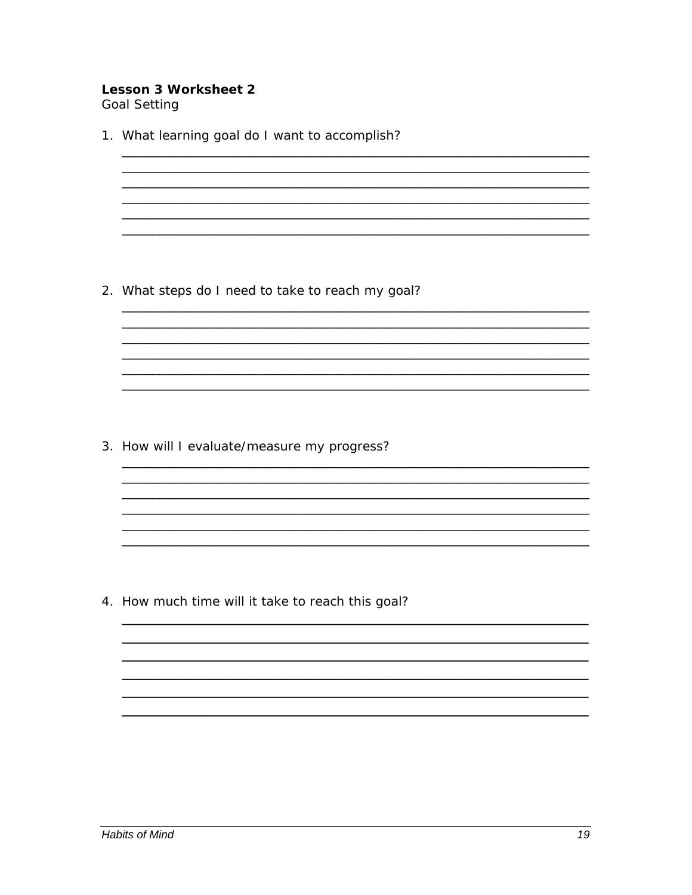**Lesson 3 Worksheet 2**
Goal Setting

1. What learning goal do I want to accomplish?

______________________________________________________________________
______________________________________________________________________
______________________________________________________________________
______________________________________________________________________
______________________________________________________________________
______________________________________________________________________

2. What steps do I need to take to reach my goal?

______________________________________________________________________
______________________________________________________________________
______________________________________________________________________
______________________________________________________________________
______________________________________________________________________
______________________________________________________________________

3. How will I evaluate/measure my progress?

______________________________________________________________________
______________________________________________________________________
______________________________________________________________________
______________________________________________________________________
______________________________________________________________________
______________________________________________________________________

4. How much time will it take to reach this goal?

______________________________________________________________________
______________________________________________________________________
______________________________________________________________________
______________________________________________________________________
______________________________________________________________________
______________________________________________________________________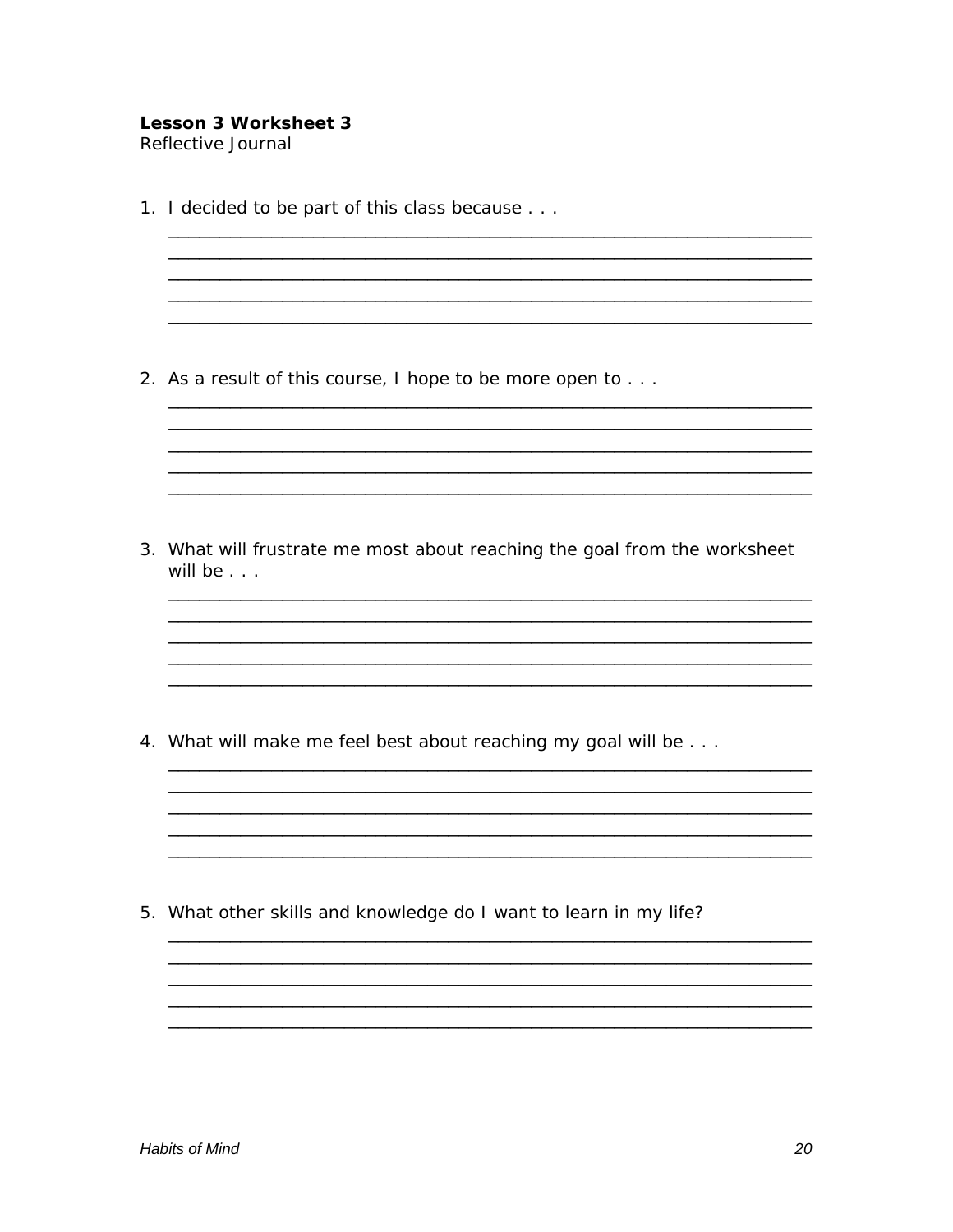**Lesson 3 Worksheet 3**
Reflective Journal

1. I decided to be part of this class because . . .

2. As a result of this course, I hope to be more open to . . .

3. What will frustrate me most about reaching the goal from the worksheet will be . . .

4. What will make me feel best about reaching my goal will be . . .

5. What other skills and knowledge do I want to learn in my life?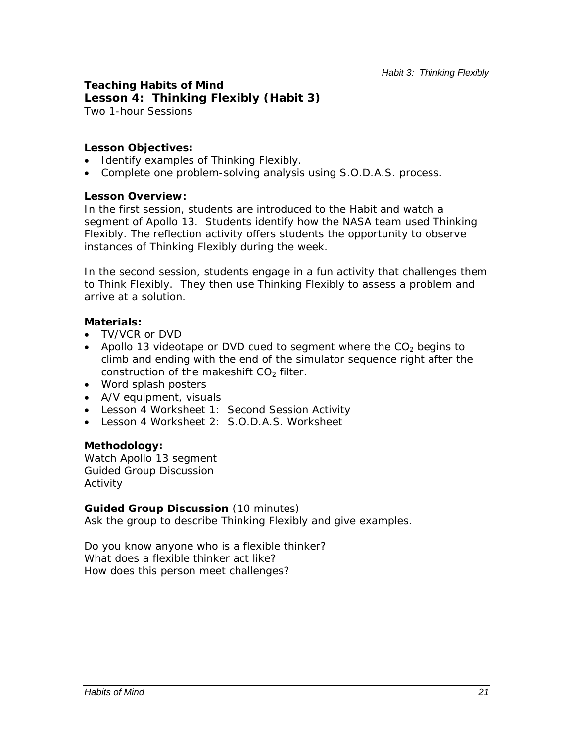**Teaching Habits of Mind**

## Lesson 4: Thinking Flexibly (Habit 3)

Two 1-hour Sessions

**Lesson Objectives:**

- Identify examples of Thinking Flexibly.
- Complete one problem-solving analysis using S.O.D.A.S. process.

**Lesson Overview:**

In the first session, students are introduced to the Habit and watch a segment of Apollo 13. Students identify how the NASA team used Thinking Flexibly. The reflection activity offers students the opportunity to observe instances of Thinking Flexibly during the week.

In the second session, students engage in a fun activity that challenges them to Think Flexibly. They then use Thinking Flexibly to assess a problem and arrive at a solution.

**Materials:**

- TV/VCR or DVD
- Apollo 13 videotape or DVD cued to segment where the $CO_2$ begins to climb and ending with the end of the simulator sequence right after the construction of the makeshift $CO_2$ filter.
- Word splash posters
- A/V equipment, visuals
- Lesson 4 Worksheet 1: Second Session Activity
- Lesson 4 Worksheet 2: S.O.D.A.S. Worksheet

**Methodology:**

Watch Apollo 13 segment
Guided Group Discussion
Activity

**Guided Group Discussion** (10 minutes)

Ask the group to describe Thinking Flexibly and give examples.

Do you know anyone who is a flexible thinker?
What does a flexible thinker act like?
How does this person meet challenges?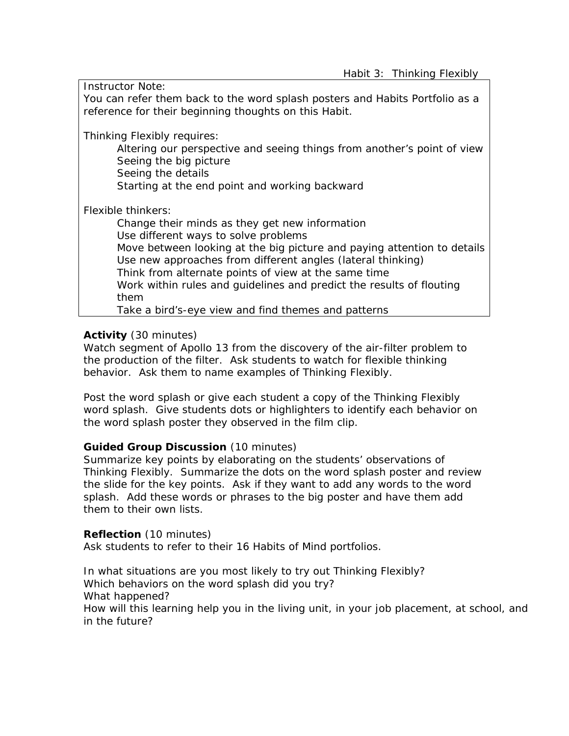Habit 3: Thinking Flexibly

Instructor Note:
You can refer them back to the word splash posters and Habits Portfolio as a reference for their beginning thoughts on this Habit.

Thinking Flexibly requires:

- Altering our perspective and seeing things from another's point of view
- Seeing the big picture
- Seeing the details
- Starting at the end point and working backward

Flexible thinkers:

- Change their minds as they get new information
- Use different ways to solve problems
- Move between looking at the big picture and paying attention to details
- Use new approaches from different angles (lateral thinking)
- Think from alternate points of view at the same time
- Work within rules and guidelines and predict the results of flouting them
- Take a bird's-eye view and find themes and patterns

**Activity** (30 minutes)
Watch segment of Apollo 13 from the discovery of the air-filter problem to the production of the filter. Ask students to watch for flexible thinking behavior. Ask them to name examples of Thinking Flexibly.

Post the word splash or give each student a copy of the Thinking Flexibly word splash. Give students dots or highlighters to identify each behavior on the word splash poster they observed in the film clip.

**Guided Group Discussion** (10 minutes)
Summarize key points by elaborating on the students' observations of Thinking Flexibly. Summarize the dots on the word splash poster and review the slide for the key points. Ask if they want to add any words to the word splash. Add these words or phrases to the big poster and have them add them to their own lists.

**Reflection** (10 minutes)
Ask students to refer to their 16 Habits of Mind portfolios.

In what situations are you most likely to try out Thinking Flexibly?
Which behaviors on the word splash did you try?
What happened?
How will this learning help you in the living unit, in your job placement, at school, and in the future?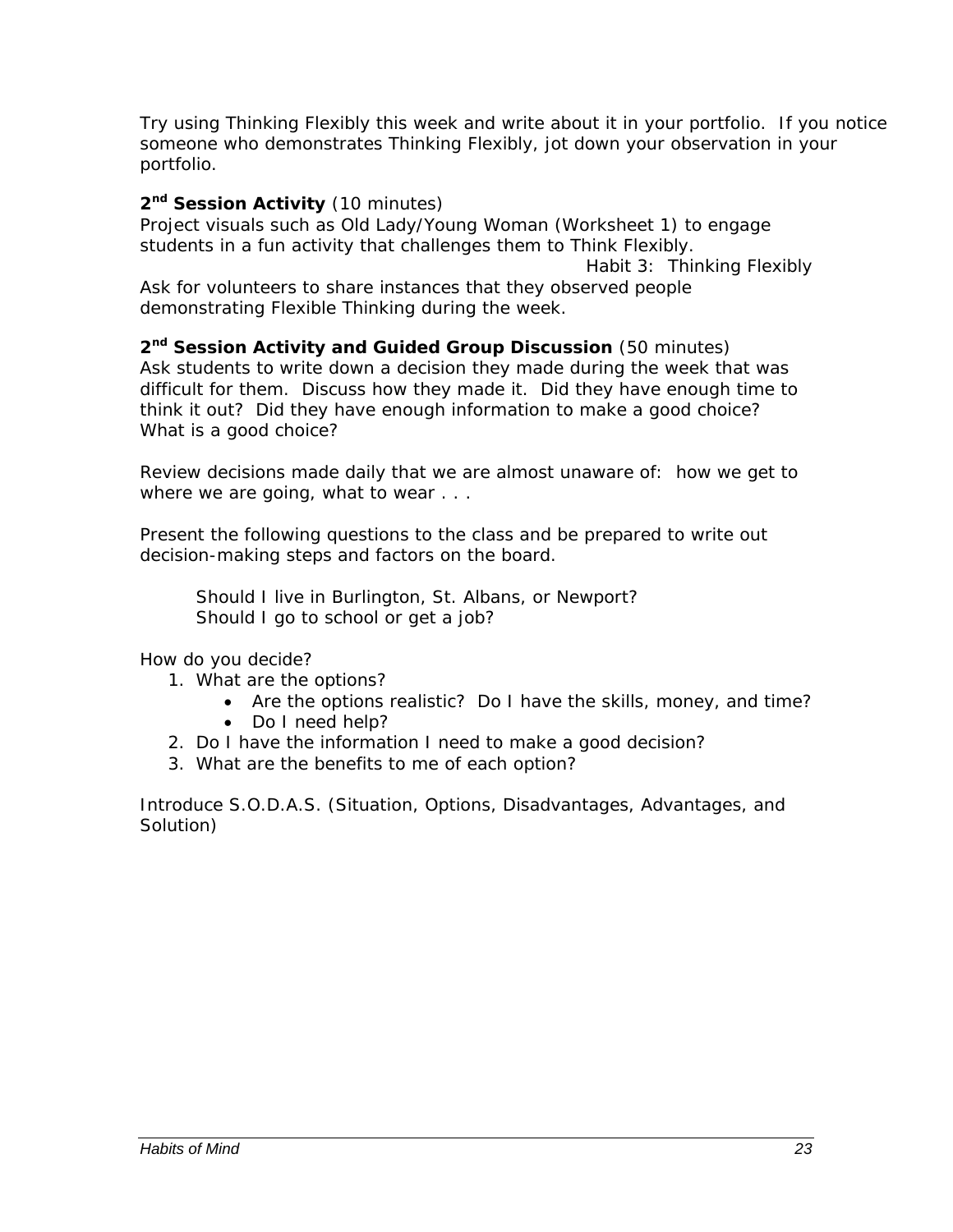Try using Thinking Flexibly this week and write about it in your portfolio. If you notice someone who demonstrates Thinking Flexibly, jot down your observation in your portfolio.

**2nd Session Activity** (10 minutes)
Project visuals such as Old Lady/Young Woman (Worksheet 1) to engage students in a fun activity that challenges them to Think Flexibly.

Habit 3: Thinking Flexibly

Ask for volunteers to share instances that they observed people demonstrating Flexible Thinking during the week.

**2nd Session Activity and Guided Group Discussion** (50 minutes)
Ask students to write down a decision they made during the week that was difficult for them. Discuss how they made it. Did they have enough time to think it out? Did they have enough information to make a good choice? What is a good choice?

Review decisions made daily that we are almost unaware of: how we get to where we are going, what to wear . . .

Present the following questions to the class and be prepared to write out decision-making steps and factors on the board.

> Should I live in Burlington, St. Albans, or Newport?
> Should I go to school or get a job?

How do you decide?

1. What are the options?
   - Are the options realistic? Do I have the skills, money, and time?
   - Do I need help?
2. Do I have the information I need to make a good decision?
3. What are the benefits to me of each option?

Introduce S.O.D.A.S. (Situation, Options, Disadvantages, Advantages, and Solution)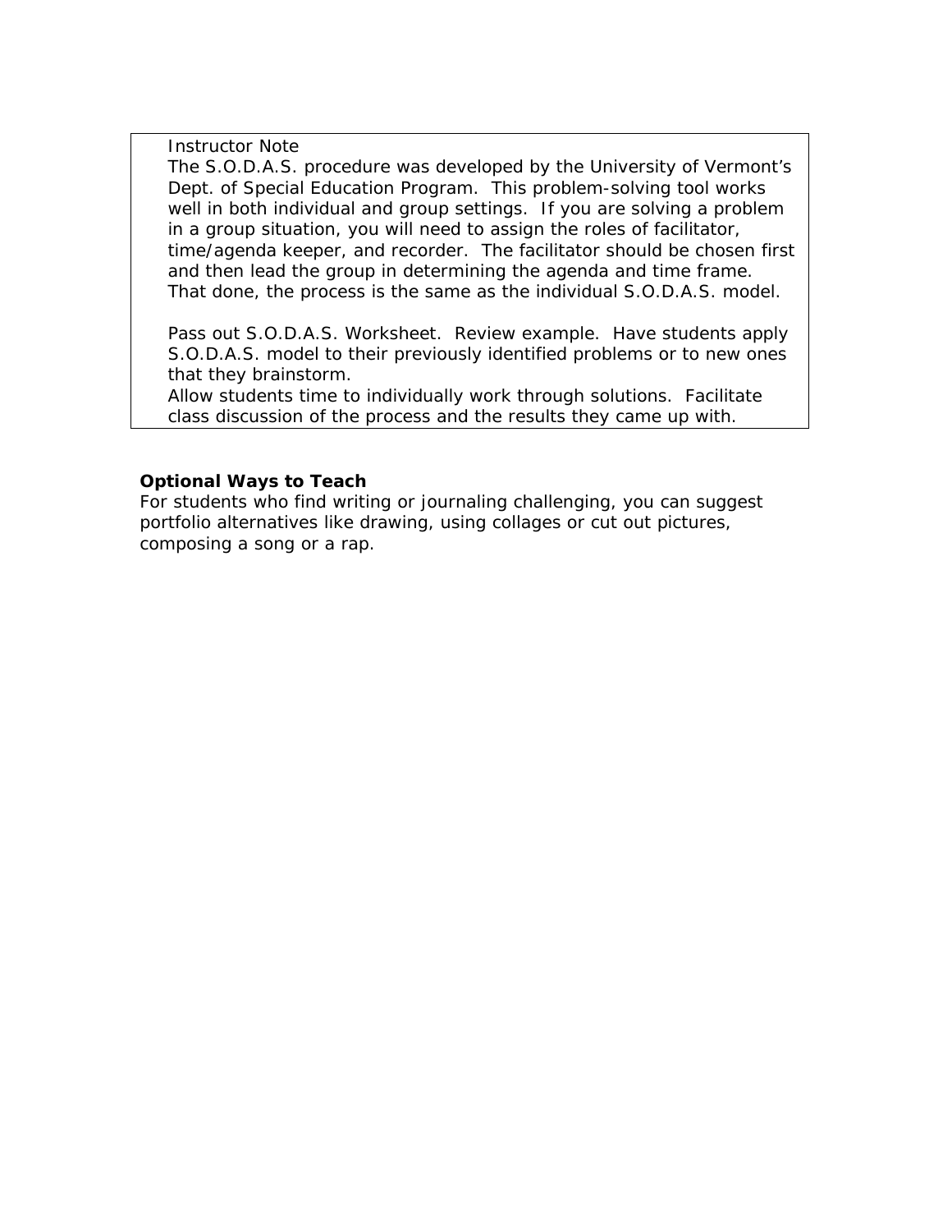> Instructor Note
> The S.O.D.A.S. procedure was developed by the University of Vermont's Dept. of Special Education Program. This problem-solving tool works well in both individual and group settings. If you are solving a problem in a group situation, you will need to assign the roles of facilitator, time/agenda keeper, and recorder. The facilitator should be chosen first and then lead the group in determining the agenda and time frame. That done, the process is the same as the individual S.O.D.A.S. model.
>
> Pass out S.O.D.A.S. Worksheet. Review example. Have students apply S.O.D.A.S. model to their previously identified problems or to new ones that they brainstorm.
> Allow students time to individually work through solutions. Facilitate class discussion of the process and the results they came up with.

**Optional Ways to Teach**
For students who find writing or journaling challenging, you can suggest portfolio alternatives like drawing, using collages or cut out pictures, composing a song or a rap.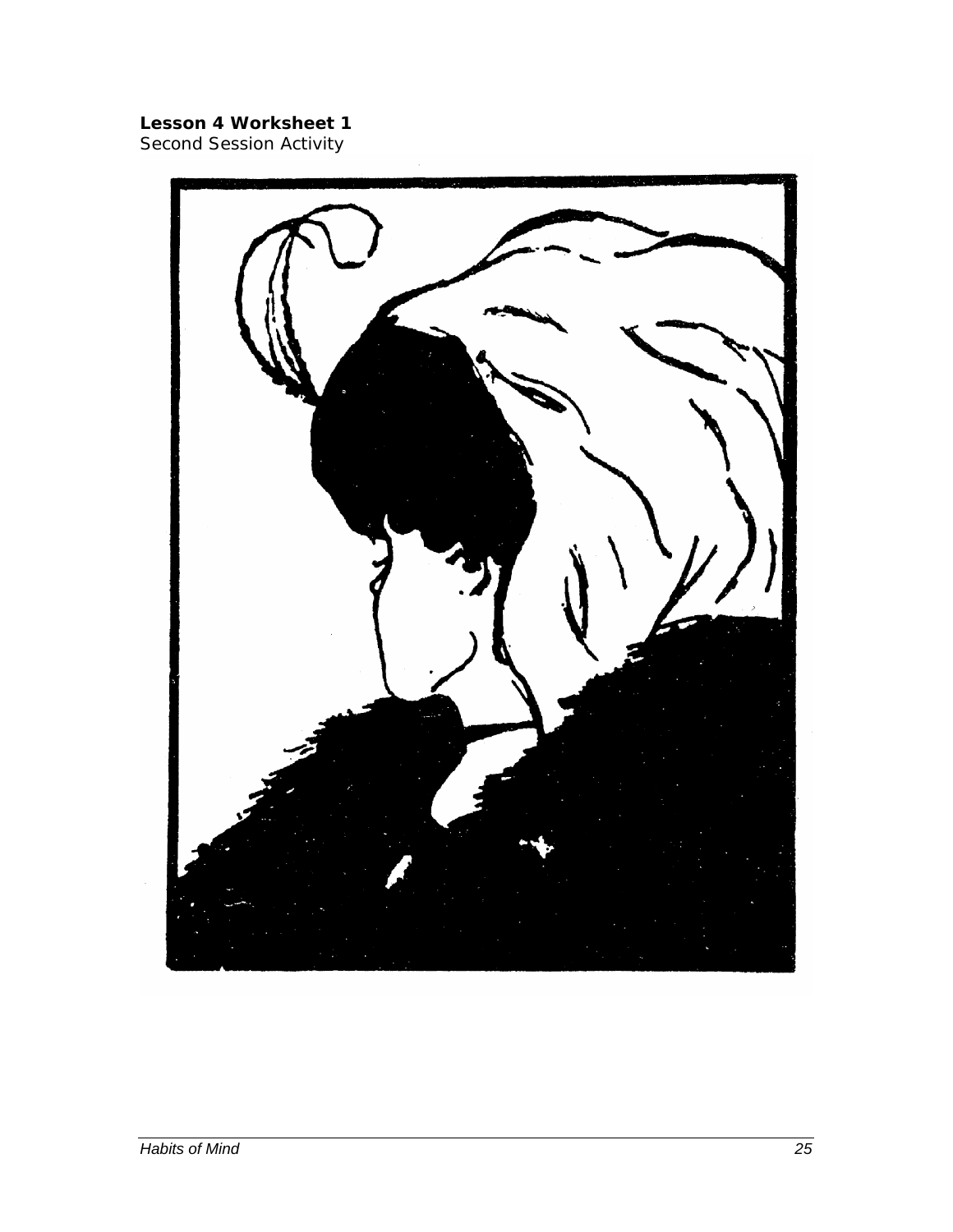**Lesson 4 Worksheet 1**
Second Session Activity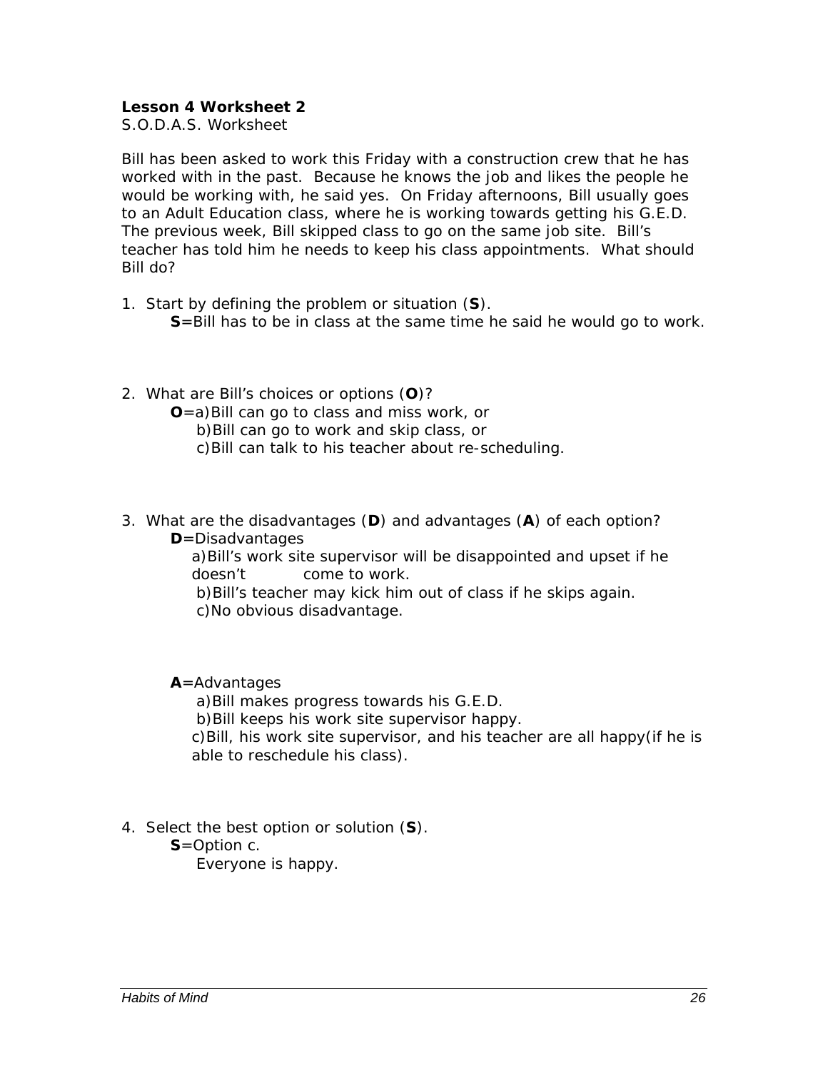**Lesson 4 Worksheet 2**
S.O.D.A.S. Worksheet

Bill has been asked to work this Friday with a construction crew that he has worked with in the past. Because he knows the job and likes the people he would be working with, he said yes. On Friday afternoons, Bill usually goes to an Adult Education class, where he is working towards getting his G.E.D. The previous week, Bill skipped class to go on the same job site. Bill's teacher has told him he needs to keep his class appointments. What should Bill do?

1. Start by defining the problem or situation (**S**).
   **S**=Bill has to be in class at the same time he said he would go to work.

2. What are Bill's choices or options (**O**)?
   **O**=a)Bill can go to class and miss work, or
   b)Bill can go to work and skip class, or
   c)Bill can talk to his teacher about re-scheduling.

3. What are the disadvantages (**D**) and advantages (**A**) of each option?
   **D**=Disadvantages
   a)Bill's work site supervisor will be disappointed and upset if he doesn't come to work.
   b)Bill's teacher may kick him out of class if he skips again.
   c)No obvious disadvantage.

   **A**=Advantages
   a)Bill makes progress towards his G.E.D.
   b)Bill keeps his work site supervisor happy.
   c)Bill, his work site supervisor, and his teacher are all happy(if he is able to reschedule his class).

4. Select the best option or solution (**S**).
   **S**=Option c.
   Everyone is happy.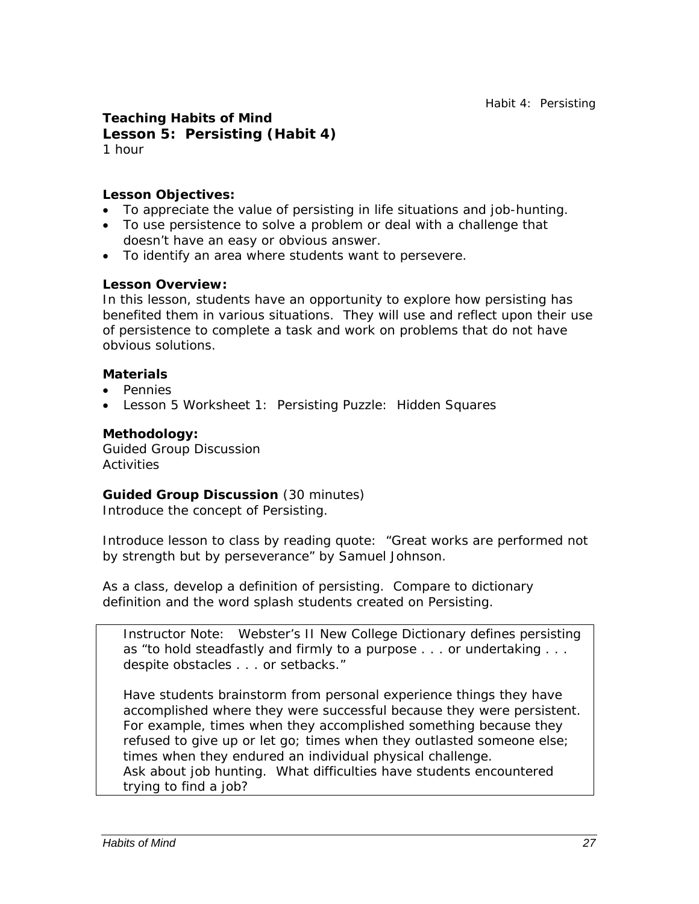**Teaching Habits of Mind**

## Lesson 5: Persisting (Habit 4)

1 hour

**Lesson Objectives:**

- To appreciate the value of persisting in life situations and job-hunting.
- To use persistence to solve a problem or deal with a challenge that doesn't have an easy or obvious answer.
- To identify an area where students want to persevere.

**Lesson Overview:**

In this lesson, students have an opportunity to explore how persisting has benefited them in various situations. They will use and reflect upon their use of persistence to complete a task and work on problems that do not have obvious solutions.

**Materials**

- Pennies
- Lesson 5 Worksheet 1: Persisting Puzzle: Hidden Squares

**Methodology:**

Guided Group Discussion
Activities

**Guided Group Discussion** (30 minutes)

Introduce the concept of Persisting.

Introduce lesson to class by reading quote: "Great works are performed not by strength but by perseverance" by Samuel Johnson.

As a class, develop a definition of persisting. Compare to dictionary definition and the word splash students created on Persisting.

> Instructor Note: Webster's II New College Dictionary defines persisting as "to hold steadfastly and firmly to a purpose . . . or undertaking . . . despite obstacles . . . or setbacks."
>
> Have students brainstorm from personal experience things they have accomplished where they were successful because they were persistent. For example, times when they accomplished something because they refused to give up or let go; times when they outlasted someone else; times when they endured an individual physical challenge.
> Ask about job hunting. What difficulties have students encountered trying to find a job?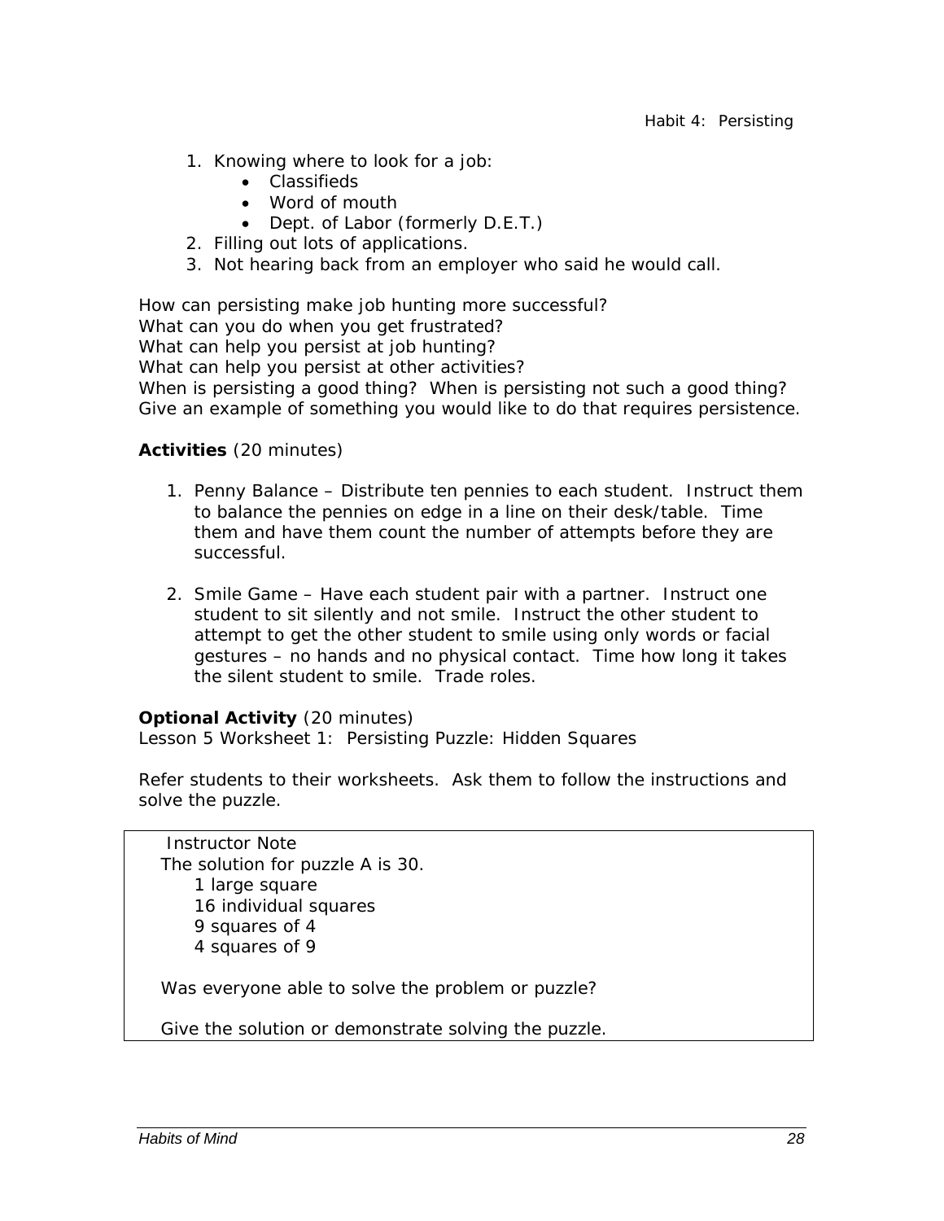1. Knowing where to look for a job:
    - Classifieds
    - Word of mouth
    - Dept. of Labor (formerly D.E.T.)
2. Filling out lots of applications.
3. Not hearing back from an employer who said he would call.

How can persisting make job hunting more successful?
What can you do when you get frustrated?
What can help you persist at job hunting?
What can help you persist at other activities?
When is persisting a good thing? When is persisting not such a good thing?
Give an example of something you would like to do that requires persistence.

**Activities** (20 minutes)

1. Penny Balance – Distribute ten pennies to each student. Instruct them to balance the pennies on edge in a line on their desk/table. Time them and have them count the number of attempts before they are successful.

2. Smile Game – Have each student pair with a partner. Instruct one student to sit silently and not smile. Instruct the other student to attempt to get the other student to smile using only words or facial gestures – no hands and no physical contact. Time how long it takes the silent student to smile. Trade roles.

**Optional Activity** (20 minutes)
Lesson 5 Worksheet 1: Persisting Puzzle: Hidden Squares

Refer students to their worksheets. Ask them to follow the instructions and solve the puzzle.

> Instructor Note
> The solution for puzzle A is 30.
> - 1 large square
> - 16 individual squares
> - 9 squares of 4
> - 4 squares of 9
>
> Was everyone able to solve the problem or puzzle?
>
> Give the solution or demonstrate solving the puzzle.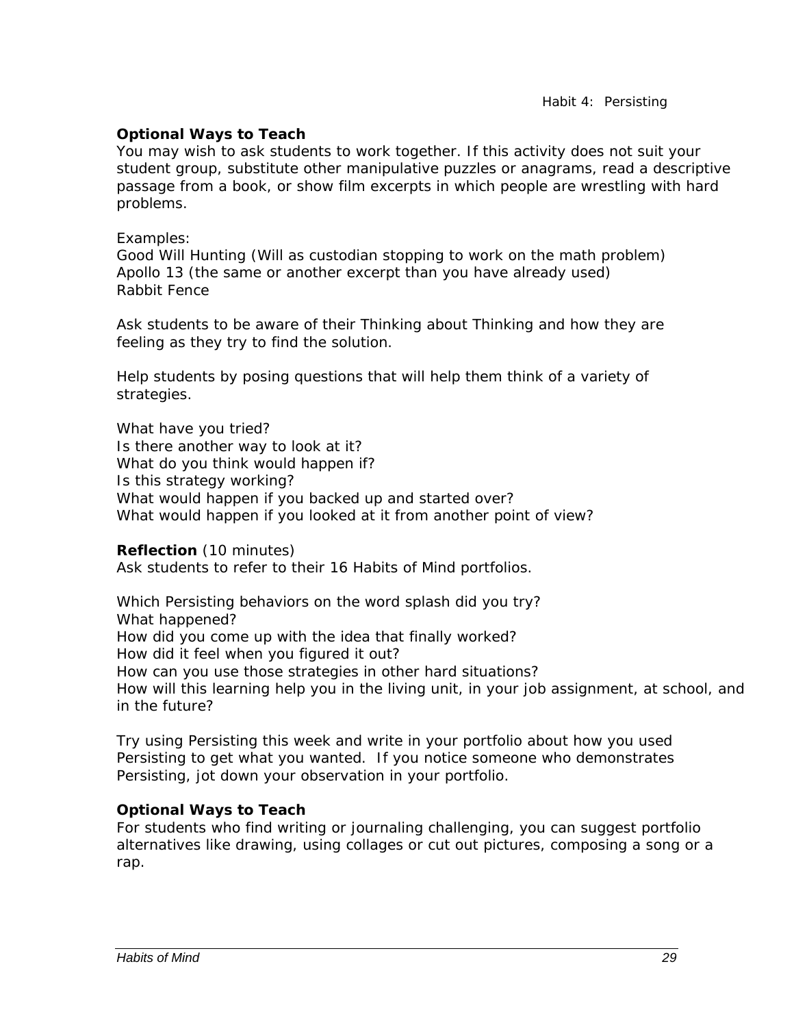**Optional Ways to Teach**
You may wish to ask students to work together. If this activity does not suit your student group, substitute other manipulative puzzles or anagrams, read a descriptive passage from a book, or show film excerpts in which people are wrestling with hard problems.

Examples:
Good Will Hunting (Will as custodian stopping to work on the math problem)
Apollo 13 (the same or another excerpt than you have already used)
Rabbit Fence

Ask students to be aware of their Thinking about Thinking and how they are feeling as they try to find the solution.

Help students by posing questions that will help them think of a variety of strategies.

What have you tried?
Is there another way to look at it?
What do you think would happen if?
Is this strategy working?
What would happen if you backed up and started over?
What would happen if you looked at it from another point of view?

**Reflection** (10 minutes)
Ask students to refer to their 16 Habits of Mind portfolios.

Which Persisting behaviors on the word splash did you try?
What happened?
How did you come up with the idea that finally worked?
How did it feel when you figured it out?
How can you use those strategies in other hard situations?
How will this learning help you in the living unit, in your job assignment, at school, and in the future?

Try using Persisting this week and write in your portfolio about how you used Persisting to get what you wanted. If you notice someone who demonstrates Persisting, jot down your observation in your portfolio.

**Optional Ways to Teach**
For students who find writing or journaling challenging, you can suggest portfolio alternatives like drawing, using collages or cut out pictures, composing a song or a rap.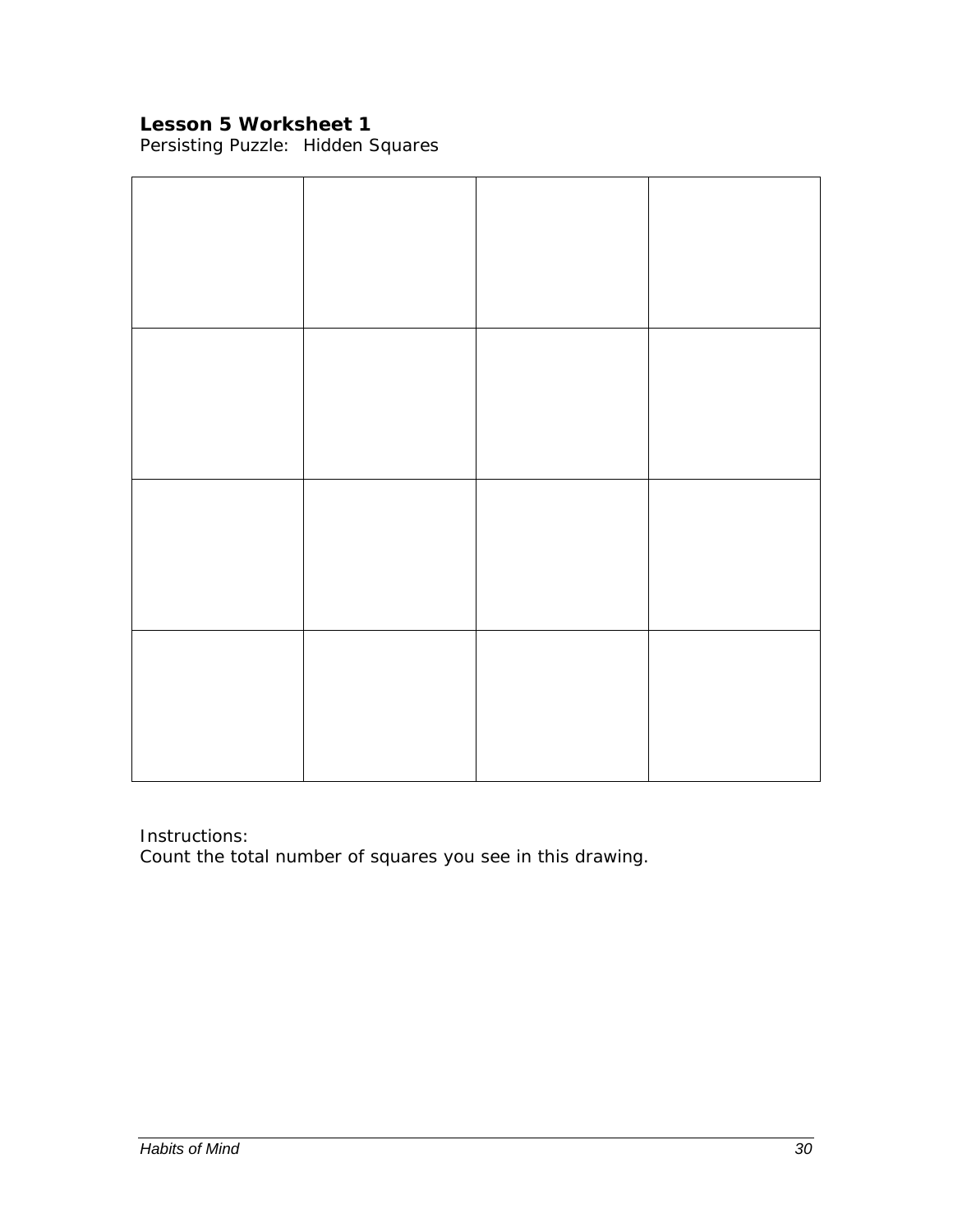**Lesson 5 Worksheet 1**

Persisting Puzzle: Hidden Squares

| | | | |
|---|---|---|---|
| | | | |
| | | | |
| | | | |

Instructions:

Count the total number of squares you see in this drawing.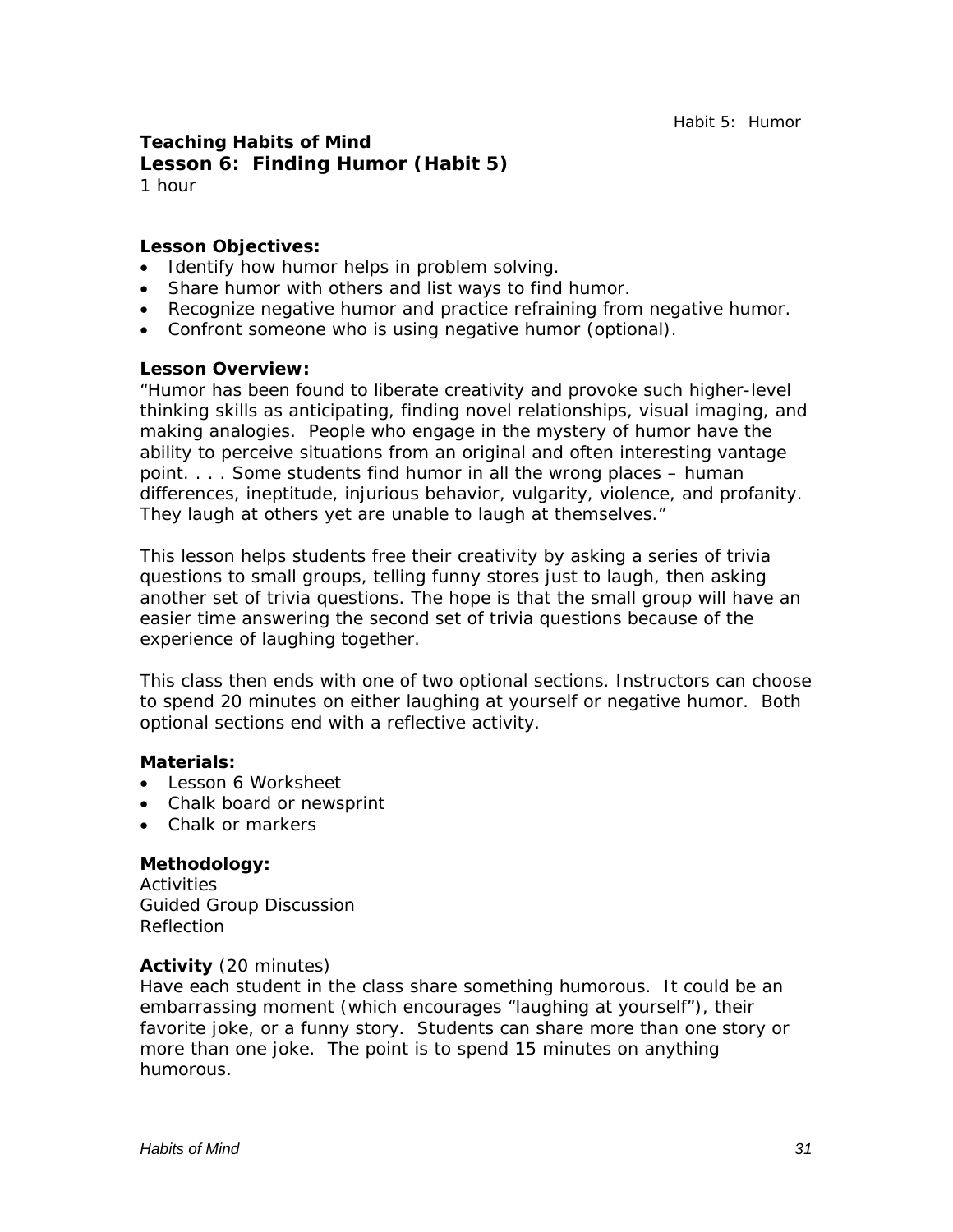## Teaching Habits of Mind
## Lesson 6: Finding Humor (Habit 5)

1 hour

**Lesson Objectives:**

- Identify how humor helps in problem solving.
- Share humor with others and list ways to find humor.
- Recognize negative humor and practice refraining from negative humor.
- Confront someone who is using negative humor (optional).

**Lesson Overview:**

"Humor has been found to liberate creativity and provoke such higher-level thinking skills as anticipating, finding novel relationships, visual imaging, and making analogies. People who engage in the mystery of humor have the ability to perceive situations from an original and often interesting vantage point. . . . Some students find humor in all the wrong places – human differences, ineptitude, injurious behavior, vulgarity, violence, and profanity. They laugh at others yet are unable to laugh at themselves."

This lesson helps students free their creativity by asking a series of trivia questions to small groups, telling funny stores just to laugh, then asking another set of trivia questions. The hope is that the small group will have an easier time answering the second set of trivia questions because of the experience of laughing together.

This class then ends with one of two optional sections. Instructors can choose to spend 20 minutes on either laughing at yourself or negative humor. Both optional sections end with a reflective activity.

**Materials:**

- Lesson 6 Worksheet
- Chalk board or newsprint
- Chalk or markers

**Methodology:**

Activities
Guided Group Discussion
Reflection

**Activity** (20 minutes)

Have each student in the class share something humorous. It could be an embarrassing moment (which encourages "laughing at yourself"), their favorite joke, or a funny story. Students can share more than one story or more than one joke. The point is to spend 15 minutes on anything humorous.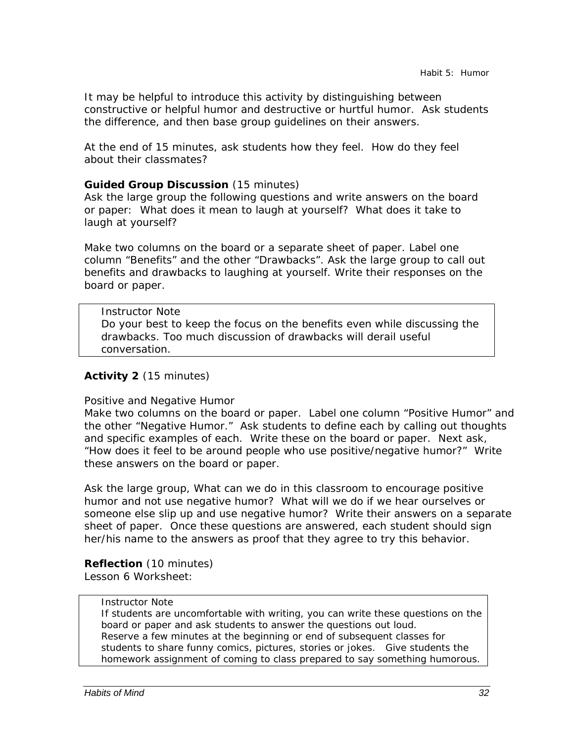It may be helpful to introduce this activity by distinguishing between constructive or helpful humor and destructive or hurtful humor. Ask students the difference, and then base group guidelines on their answers.

At the end of 15 minutes, ask students how they feel. How do they feel about their classmates?

**Guided Group Discussion** (15 minutes)
Ask the large group the following questions and write answers on the board or paper: What does it mean to laugh at yourself? What does it take to laugh at yourself?

Make two columns on the board or a separate sheet of paper. Label one column “Benefits” and the other “Drawbacks”. Ask the large group to call out benefits and drawbacks to laughing at yourself. Write their responses on the board or paper.

> Instructor Note
> Do your best to keep the focus on the benefits even while discussing the drawbacks. Too much discussion of drawbacks will derail useful conversation.

**Activity 2** (15 minutes)

Positive and Negative Humor
Make two columns on the board or paper. Label one column “Positive Humor” and the other “Negative Humor.” Ask students to define each by calling out thoughts and specific examples of each. Write these on the board or paper. Next ask, “How does it feel to be around people who use positive/negative humor?” Write these answers on the board or paper.

Ask the large group, What can we do in this classroom to encourage positive humor and not use negative humor? What will we do if we hear ourselves or someone else slip up and use negative humor? Write their answers on a separate sheet of paper. Once these questions are answered, each student should sign her/his name to the answers as proof that they agree to try this behavior.

**Reflection** (10 minutes)
Lesson 6 Worksheet:

> Instructor Note
> If students are uncomfortable with writing, you can write these questions on the board or paper and ask students to answer the questions out loud.
> Reserve a few minutes at the beginning or end of subsequent classes for students to share funny comics, pictures, stories or jokes. Give students the homework assignment of coming to class prepared to say something humorous.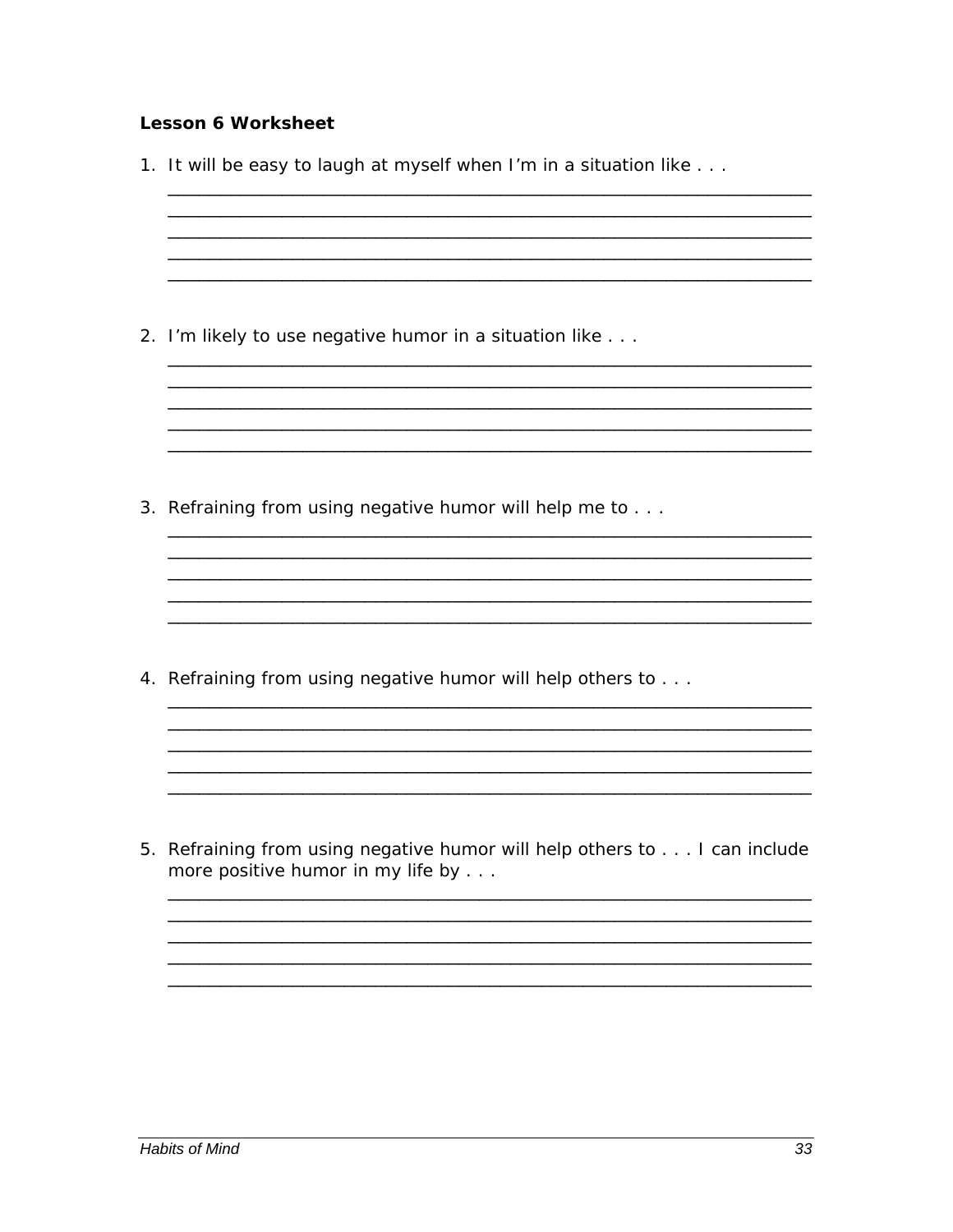**Lesson 6 Worksheet**

1. It will be easy to laugh at myself when I'm in a situation like . . .

______________________________________________________________________
______________________________________________________________________
______________________________________________________________________
______________________________________________________________________
______________________________________________________________________

2. I'm likely to use negative humor in a situation like . . .

______________________________________________________________________
______________________________________________________________________
______________________________________________________________________
______________________________________________________________________
______________________________________________________________________

3. Refraining from using negative humor will help me to . . .

______________________________________________________________________
______________________________________________________________________
______________________________________________________________________
______________________________________________________________________
______________________________________________________________________

4. Refraining from using negative humor will help others to . . .

______________________________________________________________________
______________________________________________________________________
______________________________________________________________________
______________________________________________________________________
______________________________________________________________________

5. Refraining from using negative humor will help others to . . . I can include more positive humor in my life by . . .

______________________________________________________________________
______________________________________________________________________
______________________________________________________________________
______________________________________________________________________
______________________________________________________________________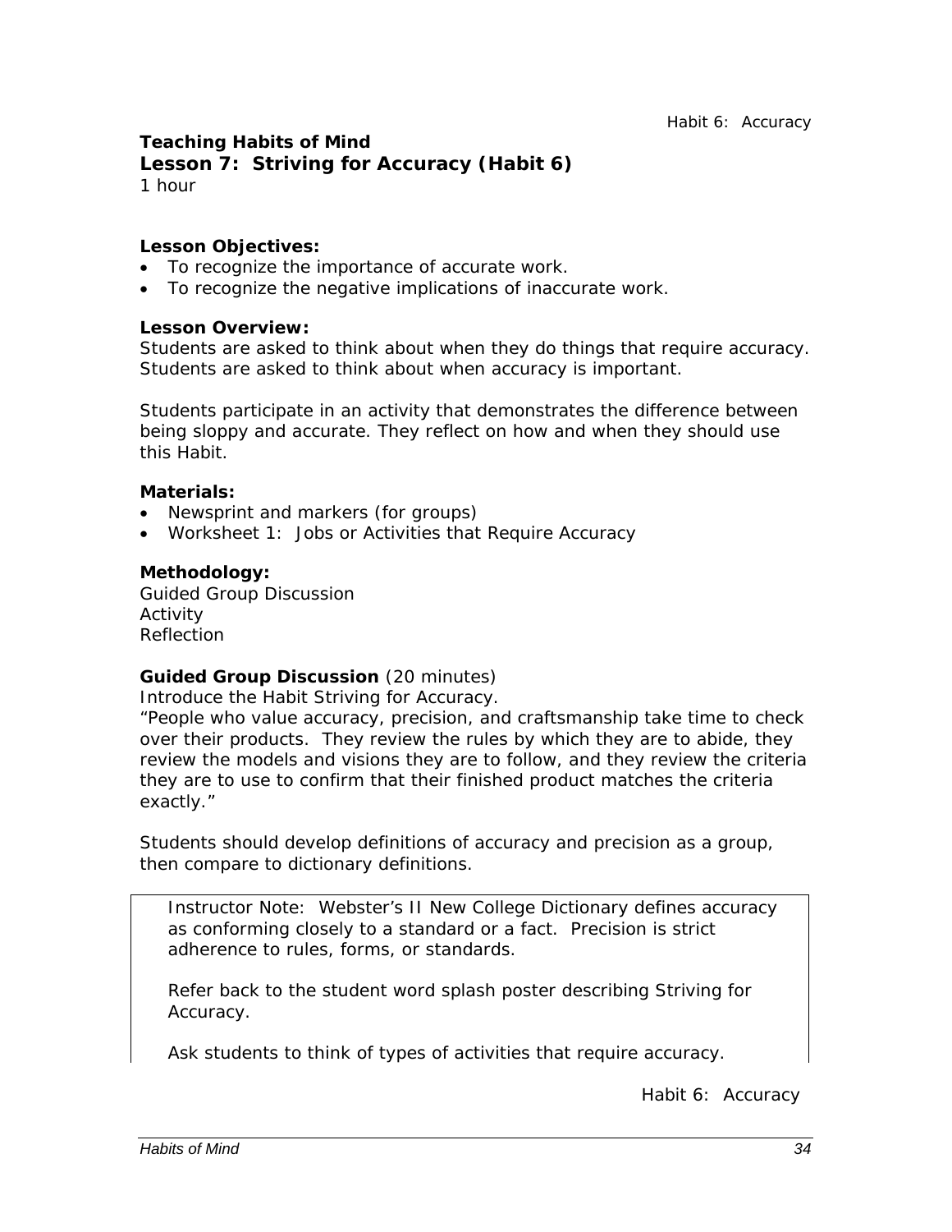**Teaching Habits of Mind**
**Lesson 7: Striving for Accuracy (Habit 6)**
1 hour

**Lesson Objectives:**

- To recognize the importance of accurate work.
- To recognize the negative implications of inaccurate work.

**Lesson Overview:**
Students are asked to think about when they do things that require accuracy. Students are asked to think about when accuracy is important.

Students participate in an activity that demonstrates the difference between being sloppy and accurate. They reflect on how and when they should use this Habit.

**Materials:**

- Newsprint and markers (for groups)
- Worksheet 1: Jobs or Activities that Require Accuracy

**Methodology:**
Guided Group Discussion
Activity
Reflection

**Guided Group Discussion** (20 minutes)
Introduce the Habit Striving for Accuracy.
"People who value accuracy, precision, and craftsmanship take time to check over their products. They review the rules by which they are to abide, they review the models and visions they are to follow, and they review the criteria they are to use to confirm that their finished product matches the criteria exactly."

Students should develop definitions of accuracy and precision as a group, then compare to dictionary definitions.

> Instructor Note: Webster's II New College Dictionary defines accuracy as conforming closely to a standard or a fact. Precision is strict adherence to rules, forms, or standards.
>
> Refer back to the student word splash poster describing Striving for Accuracy.
>
> Ask students to think of types of activities that require accuracy.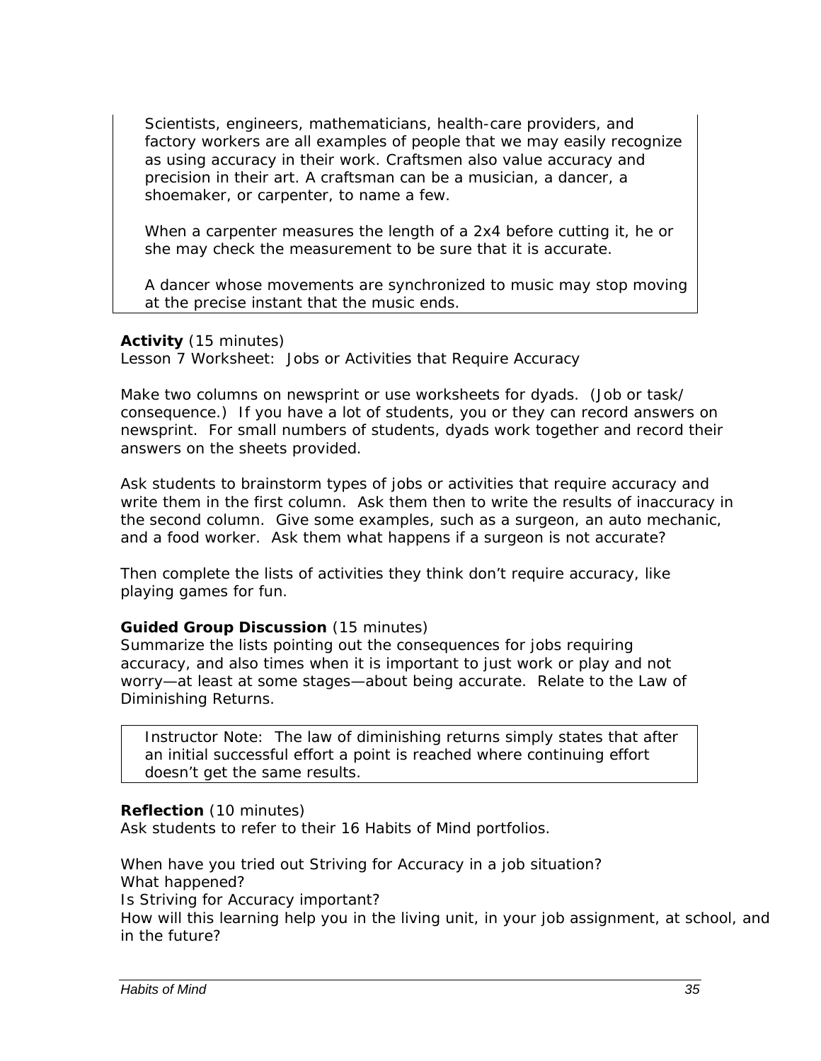Scientists, engineers, mathematicians, health-care providers, and factory workers are all examples of people that we may easily recognize as using accuracy in their work. Craftsmen also value accuracy and precision in their art. A craftsman can be a musician, a dancer, a shoemaker, or carpenter, to name a few.

When a carpenter measures the length of a 2x4 before cutting it, he or she may check the measurement to be sure that it is accurate.

A dancer whose movements are synchronized to music may stop moving at the precise instant that the music ends.

**Activity** (15 minutes)
Lesson 7 Worksheet: Jobs or Activities that Require Accuracy

Make two columns on newsprint or use worksheets for dyads. (Job or task/ consequence.) If you have a lot of students, you or they can record answers on newsprint. For small numbers of students, dyads work together and record their answers on the sheets provided.

Ask students to brainstorm types of jobs or activities that require accuracy and write them in the first column. Ask them then to write the results of inaccuracy in the second column. Give some examples, such as a surgeon, an auto mechanic, and a food worker. Ask them what happens if a surgeon is not accurate?

Then complete the lists of activities they think don't require accuracy, like playing games for fun.

**Guided Group Discussion** (15 minutes)
Summarize the lists pointing out the consequences for jobs requiring accuracy, and also times when it is important to just work or play and not worry—at least at some stages—about being accurate. Relate to the Law of Diminishing Returns.

Instructor Note: The law of diminishing returns simply states that after an initial successful effort a point is reached where continuing effort doesn't get the same results.

**Reflection** (10 minutes)
Ask students to refer to their 16 Habits of Mind portfolios.

When have you tried out Striving for Accuracy in a job situation?
What happened?
Is Striving for Accuracy important?
How will this learning help you in the living unit, in your job assignment, at school, and in the future?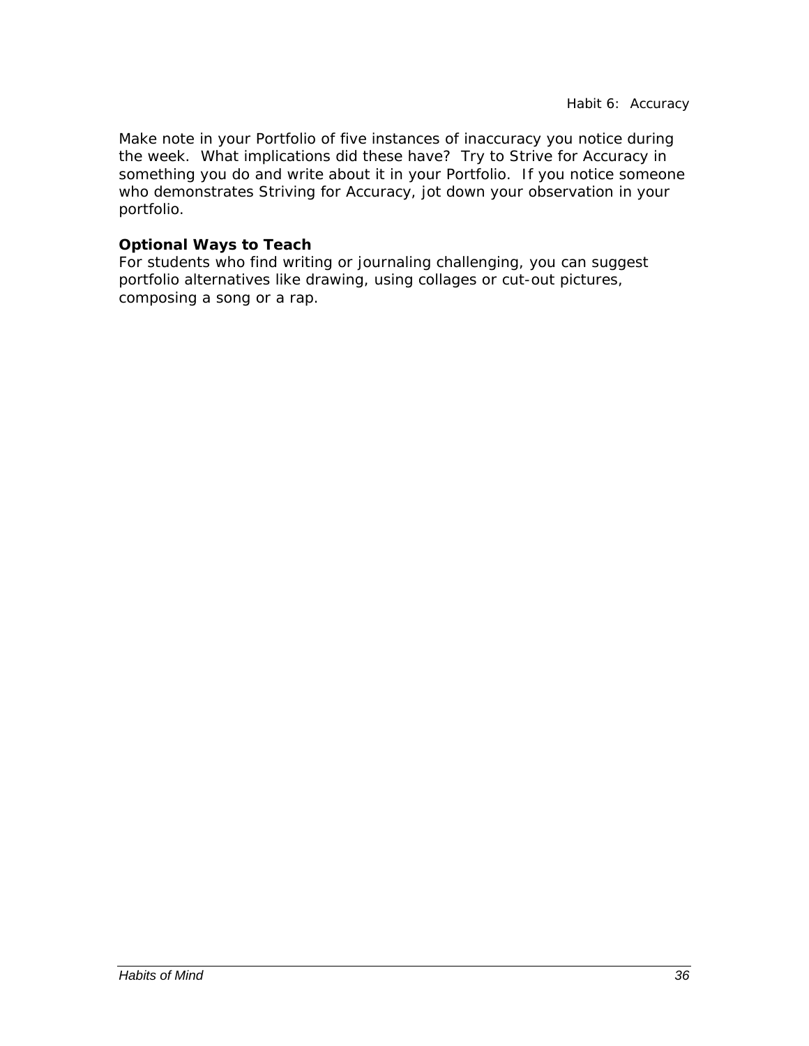Make note in your Portfolio of five instances of inaccuracy you notice during the week. What implications did these have? Try to Strive for Accuracy in something you do and write about it in your Portfolio. If you notice someone who demonstrates Striving for Accuracy, jot down your observation in your portfolio.

**Optional Ways to Teach**

For students who find writing or journaling challenging, you can suggest portfolio alternatives like drawing, using collages or cut-out pictures, composing a song or a rap.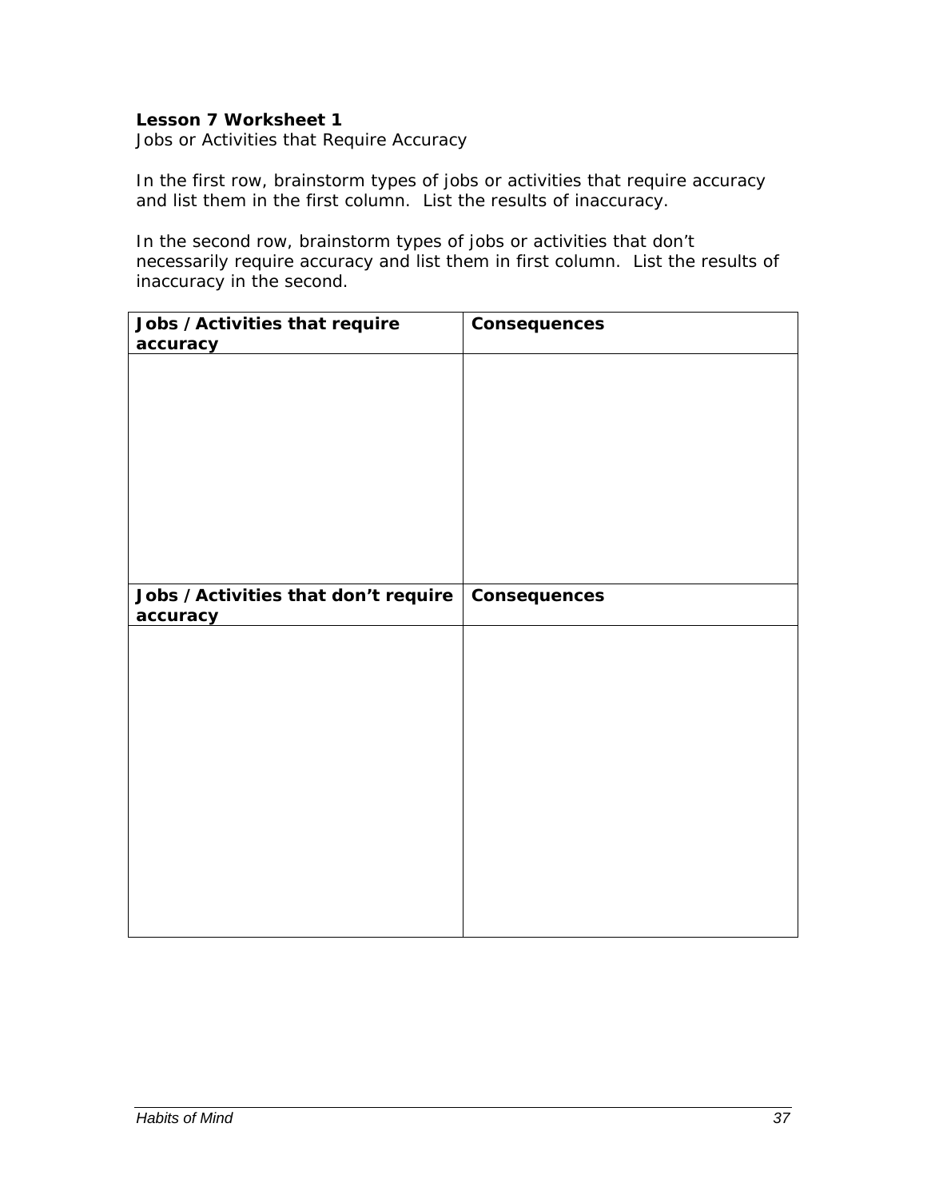**Lesson 7 Worksheet 1**

*Jobs or Activities that Require Accuracy*

In the first row, brainstorm types of jobs or activities that require accuracy and list them in the first column. List the results of inaccuracy.

In the second row, brainstorm types of jobs or activities that don't necessarily require accuracy and list them in first column. List the results of inaccuracy in the second.

| **Jobs / Activities that require accuracy** | **Consequences** |
| --- | --- |
| | |
| **Jobs / Activities that don't require accuracy** | **Consequences** |
| | |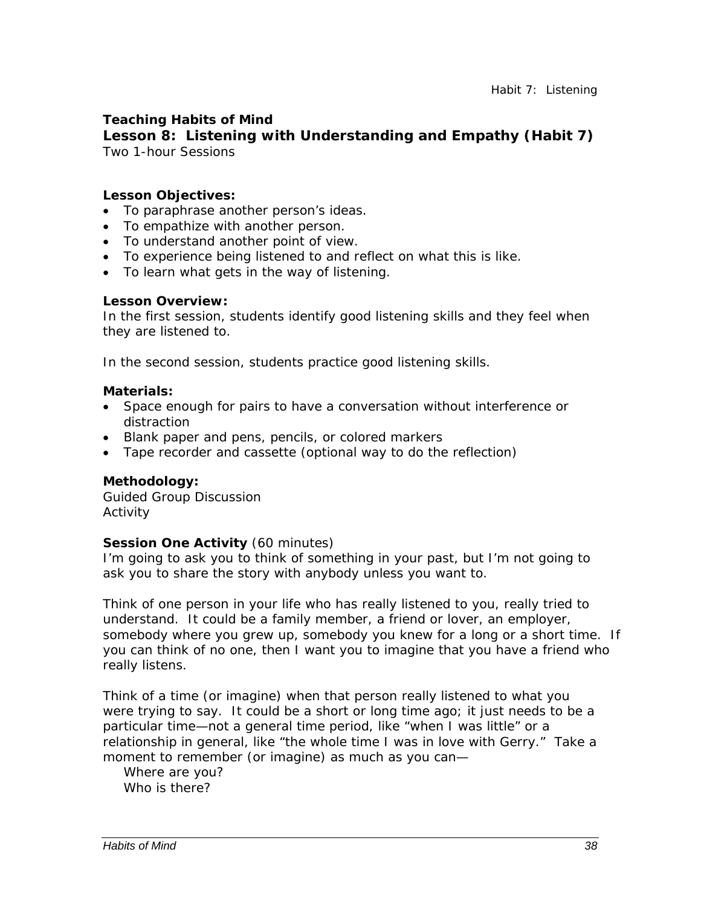**Teaching Habits of Mind**

## Lesson 8: Listening with Understanding and Empathy (Habit 7)

*Two 1-hour Sessions*

**Lesson Objectives:**

- To paraphrase another person's ideas.
- To empathize with another person.
- To understand another point of view.
- To experience being listened to and reflect on what this is like.
- To learn what gets in the way of listening.

**Lesson Overview:**

In the first session, students identify good listening skills and they feel when they are listened to.

In the second session, students practice good listening skills.

**Materials:**

- Space enough for pairs to have a conversation without interference or distraction
- Blank paper and pens, pencils, or colored markers
- Tape recorder and cassette (optional way to do the reflection)

**Methodology:**

Guided Group Discussion
Activity

**Session One Activity** (60 minutes)

I'm going to ask you to think of something in your past, but I'm not going to ask you to share the story with anybody unless you want to.

Think of one person in your life who has really listened to you, really tried to understand. It could be a family member, a friend or lover, an employer, somebody where you grew up, somebody you knew for a long or a short time. If you can think of no one, then I want you to imagine that you have a friend who really listens.

Think of a time (or imagine) when that person really listened to what you were trying to say. It could be a short or long time ago; it just needs to be a particular time—not a general time period, like "when I was little" or a relationship in general, like "the whole time I was in love with Gerry." Take a moment to remember (or imagine) as much as you can—

Where are you?
Who is there?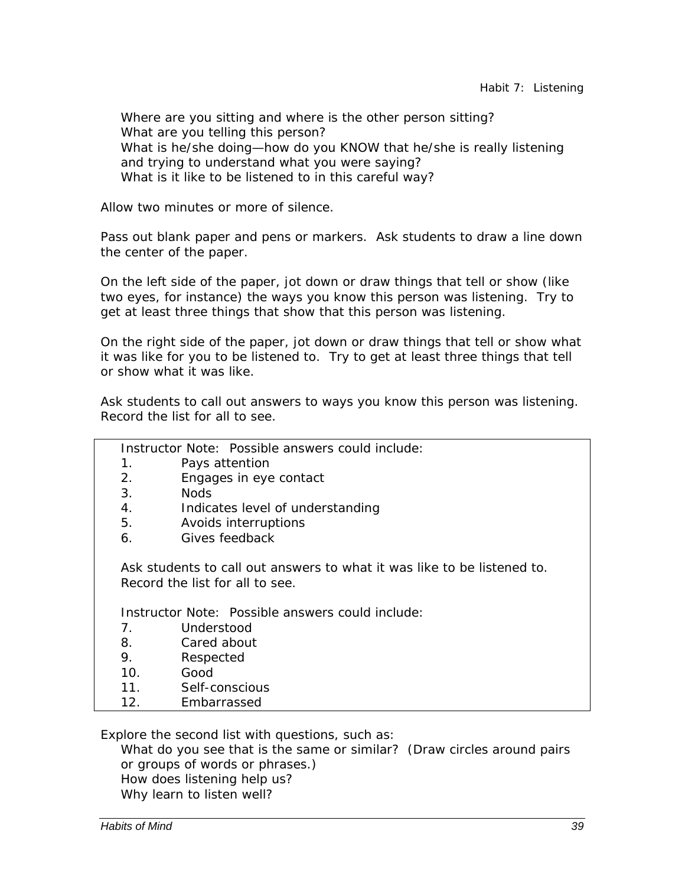Where are you sitting and where is the other person sitting?
What are you telling this person?
What is he/she doing—how do you KNOW that he/she is really listening and trying to understand what you were saying?
What is it like to be listened to in this careful way?

Allow two minutes or more of silence.

Pass out blank paper and pens or markers. Ask students to draw a line down the center of the paper.

On the left side of the paper, jot down or draw things that tell or show (like two eyes, for instance) the ways you know this person was listening. Try to get at least three things that show that this person was listening.

On the right side of the paper, jot down or draw things that tell or show what it was like for you to be listened to. Try to get at least three things that tell or show what it was like.

Ask students to call out answers to ways you know this person was listening. Record the list for all to see.

> Instructor Note: Possible answers could include:
>
> 1. Pays attention
> 2. Engages in eye contact
> 3. Nods
> 4. Indicates level of understanding
> 5. Avoids interruptions
> 6. Gives feedback
>
> Ask students to call out answers to what it was like to be listened to. Record the list for all to see.
>
> Instructor Note: Possible answers could include:
>
> 7. Understood
> 8. Cared about
> 9. Respected
> 10. Good
> 11. Self-conscious
> 12. Embarrassed

Explore the second list with questions, such as:
What do you see that is the same or similar? (Draw circles around pairs or groups of words or phrases.)
How does listening help us?
Why learn to listen well?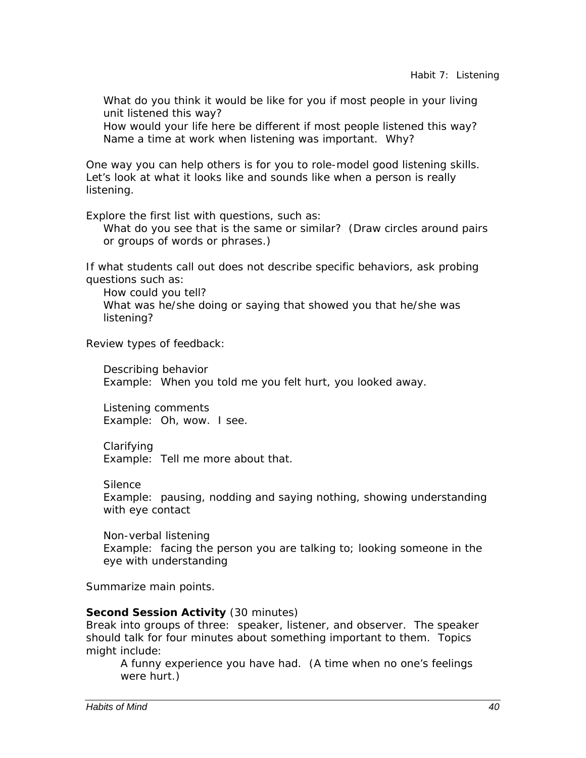What do you think it would be like for you if most people in your living unit listened this way?
How would your life here be different if most people listened this way?
Name a time at work when listening was important. Why?

One way you can help others is for you to role-model good listening skills. Let's look at what it looks like and sounds like when a person is really listening.

Explore the first list with questions, such as:
What do you see that is the same or similar? (Draw circles around pairs or groups of words or phrases.)

If what students call out does not describe specific behaviors, ask probing questions such as:
How could you tell?
What was he/she doing or saying that showed you that he/she was listening?

Review types of feedback:

Describing behavior
Example: When you told me you felt hurt, you looked away.

Listening comments
Example: Oh, wow. I see.

Clarifying
Example: Tell me more about that.

Silence
Example: pausing, nodding and saying nothing, showing understanding with eye contact

Non-verbal listening
Example: facing the person you are talking to; looking someone in the eye with understanding

Summarize main points.

**Second Session Activity** (30 minutes)
Break into groups of three: speaker, listener, and observer. The speaker should talk for four minutes about something important to them. Topics might include:

A funny experience you have had. (A time when no one's feelings were hurt.)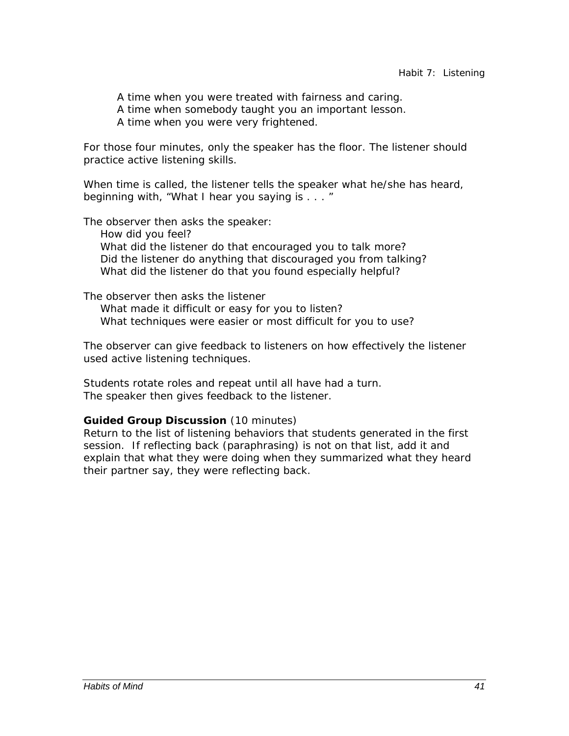A time when you were treated with fairness and caring.
A time when somebody taught you an important lesson.
A time when you were very frightened.

For those four minutes, only the speaker has the floor. The listener should practice active listening skills.

When time is called, the listener tells the speaker what he/she has heard, beginning with, "What I hear you saying is . . . "

The observer then asks the speaker:

How did you feel?
What did the listener do that encouraged you to talk more?
Did the listener do anything that discouraged you from talking?
What did the listener do that you found especially helpful?

The observer then asks the listener

What made it difficult or easy for you to listen?
What techniques were easier or most difficult for you to use?

The observer can give feedback to listeners on how effectively the listener used active listening techniques.

Students rotate roles and repeat until all have had a turn.
The speaker then gives feedback to the listener.

**Guided Group Discussion** (10 minutes)
Return to the list of listening behaviors that students generated in the first session. If reflecting back (paraphrasing) is not on that list, add it and explain that what they were doing when they summarized what they heard their partner say, they were reflecting back.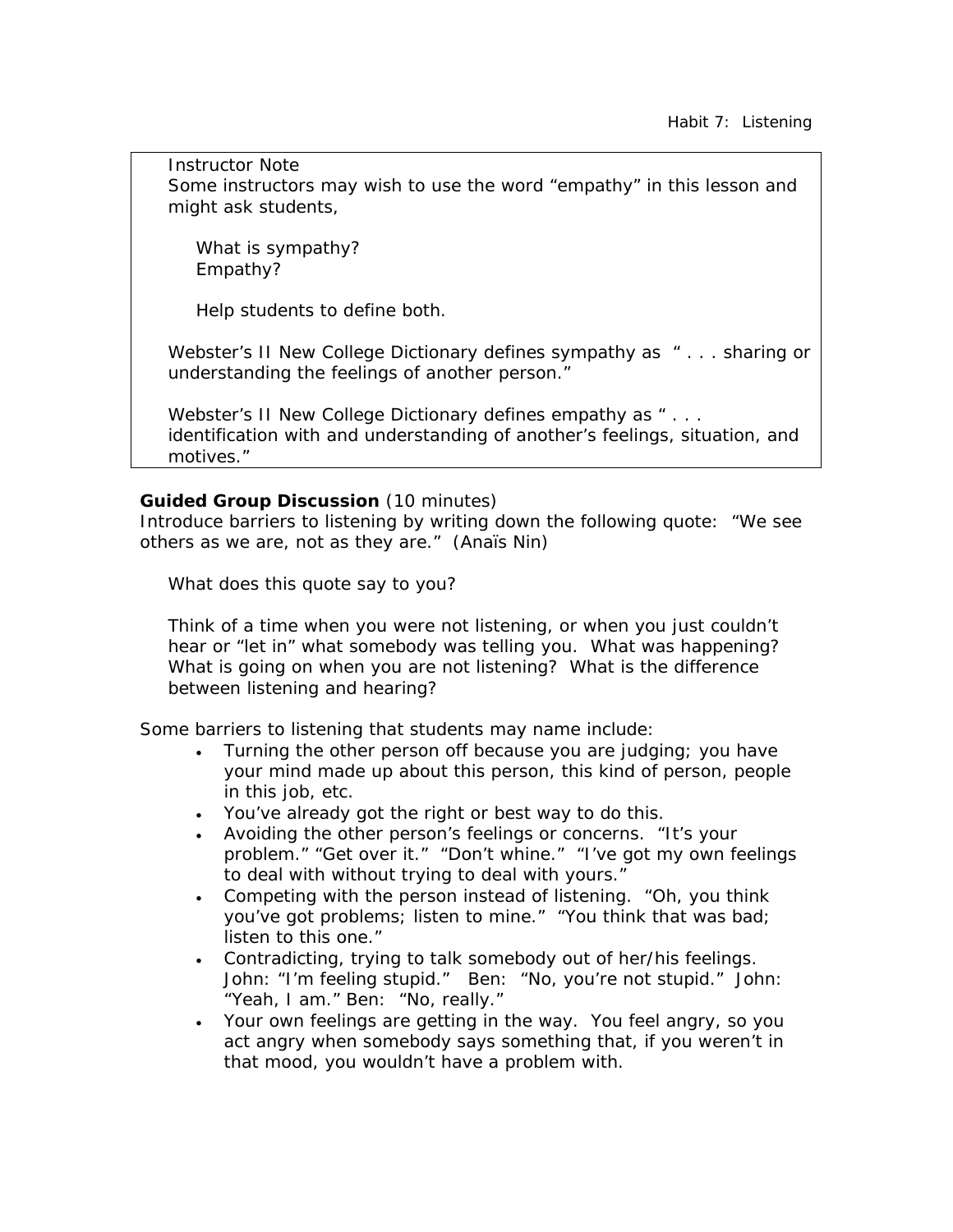> Instructor Note
> Some instructors may wish to use the word "empathy" in this lesson and might ask students,
>
> What is sympathy?
> Empathy?
>
> Help students to define both.
>
> Webster's II New College Dictionary defines sympathy as " . . . sharing or understanding the feelings of another person."
>
> Webster's II New College Dictionary defines empathy as " . . . identification with and understanding of another's feelings, situation, and motives."

**Guided Group Discussion** (10 minutes)
Introduce barriers to listening by writing down the following quote: "We see others as we are, not as they are." (Anaïs Nin)

What does this quote say to you?

Think of a time when you were not listening, or when you just couldn't hear or "let in" what somebody was telling you. What was happening? What is going on when you are not listening? What is the difference between listening and hearing?

Some barriers to listening that students may name include:

- Turning the other person off because you are judging; you have your mind made up about this person, this kind of person, people in this job, etc.
- You've already got the right or best way to do this.
- Avoiding the other person's feelings or concerns. "It's your problem." "Get over it." "Don't whine." "I've got my own feelings to deal with without trying to deal with yours."
- Competing with the person instead of listening. "Oh, you think you've got problems; listen to mine." "You think that was bad; listen to this one."
- Contradicting, trying to talk somebody out of her/his feelings. John: "I'm feeling stupid." Ben: "No, you're not stupid." John: "Yeah, I am." Ben: "No, really."
- Your own feelings are getting in the way. You feel angry, so you act angry when somebody says something that, if you weren't in that mood, you wouldn't have a problem with.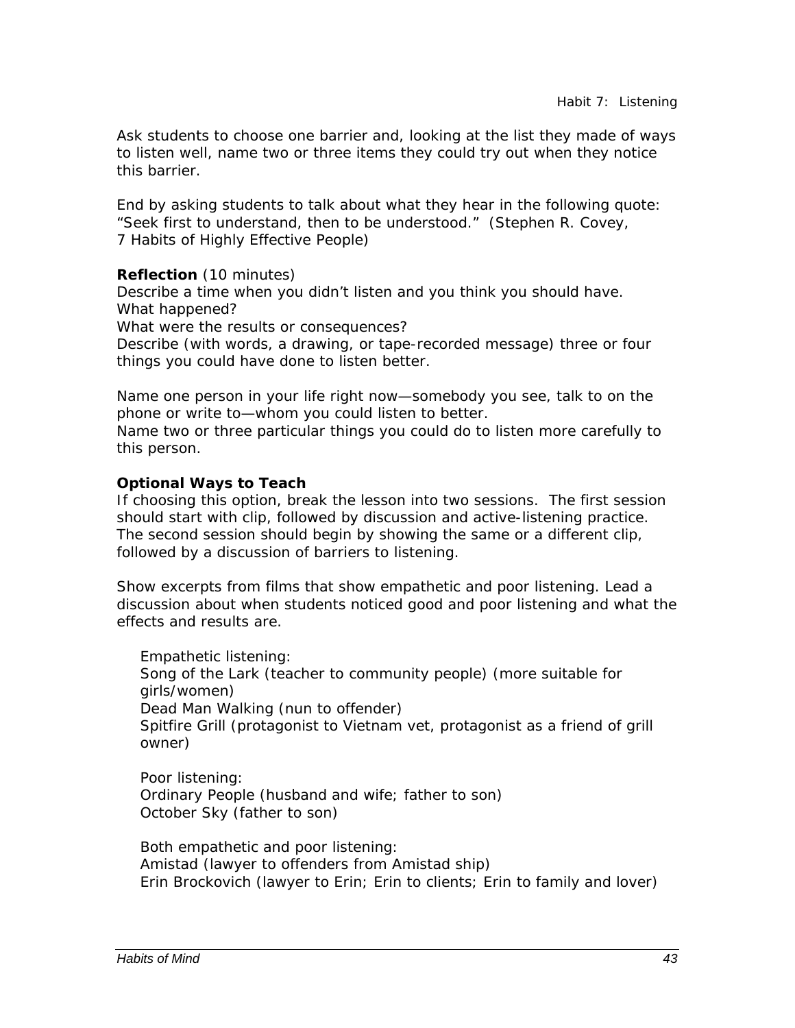Ask students to choose one barrier and, looking at the list they made of ways to listen well, name two or three items they could try out when they notice this barrier.

End by asking students to talk about what they hear in the following quote: "Seek first to understand, then to be understood." (Stephen R. Covey, 7 Habits of Highly Effective People)

**Reflection** (10 minutes)
Describe a time when you didn't listen and you think you should have.
What happened?
What were the results or consequences?
Describe (with words, a drawing, or tape-recorded message) three or four things you could have done to listen better.

Name one person in your life right now—somebody you see, talk to on the phone or write to—whom you could listen to better.
Name two or three particular things you could do to listen more carefully to this person.

**Optional Ways to Teach**
If choosing this option, break the lesson into two sessions. The first session should start with clip, followed by discussion and active-listening practice. The second session should begin by showing the same or a different clip, followed by a discussion of barriers to listening.

Show excerpts from films that show empathetic and poor listening. Lead a discussion about when students noticed good and poor listening and what the effects and results are.

Empathetic listening:
Song of the Lark (teacher to community people) (more suitable for girls/women)
Dead Man Walking (nun to offender)
Spitfire Grill (protagonist to Vietnam vet, protagonist as a friend of grill owner)

Poor listening:
Ordinary People (husband and wife; father to son)
October Sky (father to son)

Both empathetic and poor listening:
Amistad (lawyer to offenders from Amistad ship)
Erin Brockovich (lawyer to Erin; Erin to clients; Erin to family and lover)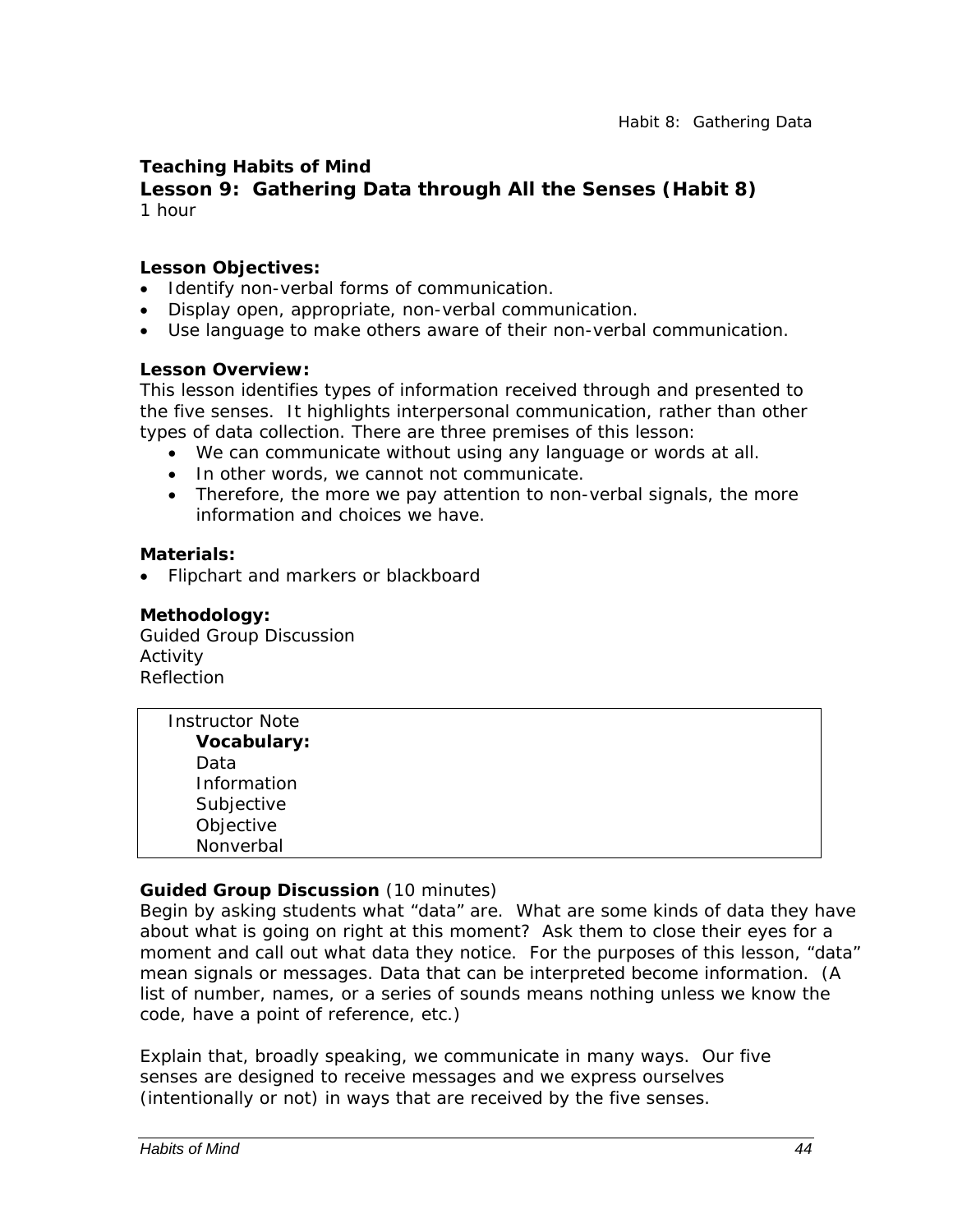**Teaching Habits of Mind**

## Lesson 9: Gathering Data through All the Senses (Habit 8)

1 hour

**Lesson Objectives:**

- Identify non-verbal forms of communication.
- Display open, appropriate, non-verbal communication.
- Use language to make others aware of their non-verbal communication.

**Lesson Overview:**

This lesson identifies types of information received through and presented to the five senses. It highlights interpersonal communication, rather than other types of data collection. There are three premises of this lesson:

- We can communicate without using any language or words at all.
- In other words, we cannot not communicate.
- Therefore, the more we pay attention to non-verbal signals, the more information and choices we have.

**Materials:**

- Flipchart and markers or blackboard

**Methodology:**

Guided Group Discussion
Activity
Reflection

> Instructor Note
> **Vocabulary:**
> Data
> Information
> Subjective
> Objective
> Nonverbal

**Guided Group Discussion** (10 minutes)

Begin by asking students what "data" are. What are some kinds of data they have about what is going on right at this moment? Ask them to close their eyes for a moment and call out what data they notice. For the purposes of this lesson, "data" mean signals or messages. Data that can be interpreted become information. (A list of number, names, or a series of sounds means nothing unless we know the code, have a point of reference, etc.)

Explain that, broadly speaking, we communicate in many ways. Our five senses are designed to receive messages and we express ourselves (intentionally or not) in ways that are received by the five senses.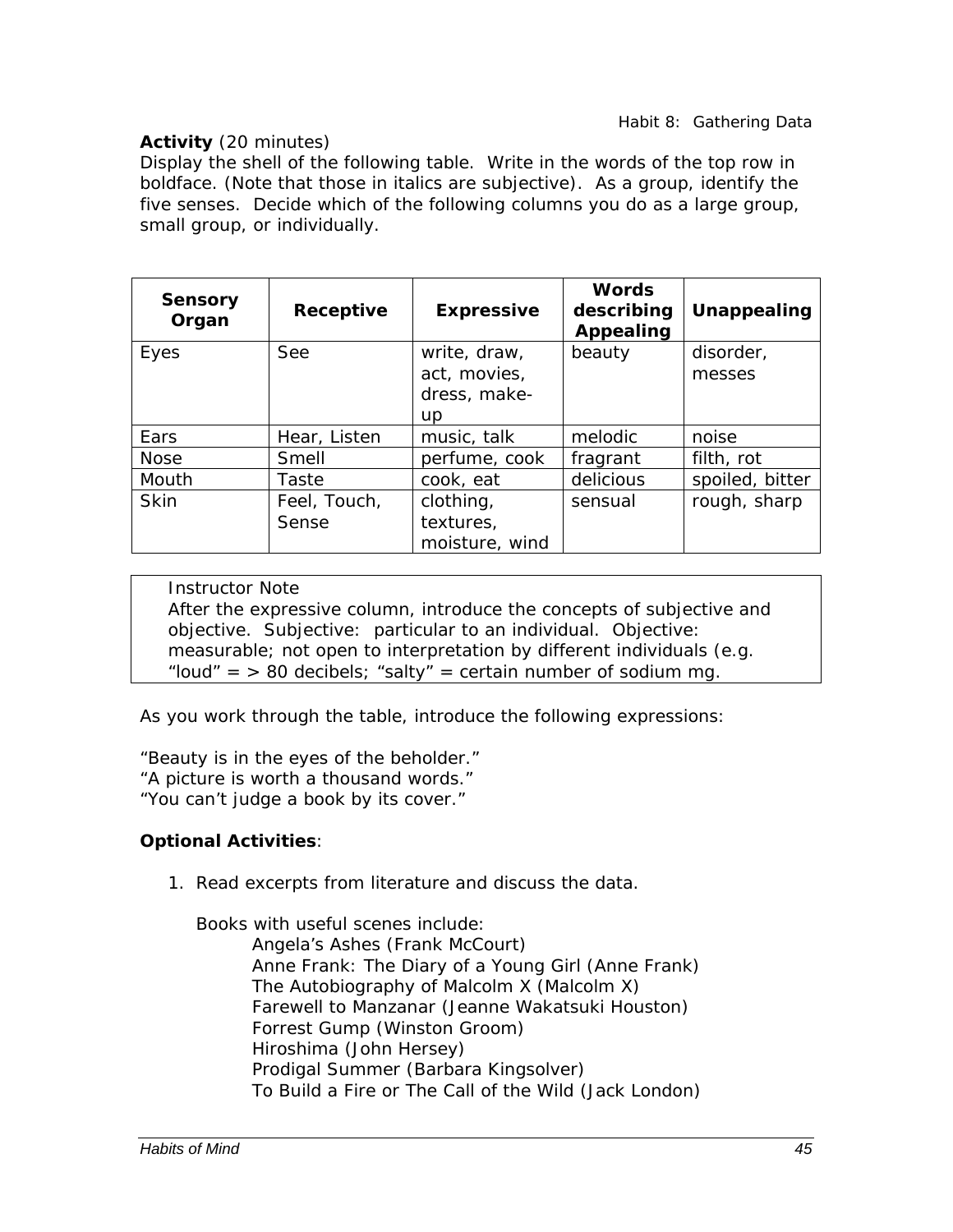**Activity** (20 minutes)
Display the shell of the following table. Write in the words of the top row in boldface. (Note that those in italics are subjective). As a group, identify the five senses. Decide which of the following columns you do as a large group, small group, or individually.

| **Sensory Organ** | **Receptive** | **Expressive** | **Words describing Appealing** | **Unappealing** |
|---|---|---|---|---|
| Eyes | See | write, draw, act, movies, dress, make-up | beauty | disorder, messes |
| Ears | Hear, Listen | music, talk | melodic | noise |
| Nose | Smell | perfume, cook | fragrant | filth, rot |
| Mouth | Taste | cook, eat | delicious | spoiled, bitter |
| Skin | Feel, Touch, Sense | clothing, textures, moisture, wind | sensual | rough, sharp |

> Instructor Note
> After the expressive column, introduce the concepts of subjective and objective. Subjective: particular to an individual. Objective: measurable; not open to interpretation by different individuals (e.g. "loud" = > 80 decibels; "salty" = certain number of sodium mg.

As you work through the table, introduce the following expressions:

"Beauty is in the eyes of the beholder."
"A picture is worth a thousand words."
"You can't judge a book by its cover."

**Optional Activities**:

1. Read excerpts from literature and discuss the data.

   Books with useful scenes include:
   - Angela's Ashes (Frank McCourt)
   - Anne Frank: The Diary of a Young Girl (Anne Frank)
   - The Autobiography of Malcolm X (Malcolm X)
   - Farewell to Manzanar (Jeanne Wakatsuki Houston)
   - Forrest Gump (Winston Groom)
   - Hiroshima (John Hersey)
   - Prodigal Summer (Barbara Kingsolver)
   - To Build a Fire or The Call of the Wild (Jack London)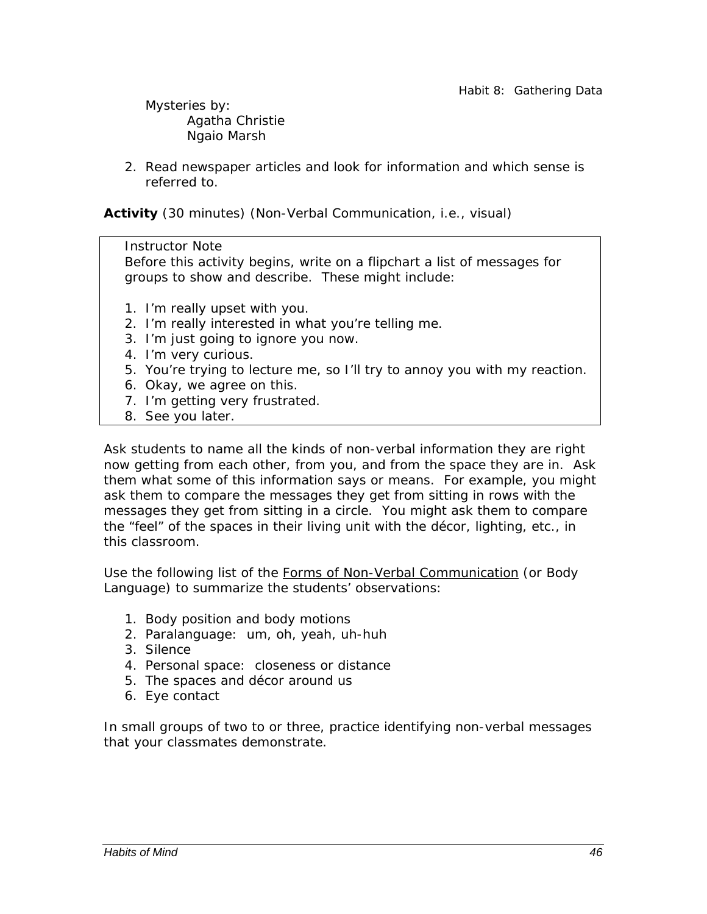Mysteries by:

Agatha Christie
Ngaio Marsh

2. Read newspaper articles and look for information and which sense is referred to.

**Activity** (30 minutes) (Non-Verbal Communication, i.e., visual)

> Instructor Note
> Before this activity begins, write on a flipchart a list of messages for groups to show and describe. These might include:
>
> 1. I'm really upset with you.
> 2. I'm really interested in what you're telling me.
> 3. I'm just going to ignore you now.
> 4. I'm very curious.
> 5. You're trying to lecture me, so I'll try to annoy you with my reaction.
> 6. Okay, we agree on this.
> 7. I'm getting very frustrated.
> 8. See you later.

Ask students to name all the kinds of non-verbal information they are right now getting from each other, from you, and from the space they are in. Ask them what some of this information says or means. For example, you might ask them to compare the messages they get from sitting in rows with the messages they get from sitting in a circle. You might ask them to compare the "feel" of the spaces in their living unit with the décor, lighting, etc., in this classroom.

Use the following list of the Forms of Non-Verbal Communication (or Body Language) to summarize the students' observations:

1. Body position and body motions
2. Paralanguage: um, oh, yeah, uh-huh
3. Silence
4. Personal space: closeness or distance
5. The spaces and décor around us
6. Eye contact

In small groups of two to or three, practice identifying non-verbal messages that your classmates demonstrate.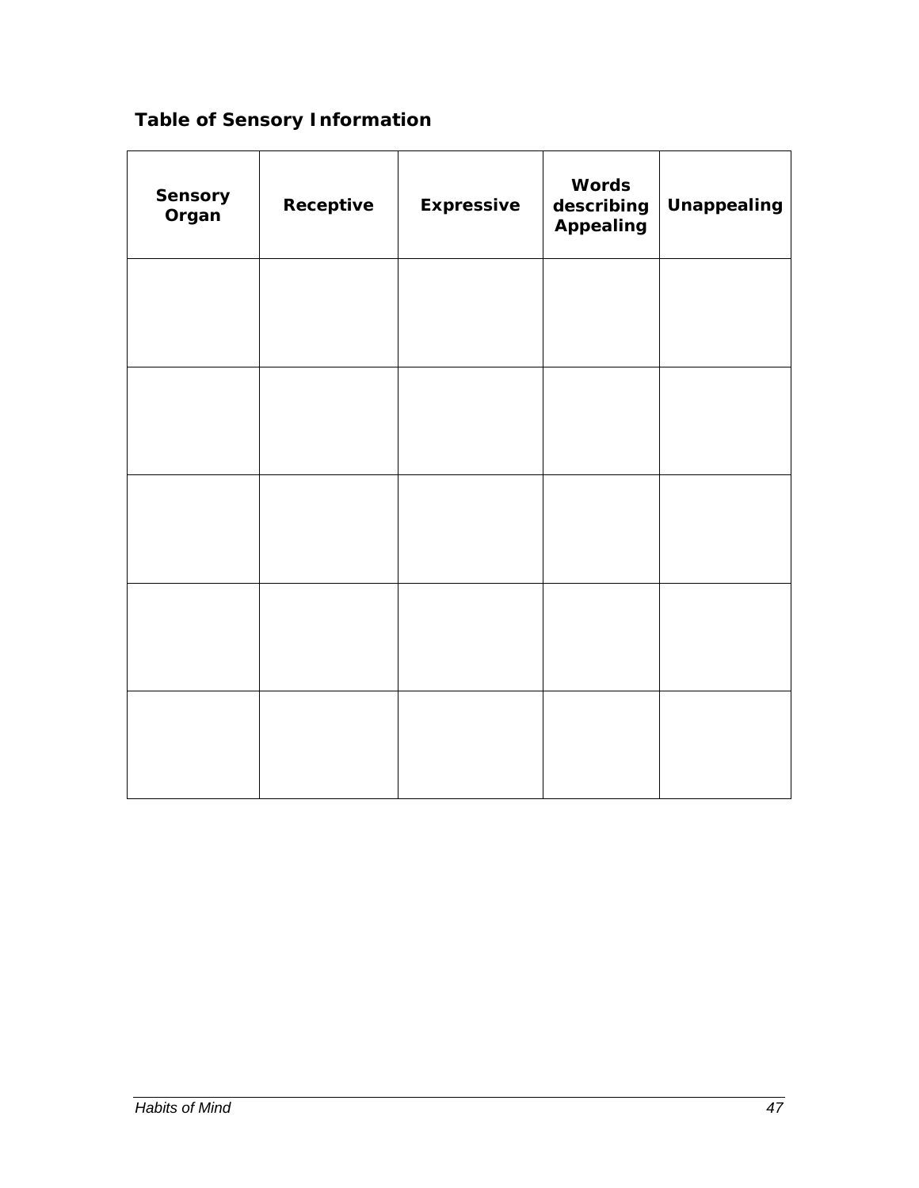**Table of Sensory Information**

| Sensory Organ | Receptive | Expressive | Words describing Appealing | Unappealing |
| --- | --- | --- | --- | --- |
| | | | | |
| | | | | |
| | | | | |
| | | | | |
| | | | | |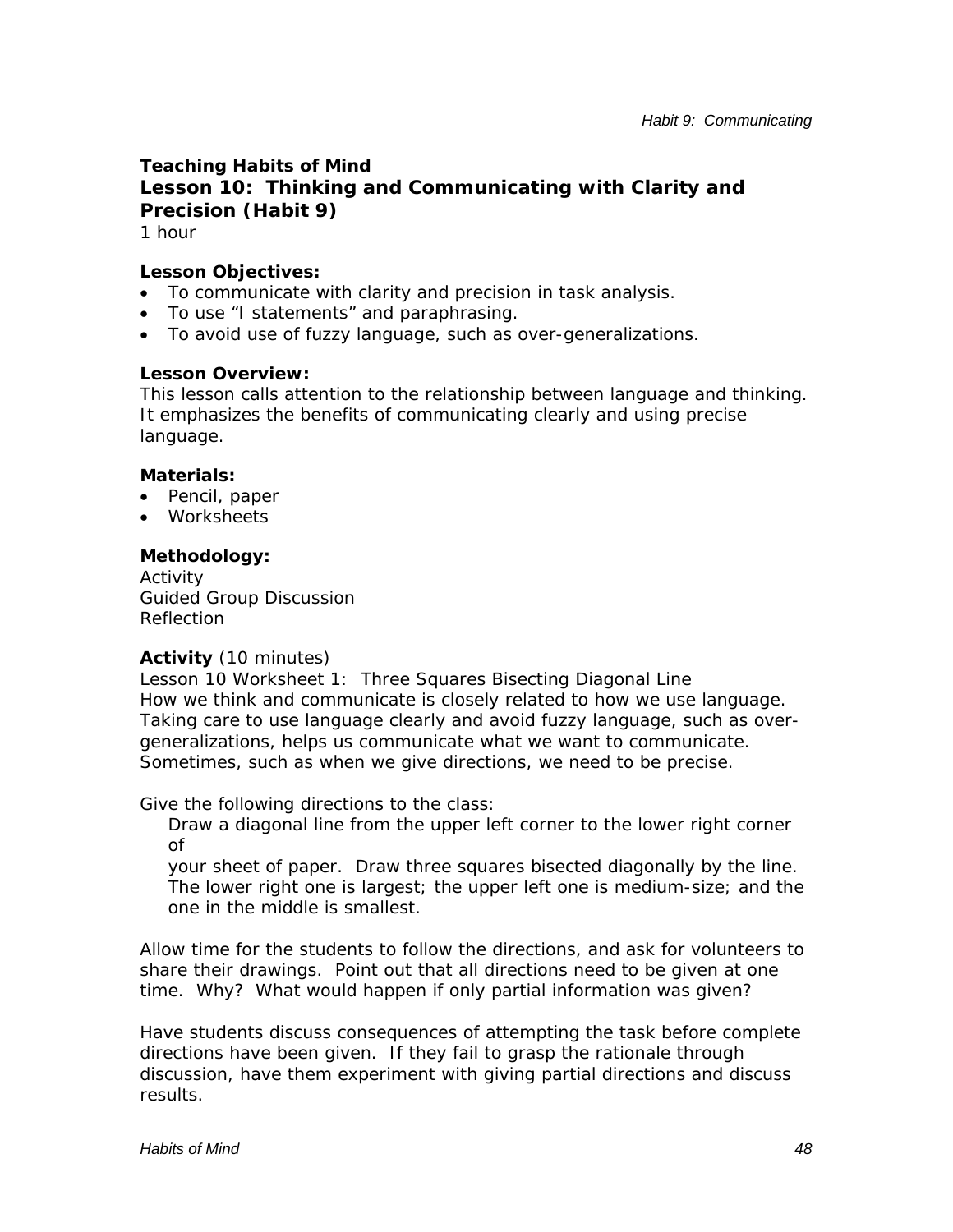**Teaching Habits of Mind**

## Lesson 10: Thinking and Communicating with Clarity and Precision (Habit 9)

1 hour

**Lesson Objectives:**

- To communicate with clarity and precision in task analysis.
- To use "I statements" and paraphrasing.
- To avoid use of fuzzy language, such as over-generalizations.

**Lesson Overview:**

This lesson calls attention to the relationship between language and thinking. It emphasizes the benefits of communicating clearly and using precise language.

**Materials:**

- Pencil, paper
- Worksheets

**Methodology:**

Activity
Guided Group Discussion
Reflection

**Activity** (10 minutes)

Lesson 10 Worksheet 1: Three Squares Bisecting Diagonal Line
How we think and communicate is closely related to how we use language. Taking care to use language clearly and avoid fuzzy language, such as over-generalizations, helps us communicate what we want to communicate. Sometimes, such as when we give directions, we need to be precise.

Give the following directions to the class:

> Draw a diagonal line from the upper left corner to the lower right corner of
> your sheet of paper. Draw three squares bisected diagonally by the line. The lower right one is largest; the upper left one is medium-size; and the one in the middle is smallest.

Allow time for the students to follow the directions, and ask for volunteers to share their drawings. Point out that all directions need to be given at one time. Why? What would happen if only partial information was given?

Have students discuss consequences of attempting the task before complete directions have been given. If they fail to grasp the rationale through discussion, have them experiment with giving partial directions and discuss results.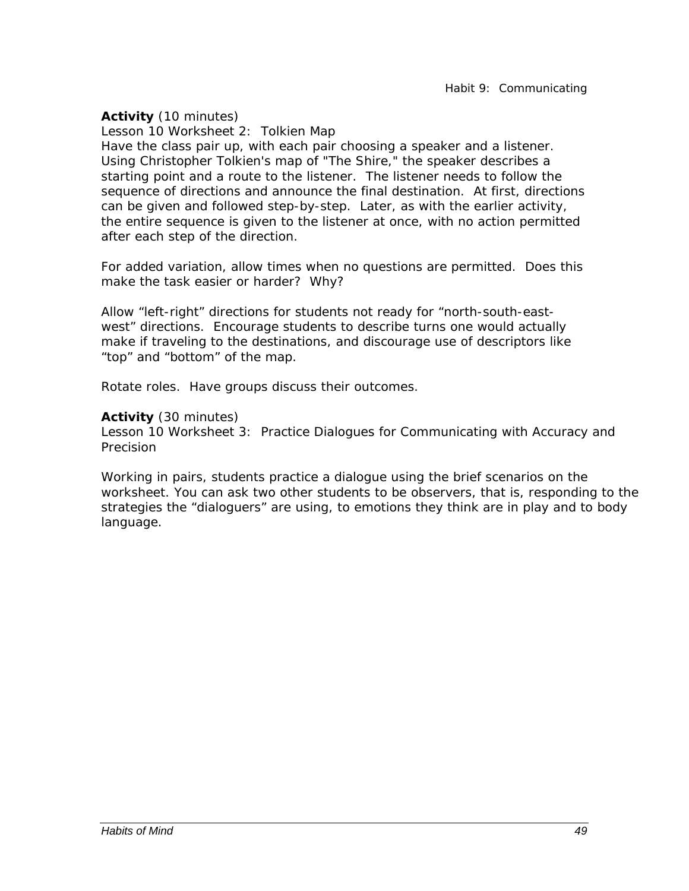**Activity** (10 minutes)
Lesson 10 Worksheet 2: Tolkien Map
Have the class pair up, with each pair choosing a speaker and a listener. Using Christopher Tolkien's map of "The Shire," the speaker describes a starting point and a route to the listener. The listener needs to follow the sequence of directions and announce the final destination. At first, directions can be given and followed step-by-step. Later, as with the earlier activity, the entire sequence is given to the listener at once, with no action permitted after each step of the direction.

For added variation, allow times when no questions are permitted. Does this make the task easier or harder? Why?

Allow "left-right" directions for students not ready for "north-south-east-west" directions. Encourage students to describe turns one would actually make if traveling to the destinations, and discourage use of descriptors like "top" and "bottom" of the map.

Rotate roles. Have groups discuss their outcomes.

**Activity** (30 minutes)
Lesson 10 Worksheet 3: Practice Dialogues for Communicating with Accuracy and Precision

Working in pairs, students practice a dialogue using the brief scenarios on the worksheet. You can ask two other students to be observers, that is, responding to the strategies the "dialoguers" are using, to emotions they think are in play and to body language.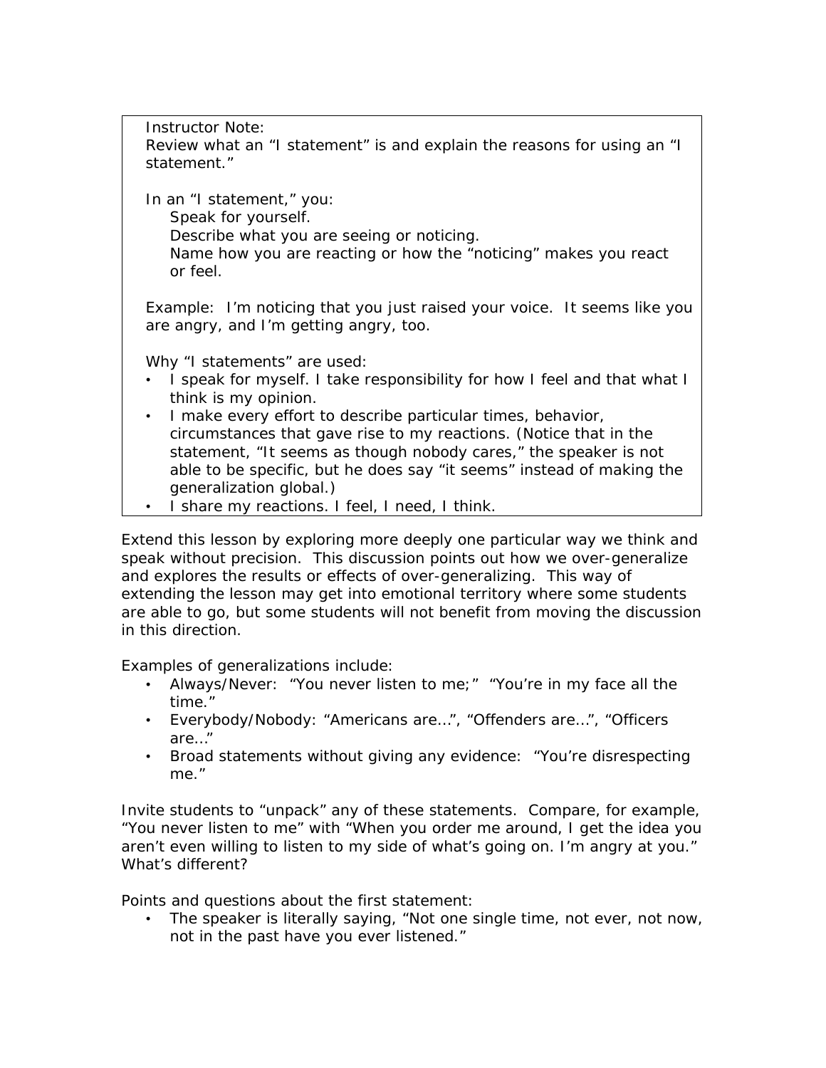Instructor Note:
Review what an "I statement" is and explain the reasons for using an "I statement."

In an "I statement," you:

Speak for yourself.
Describe what you are seeing or noticing.
Name how you are reacting or how the "noticing" makes you react or feel.

Example: I'm noticing that you just raised your voice. It seems like you are angry, and I'm getting angry, too.

Why "I statements" are used:

- I speak for myself. I take responsibility for how I feel and that what I think is my opinion.
- I make every effort to describe particular times, behavior, circumstances that gave rise to my reactions. (Notice that in the statement, "It seems as though nobody cares," the speaker is not able to be specific, but he does say "it seems" instead of making the generalization global.)
- I share my reactions. I feel, I need, I think.

Extend this lesson by exploring more deeply one particular way we think and speak without precision. This discussion points out how we over-generalize and explores the results or effects of over-generalizing. This way of extending the lesson may get into emotional territory where some students are able to go, but some students will not benefit from moving the discussion in this direction.

Examples of generalizations include:

- Always/Never: "You never listen to me;" "You're in my face all the time."
- Everybody/Nobody: "Americans are…", "Offenders are…", "Officers are…"
- Broad statements without giving any evidence: "You're disrespecting me."

Invite students to "unpack" any of these statements. Compare, for example, "You never listen to me" with "When you order me around, I get the idea you aren't even willing to listen to my side of what's going on. I'm angry at you." What's different?

Points and questions about the first statement:

- The speaker is literally saying, "Not one single time, not ever, not now, not in the past have you ever listened."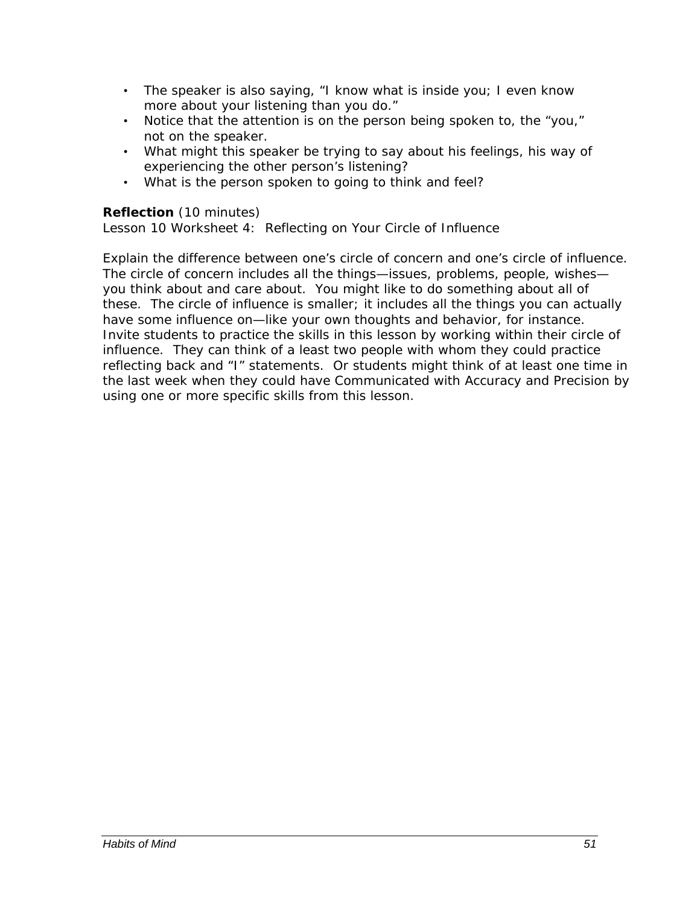- The speaker is also saying, "I know what is inside you; I even know more about your listening than you do."
- Notice that the attention is on the person being spoken to, the "you," not on the speaker.
- What might this speaker be trying to say about his feelings, his way of experiencing the other person's listening?
- What is the person spoken to going to think and feel?

**Reflection** (10 minutes)
Lesson 10 Worksheet 4: Reflecting on Your Circle of Influence

Explain the difference between one's circle of concern and one's circle of influence. The circle of concern includes all the things—issues, problems, people, wishes—you think about and care about. You might like to do something about all of these. The circle of influence is smaller; it includes all the things you can actually have some influence on—like your own thoughts and behavior, for instance. Invite students to practice the skills in this lesson by working within their circle of influence. They can think of a least two people with whom they could practice reflecting back and "I" statements. Or students might think of at least one time in the last week when they could have Communicated with Accuracy and Precision by using one or more specific skills from this lesson.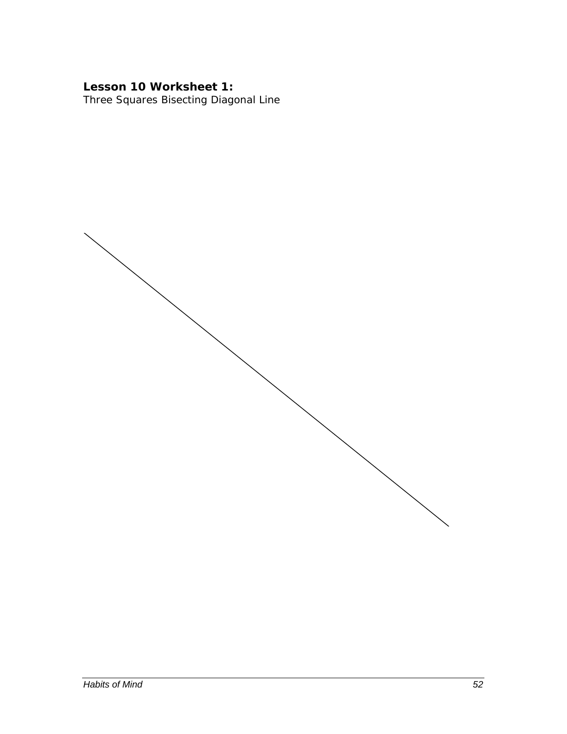**Lesson 10 Worksheet 1:**
Three Squares Bisecting Diagonal Line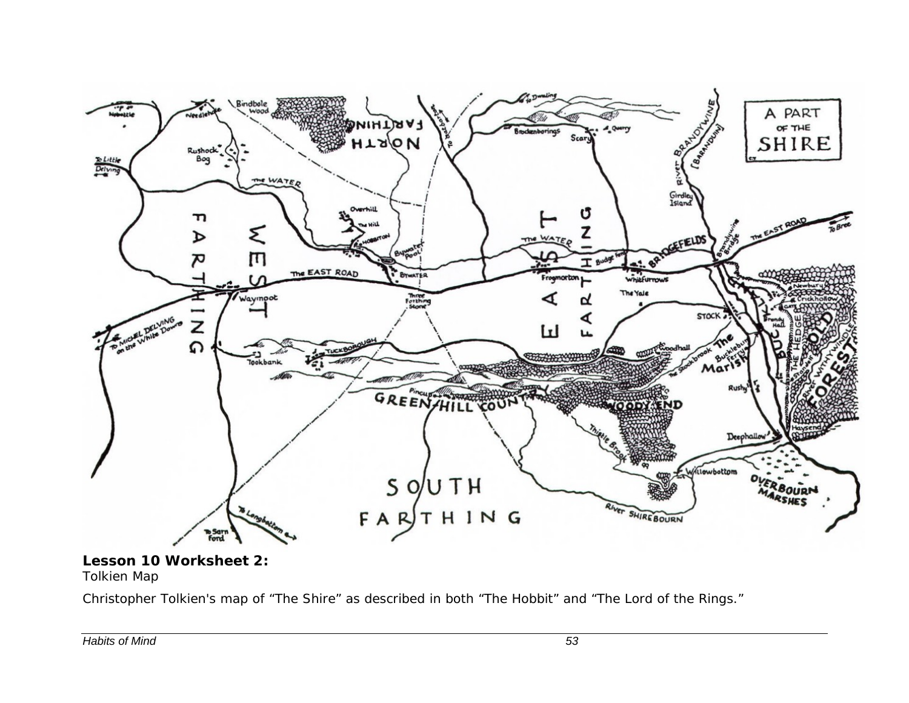**Lesson 10 Worksheet 2:**
Tolkien Map

Christopher Tolkien's map of “The Shire” as described in both “The Hobbit” and “The Lord of the Rings.”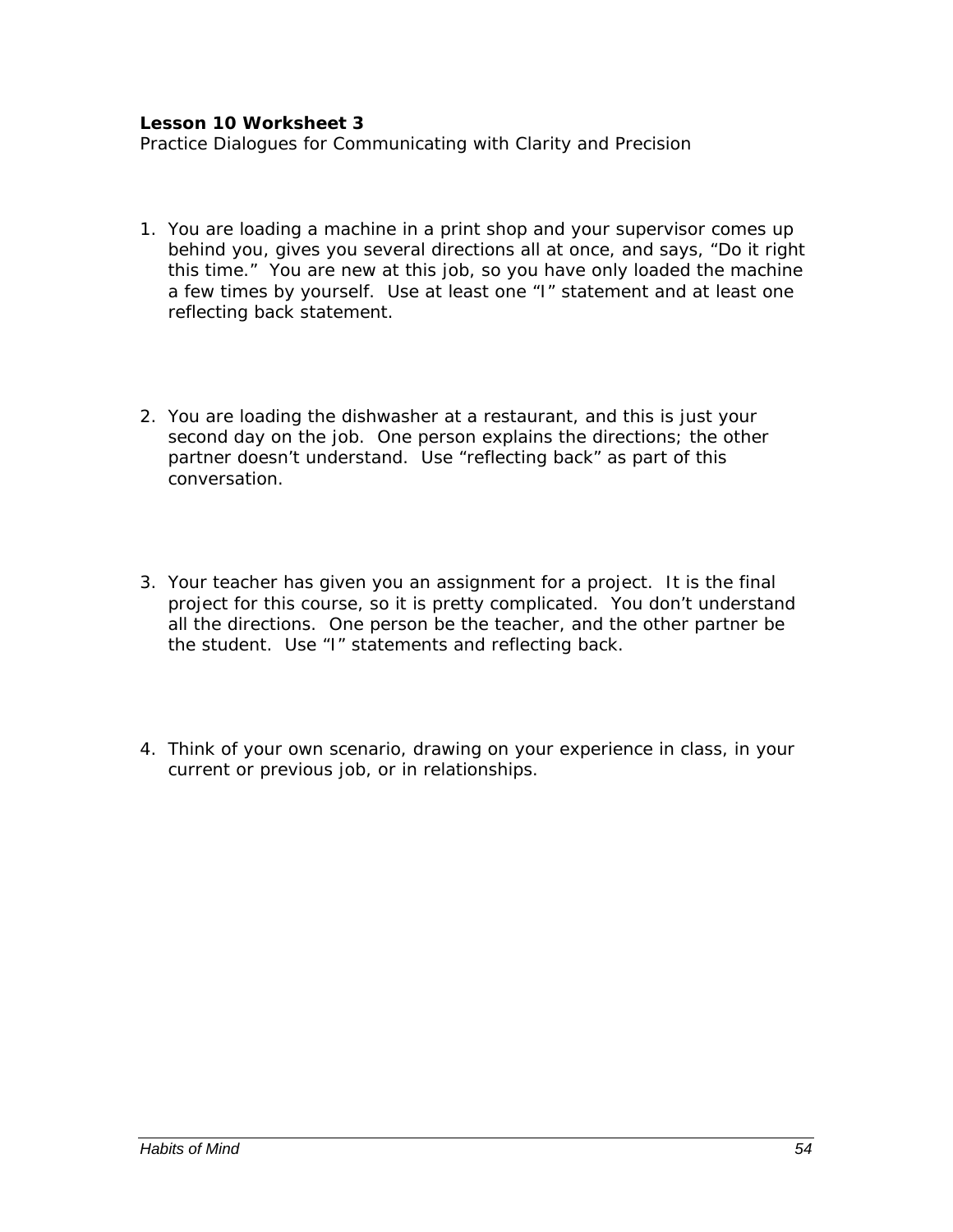**Lesson 10 Worksheet 3**

Practice Dialogues for Communicating with Clarity and Precision

1. You are loading a machine in a print shop and your supervisor comes up behind you, gives you several directions all at once, and says, "Do it right this time." You are new at this job, so you have only loaded the machine a few times by yourself. Use at least one "I" statement and at least one reflecting back statement.

2. You are loading the dishwasher at a restaurant, and this is just your second day on the job. One person explains the directions; the other partner doesn't understand. Use "reflecting back" as part of this conversation.

3. Your teacher has given you an assignment for a project. It is the final project for this course, so it is pretty complicated. You don't understand all the directions. One person be the teacher, and the other partner be the student. Use "I" statements and reflecting back.

4. Think of your own scenario, drawing on your experience in class, in your current or previous job, or in relationships.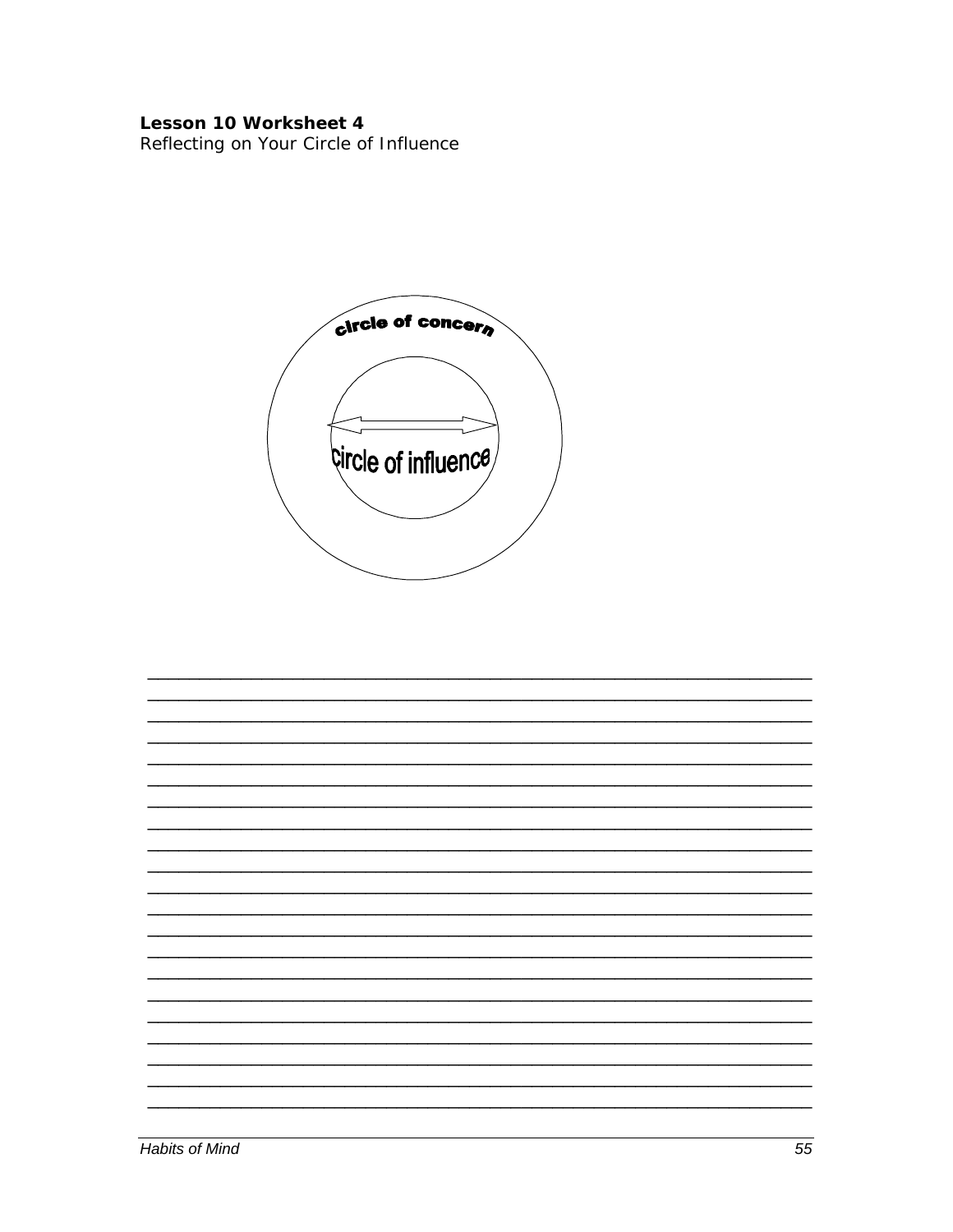**Lesson 10 Worksheet 4**
Reflecting on Your Circle of Influence

circle of concern

circle of influence

_____________________________________________________________________
_____________________________________________________________________
_____________________________________________________________________
_____________________________________________________________________
_____________________________________________________________________
_____________________________________________________________________
_____________________________________________________________________
_____________________________________________________________________
_____________________________________________________________________
_____________________________________________________________________
_____________________________________________________________________
_____________________________________________________________________
_____________________________________________________________________
_____________________________________________________________________
_____________________________________________________________________
_____________________________________________________________________
_____________________________________________________________________
_____________________________________________________________________
_____________________________________________________________________
_____________________________________________________________________
_____________________________________________________________________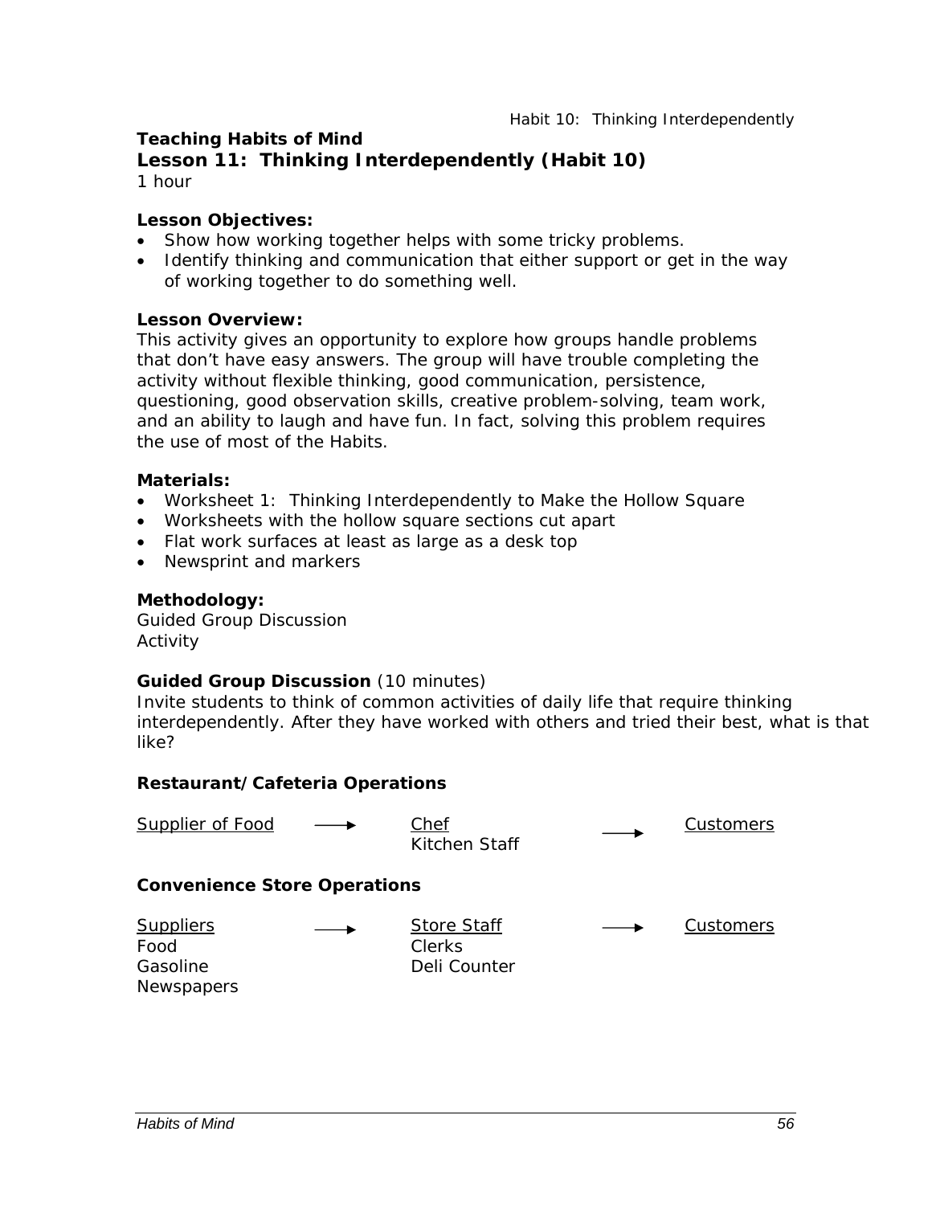**Teaching Habits of Mind**

## Lesson 11: Thinking Interdependently (Habit 10)

*1 hour*

**Lesson Objectives:**

- Show how working together helps with some tricky problems.
- Identify thinking and communication that either support or get in the way of working together to do something well.

**Lesson Overview:**

This activity gives an opportunity to explore how groups handle problems that don't have easy answers. The group will have trouble completing the activity without flexible thinking, good communication, persistence, questioning, good observation skills, creative problem-solving, team work, and an ability to laugh and have fun. In fact, solving this problem requires the use of most of the Habits.

**Materials:**

- Worksheet 1: Thinking Interdependently to Make the Hollow Square
- Worksheets with the hollow square sections cut apart
- Flat work surfaces at least as large as a desk top
- Newsprint and markers

**Methodology:**

Guided Group Discussion
Activity

**Guided Group Discussion** (10 minutes)

Invite students to think of common activities of daily life that require thinking interdependently. After they have worked with others and tried their best, what is that like?

**Restaurant/Cafeteria Operations**

| Supplier of Food | → | Chef | → | Customers |
|---|---|---|---|---|
| | | Kitchen Staff | | |

**Convenience Store Operations**

| Suppliers | → | Store Staff | → | Customers |
|---|---|---|---|---|
| Food | | Clerks | | |
| Gasoline | | Deli Counter | | |
| Newspapers | | | | |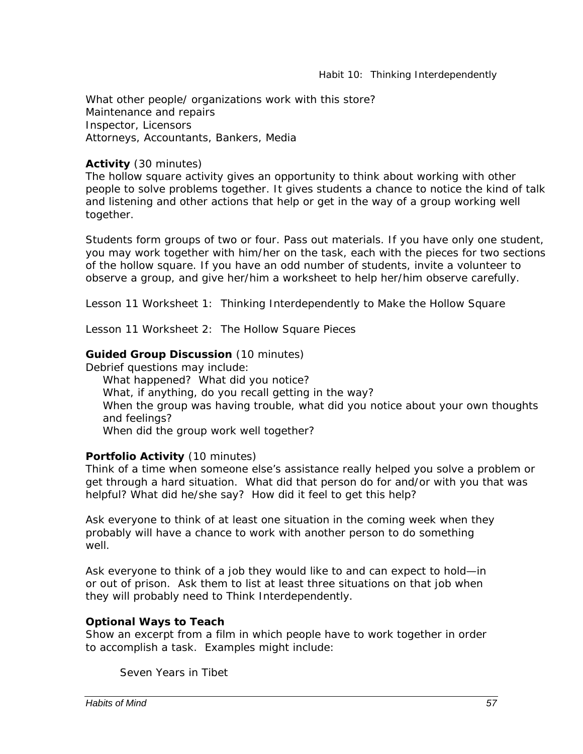What other people/ organizations work with this store?
Maintenance and repairs
Inspector, Licensors
Attorneys, Accountants, Bankers, Media

**Activity** (30 minutes)
The hollow square activity gives an opportunity to think about working with other people to solve problems together. It gives students a chance to notice the kind of talk and listening and other actions that help or get in the way of a group working well together.

Students form groups of two or four. Pass out materials. If you have only one student, you may work together with him/her on the task, each with the pieces for two sections of the hollow square. If you have an odd number of students, invite a volunteer to observe a group, and give her/him a worksheet to help her/him observe carefully.

Lesson 11 Worksheet 1: Thinking Interdependently to Make the Hollow Square

Lesson 11 Worksheet 2: The Hollow Square Pieces

**Guided Group Discussion** (10 minutes)
Debrief questions may include:

- What happened? What did you notice?
- What, if anything, do you recall getting in the way?
- When the group was having trouble, what did you notice about your own thoughts and feelings?
- When did the group work well together?

**Portfolio Activity** (10 minutes)
Think of a time when someone else's assistance really helped you solve a problem or get through a hard situation. What did that person do for and/or with you that was helpful? What did he/she say? How did it feel to get this help?

Ask everyone to think of at least one situation in the coming week when they probably will have a chance to work with another person to do something well.

Ask everyone to think of a job they would like to and can expect to hold—in or out of prison. Ask them to list at least three situations on that job when they will probably need to Think Interdependently.

**Optional Ways to Teach**
Show an excerpt from a film in which people have to work together in order to accomplish a task. Examples might include:

Seven Years in Tibet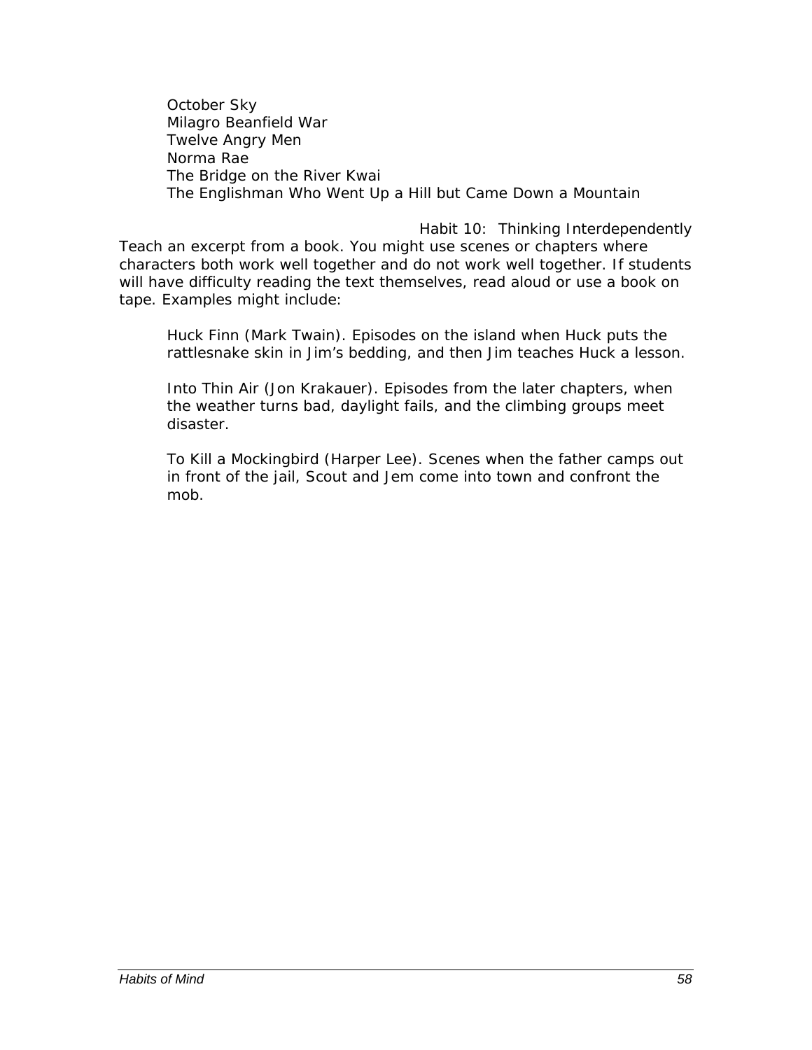October Sky
Milagro Beanfield War
Twelve Angry Men
Norma Rae
The Bridge on the River Kwai
The Englishman Who Went Up a Hill but Came Down a Mountain

Habit 10: Thinking Interdependently

Teach an excerpt from a book. You might use scenes or chapters where characters both work well together and do not work well together. If students will have difficulty reading the text themselves, read aloud or use a book on tape. Examples might include:

Huck Finn (Mark Twain). Episodes on the island when Huck puts the rattlesnake skin in Jim's bedding, and then Jim teaches Huck a lesson.

Into Thin Air (Jon Krakauer). Episodes from the later chapters, when the weather turns bad, daylight fails, and the climbing groups meet disaster.

To Kill a Mockingbird (Harper Lee). Scenes when the father camps out in front of the jail, Scout and Jem come into town and confront the mob.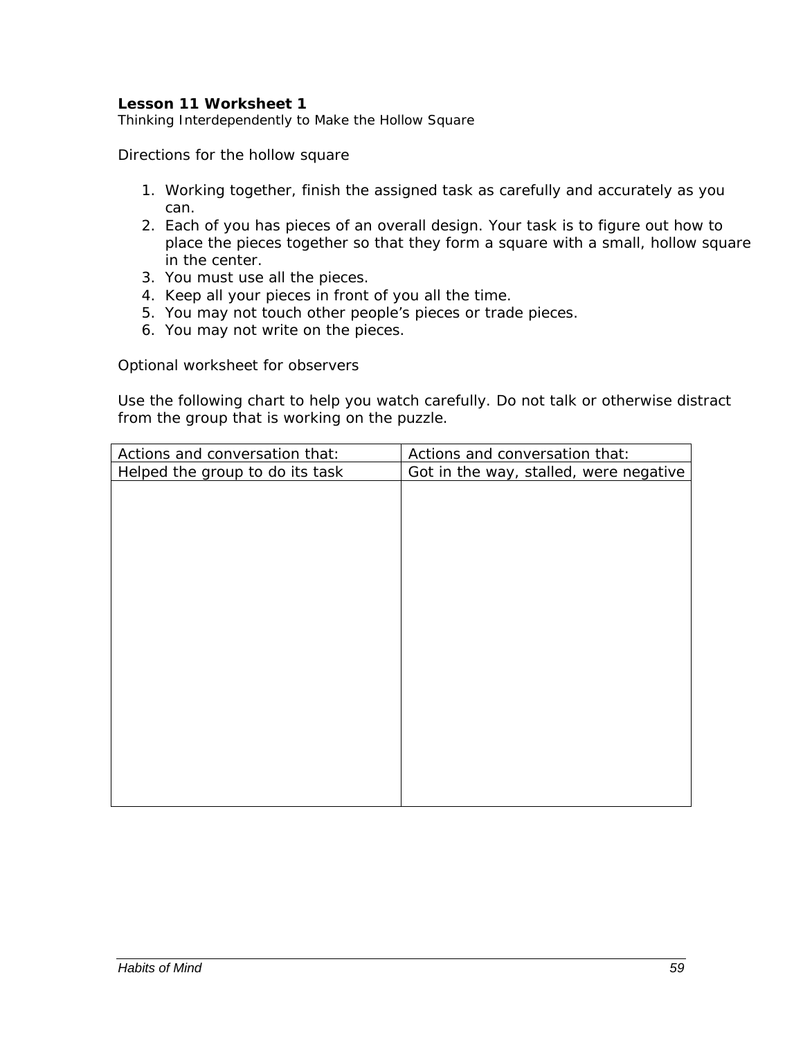**Lesson 11 Worksheet 1**

Thinking Interdependently to Make the Hollow Square

Directions for the hollow square

1. Working together, finish the assigned task as carefully and accurately as you can.
2. Each of you has pieces of an overall design. Your task is to figure out how to place the pieces together so that they form a square with a small, hollow square in the center.
3. You must use all the pieces.
4. Keep all your pieces in front of you all the time.
5. You may not touch other people's pieces or trade pieces.
6. You may not write on the pieces.

Optional worksheet for observers

Use the following chart to help you watch carefully. Do not talk or otherwise distract from the group that is working on the puzzle.

| Actions and conversation that: | Actions and conversation that: |
|---|---|
| Helped the group to do its task | Got in the way, stalled, were negative |
| | |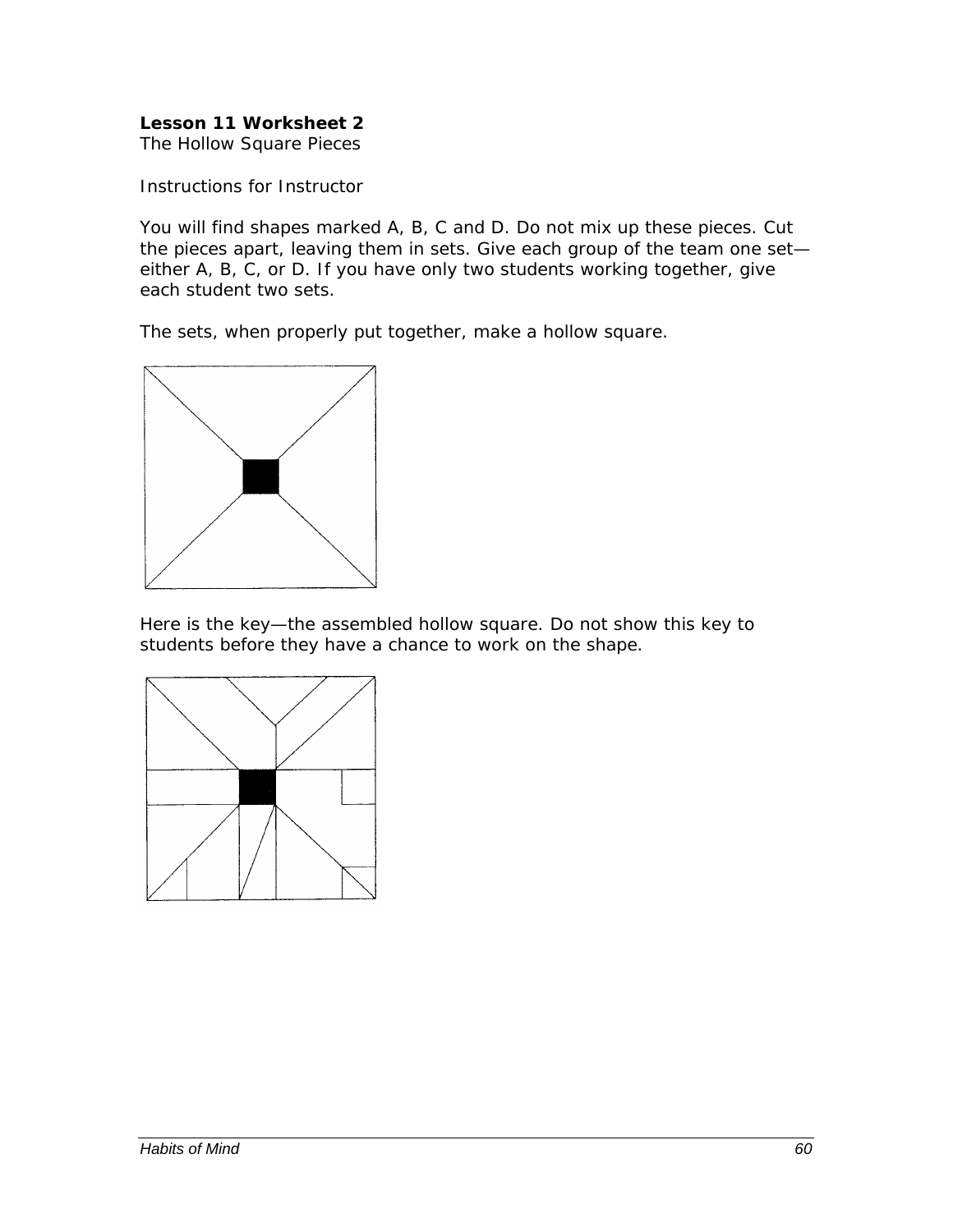**Lesson 11 Worksheet 2**
The Hollow Square Pieces

Instructions for Instructor

You will find shapes marked A, B, C and D. Do not mix up these pieces. Cut the pieces apart, leaving them in sets. Give each group of the team one set—either A, B, C, or D. If you have only two students working together, give each student two sets.

The sets, when properly put together, make a hollow square.

Here is the key—the assembled hollow square. Do not show this key to students before they have a chance to work on the shape.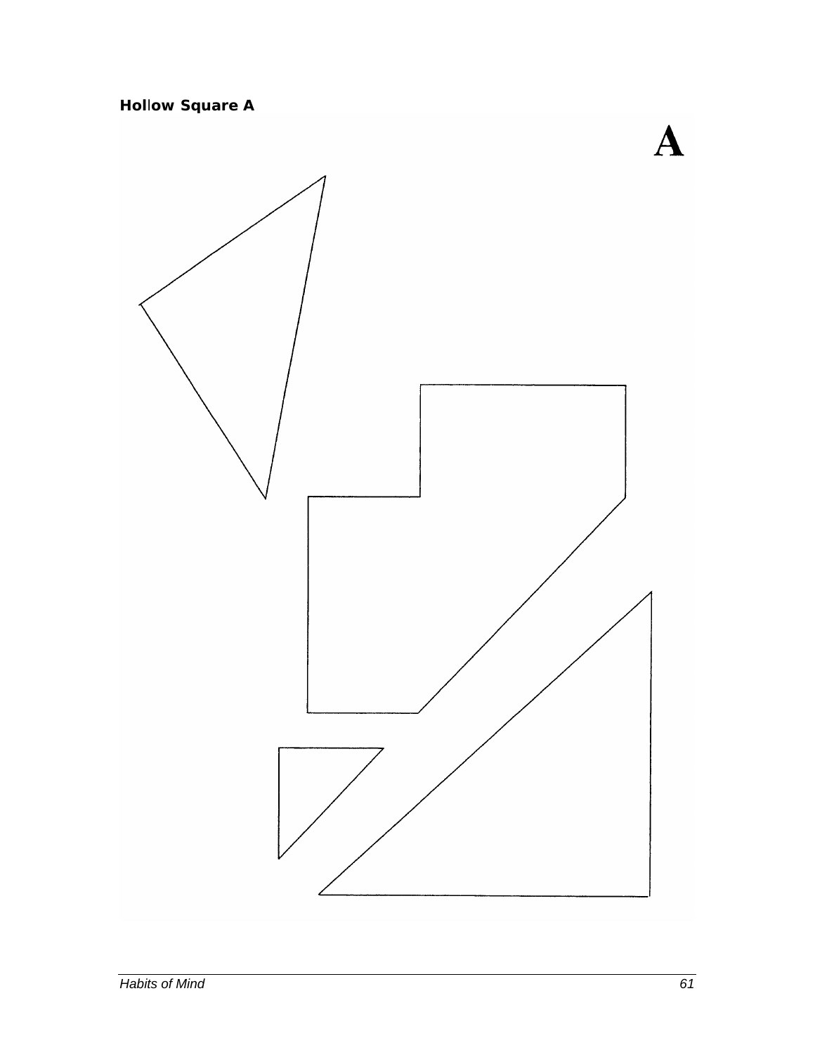**Hollow Square A**

**A**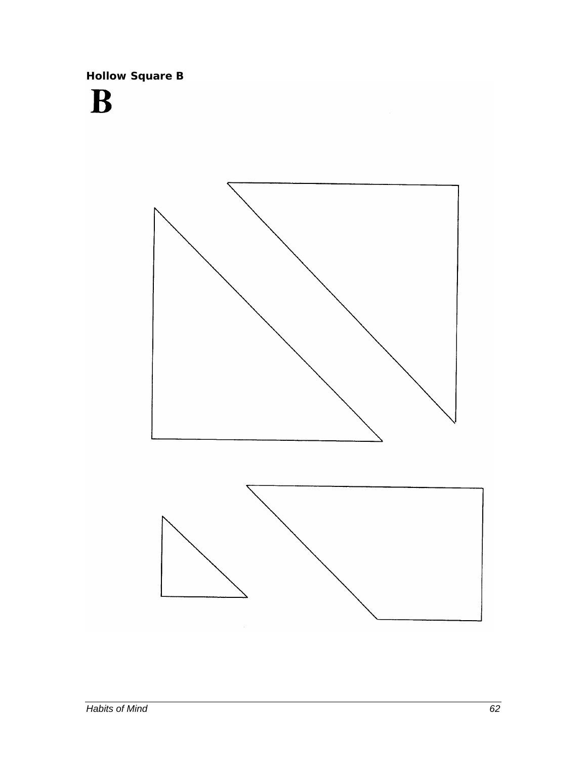**Hollow Square B**

# B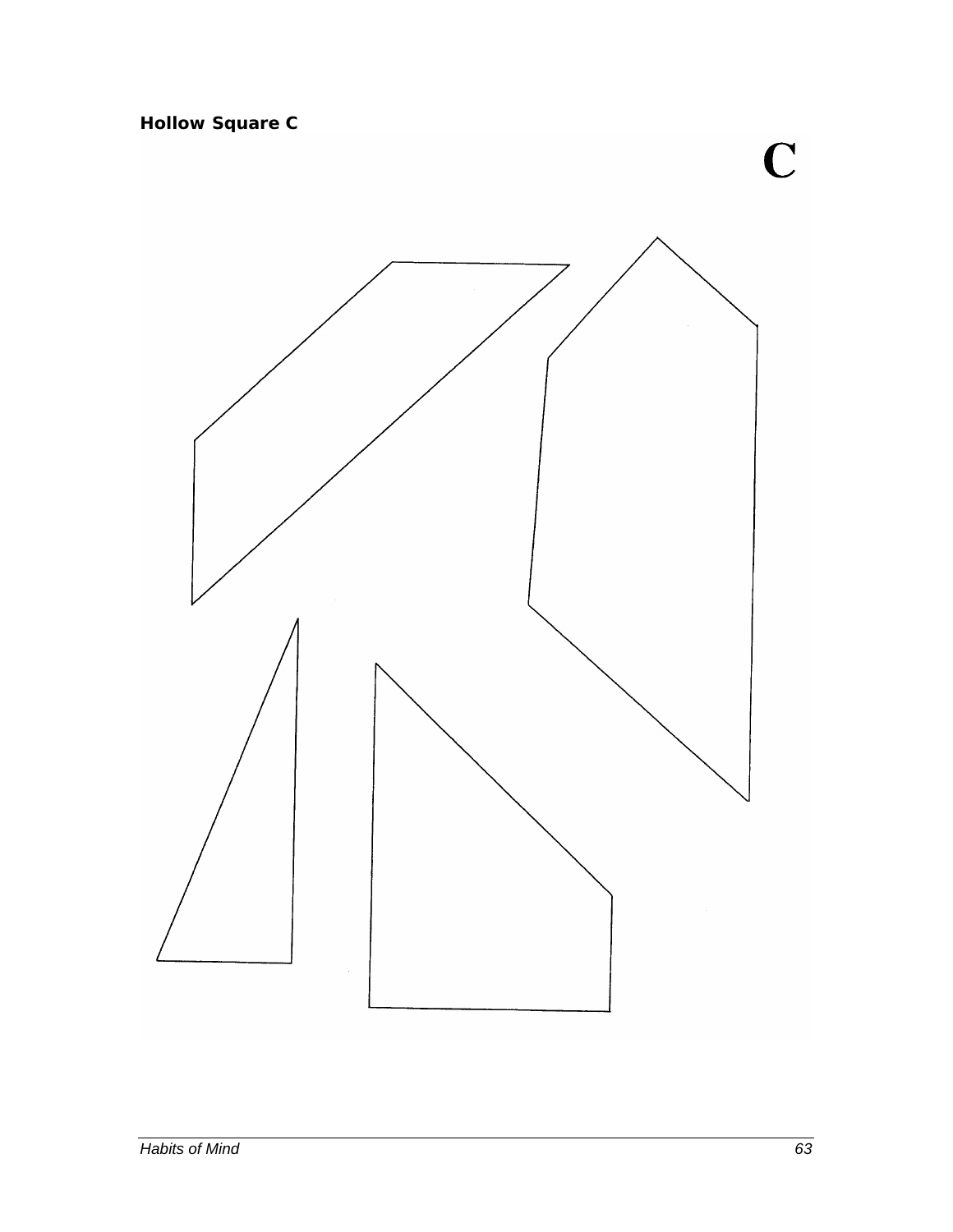**Hollow Square C**

**C**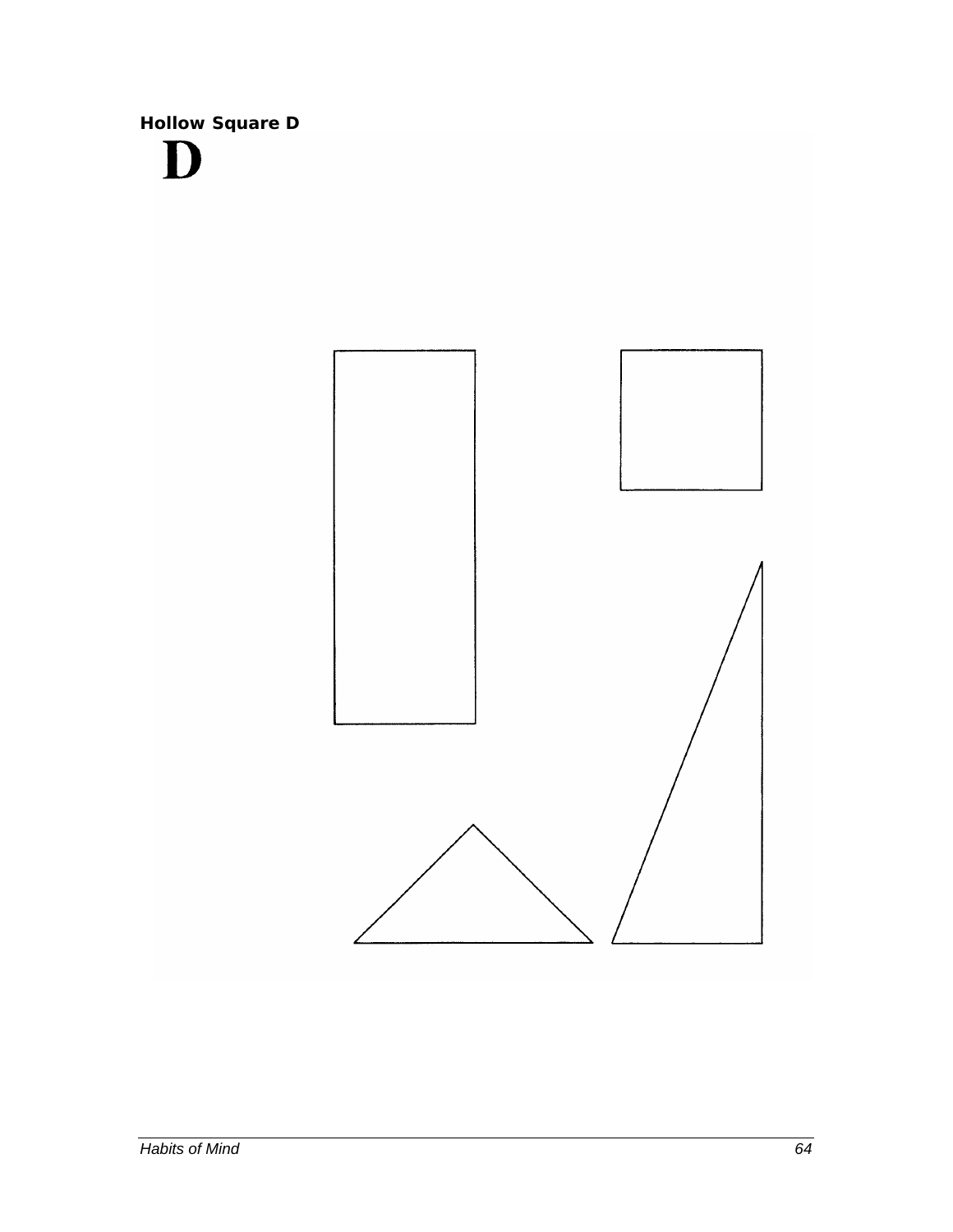**Hollow Square D**

# D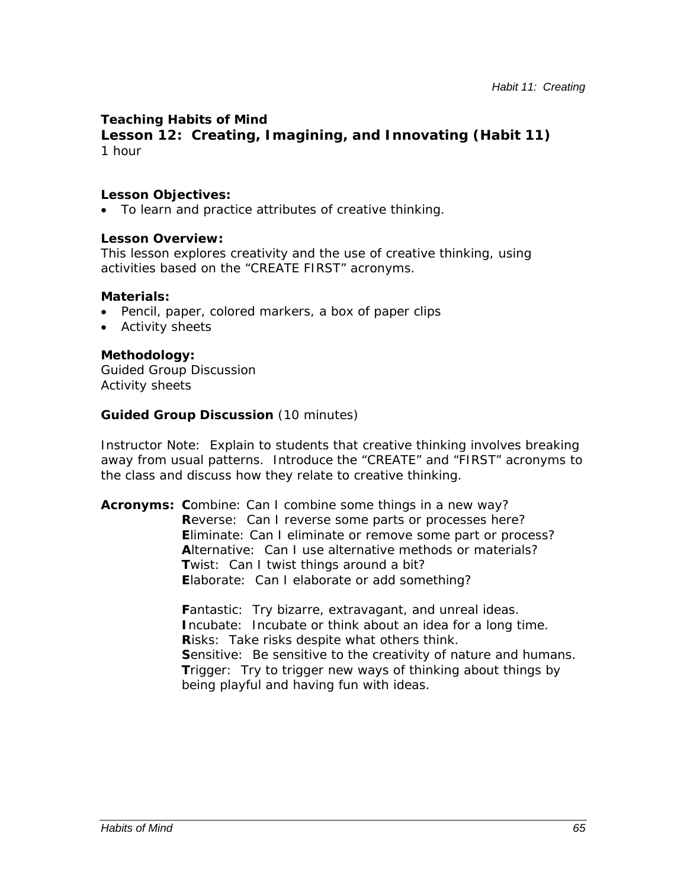**Teaching Habits of Mind**

## Lesson 12: Creating, Imagining, and Innovating (Habit 11)

1 hour

**Lesson Objectives:**

- To learn and practice attributes of creative thinking.

**Lesson Overview:**

This lesson explores creativity and the use of creative thinking, using activities based on the "CREATE FIRST" acronyms.

**Materials:**

- Pencil, paper, colored markers, a box of paper clips
- Activity sheets

**Methodology:**

Guided Group Discussion
Activity sheets

**Guided Group Discussion** (10 minutes)

Instructor Note: Explain to students that creative thinking involves breaking away from usual patterns. Introduce the "CREATE" and "FIRST" acronyms to the class and discuss how they relate to creative thinking.

**Acronyms:**

**C**ombine: Can I combine some things in a new way?
**R**everse: Can I reverse some parts or processes here?
**E**liminate: Can I eliminate or remove some part or process?
**A**lternative: Can I use alternative methods or materials?
**T**wist: Can I twist things around a bit?
**E**laborate: Can I elaborate or add something?

**F**antastic: Try bizarre, extravagant, and unreal ideas.
**I**ncubate: Incubate or think about an idea for a long time.
**R**isks: Take risks despite what others think.
**S**ensitive: Be sensitive to the creativity of nature and humans.
**T**rigger: Try to trigger new ways of thinking about things by being playful and having fun with ideas.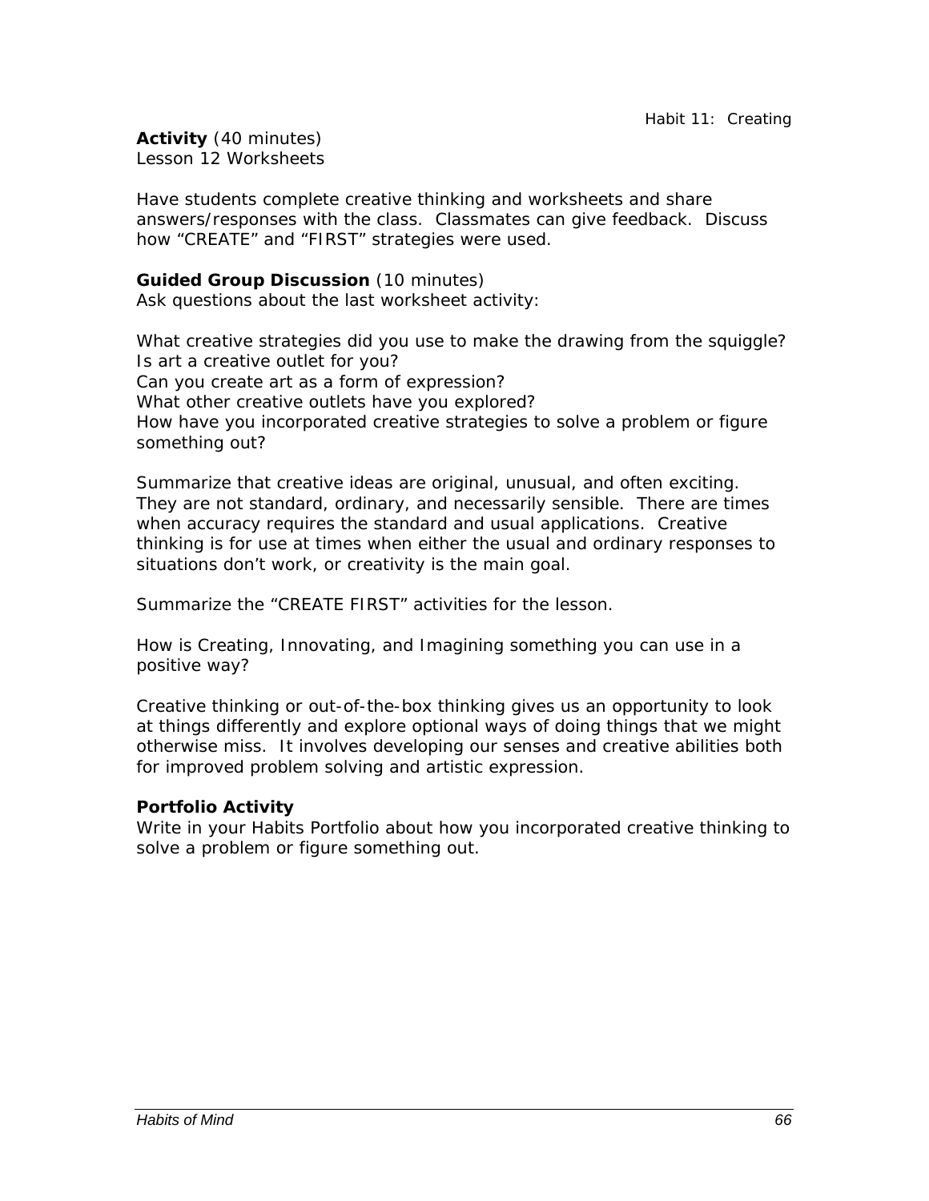**Activity** (40 minutes)
Lesson 12 Worksheets

Have students complete creative thinking and worksheets and share answers/responses with the class. Classmates can give feedback. Discuss how "CREATE" and "FIRST" strategies were used.

**Guided Group Discussion** (10 minutes)
Ask questions about the last worksheet activity:

What creative strategies did you use to make the drawing from the squiggle?
Is art a creative outlet for you?
Can you create art as a form of expression?
What other creative outlets have you explored?
How have you incorporated creative strategies to solve a problem or figure something out?

Summarize that creative ideas are original, unusual, and often exciting. They are not standard, ordinary, and necessarily sensible. There are times when accuracy requires the standard and usual applications. Creative thinking is for use at times when either the usual and ordinary responses to situations don't work, or creativity is the main goal.

Summarize the "CREATE FIRST" activities for the lesson.

How is Creating, Innovating, and Imagining something you can use in a positive way?

Creative thinking or out-of-the-box thinking gives us an opportunity to look at things differently and explore optional ways of doing things that we might otherwise miss. It involves developing our senses and creative abilities both for improved problem solving and artistic expression.

**Portfolio Activity**
Write in your Habits Portfolio about how you incorporated creative thinking to solve a problem or figure something out.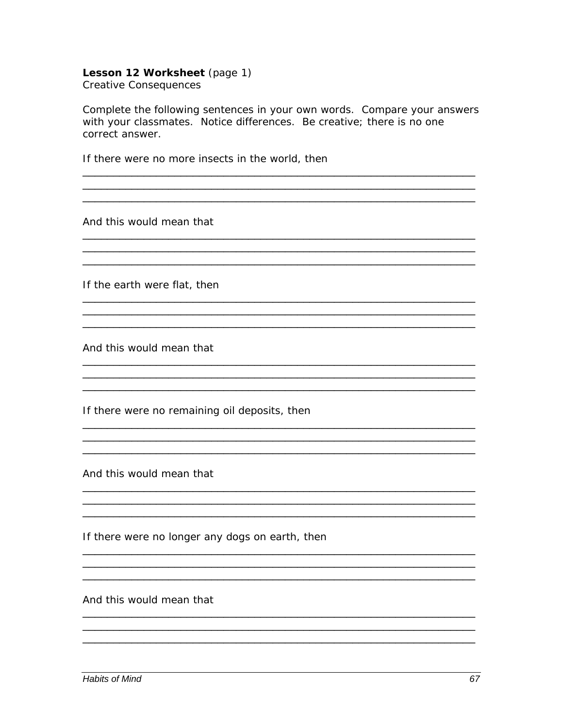**Lesson 12 Worksheet** (page 1)
Creative Consequences

Complete the following sentences in your own words. Compare your answers with your classmates. Notice differences. Be creative; there is no one correct answer.

If there were no more insects in the world, then

______________________________________________________________________
______________________________________________________________________
______________________________________________________________________

And this would mean that

______________________________________________________________________
______________________________________________________________________
______________________________________________________________________

If the earth were flat, then

______________________________________________________________________
______________________________________________________________________
______________________________________________________________________

And this would mean that

______________________________________________________________________
______________________________________________________________________
______________________________________________________________________

If there were no remaining oil deposits, then

______________________________________________________________________
______________________________________________________________________
______________________________________________________________________

And this would mean that

______________________________________________________________________
______________________________________________________________________
______________________________________________________________________

If there were no longer any dogs on earth, then

______________________________________________________________________
______________________________________________________________________
______________________________________________________________________

And this would mean that

______________________________________________________________________
______________________________________________________________________
______________________________________________________________________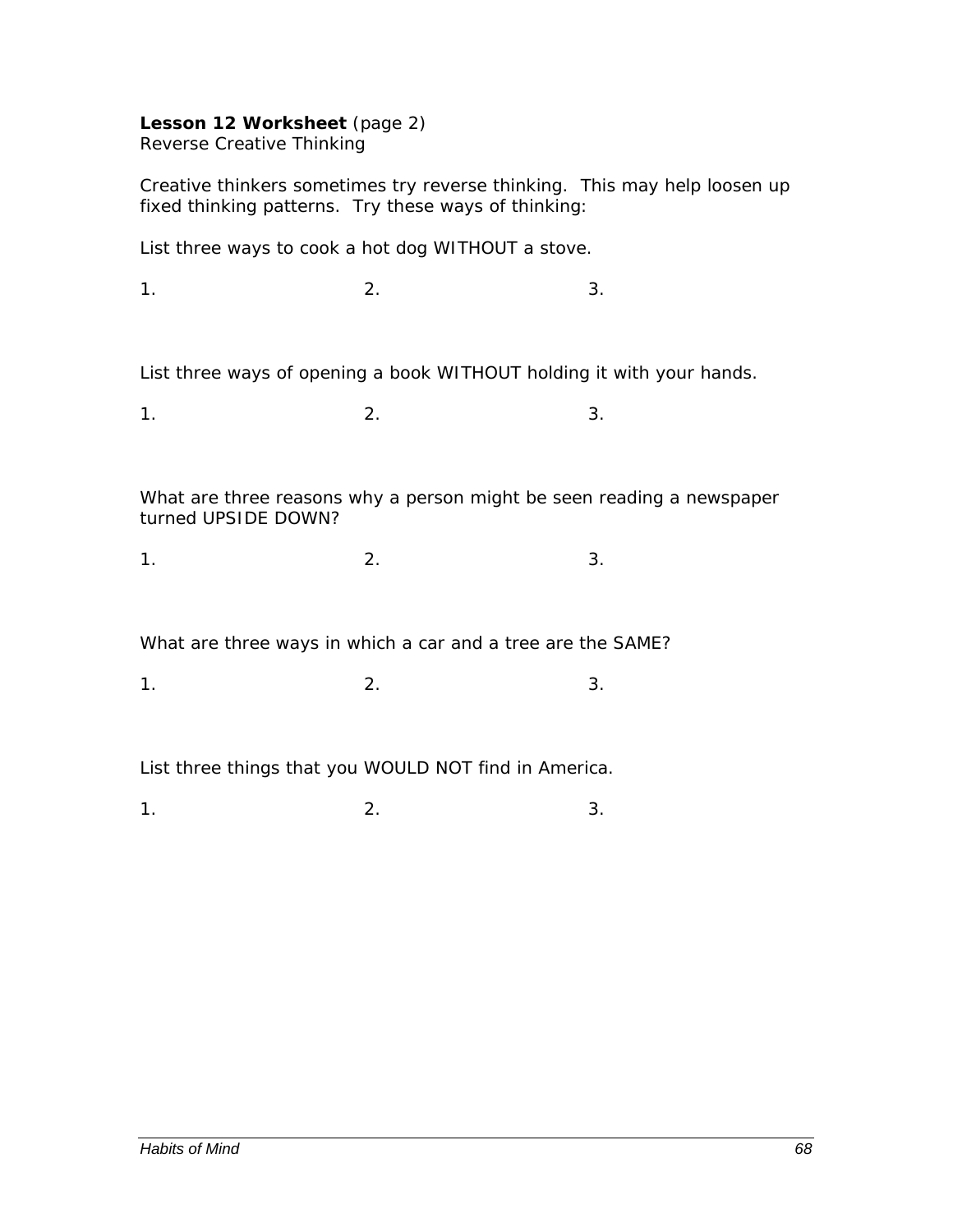**Lesson 12 Worksheet** (page 2)
Reverse Creative Thinking

Creative thinkers sometimes try reverse thinking. This may help loosen up fixed thinking patterns. Try these ways of thinking:

List three ways to cook a hot dog WITHOUT a stove.

1. 2. 3.

List three ways of opening a book WITHOUT holding it with your hands.

1. 2. 3.

What are three reasons why a person might be seen reading a newspaper turned UPSIDE DOWN?

1. 2. 3.

What are three ways in which a car and a tree are the SAME?

1. 2. 3.

List three things that you WOULD NOT find in America.

1. 2. 3.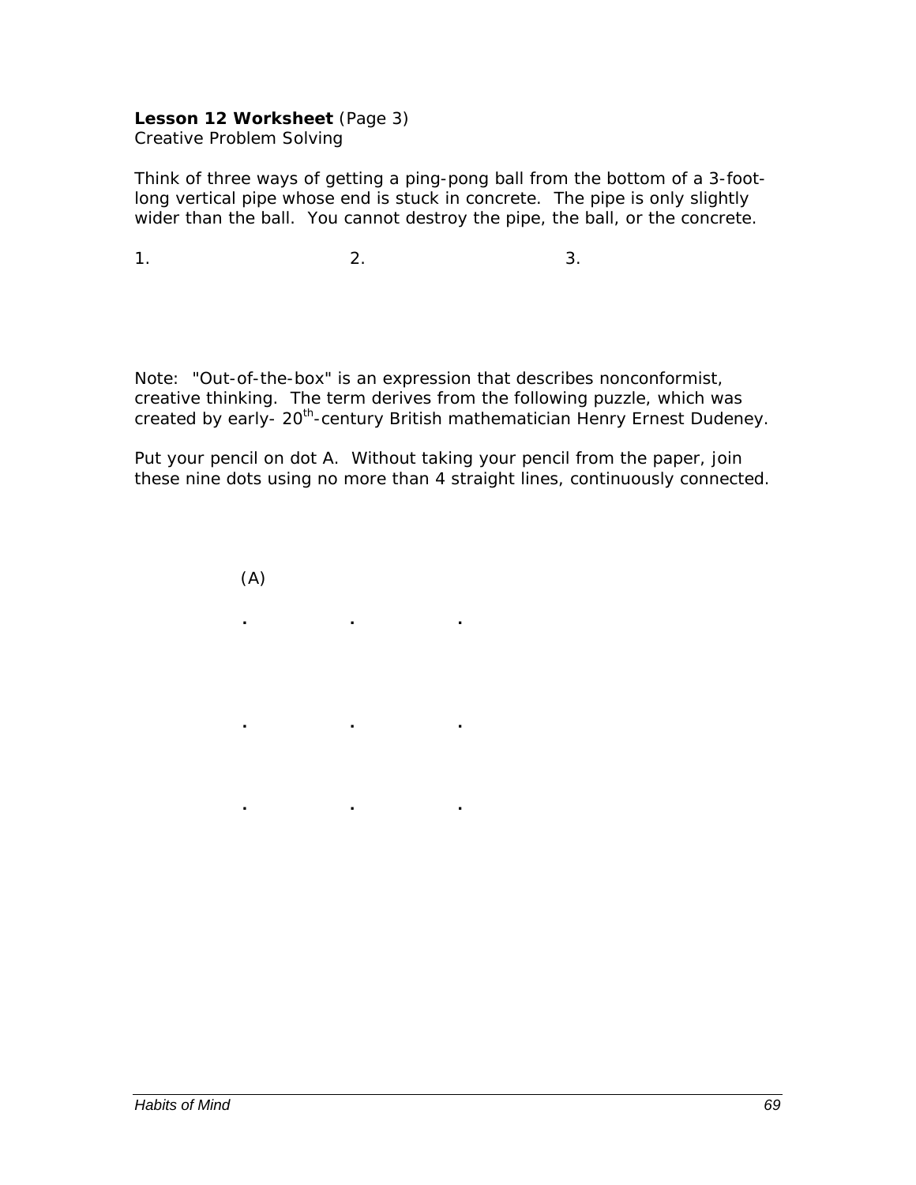**Lesson 12 Worksheet** (Page 3)
Creative Problem Solving

Think of three ways of getting a ping-pong ball from the bottom of a 3-foot-long vertical pipe whose end is stuck in concrete. The pipe is only slightly wider than the ball. You cannot destroy the pipe, the ball, or the concrete.

1. 2. 3.

Note: "Out-of-the-box" is an expression that describes nonconformist, creative thinking. The term derives from the following puzzle, which was created by early- 20th-century British mathematician Henry Ernest Dudeney.

Put your pencil on dot A. Without taking your pencil from the paper, join these nine dots using no more than 4 straight lines, continuously connected.

```
(A)
.        .        .

.        .        .

.        .        .
```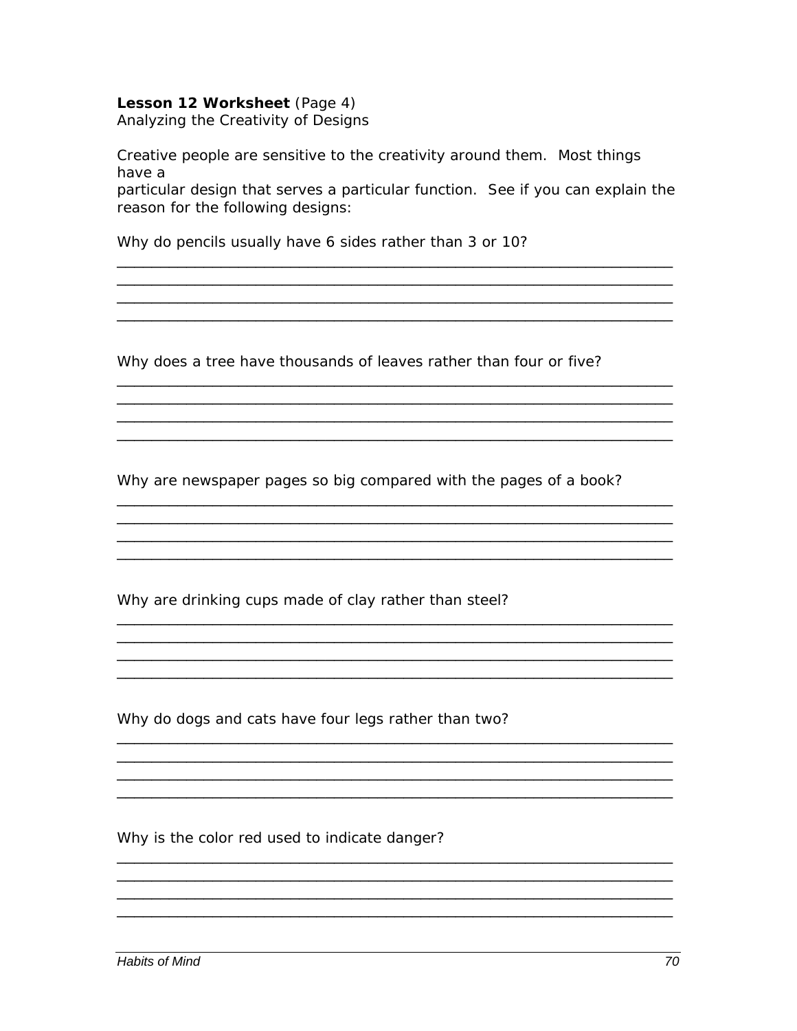**Lesson 12 Worksheet** (Page 4)
Analyzing the Creativity of Designs

Creative people are sensitive to the creativity around them. Most things have a
particular design that serves a particular function. See if you can explain the reason for the following designs:

Why do pencils usually have 6 sides rather than 3 or 10?

\_\_\_\_\_\_\_\_\_\_\_\_\_\_\_\_\_\_\_\_\_\_\_\_\_\_\_\_\_\_\_\_\_\_\_\_\_\_\_\_\_\_\_\_\_\_\_\_\_\_\_\_\_\_\_\_\_\_\_\_\_\_\_\_\_\_
\_\_\_\_\_\_\_\_\_\_\_\_\_\_\_\_\_\_\_\_\_\_\_\_\_\_\_\_\_\_\_\_\_\_\_\_\_\_\_\_\_\_\_\_\_\_\_\_\_\_\_\_\_\_\_\_\_\_\_\_\_\_\_\_\_\_
\_\_\_\_\_\_\_\_\_\_\_\_\_\_\_\_\_\_\_\_\_\_\_\_\_\_\_\_\_\_\_\_\_\_\_\_\_\_\_\_\_\_\_\_\_\_\_\_\_\_\_\_\_\_\_\_\_\_\_\_\_\_\_\_\_\_
\_\_\_\_\_\_\_\_\_\_\_\_\_\_\_\_\_\_\_\_\_\_\_\_\_\_\_\_\_\_\_\_\_\_\_\_\_\_\_\_\_\_\_\_\_\_\_\_\_\_\_\_\_\_\_\_\_\_\_\_\_\_\_\_\_\_

Why does a tree have thousands of leaves rather than four or five?

\_\_\_\_\_\_\_\_\_\_\_\_\_\_\_\_\_\_\_\_\_\_\_\_\_\_\_\_\_\_\_\_\_\_\_\_\_\_\_\_\_\_\_\_\_\_\_\_\_\_\_\_\_\_\_\_\_\_\_\_\_\_\_\_\_\_
\_\_\_\_\_\_\_\_\_\_\_\_\_\_\_\_\_\_\_\_\_\_\_\_\_\_\_\_\_\_\_\_\_\_\_\_\_\_\_\_\_\_\_\_\_\_\_\_\_\_\_\_\_\_\_\_\_\_\_\_\_\_\_\_\_\_
\_\_\_\_\_\_\_\_\_\_\_\_\_\_\_\_\_\_\_\_\_\_\_\_\_\_\_\_\_\_\_\_\_\_\_\_\_\_\_\_\_\_\_\_\_\_\_\_\_\_\_\_\_\_\_\_\_\_\_\_\_\_\_\_\_\_
\_\_\_\_\_\_\_\_\_\_\_\_\_\_\_\_\_\_\_\_\_\_\_\_\_\_\_\_\_\_\_\_\_\_\_\_\_\_\_\_\_\_\_\_\_\_\_\_\_\_\_\_\_\_\_\_\_\_\_\_\_\_\_\_\_\_

Why are newspaper pages so big compared with the pages of a book?

\_\_\_\_\_\_\_\_\_\_\_\_\_\_\_\_\_\_\_\_\_\_\_\_\_\_\_\_\_\_\_\_\_\_\_\_\_\_\_\_\_\_\_\_\_\_\_\_\_\_\_\_\_\_\_\_\_\_\_\_\_\_\_\_\_\_
\_\_\_\_\_\_\_\_\_\_\_\_\_\_\_\_\_\_\_\_\_\_\_\_\_\_\_\_\_\_\_\_\_\_\_\_\_\_\_\_\_\_\_\_\_\_\_\_\_\_\_\_\_\_\_\_\_\_\_\_\_\_\_\_\_\_
\_\_\_\_\_\_\_\_\_\_\_\_\_\_\_\_\_\_\_\_\_\_\_\_\_\_\_\_\_\_\_\_\_\_\_\_\_\_\_\_\_\_\_\_\_\_\_\_\_\_\_\_\_\_\_\_\_\_\_\_\_\_\_\_\_\_
\_\_\_\_\_\_\_\_\_\_\_\_\_\_\_\_\_\_\_\_\_\_\_\_\_\_\_\_\_\_\_\_\_\_\_\_\_\_\_\_\_\_\_\_\_\_\_\_\_\_\_\_\_\_\_\_\_\_\_\_\_\_\_\_\_\_

Why are drinking cups made of clay rather than steel?

\_\_\_\_\_\_\_\_\_\_\_\_\_\_\_\_\_\_\_\_\_\_\_\_\_\_\_\_\_\_\_\_\_\_\_\_\_\_\_\_\_\_\_\_\_\_\_\_\_\_\_\_\_\_\_\_\_\_\_\_\_\_\_\_\_\_
\_\_\_\_\_\_\_\_\_\_\_\_\_\_\_\_\_\_\_\_\_\_\_\_\_\_\_\_\_\_\_\_\_\_\_\_\_\_\_\_\_\_\_\_\_\_\_\_\_\_\_\_\_\_\_\_\_\_\_\_\_\_\_\_\_\_
\_\_\_\_\_\_\_\_\_\_\_\_\_\_\_\_\_\_\_\_\_\_\_\_\_\_\_\_\_\_\_\_\_\_\_\_\_\_\_\_\_\_\_\_\_\_\_\_\_\_\_\_\_\_\_\_\_\_\_\_\_\_\_\_\_\_
\_\_\_\_\_\_\_\_\_\_\_\_\_\_\_\_\_\_\_\_\_\_\_\_\_\_\_\_\_\_\_\_\_\_\_\_\_\_\_\_\_\_\_\_\_\_\_\_\_\_\_\_\_\_\_\_\_\_\_\_\_\_\_\_\_\_

Why do dogs and cats have four legs rather than two?

\_\_\_\_\_\_\_\_\_\_\_\_\_\_\_\_\_\_\_\_\_\_\_\_\_\_\_\_\_\_\_\_\_\_\_\_\_\_\_\_\_\_\_\_\_\_\_\_\_\_\_\_\_\_\_\_\_\_\_\_\_\_\_\_\_\_
\_\_\_\_\_\_\_\_\_\_\_\_\_\_\_\_\_\_\_\_\_\_\_\_\_\_\_\_\_\_\_\_\_\_\_\_\_\_\_\_\_\_\_\_\_\_\_\_\_\_\_\_\_\_\_\_\_\_\_\_\_\_\_\_\_\_
\_\_\_\_\_\_\_\_\_\_\_\_\_\_\_\_\_\_\_\_\_\_\_\_\_\_\_\_\_\_\_\_\_\_\_\_\_\_\_\_\_\_\_\_\_\_\_\_\_\_\_\_\_\_\_\_\_\_\_\_\_\_\_\_\_\_
\_\_\_\_\_\_\_\_\_\_\_\_\_\_\_\_\_\_\_\_\_\_\_\_\_\_\_\_\_\_\_\_\_\_\_\_\_\_\_\_\_\_\_\_\_\_\_\_\_\_\_\_\_\_\_\_\_\_\_\_\_\_\_\_\_\_

Why is the color red used to indicate danger?

\_\_\_\_\_\_\_\_\_\_\_\_\_\_\_\_\_\_\_\_\_\_\_\_\_\_\_\_\_\_\_\_\_\_\_\_\_\_\_\_\_\_\_\_\_\_\_\_\_\_\_\_\_\_\_\_\_\_\_\_\_\_\_\_\_\_
\_\_\_\_\_\_\_\_\_\_\_\_\_\_\_\_\_\_\_\_\_\_\_\_\_\_\_\_\_\_\_\_\_\_\_\_\_\_\_\_\_\_\_\_\_\_\_\_\_\_\_\_\_\_\_\_\_\_\_\_\_\_\_\_\_\_
\_\_\_\_\_\_\_\_\_\_\_\_\_\_\_\_\_\_\_\_\_\_\_\_\_\_\_\_\_\_\_\_\_\_\_\_\_\_\_\_\_\_\_\_\_\_\_\_\_\_\_\_\_\_\_\_\_\_\_\_\_\_\_\_\_\_
\_\_\_\_\_\_\_\_\_\_\_\_\_\_\_\_\_\_\_\_\_\_\_\_\_\_\_\_\_\_\_\_\_\_\_\_\_\_\_\_\_\_\_\_\_\_\_\_\_\_\_\_\_\_\_\_\_\_\_\_\_\_\_\_\_\_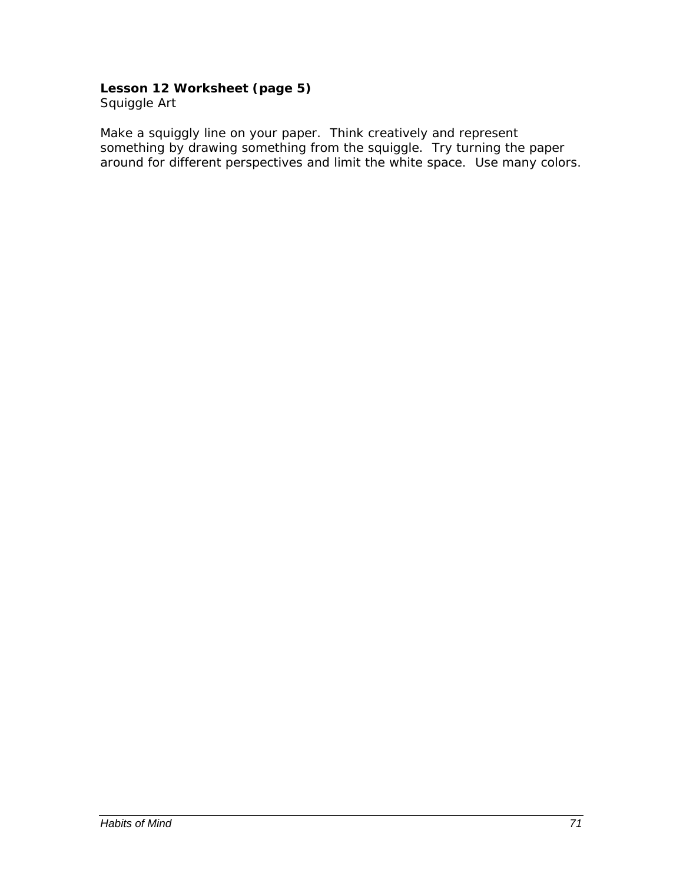**Lesson 12 Worksheet (page 5)**
Squiggle Art

Make a squiggly line on your paper. Think creatively and represent something by drawing something from the squiggle. Try turning the paper around for different perspectives and limit the white space. Use many colors.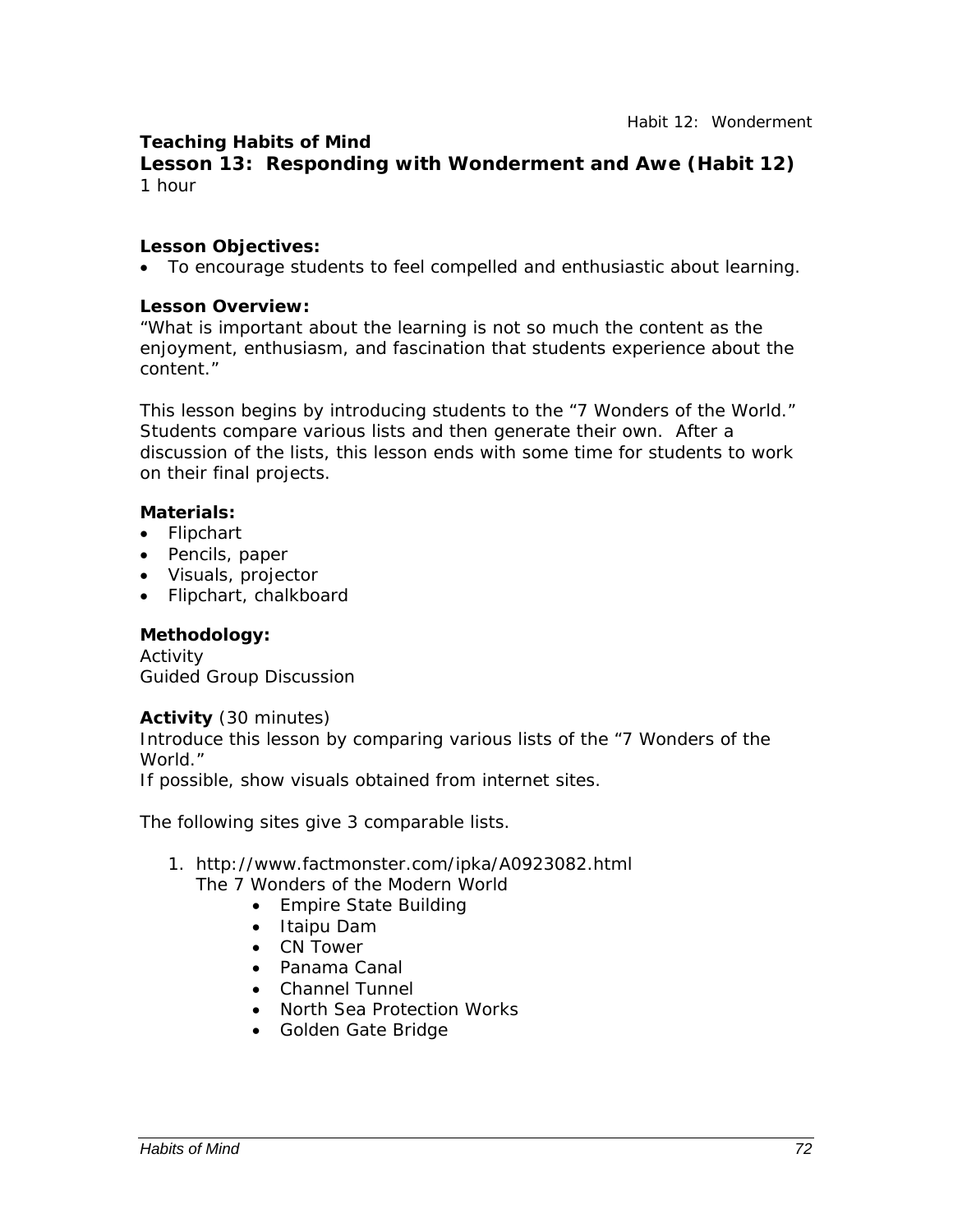**Teaching Habits of Mind**

## Lesson 13: Responding with Wonderment and Awe (Habit 12)

1 hour

**Lesson Objectives:**

- To encourage students to feel compelled and enthusiastic about learning.

**Lesson Overview:**

"What is important about the learning is not so much the content as the enjoyment, enthusiasm, and fascination that students experience about the content."

This lesson begins by introducing students to the "7 Wonders of the World." Students compare various lists and then generate their own. After a discussion of the lists, this lesson ends with some time for students to work on their final projects.

**Materials:**

- Flipchart
- Pencils, paper
- Visuals, projector
- Flipchart, chalkboard

**Methodology:**

Activity
Guided Group Discussion

**Activity** (30 minutes)

Introduce this lesson by comparing various lists of the "7 Wonders of the World."
If possible, show visuals obtained from internet sites.

The following sites give 3 comparable lists.

1. http://www.factmonster.com/ipka/A0923082.html
   The 7 Wonders of the Modern World
   - Empire State Building
   - Itaipu Dam
   - CN Tower
   - Panama Canal
   - Channel Tunnel
   - North Sea Protection Works
   - Golden Gate Bridge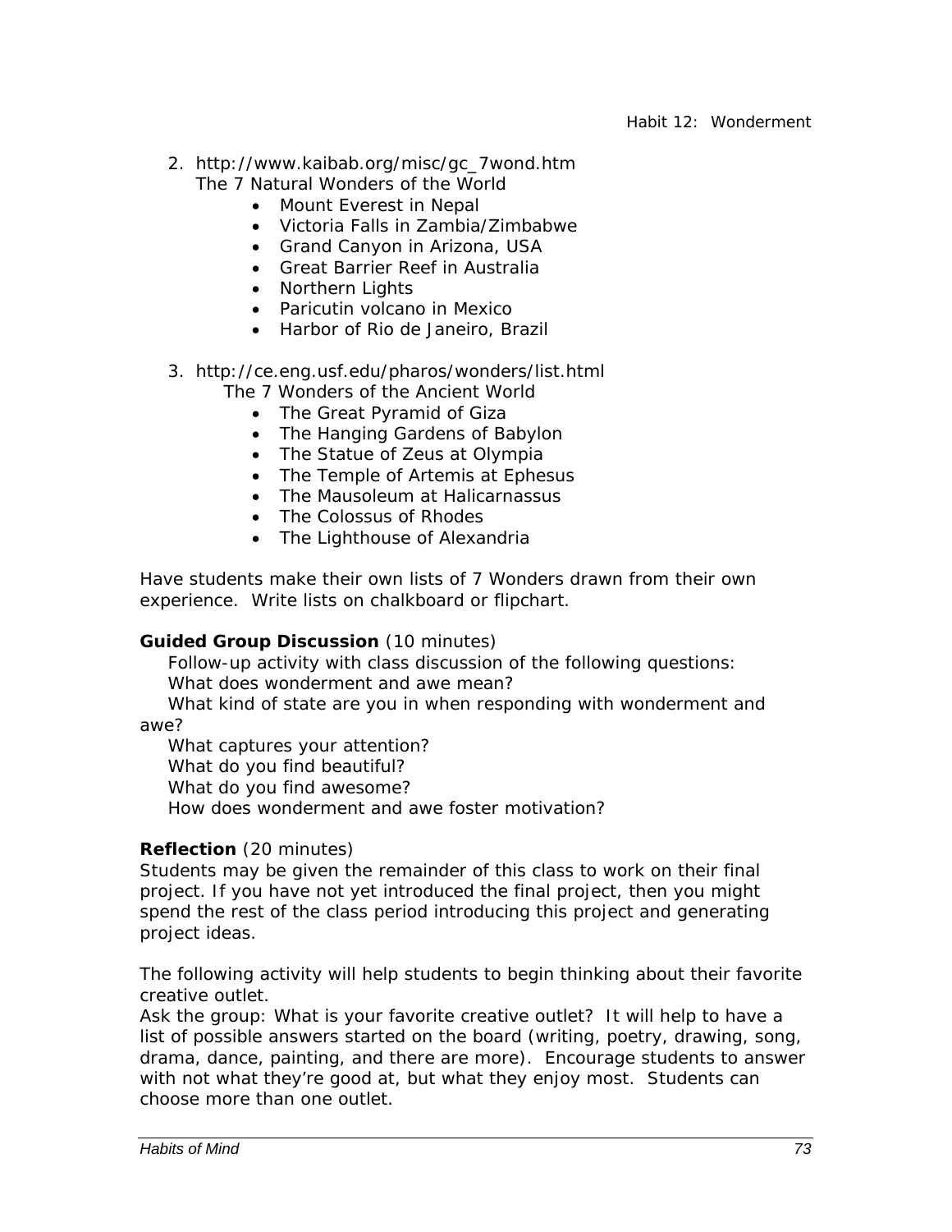2. http://www.kaibab.org/misc/gc_7wond.htm
   The 7 Natural Wonders of the World
   - Mount Everest in Nepal
   - Victoria Falls in Zambia/Zimbabwe
   - Grand Canyon in Arizona, USA
   - Great Barrier Reef in Australia
   - Northern Lights
   - Paricutin volcano in Mexico
   - Harbor of Rio de Janeiro, Brazil

3. http://ce.eng.usf.edu/pharos/wonders/list.html
   The 7 Wonders of the Ancient World
   - The Great Pyramid of Giza
   - The Hanging Gardens of Babylon
   - The Statue of Zeus at Olympia
   - The Temple of Artemis at Ephesus
   - The Mausoleum at Halicarnassus
   - The Colossus of Rhodes
   - The Lighthouse of Alexandria

Have students make their own lists of 7 Wonders drawn from their own experience. Write lists on chalkboard or flipchart.

**Guided Group Discussion** (10 minutes)

Follow-up activity with class discussion of the following questions:
What does wonderment and awe mean?
What kind of state are you in when responding with wonderment and awe?
What captures your attention?
What do you find beautiful?
What do you find awesome?
How does wonderment and awe foster motivation?

**Reflection** (20 minutes)

Students may be given the remainder of this class to work on their final project. If you have not yet introduced the final project, then you might spend the rest of the class period introducing this project and generating project ideas.

The following activity will help students to begin thinking about their favorite creative outlet.
Ask the group: What is your favorite creative outlet? It will help to have a list of possible answers started on the board (writing, poetry, drawing, song, drama, dance, painting, and there are more). Encourage students to answer with not what they're good at, but what they enjoy most. Students can choose more than one outlet.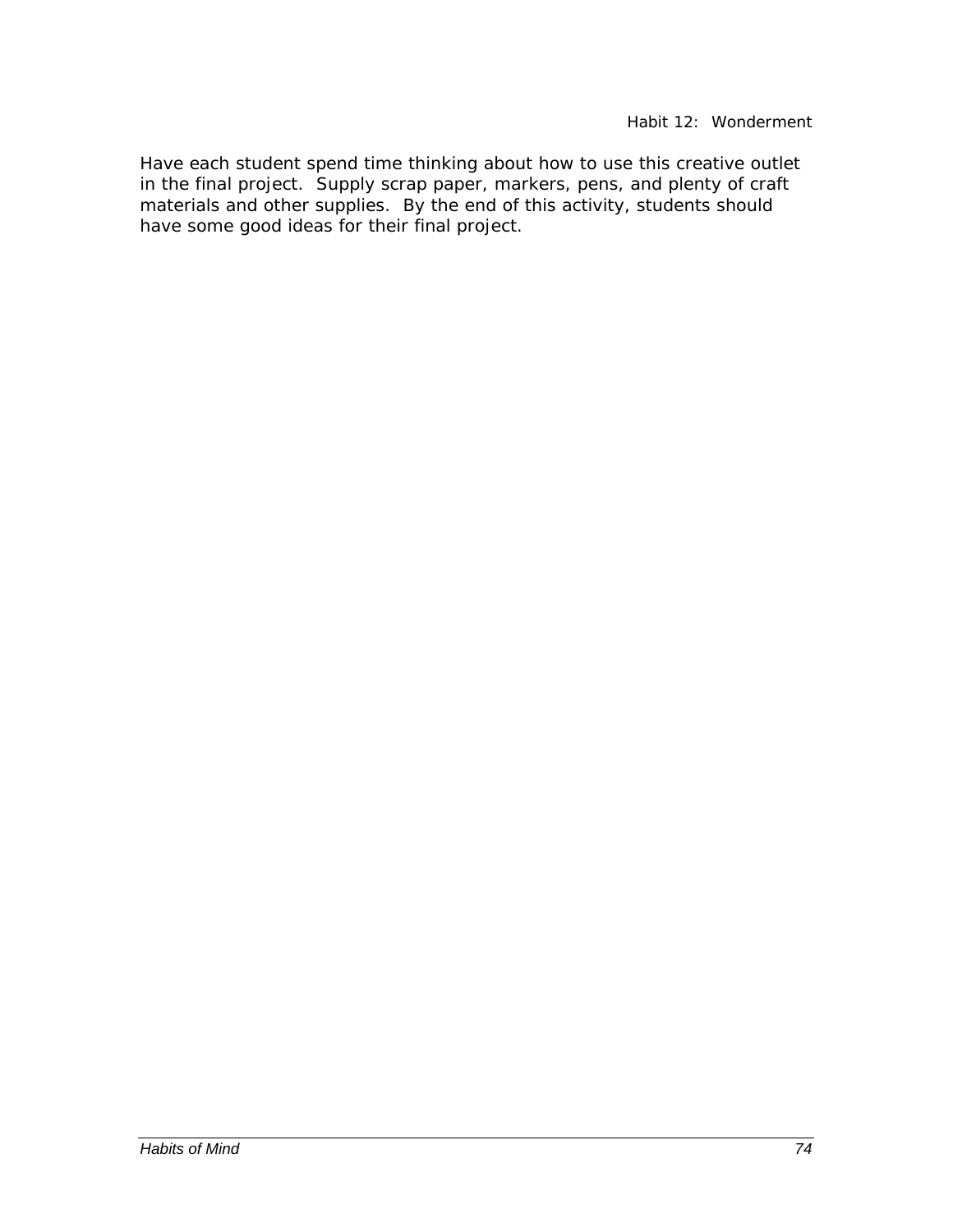Have each student spend time thinking about how to use this creative outlet in the final project.  Supply scrap paper, markers, pens, and plenty of craft materials and other supplies.  By the end of this activity, students should have some good ideas for their final project.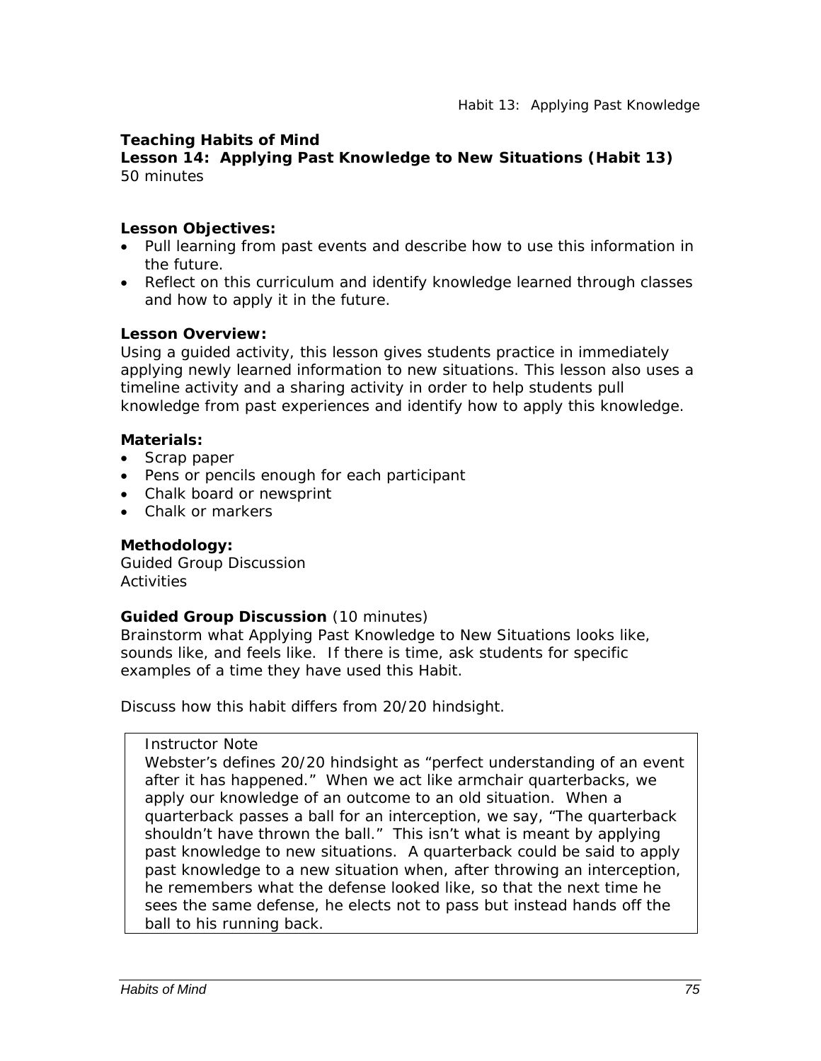**Teaching Habits of Mind**
**Lesson 14: Applying Past Knowledge to New Situations (Habit 13)**
50 minutes

**Lesson Objectives:**

- Pull learning from past events and describe how to use this information in the future.
- Reflect on this curriculum and identify knowledge learned through classes and how to apply it in the future.

**Lesson Overview:**
Using a guided activity, this lesson gives students practice in immediately applying newly learned information to new situations. This lesson also uses a timeline activity and a sharing activity in order to help students pull knowledge from past experiences and identify how to apply this knowledge.

**Materials:**

- Scrap paper
- Pens or pencils enough for each participant
- Chalk board or newsprint
- Chalk or markers

**Methodology:**
Guided Group Discussion
Activities

**Guided Group Discussion** (10 minutes)
Brainstorm what Applying Past Knowledge to New Situations looks like, sounds like, and feels like. If there is time, ask students for specific examples of a time they have used this Habit.

Discuss how this habit differs from 20/20 hindsight.

> Instructor Note
> Webster's defines 20/20 hindsight as "perfect understanding of an event after it has happened." When we act like armchair quarterbacks, we apply our knowledge of an outcome to an old situation. When a quarterback passes a ball for an interception, we say, "The quarterback shouldn't have thrown the ball." This isn't what is meant by applying past knowledge to new situations. A quarterback could be said to apply past knowledge to a new situation when, after throwing an interception, he remembers what the defense looked like, so that the next time he sees the same defense, he elects not to pass but instead hands off the ball to his running back.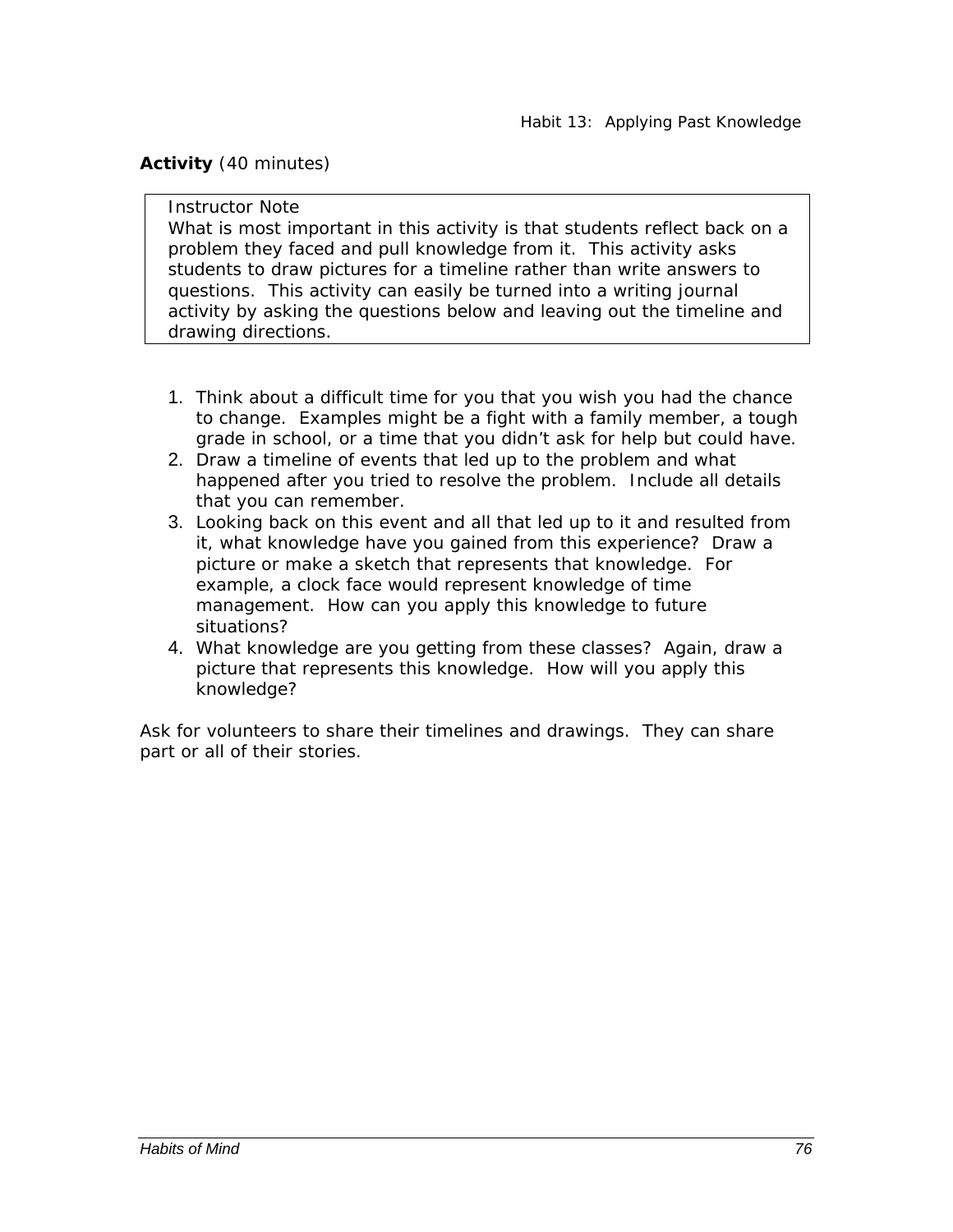**Activity** (40 minutes)

> Instructor Note
> What is most important in this activity is that students reflect back on a problem they faced and pull knowledge from it. This activity asks students to draw pictures for a timeline rather than write answers to questions. This activity can easily be turned into a writing journal activity by asking the questions below and leaving out the timeline and drawing directions.

1. Think about a difficult time for you that you wish you had the chance to change. Examples might be a fight with a family member, a tough grade in school, or a time that you didn't ask for help but could have.
2. Draw a timeline of events that led up to the problem and what happened after you tried to resolve the problem. Include all details that you can remember.
3. Looking back on this event and all that led up to it and resulted from it, what knowledge have you gained from this experience? Draw a picture or make a sketch that represents that knowledge. For example, a clock face would represent knowledge of time management. How can you apply this knowledge to future situations?
4. What knowledge are you getting from these classes? Again, draw a picture that represents this knowledge. How will you apply this knowledge?

Ask for volunteers to share their timelines and drawings. They can share part or all of their stories.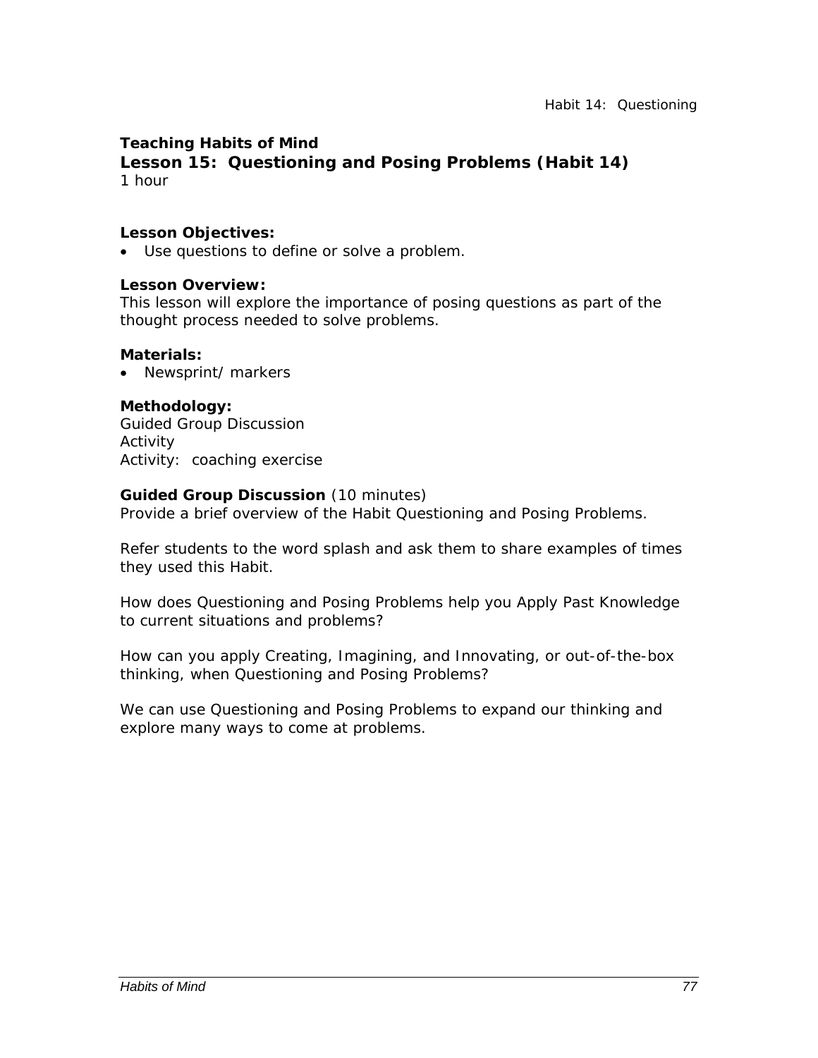**Teaching Habits of Mind**

## Lesson 15: Questioning and Posing Problems (Habit 14)

1 hour

**Lesson Objectives:**

- Use questions to define or solve a problem.

**Lesson Overview:**

This lesson will explore the importance of posing questions as part of the thought process needed to solve problems.

**Materials:**

- Newsprint/ markers

**Methodology:**

Guided Group Discussion
Activity
Activity: coaching exercise

**Guided Group Discussion** (10 minutes)

Provide a brief overview of the Habit Questioning and Posing Problems.

Refer students to the word splash and ask them to share examples of times they used this Habit.

How does Questioning and Posing Problems help you Apply Past Knowledge to current situations and problems?

How can you apply Creating, Imagining, and Innovating, or out-of-the-box thinking, when Questioning and Posing Problems?

We can use Questioning and Posing Problems to expand our thinking and explore many ways to come at problems.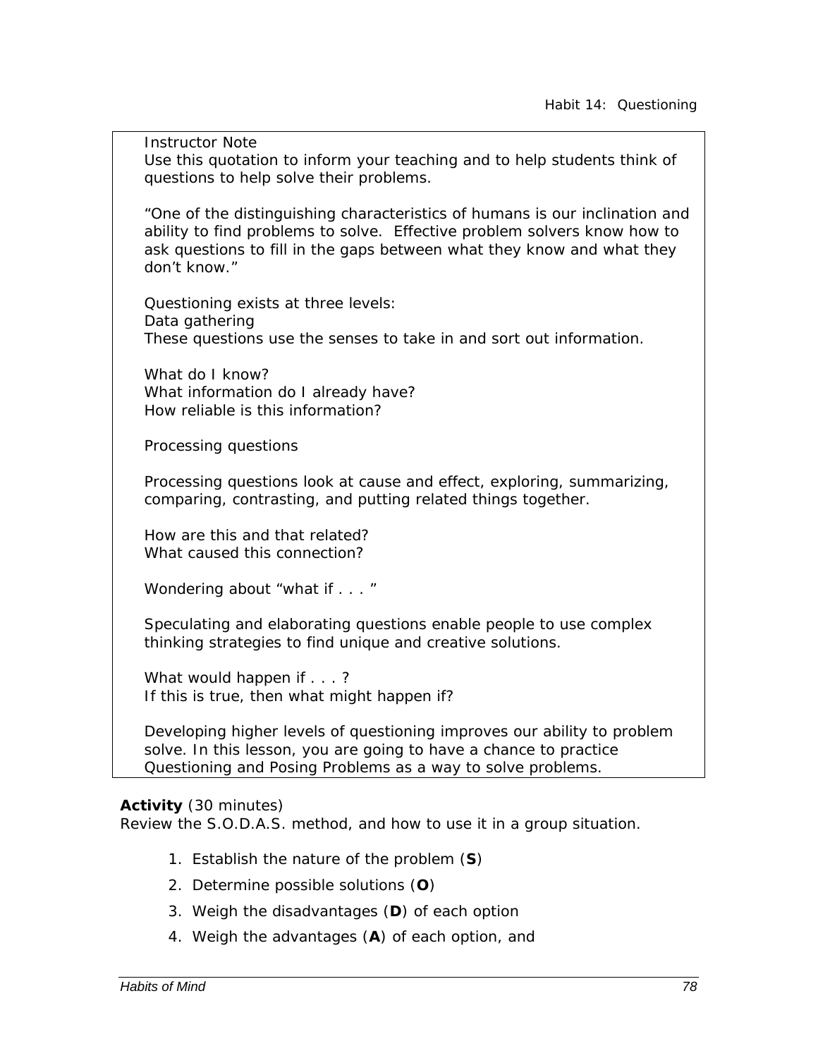Instructor Note
Use this quotation to inform your teaching and to help students think of questions to help solve their problems.

"One of the distinguishing characteristics of humans is our inclination and ability to find problems to solve. Effective problem solvers know how to ask questions to fill in the gaps between what they know and what they don't know."

Questioning exists at three levels:
Data gathering
These questions use the senses to take in and sort out information.

What do I know?
What information do I already have?
How reliable is this information?

Processing questions

Processing questions look at cause and effect, exploring, summarizing, comparing, contrasting, and putting related things together.

How are this and that related?
What caused this connection?

Wondering about "what if . . . "

Speculating and elaborating questions enable people to use complex thinking strategies to find unique and creative solutions.

What would happen if . . . ?
If this is true, then what might happen if?

Developing higher levels of questioning improves our ability to problem solve. In this lesson, you are going to have a chance to practice Questioning and Posing Problems as a way to solve problems.

**Activity** (30 minutes)
Review the S.O.D.A.S. method, and how to use it in a group situation.

1. Establish the nature of the problem (**S**)
2. Determine possible solutions (**O**)
3. Weigh the disadvantages (**D**) of each option
4. Weigh the advantages (**A**) of each option, and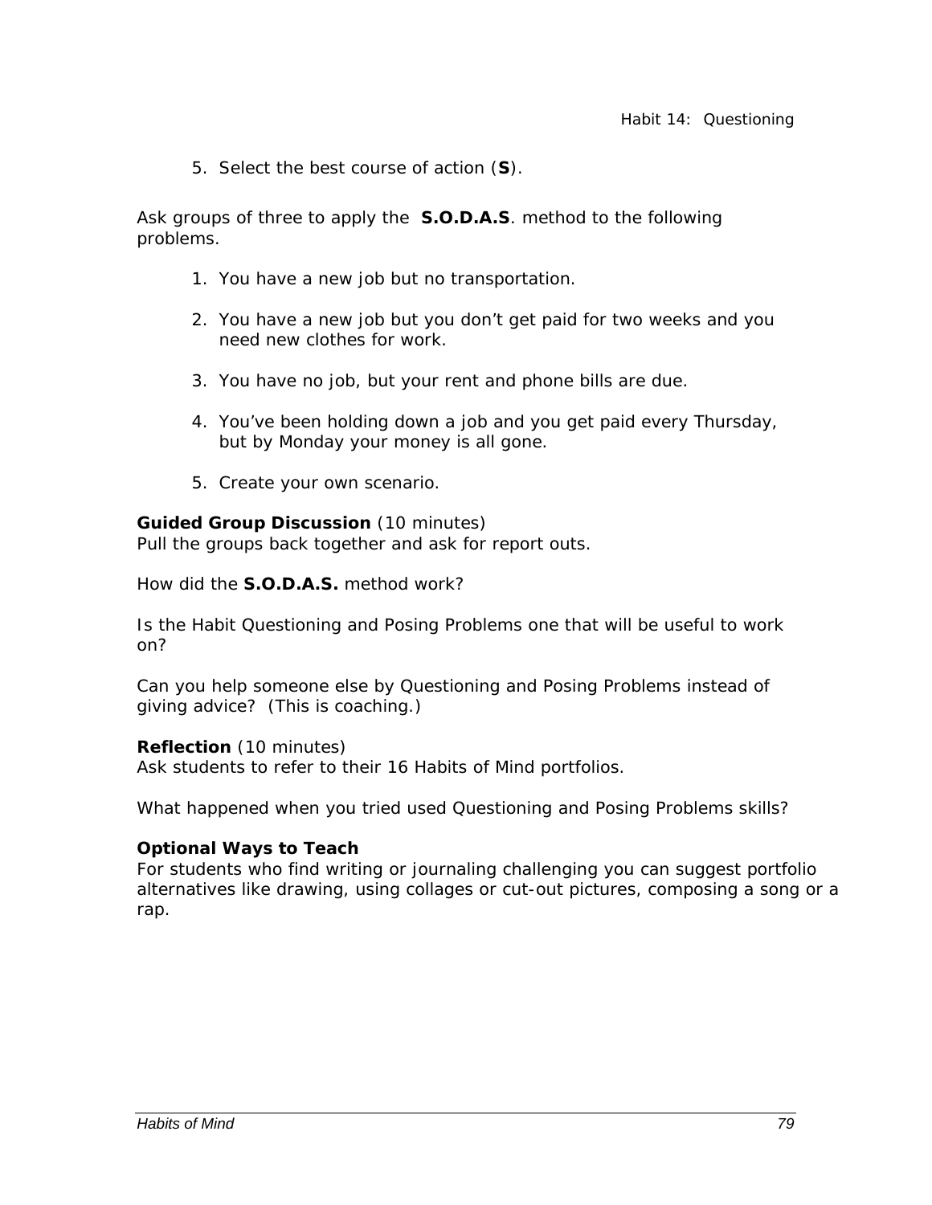5. Select the best course of action (**S**).

Ask groups of three to apply the **S.O.D.A.S**. method to the following problems.

1. You have a new job but no transportation.

2. You have a new job but you don't get paid for two weeks and you need new clothes for work.

3. You have no job, but your rent and phone bills are due.

4. You've been holding down a job and you get paid every Thursday, but by Monday your money is all gone.

5. Create your own scenario.

**Guided Group Discussion** (10 minutes)
Pull the groups back together and ask for report outs.

How did the **S.O.D.A.S.** method work?

Is the Habit Questioning and Posing Problems one that will be useful to work on?

Can you help someone else by Questioning and Posing Problems instead of giving advice? (This is coaching.)

**Reflection** (10 minutes)
Ask students to refer to their 16 Habits of Mind portfolios.

What happened when you tried used Questioning and Posing Problems skills?

**Optional Ways to Teach**
For students who find writing or journaling challenging you can suggest portfolio alternatives like drawing, using collages or cut-out pictures, composing a song or a rap.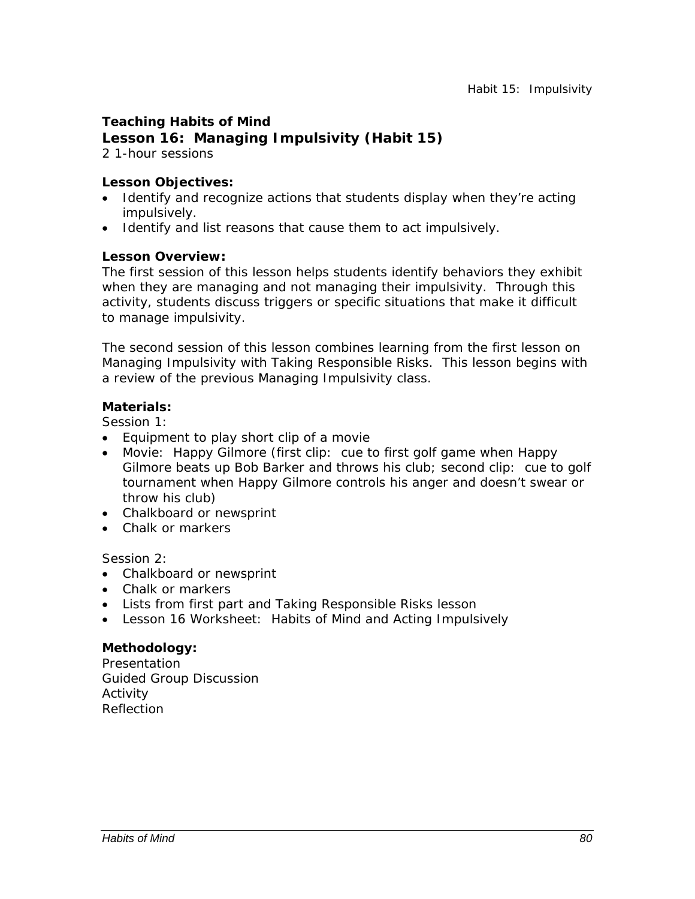**Teaching Habits of Mind**

## Lesson 16: Managing Impulsivity (Habit 15)

2 1-hour sessions

**Lesson Objectives:**

- Identify and recognize actions that students display when they're acting impulsively.
- Identify and list reasons that cause them to act impulsively.

**Lesson Overview:**

The first session of this lesson helps students identify behaviors they exhibit when they are managing and not managing their impulsivity. Through this activity, students discuss triggers or specific situations that make it difficult to manage impulsivity.

The second session of this lesson combines learning from the first lesson on Managing Impulsivity with Taking Responsible Risks. This lesson begins with a review of the previous Managing Impulsivity class.

**Materials:**

Session 1:

- Equipment to play short clip of a movie
- Movie: Happy Gilmore (first clip: cue to first golf game when Happy Gilmore beats up Bob Barker and throws his club; second clip: cue to golf tournament when Happy Gilmore controls his anger and doesn't swear or throw his club)
- Chalkboard or newsprint
- Chalk or markers

Session 2:

- Chalkboard or newsprint
- Chalk or markers
- Lists from first part and Taking Responsible Risks lesson
- Lesson 16 Worksheet: Habits of Mind and Acting Impulsively

**Methodology:**

Presentation
Guided Group Discussion
Activity
Reflection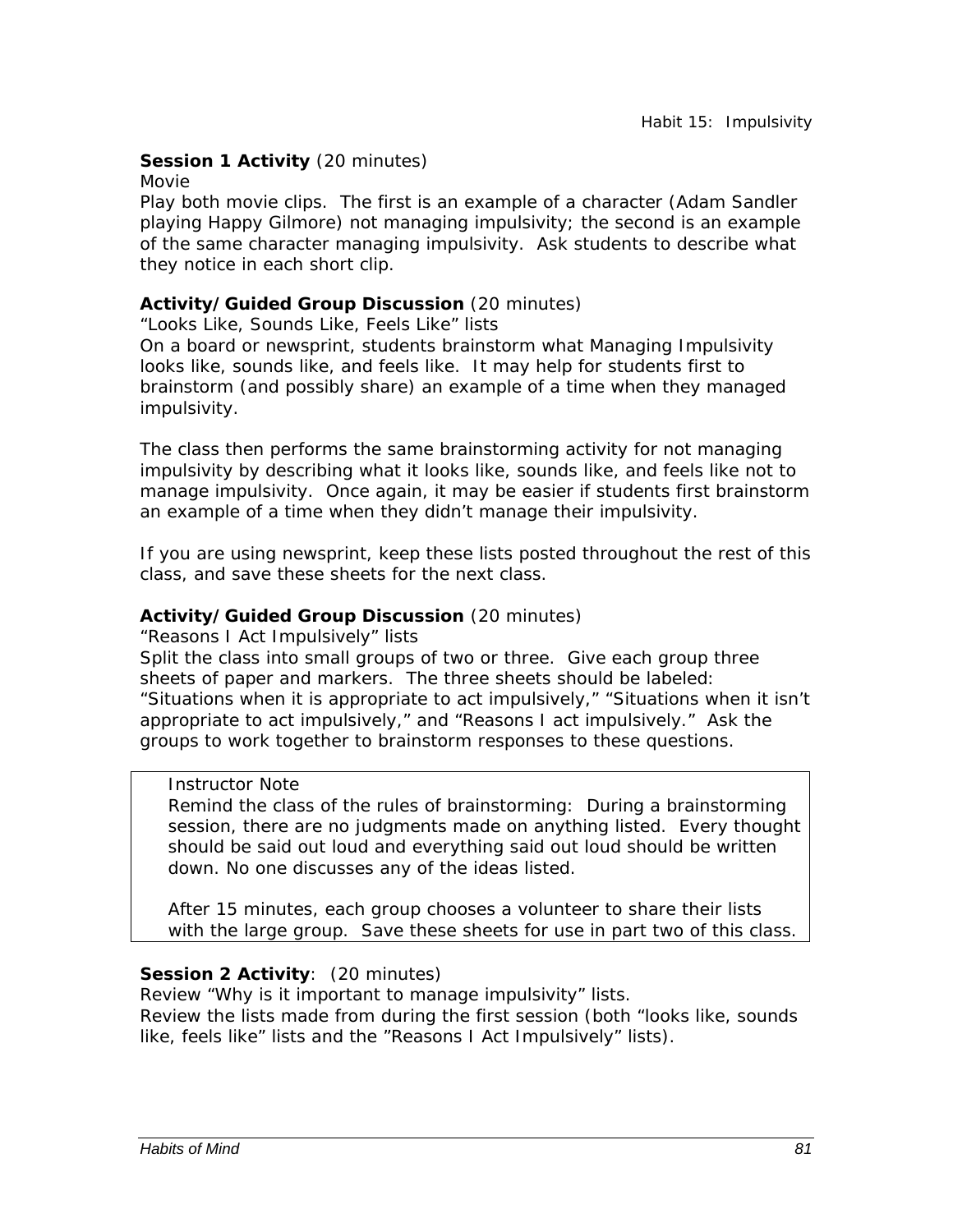**Session 1 Activity** (20 minutes)
Movie
Play both movie clips. The first is an example of a character (Adam Sandler playing Happy Gilmore) not managing impulsivity; the second is an example of the same character managing impulsivity. Ask students to describe what they notice in each short clip.

**Activity/Guided Group Discussion** (20 minutes)
"Looks Like, Sounds Like, Feels Like" lists
On a board or newsprint, students brainstorm what Managing Impulsivity looks like, sounds like, and feels like. It may help for students first to brainstorm (and possibly share) an example of a time when they managed impulsivity.

The class then performs the same brainstorming activity for not managing impulsivity by describing what it looks like, sounds like, and feels like not to manage impulsivity. Once again, it may be easier if students first brainstorm an example of a time when they didn't manage their impulsivity.

If you are using newsprint, keep these lists posted throughout the rest of this class, and save these sheets for the next class.

**Activity/Guided Group Discussion** (20 minutes)
"Reasons I Act Impulsively" lists
Split the class into small groups of two or three. Give each group three sheets of paper and markers. The three sheets should be labeled: "Situations when it is appropriate to act impulsively," "Situations when it isn't appropriate to act impulsively," and "Reasons I act impulsively." Ask the groups to work together to brainstorm responses to these questions.

> Instructor Note
> Remind the class of the rules of brainstorming: During a brainstorming session, there are no judgments made on anything listed. Every thought should be said out loud and everything said out loud should be written down. No one discusses any of the ideas listed.
>
> After 15 minutes, each group chooses a volunteer to share their lists with the large group. Save these sheets for use in part two of this class.

**Session 2 Activity**: (20 minutes)
Review "Why is it important to manage impulsivity" lists.
Review the lists made from during the first session (both "looks like, sounds like, feels like" lists and the "Reasons I Act Impulsively" lists).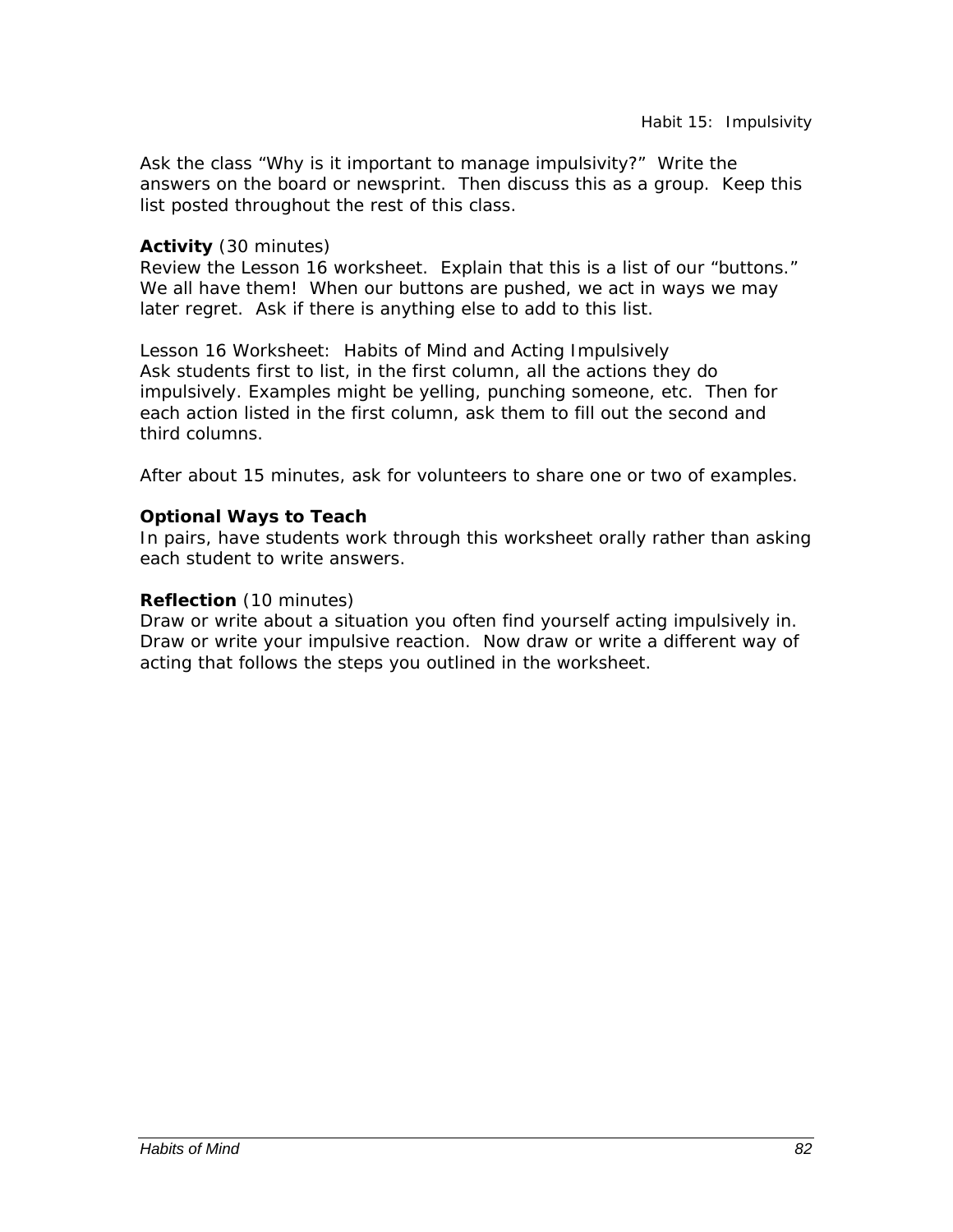Ask the class "Why is it important to manage impulsivity?" Write the answers on the board or newsprint. Then discuss this as a group. Keep this list posted throughout the rest of this class.

**Activity** (30 minutes)
Review the Lesson 16 worksheet. Explain that this is a list of our "buttons." We all have them! When our buttons are pushed, we act in ways we may later regret. Ask if there is anything else to add to this list.

Lesson 16 Worksheet: Habits of Mind and Acting Impulsively
Ask students first to list, in the first column, all the actions they do impulsively. Examples might be yelling, punching someone, etc. Then for each action listed in the first column, ask them to fill out the second and third columns.

After about 15 minutes, ask for volunteers to share one or two of examples.

**Optional Ways to Teach**
In pairs, have students work through this worksheet orally rather than asking each student to write answers.

**Reflection** (10 minutes)
Draw or write about a situation you often find yourself acting impulsively in. Draw or write your impulsive reaction. Now draw or write a different way of acting that follows the steps you outlined in the worksheet.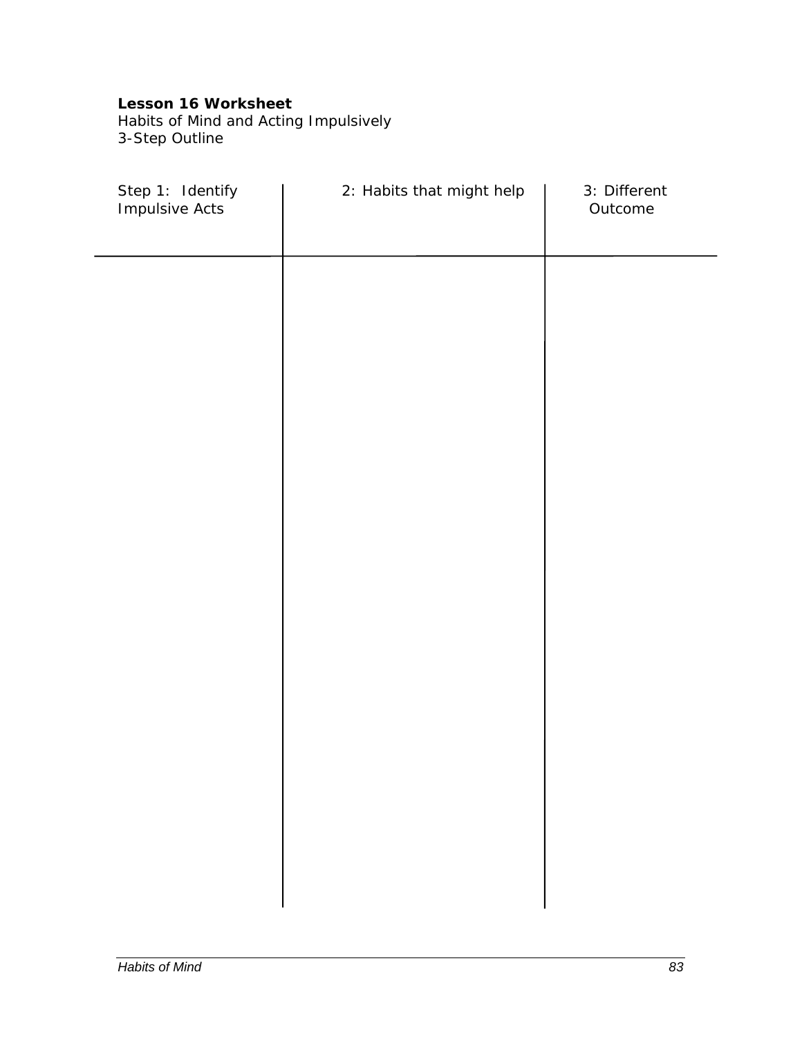**Lesson 16 Worksheet**
Habits of Mind and Acting Impulsively
3-Step Outline

| Step 1: Identify Impulsive Acts | 2: Habits that might help | 3: Different Outcome |
|---|---|---|
| | | |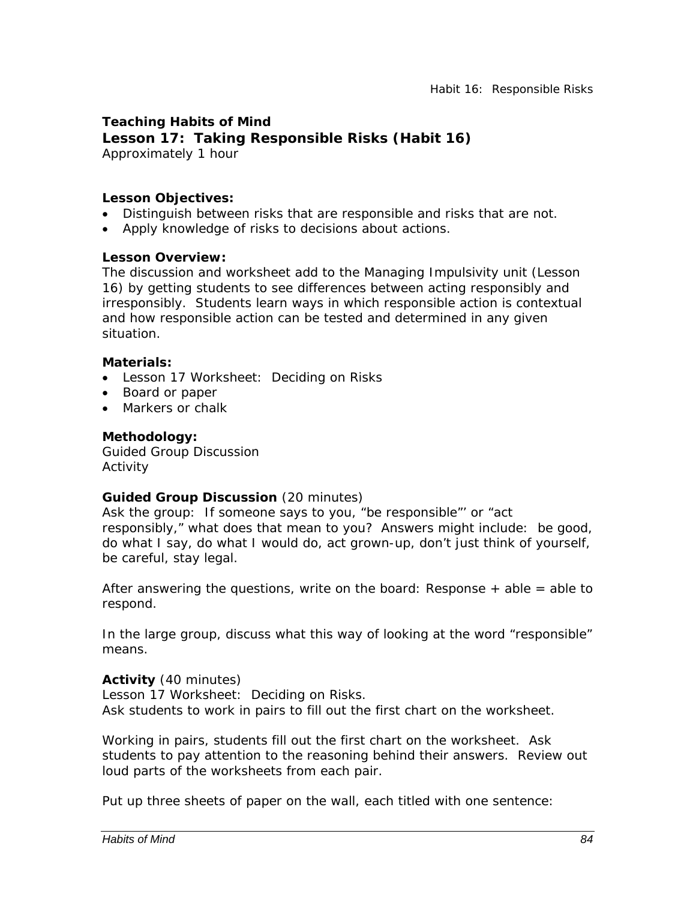**Teaching Habits of Mind**

## Lesson 17: Taking Responsible Risks (Habit 16)

Approximately 1 hour

**Lesson Objectives:**

- Distinguish between risks that are responsible and risks that are not.
- Apply knowledge of risks to decisions about actions.

**Lesson Overview:**

The discussion and worksheet add to the Managing Impulsivity unit (Lesson 16) by getting students to see differences between acting responsibly and irresponsibly. Students learn ways in which responsible action is contextual and how responsible action can be tested and determined in any given situation.

**Materials:**

- Lesson 17 Worksheet: Deciding on Risks
- Board or paper
- Markers or chalk

**Methodology:**

Guided Group Discussion
Activity

**Guided Group Discussion** (20 minutes)

Ask the group: If someone says to you, "be responsible"' or "act responsibly," what does that mean to you? Answers might include: be good, do what I say, do what I would do, act grown-up, don't just think of yourself, be careful, stay legal.

After answering the questions, write on the board: Response + able = able to respond.

In the large group, discuss what this way of looking at the word "responsible" means.

**Activity** (40 minutes)

Lesson 17 Worksheet: Deciding on Risks.
Ask students to work in pairs to fill out the first chart on the worksheet.

Working in pairs, students fill out the first chart on the worksheet. Ask students to pay attention to the reasoning behind their answers. Review out loud parts of the worksheets from each pair.

Put up three sheets of paper on the wall, each titled with one sentence: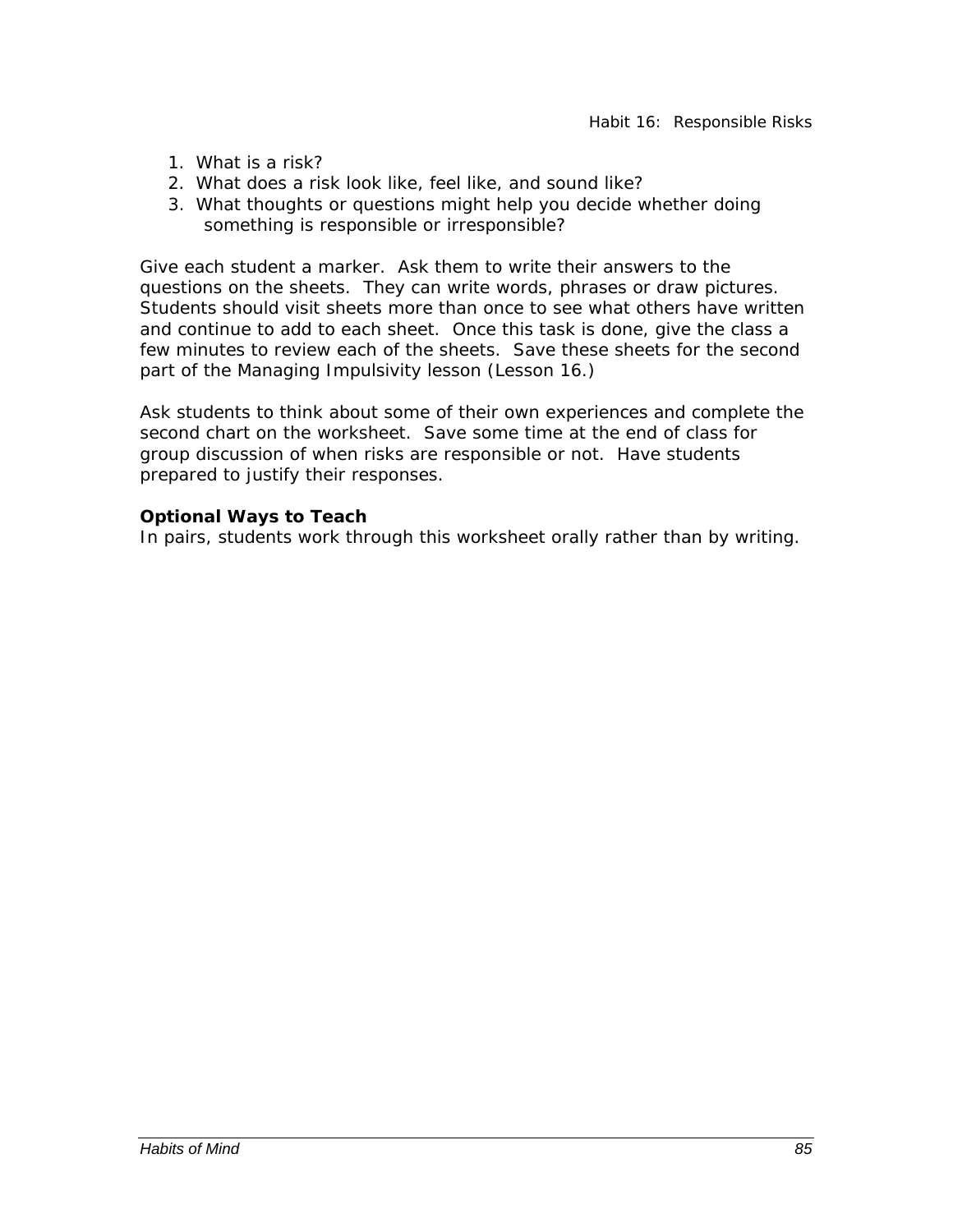1. What is a risk?
2. What does a risk look like, feel like, and sound like?
3. What thoughts or questions might help you decide whether doing something is responsible or irresponsible?

Give each student a marker. Ask them to write their answers to the questions on the sheets. They can write words, phrases or draw pictures. Students should visit sheets more than once to see what others have written and continue to add to each sheet. Once this task is done, give the class a few minutes to review each of the sheets. Save these sheets for the second part of the Managing Impulsivity lesson (Lesson 16.)

Ask students to think about some of their own experiences and complete the second chart on the worksheet. Save some time at the end of class for group discussion of when risks are responsible or not. Have students prepared to justify their responses.

**Optional Ways to Teach**
In pairs, students work through this worksheet orally rather than by writing.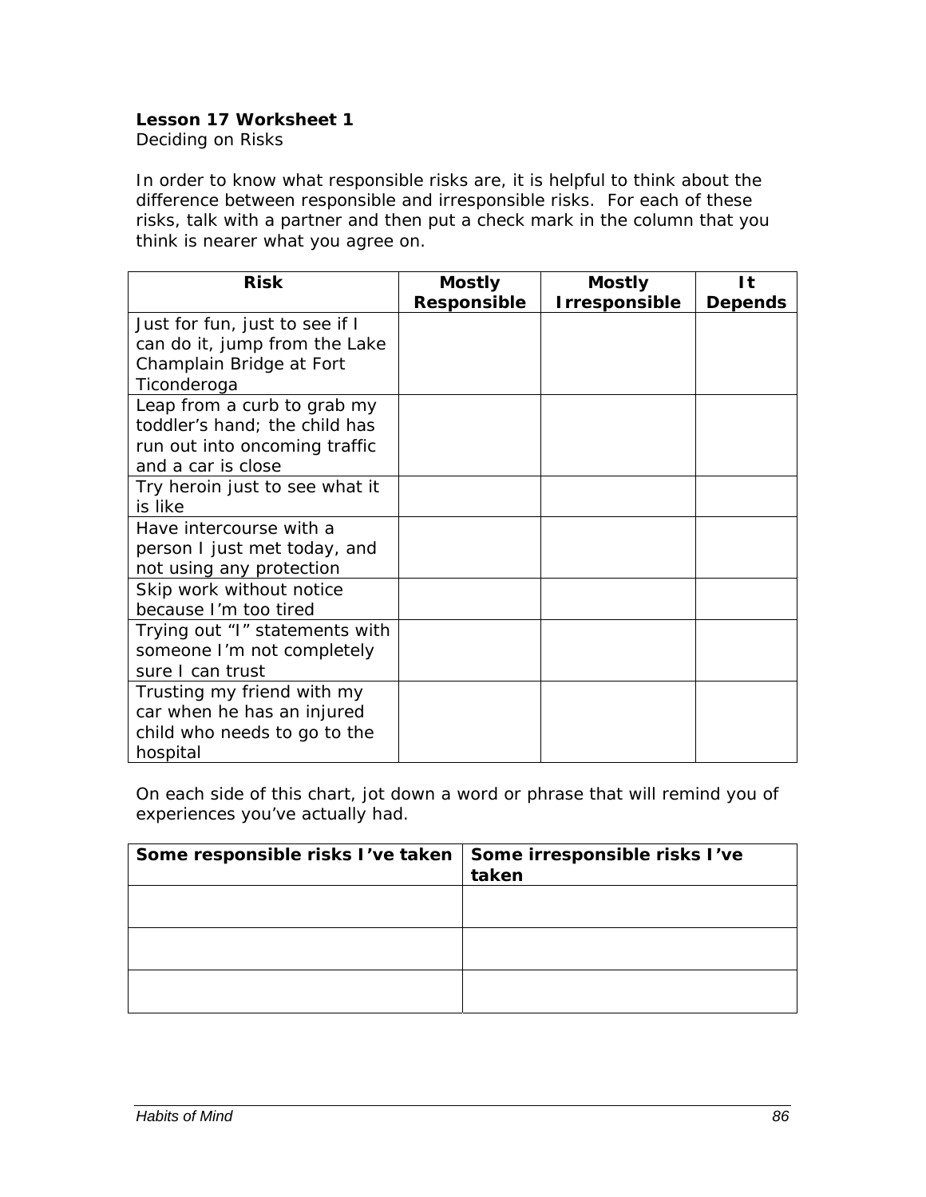**Lesson 17 Worksheet 1**
Deciding on Risks

In order to know what responsible risks are, it is helpful to think about the difference between responsible and irresponsible risks. For each of these risks, talk with a partner and then put a check mark in the column that you think is nearer what you agree on.

| Risk | Mostly Responsible | Mostly Irresponsible | It Depends |
|---|---|---|---|
| Just for fun, just to see if I can do it, jump from the Lake Champlain Bridge at Fort Ticonderoga | | | |
| Leap from a curb to grab my toddler's hand; the child has run out into oncoming traffic and a car is close | | | |
| Try heroin just to see what it is like | | | |
| Have intercourse with a person I just met today, and not using any protection | | | |
| Skip work without notice because I'm too tired | | | |
| Trying out "I" statements with someone I'm not completely sure I can trust | | | |
| Trusting my friend with my car when he has an injured child who needs to go to the hospital | | | |

On each side of this chart, jot down a word or phrase that will remind you of experiences you've actually had.

| Some responsible risks I've taken | Some irresponsible risks I've taken |
|---|---|
| | |
| | |
| | |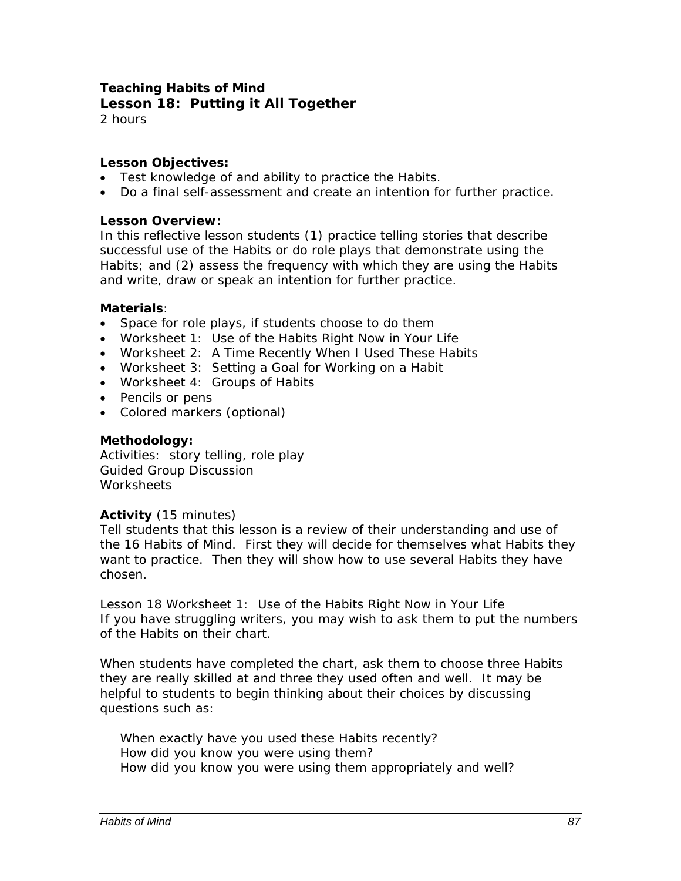**Teaching Habits of Mind**

## Lesson 18: Putting it All Together

2 hours

**Lesson Objectives:**

- Test knowledge of and ability to practice the Habits.
- Do a final self-assessment and create an intention for further practice.

**Lesson Overview:**

In this reflective lesson students (1) practice telling stories that describe successful use of the Habits or do role plays that demonstrate using the Habits; and (2) assess the frequency with which they are using the Habits and write, draw or speak an intention for further practice.

**Materials**:

- Space for role plays, if students choose to do them
- Worksheet 1: Use of the Habits Right Now in Your Life
- Worksheet 2: A Time Recently When I Used These Habits
- Worksheet 3: Setting a Goal for Working on a Habit
- Worksheet 4: Groups of Habits
- Pencils or pens
- Colored markers (optional)

**Methodology:**

Activities: story telling, role play
Guided Group Discussion
Worksheets

**Activity** (15 minutes)

Tell students that this lesson is a review of their understanding and use of the 16 Habits of Mind. First they will decide for themselves what Habits they want to practice. Then they will show how to use several Habits they have chosen.

Lesson 18 Worksheet 1: Use of the Habits Right Now in Your Life
If you have struggling writers, you may wish to ask them to put the numbers of the Habits on their chart.

When students have completed the chart, ask them to choose three Habits they are really skilled at and three they used often and well. It may be helpful to students to begin thinking about their choices by discussing questions such as:

> When exactly have you used these Habits recently?
> How did you know you were using them?
> How did you know you were using them appropriately and well?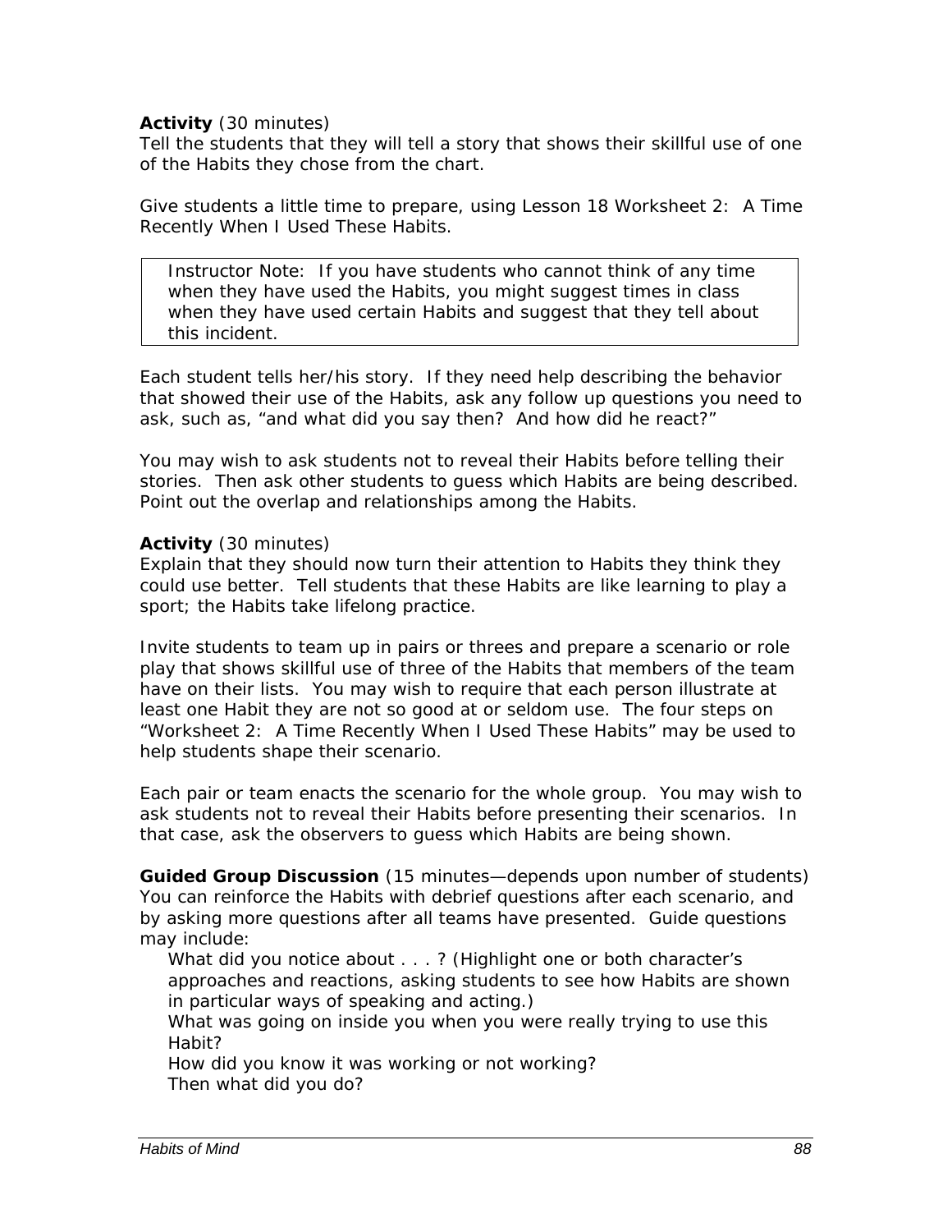**Activity** (30 minutes)
Tell the students that they will tell a story that shows their skillful use of one of the Habits they chose from the chart.

Give students a little time to prepare, using Lesson 18 Worksheet 2: A Time Recently When I Used These Habits.

> Instructor Note: If you have students who cannot think of any time when they have used the Habits, you might suggest times in class when they have used certain Habits and suggest that they tell about this incident.

Each student tells her/his story. If they need help describing the behavior that showed their use of the Habits, ask any follow up questions you need to ask, such as, "and what did you say then? And how did he react?"

You may wish to ask students not to reveal their Habits before telling their stories. Then ask other students to guess which Habits are being described. Point out the overlap and relationships among the Habits.

**Activity** (30 minutes)
Explain that they should now turn their attention to Habits they think they could use better. Tell students that these Habits are like learning to play a sport; the Habits take lifelong practice.

Invite students to team up in pairs or threes and prepare a scenario or role play that shows skillful use of three of the Habits that members of the team have on their lists. You may wish to require that each person illustrate at least one Habit they are not so good at or seldom use. The four steps on "Worksheet 2: A Time Recently When I Used These Habits" may be used to help students shape their scenario.

Each pair or team enacts the scenario for the whole group. You may wish to ask students not to reveal their Habits before presenting their scenarios. In that case, ask the observers to guess which Habits are being shown.

**Guided Group Discussion** (15 minutes—depends upon number of students)
You can reinforce the Habits with debrief questions after each scenario, and by asking more questions after all teams have presented. Guide questions may include:

- What did you notice about . . . ? (Highlight one or both character's approaches and reactions, asking students to see how Habits are shown in particular ways of speaking and acting.)
- What was going on inside you when you were really trying to use this Habit?
- How did you know it was working or not working?
- Then what did you do?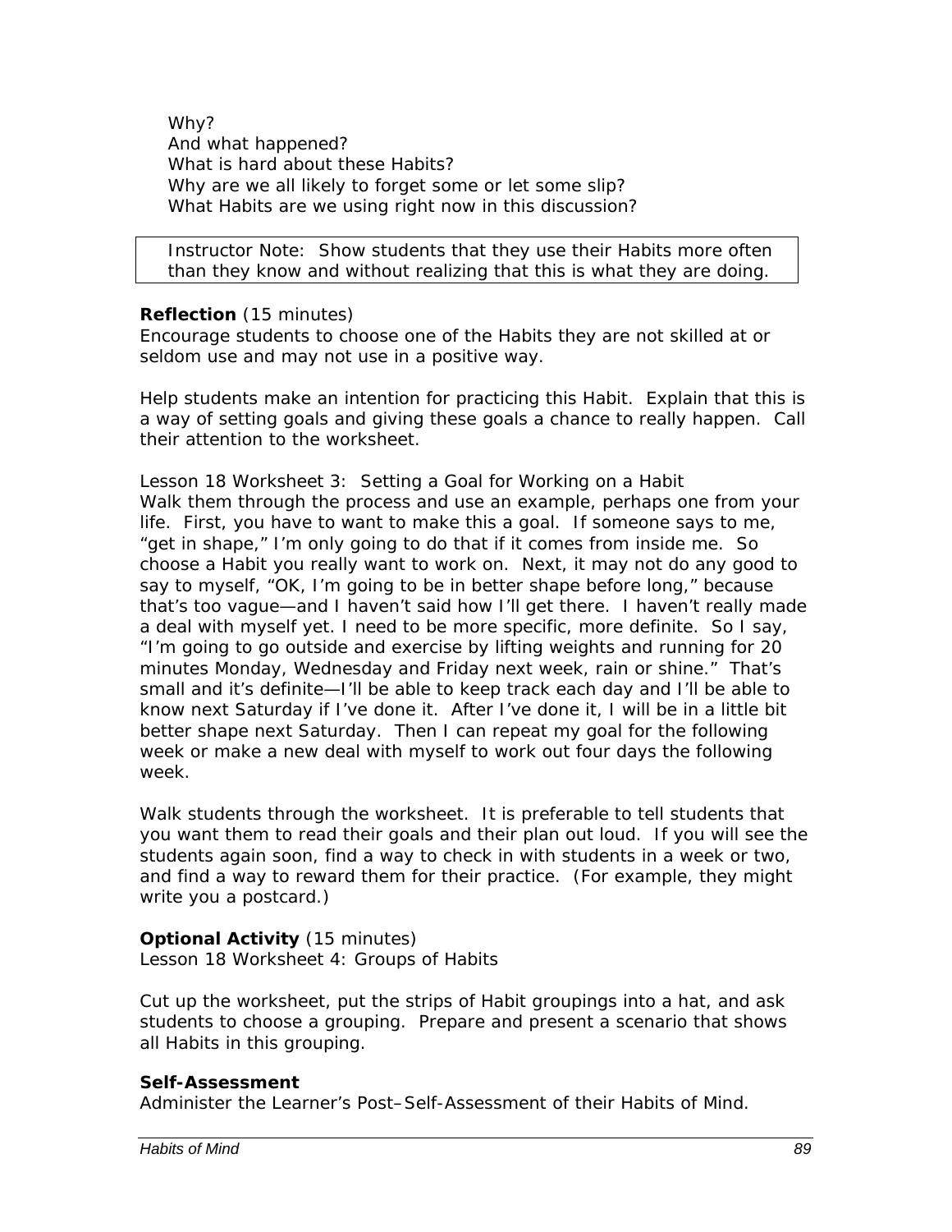Why?
And what happened?
What is hard about these Habits?
Why are we all likely to forget some or let some slip?
What Habits are we using right now in this discussion?

> Instructor Note: Show students that they use their Habits more often than they know and without realizing that this is what they are doing.

**Reflection** (15 minutes)
Encourage students to choose one of the Habits they are not skilled at or seldom use and may not use in a positive way.

Help students make an intention for practicing this Habit. Explain that this is a way of setting goals and giving these goals a chance to really happen. Call their attention to the worksheet.

Lesson 18 Worksheet 3: Setting a Goal for Working on a Habit
Walk them through the process and use an example, perhaps one from your life. First, you have to want to make this a goal. If someone says to me, "get in shape," I'm only going to do that if it comes from inside me. So choose a Habit you really want to work on. Next, it may not do any good to say to myself, "OK, I'm going to be in better shape before long," because that's too vague—and I haven't said how I'll get there. I haven't really made a deal with myself yet. I need to be more specific, more definite. So I say, "I'm going to go outside and exercise by lifting weights and running for 20 minutes Monday, Wednesday and Friday next week, rain or shine." That's small and it's definite—I'll be able to keep track each day and I'll be able to know next Saturday if I've done it. After I've done it, I will be in a little bit better shape next Saturday. Then I can repeat my goal for the following week or make a new deal with myself to work out four days the following week.

Walk students through the worksheet. It is preferable to tell students that you want them to read their goals and their plan out loud. If you will see the students again soon, find a way to check in with students in a week or two, and find a way to reward them for their practice. (For example, they might write you a postcard.)

**Optional Activity** (15 minutes)
Lesson 18 Worksheet 4: Groups of Habits

Cut up the worksheet, put the strips of Habit groupings into a hat, and ask students to choose a grouping. Prepare and present a scenario that shows all Habits in this grouping.

**Self-Assessment**
Administer the Learner's Post–Self-Assessment of their Habits of Mind.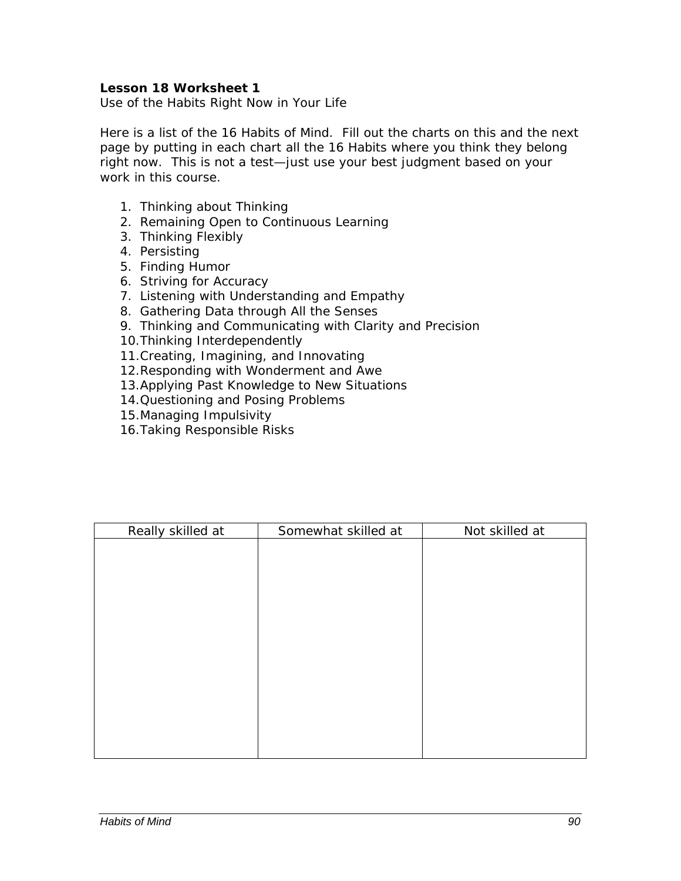**Lesson 18 Worksheet 1**
Use of the Habits Right Now in Your Life

Here is a list of the 16 Habits of Mind. Fill out the charts on this and the next page by putting in each chart all the 16 Habits where you think they belong right now. This is not a test—just use your best judgment based on your work in this course.

1. Thinking about Thinking
2. Remaining Open to Continuous Learning
3. Thinking Flexibly
4. Persisting
5. Finding Humor
6. Striving for Accuracy
7. Listening with Understanding and Empathy
8. Gathering Data through All the Senses
9. Thinking and Communicating with Clarity and Precision
10. Thinking Interdependently
11. Creating, Imagining, and Innovating
12. Responding with Wonderment and Awe
13. Applying Past Knowledge to New Situations
14. Questioning and Posing Problems
15. Managing Impulsivity
16. Taking Responsible Risks

| Really skilled at | Somewhat skilled at | Not skilled at |
|---|---|---|
| | | |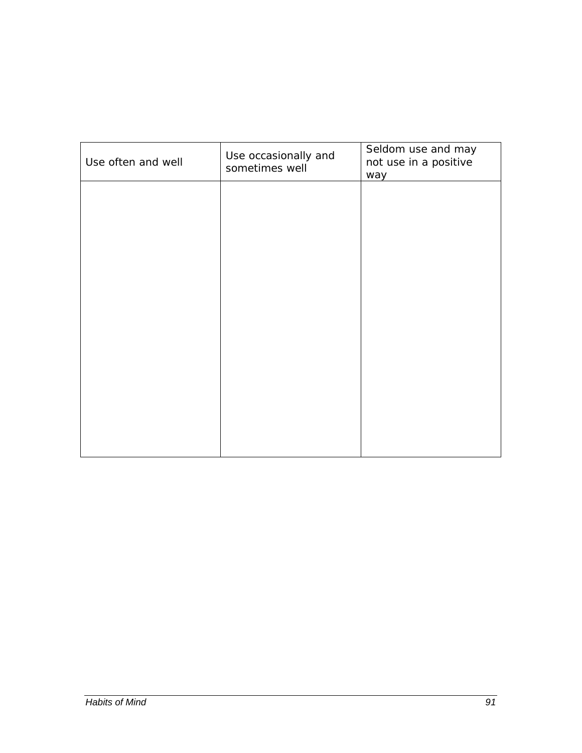| Use often and well | Use occasionally and sometimes well | Seldom use and may not use in a positive way |
|---|---|---|
| | | |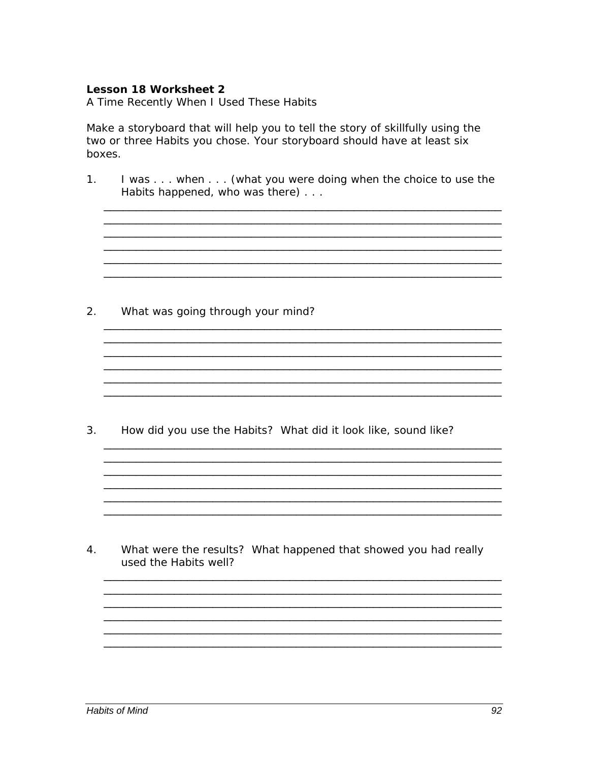**Lesson 18 Worksheet 2**
A Time Recently When I Used These Habits

Make a storyboard that will help you to tell the story of skillfully using the two or three Habits you chose. Your storyboard should have at least six boxes.

1. I was . . . when . . . (what you were doing when the choice to use the Habits happened, who was there) . . .

____________________________________________________________________
____________________________________________________________________
____________________________________________________________________
____________________________________________________________________
____________________________________________________________________
____________________________________________________________________

2. What was going through your mind?

____________________________________________________________________
____________________________________________________________________
____________________________________________________________________
____________________________________________________________________
____________________________________________________________________
____________________________________________________________________

3. How did you use the Habits? What did it look like, sound like?

____________________________________________________________________
____________________________________________________________________
____________________________________________________________________
____________________________________________________________________
____________________________________________________________________
____________________________________________________________________

4. What were the results? What happened that showed you had really used the Habits well?

____________________________________________________________________
____________________________________________________________________
____________________________________________________________________
____________________________________________________________________
____________________________________________________________________
____________________________________________________________________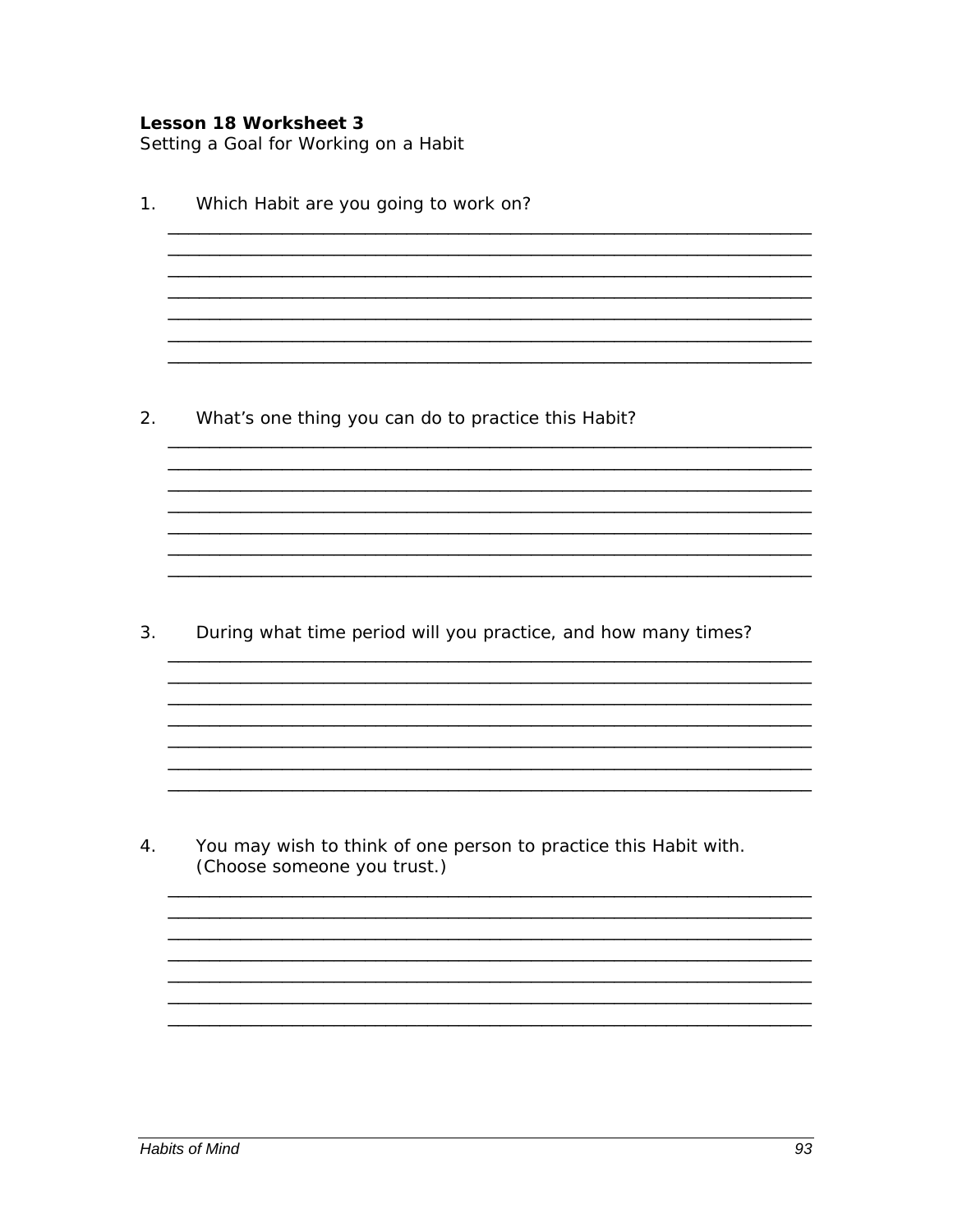**Lesson 18 Worksheet 3**
Setting a Goal for Working on a Habit

1. Which Habit are you going to work on?

2. What's one thing you can do to practice this Habit?

3. During what time period will you practice, and how many times?

4. You may wish to think of one person to practice this Habit with. (Choose someone you trust.)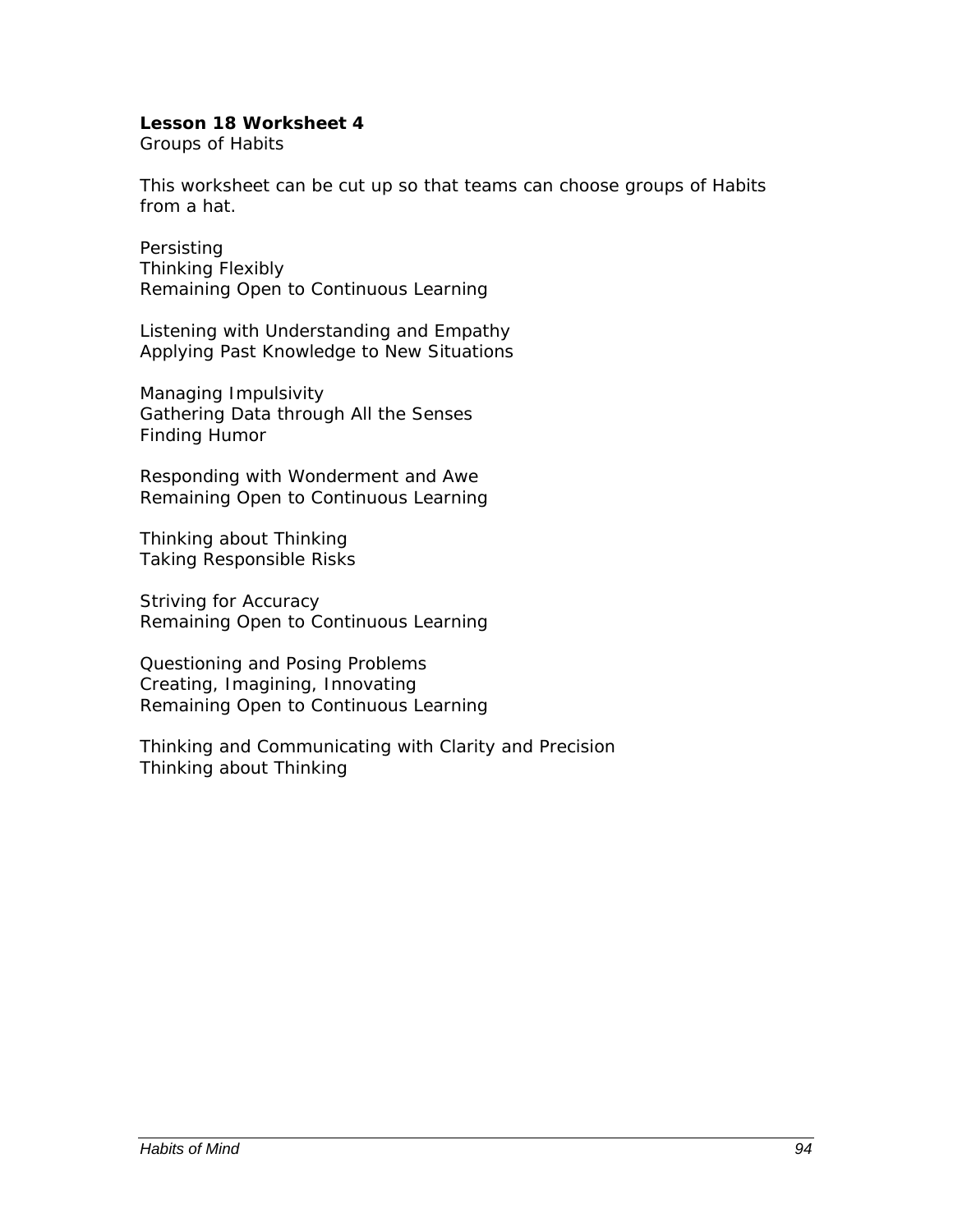**Lesson 18 Worksheet 4**
Groups of Habits

This worksheet can be cut up so that teams can choose groups of Habits from a hat.

Persisting
Thinking Flexibly
Remaining Open to Continuous Learning

Listening with Understanding and Empathy
Applying Past Knowledge to New Situations

Managing Impulsivity
Gathering Data through All the Senses
Finding Humor

Responding with Wonderment and Awe
Remaining Open to Continuous Learning

Thinking about Thinking
Taking Responsible Risks

Striving for Accuracy
Remaining Open to Continuous Learning

Questioning and Posing Problems
Creating, Imagining, Innovating
Remaining Open to Continuous Learning

Thinking and Communicating with Clarity and Precision
Thinking about Thinking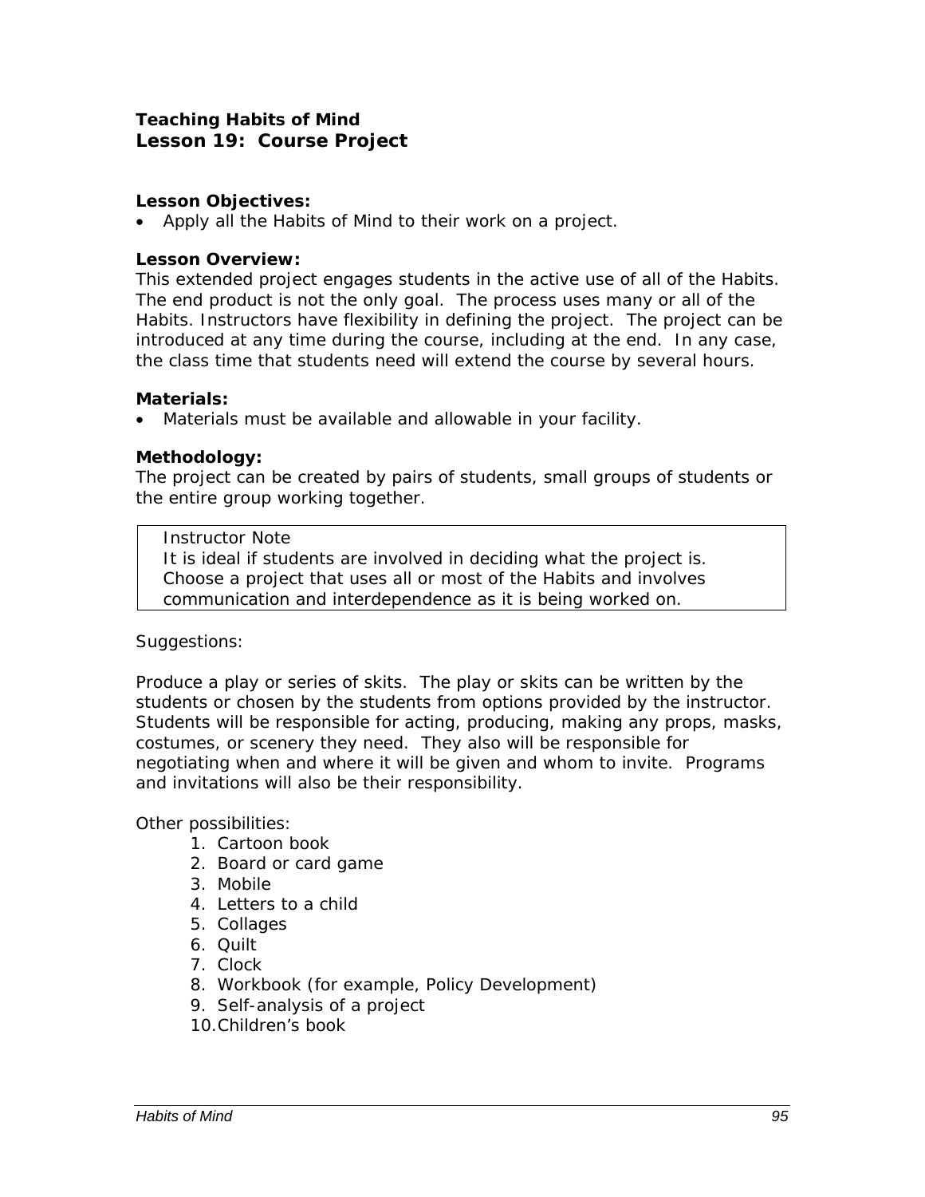**Teaching Habits of Mind**
## Lesson 19: Course Project

**Lesson Objectives:**
- Apply all the Habits of Mind to their work on a project.

**Lesson Overview:**
This extended project engages students in the active use of all of the Habits. The end product is not the only goal. The process uses many or all of the Habits. Instructors have flexibility in defining the project. The project can be introduced at any time during the course, including at the end. In any case, the class time that students need will extend the course by several hours.

**Materials:**
- Materials must be available and allowable in your facility.

**Methodology:**
The project can be created by pairs of students, small groups of students or the entire group working together.

> Instructor Note
> It is ideal if students are involved in deciding what the project is. Choose a project that uses all or most of the Habits and involves communication and interdependence as it is being worked on.

Suggestions:

Produce a play or series of skits. The play or skits can be written by the students or chosen by the students from options provided by the instructor. Students will be responsible for acting, producing, making any props, masks, costumes, or scenery they need. They also will be responsible for negotiating when and where it will be given and whom to invite. Programs and invitations will also be their responsibility.

Other possibilities:
1. Cartoon book
2. Board or card game
3. Mobile
4. Letters to a child
5. Collages
6. Quilt
7. Clock
8. Workbook (for example, Policy Development)
9. Self-analysis of a project
10. Children's book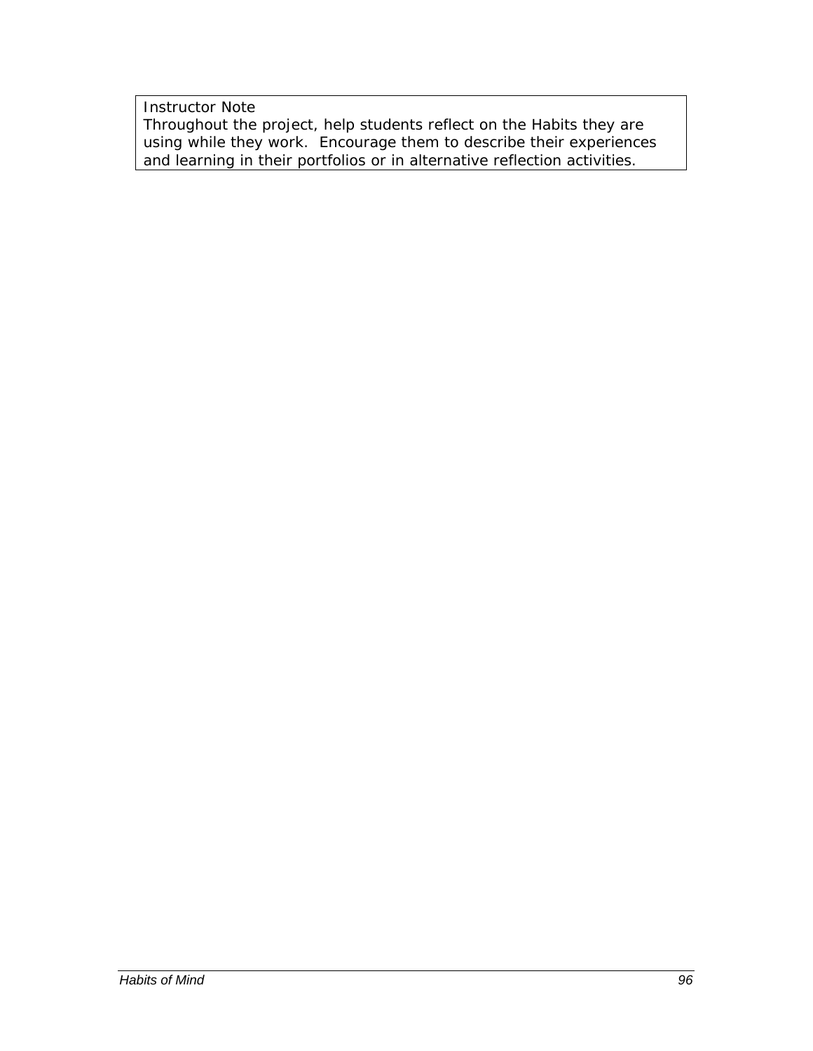Instructor Note

Throughout the project, help students reflect on the Habits they are using while they work. Encourage them to describe their experiences and learning in their portfolios or in alternative reflection activities.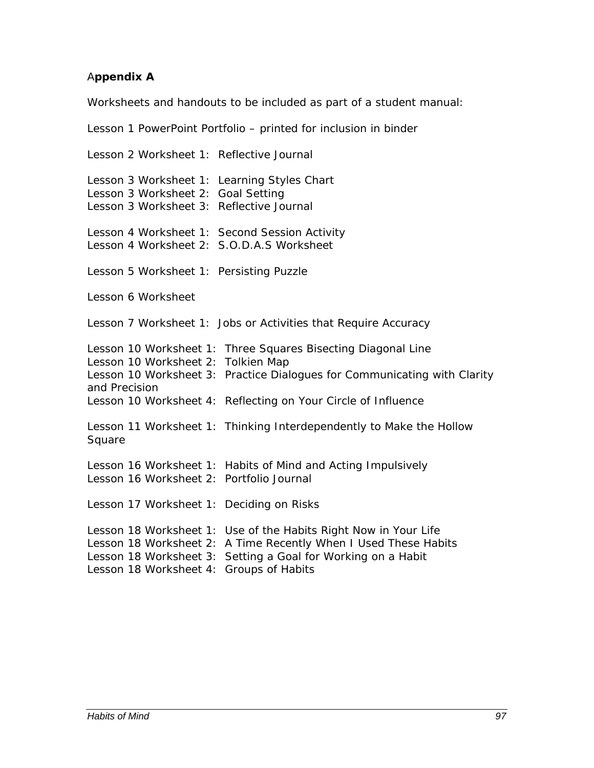## Appendix A

Worksheets and handouts to be included as part of a student manual:

Lesson 1 PowerPoint Portfolio – printed for inclusion in binder

Lesson 2 Worksheet 1: Reflective Journal

Lesson 3 Worksheet 1: Learning Styles Chart  
Lesson 3 Worksheet 2: Goal Setting  
Lesson 3 Worksheet 3: Reflective Journal

Lesson 4 Worksheet 1: Second Session Activity  
Lesson 4 Worksheet 2: S.O.D.A.S Worksheet

Lesson 5 Worksheet 1: Persisting Puzzle

Lesson 6 Worksheet

Lesson 7 Worksheet 1: Jobs or Activities that Require Accuracy

Lesson 10 Worksheet 1: Three Squares Bisecting Diagonal Line  
Lesson 10 Worksheet 2: Tolkien Map  
Lesson 10 Worksheet 3: Practice Dialogues for Communicating with Clarity and Precision  
Lesson 10 Worksheet 4: Reflecting on Your Circle of Influence

Lesson 11 Worksheet 1: Thinking Interdependently to Make the Hollow Square

Lesson 16 Worksheet 1: Habits of Mind and Acting Impulsively  
Lesson 16 Worksheet 2: Portfolio Journal

Lesson 17 Worksheet 1: Deciding on Risks

Lesson 18 Worksheet 1: Use of the Habits Right Now in Your Life  
Lesson 18 Worksheet 2: A Time Recently When I Used These Habits  
Lesson 18 Worksheet 3: Setting a Goal for Working on a Habit  
Lesson 18 Worksheet 4: Groups of Habits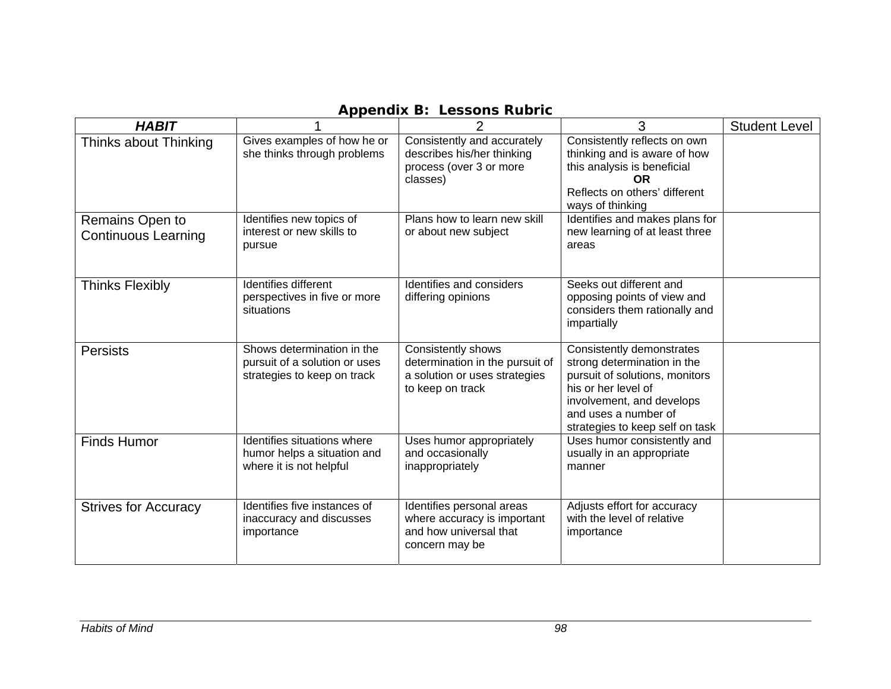## Appendix B: Lessons Rubric

| ***HABIT*** | 1 | 2 | 3 | Student Level |
|---|---|---|---|---|
| Thinks about Thinking | Gives examples of how he or she thinks through problems | Consistently and accurately describes his/her thinking process (over 3 or more classes) | Consistently reflects on own thinking and is aware of how this analysis is beneficial **OR** Reflects on others' different ways of thinking | |
| Remains Open to Continuous Learning | Identifies new topics of interest or new skills to pursue | Plans how to learn new skill or about new subject | Identifies and makes plans for new learning of at least three areas | |
| Thinks Flexibly | Identifies different perspectives in five or more situations | Identifies and considers differing opinions | Seeks out different and opposing points of view and considers them rationally and impartially | |
| Persists | Shows determination in the pursuit of a solution or uses strategies to keep on track | Consistently shows determination in the pursuit of a solution or uses strategies to keep on track | Consistently demonstrates strong determination in the pursuit of solutions, monitors his or her level of involvement, and develops and uses a number of strategies to keep self on task | |
| Finds Humor | Identifies situations where humor helps a situation and where it is not helpful | Uses humor appropriately and occasionally inappropriately | Uses humor consistently and usually in an appropriate manner | |
| Strives for Accuracy | Identifies five instances of inaccuracy and discusses importance | Identifies personal areas where accuracy is important and how universal that concern may be | Adjusts effort for accuracy with the level of relative importance | |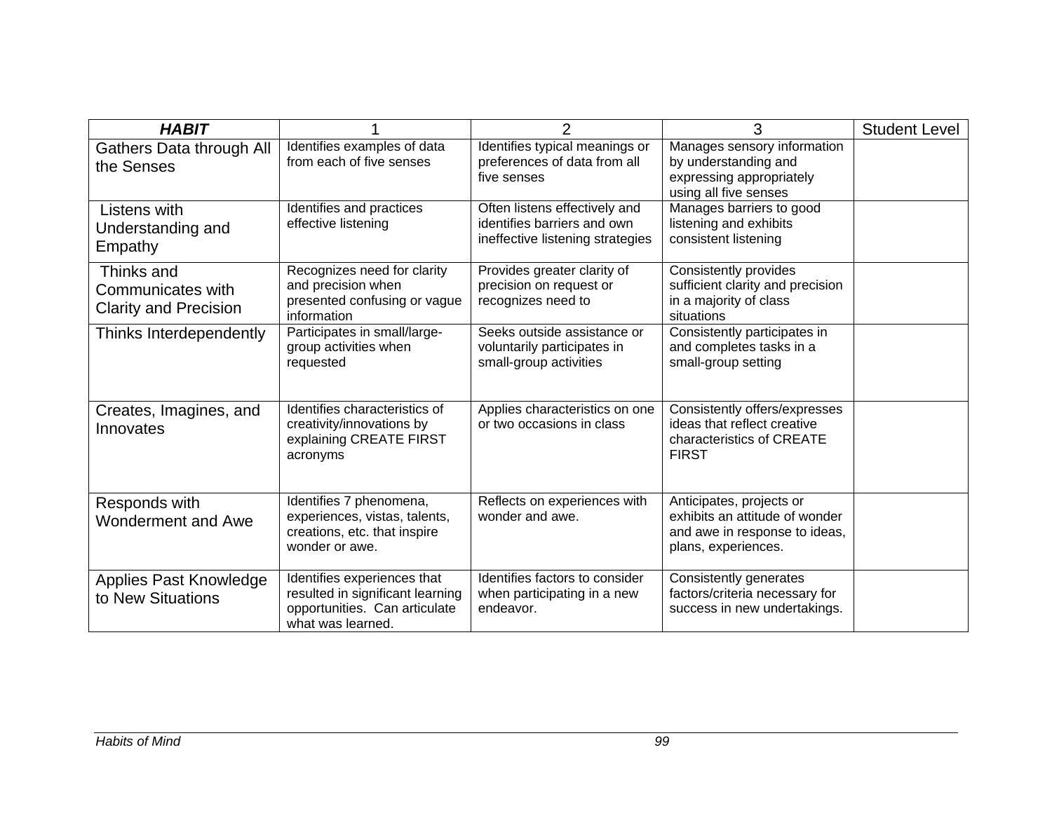| ***HABIT*** | 1 | 2 | 3 | Student Level |
|---|---|---|---|---|
| Gathers Data through All the Senses | Identifies examples of data from each of five senses | Identifies typical meanings or preferences of data from all five senses | Manages sensory information by understanding and expressing appropriately using all five senses | |
| Listens with Understanding and Empathy | Identifies and practices effective listening | Often listens effectively and identifies barriers and own ineffective listening strategies | Manages barriers to good listening and exhibits consistent listening | |
| Thinks and Communicates with Clarity and Precision | Recognizes need for clarity and precision when presented confusing or vague information | Provides greater clarity of precision on request or recognizes need to | Consistently provides sufficient clarity and precision in a majority of class situations | |
| Thinks Interdependently | Participates in small/large-group activities when requested | Seeks outside assistance or voluntarily participates in small-group activities | Consistently participates in and completes tasks in a small-group setting | |
| Creates, Imagines, and Innovates | Identifies characteristics of creativity/innovations by explaining CREATE FIRST acronyms | Applies characteristics on one or two occasions in class | Consistently offers/expresses ideas that reflect creative characteristics of CREATE FIRST | |
| Responds with Wonderment and Awe | Identifies 7 phenomena, experiences, vistas, talents, creations, etc. that inspire wonder or awe. | Reflects on experiences with wonder and awe. | Anticipates, projects or exhibits an attitude of wonder and awe in response to ideas, plans, experiences. | |
| Applies Past Knowledge to New Situations | Identifies experiences that resulted in significant learning opportunities. Can articulate what was learned. | Identifies factors to consider when participating in a new endeavor. | Consistently generates factors/criteria necessary for success in new undertakings. | |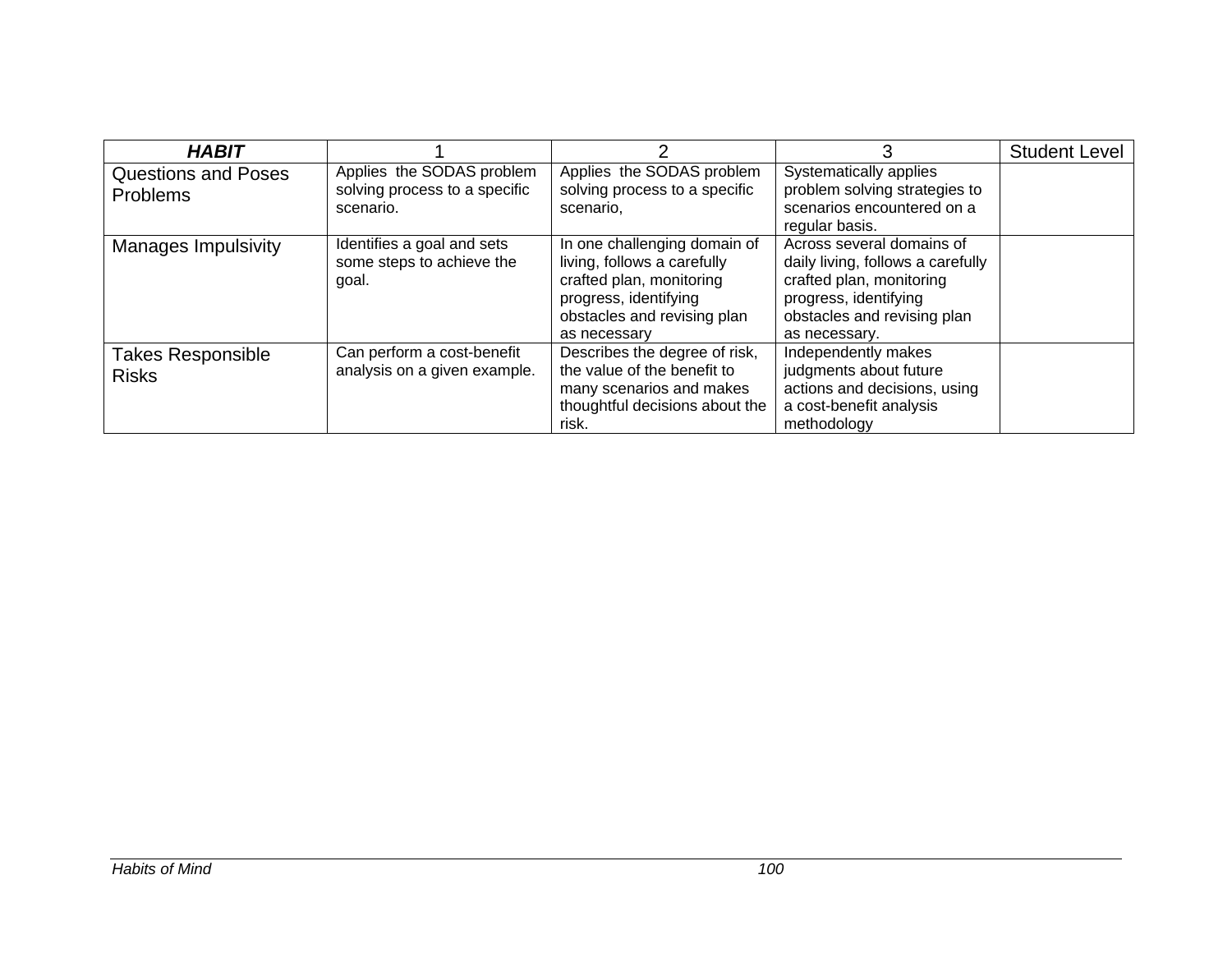| ***HABIT*** | 1 | 2 | 3 | Student Level |
|---|---|---|---|---|
| Questions and Poses Problems | Applies the SODAS problem solving process to a specific scenario. | Applies the SODAS problem solving process to a specific scenario, | Systematically applies problem solving strategies to scenarios encountered on a regular basis. | |
| Manages Impulsivity | Identifies a goal and sets some steps to achieve the goal. | In one challenging domain of living, follows a carefully crafted plan, monitoring progress, identifying obstacles and revising plan as necessary | Across several domains of daily living, follows a carefully crafted plan, monitoring progress, identifying obstacles and revising plan as necessary. | |
| Takes Responsible Risks | Can perform a cost-benefit analysis on a given example. | Describes the degree of risk, the value of the benefit to many scenarios and makes thoughtful decisions about the risk. | Independently makes judgments about future actions and decisions, using a cost-benefit analysis methodology | |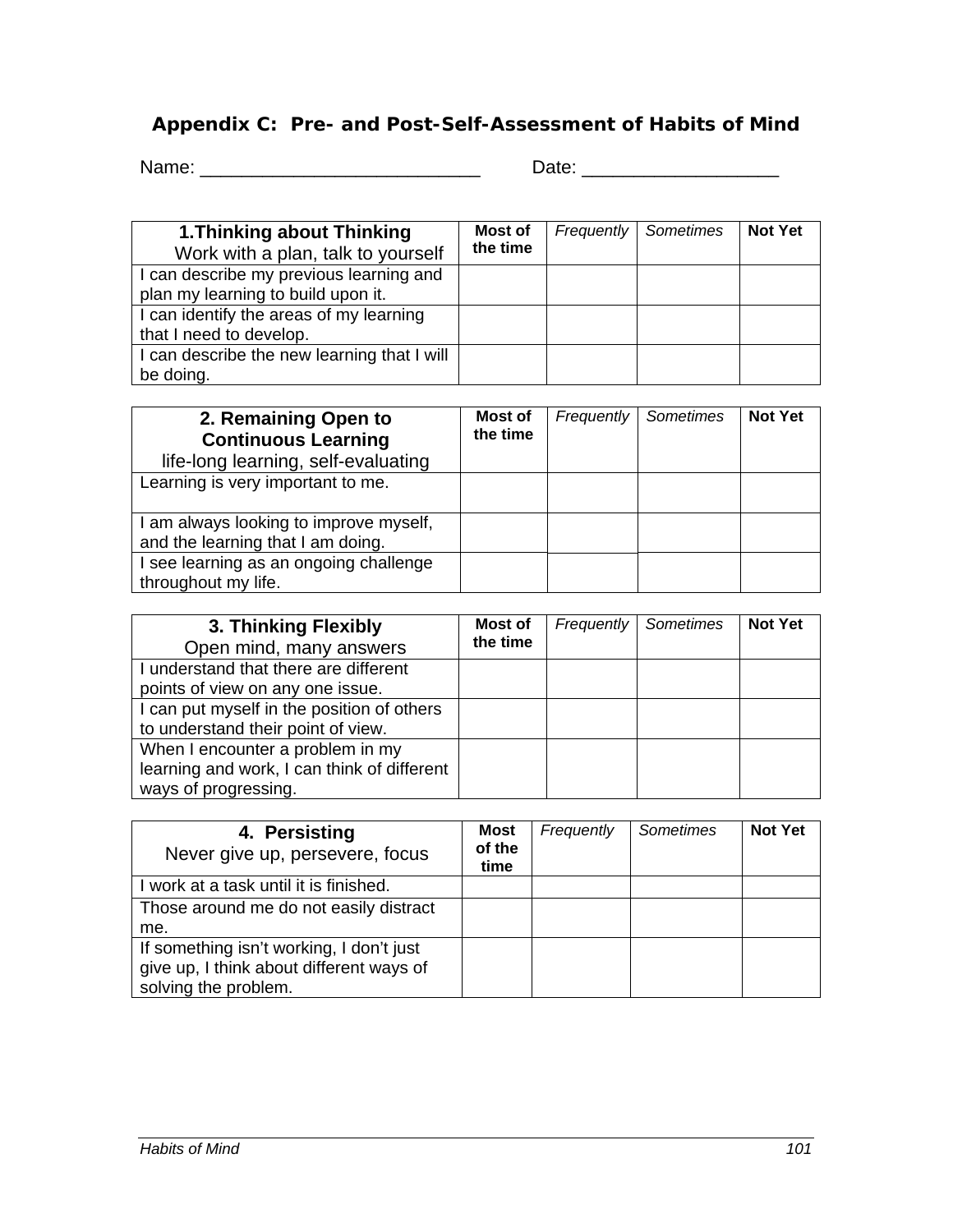### Appendix C: Pre- and Post-Self-Assessment of Habits of Mind

Name: ___________________________ Date: ___________________

| **1.Thinking about Thinking** Work with a plan, talk to yourself | **Most of the time** | *Frequently* | *Sometimes* | **Not Yet** |
|---|---|---|---|---|
| I can describe my previous learning and plan my learning to build upon it. | | | | |
| I can identify the areas of my learning that I need to develop. | | | | |
| I can describe the new learning that I will be doing. | | | | |

| **2. Remaining Open to Continuous Learning** life-long learning, self-evaluating | **Most of the time** | *Frequently* | *Sometimes* | **Not Yet** |
|---|---|---|---|---|
| Learning is very important to me. | | | | |
| I am always looking to improve myself, and the learning that I am doing. | | | | |
| I see learning as an ongoing challenge throughout my life. | | | | |

| **3. Thinking Flexibly** Open mind, many answers | **Most of the time** | *Frequently* | *Sometimes* | **Not Yet** |
|---|---|---|---|---|
| I understand that there are different points of view on any one issue. | | | | |
| I can put myself in the position of others to understand their point of view. | | | | |
| When I encounter a problem in my learning and work, I can think of different ways of progressing. | | | | |

| **4. Persisting** Never give up, persevere, focus | **Most of the time** | *Frequently* | *Sometimes* | **Not Yet** |
|---|---|---|---|---|
| I work at a task until it is finished. | | | | |
| Those around me do not easily distract me. | | | | |
| If something isn't working, I don't just give up, I think about different ways of solving the problem. | | | | |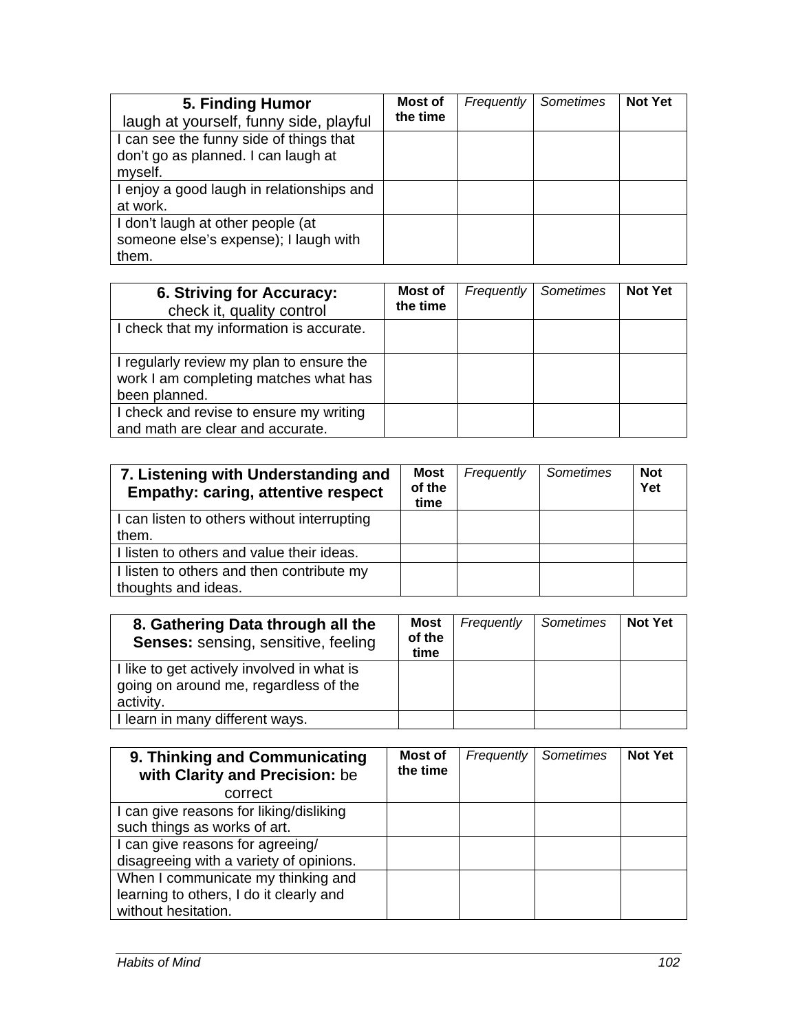| **5. Finding Humor** laugh at yourself, funny side, playful | **Most of the time** | *Frequently* | *Sometimes* | **Not Yet** |
| --- | --- | --- | --- | --- |
| I can see the funny side of things that don't go as planned. I can laugh at myself. | | | | |
| I enjoy a good laugh in relationships and at work. | | | | |
| I don't laugh at other people (at someone else's expense); I laugh with them. | | | | |

| **6. Striving for Accuracy:** check it, quality control | **Most of the time** | *Frequently* | *Sometimes* | **Not Yet** |
| --- | --- | --- | --- | --- |
| I check that my information is accurate. | | | | |
| I regularly review my plan to ensure the work I am completing matches what has been planned. | | | | |
| I check and revise to ensure my writing and math are clear and accurate. | | | | |

| **7. Listening with Understanding and Empathy: caring, attentive respect** | **Most of the time** | *Frequently* | *Sometimes* | **Not Yet** |
| --- | --- | --- | --- | --- |
| I can listen to others without interrupting them. | | | | |
| I listen to others and value their ideas. | | | | |
| I listen to others and then contribute my thoughts and ideas. | | | | |

| **8. Gathering Data through all the Senses:** sensing, sensitive, feeling | **Most of the time** | *Frequently* | *Sometimes* | **Not Yet** |
| --- | --- | --- | --- | --- |
| I like to get actively involved in what is going on around me, regardless of the activity. | | | | |
| I learn in many different ways. | | | | |

| **9. Thinking and Communicating with Clarity and Precision:** be correct | **Most of the time** | *Frequently* | *Sometimes* | **Not Yet** |
| --- | --- | --- | --- | --- |
| I can give reasons for liking/disliking such things as works of art. | | | | |
| I can give reasons for agreeing/ disagreeing with a variety of opinions. | | | | |
| When I communicate my thinking and learning to others, I do it clearly and without hesitation. | | | | |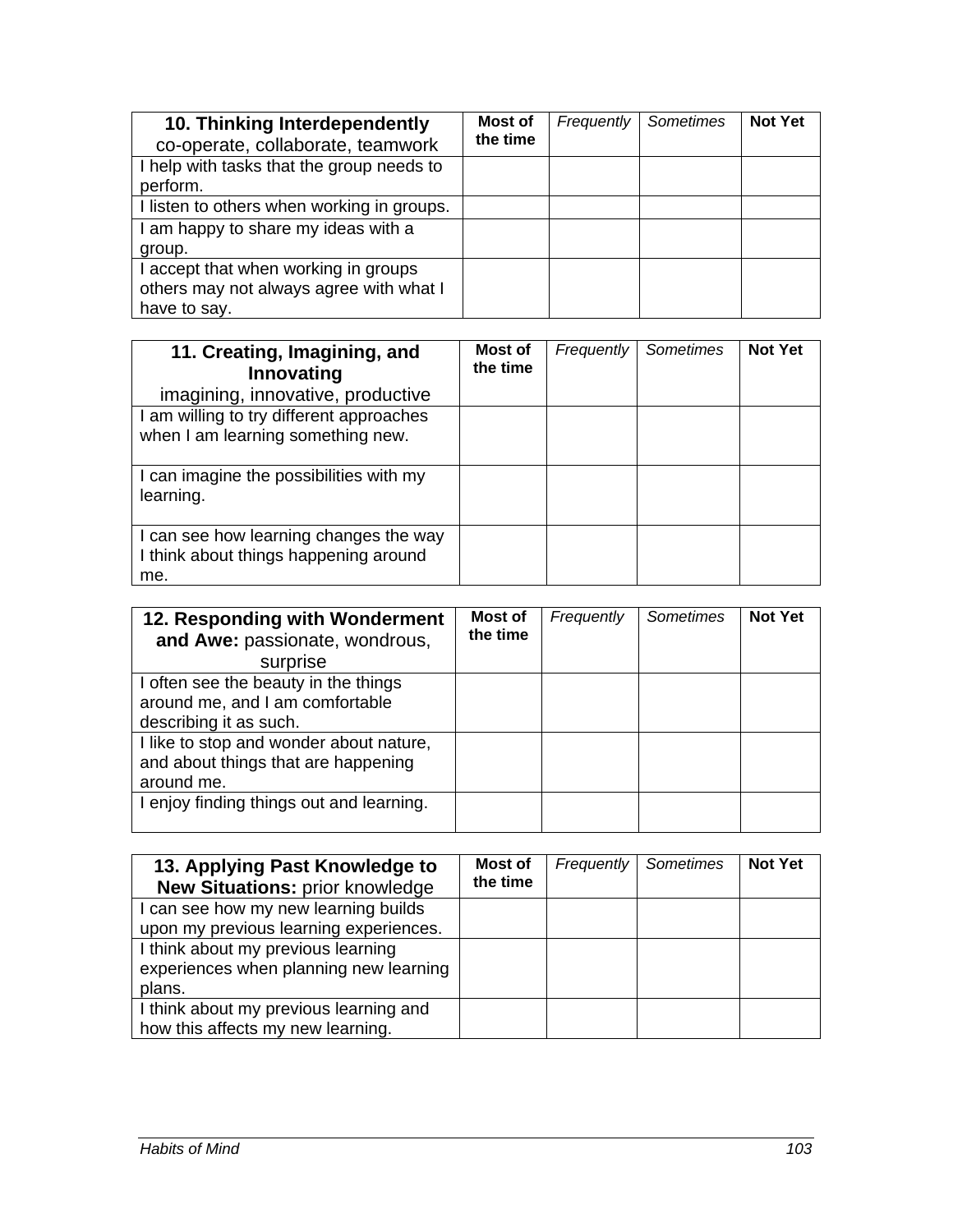| **10. Thinking Interdependently** co-operate, collaborate, teamwork | **Most of the time** | *Frequently* | *Sometimes* | **Not Yet** |
|---|---|---|---|---|
| I help with tasks that the group needs to perform. | | | | |
| I listen to others when working in groups. | | | | |
| I am happy to share my ideas with a group. | | | | |
| I accept that when working in groups others may not always agree with what I have to say. | | | | |

| **11. Creating, Imagining, and Innovating** imagining, innovative, productive | **Most of the time** | *Frequently* | *Sometimes* | **Not Yet** |
|---|---|---|---|---|
| I am willing to try different approaches when I am learning something new. | | | | |
| I can imagine the possibilities with my learning. | | | | |
| I can see how learning changes the way I think about things happening around me. | | | | |

| **12. Responding with Wonderment and Awe:** passionate, wondrous, surprise | **Most of the time** | *Frequently* | *Sometimes* | **Not Yet** |
|---|---|---|---|---|
| I often see the beauty in the things around me, and I am comfortable describing it as such. | | | | |
| I like to stop and wonder about nature, and about things that are happening around me. | | | | |
| I enjoy finding things out and learning. | | | | |

| **13. Applying Past Knowledge to New Situations:** prior knowledge | **Most of the time** | *Frequently* | *Sometimes* | **Not Yet** |
|---|---|---|---|---|
| I can see how my new learning builds upon my previous learning experiences. | | | | |
| I think about my previous learning experiences when planning new learning plans. | | | | |
| I think about my previous learning and how this affects my new learning. | | | | |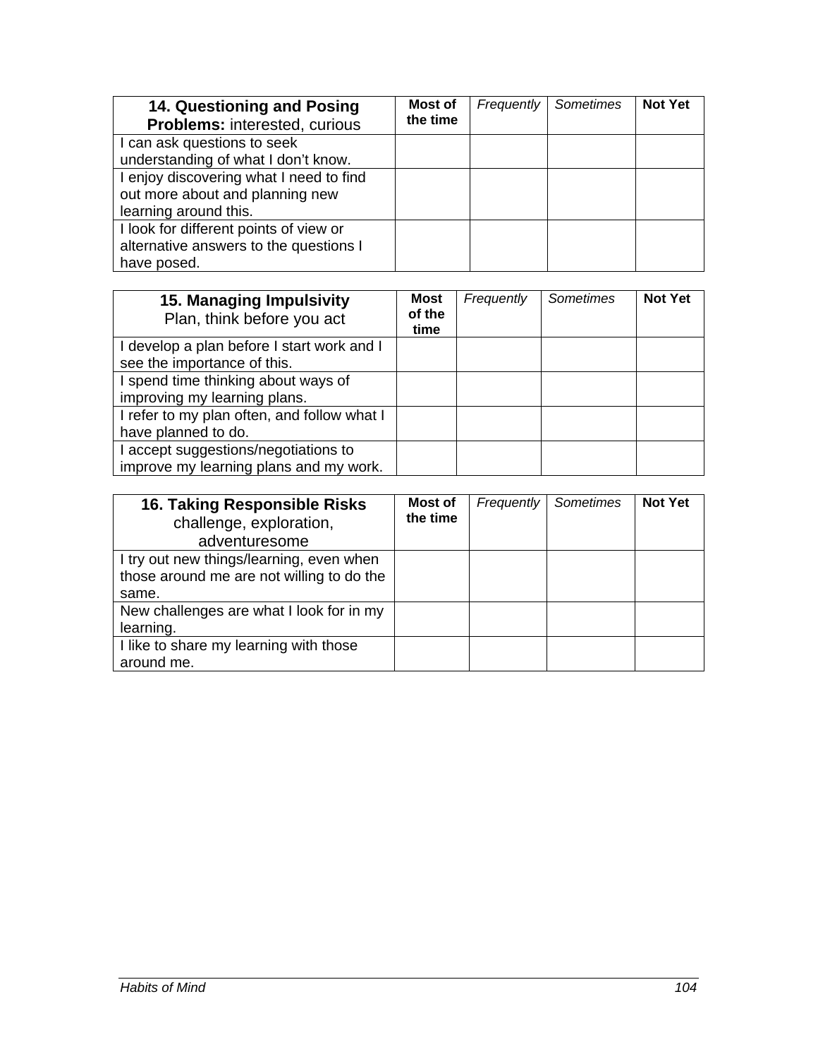| **14. Questioning and Posing Problems:** interested, curious | **Most of the time** | *Frequently* | *Sometimes* | **Not Yet** |
| --- | --- | --- | --- | --- |
| I can ask questions to seek understanding of what I don't know. | | | | |
| I enjoy discovering what I need to find out more about and planning new learning around this. | | | | |
| I look for different points of view or alternative answers to the questions I have posed. | | | | |

| **15. Managing Impulsivity** Plan, think before you act | **Most of the time** | *Frequently* | *Sometimes* | **Not Yet** |
| --- | --- | --- | --- | --- |
| I develop a plan before I start work and I see the importance of this. | | | | |
| I spend time thinking about ways of improving my learning plans. | | | | |
| I refer to my plan often, and follow what I have planned to do. | | | | |
| I accept suggestions/negotiations to improve my learning plans and my work. | | | | |

| **16. Taking Responsible Risks** challenge, exploration, adventuresome | **Most of the time** | *Frequently* | *Sometimes* | **Not Yet** |
| --- | --- | --- | --- | --- |
| I try out new things/learning, even when those around me are not willing to do the same. | | | | |
| New challenges are what I look for in my learning. | | | | |
| I like to share my learning with those around me. | | | | |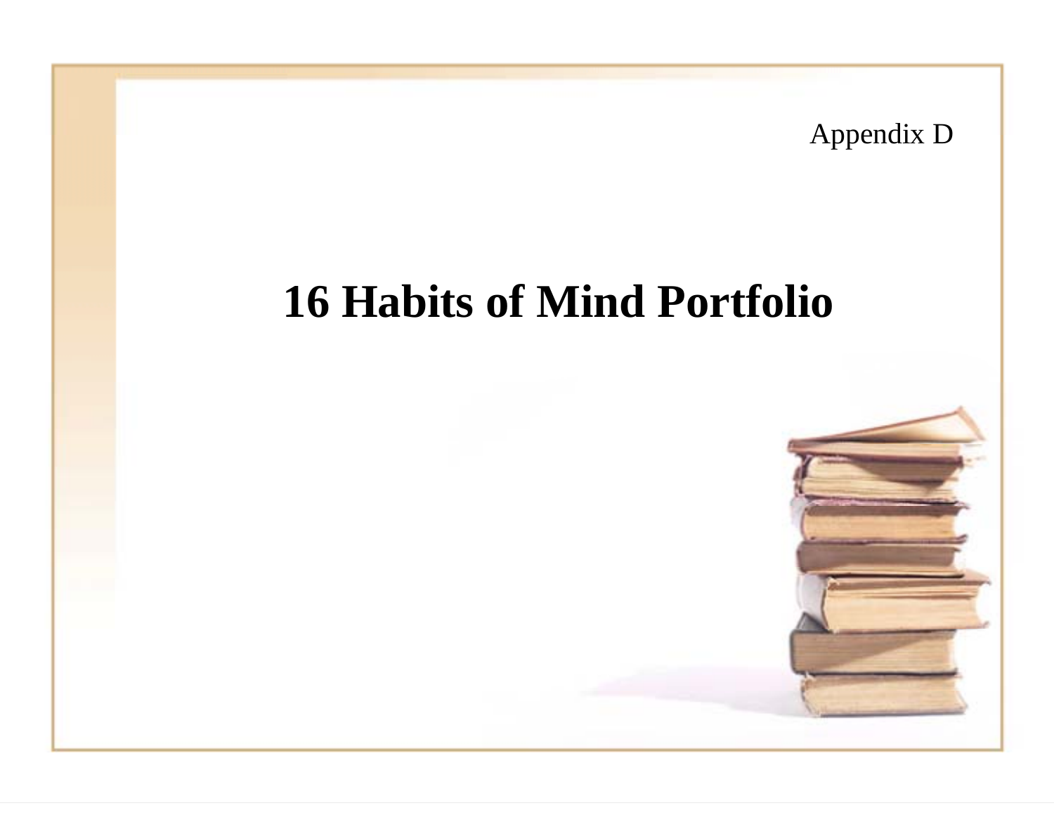Appendix D

# 16 Habits of Mind Portfolio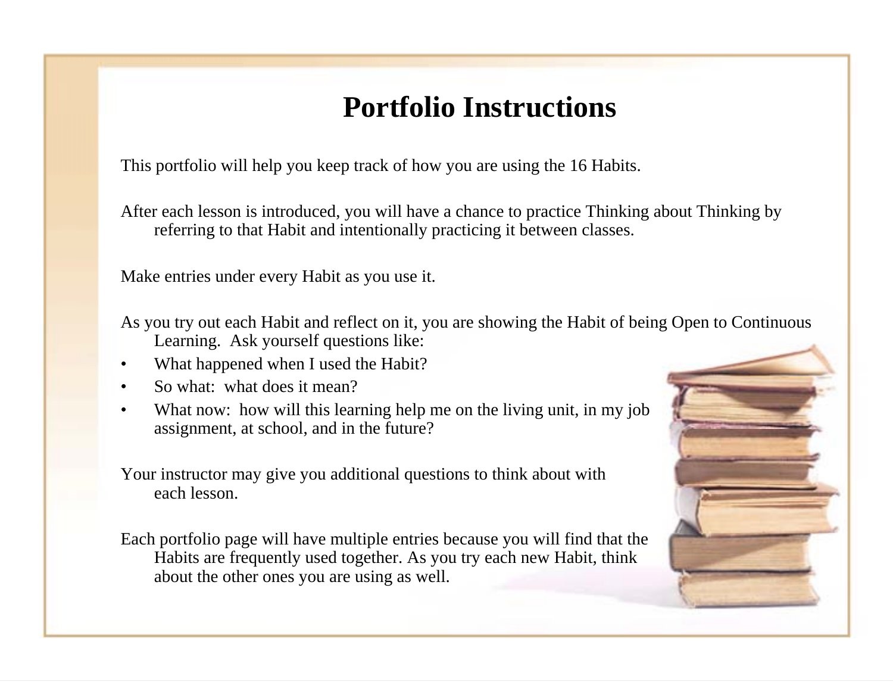# Portfolio Instructions

This portfolio will help you keep track of how you are using the 16 Habits.

After each lesson is introduced, you will have a chance to practice Thinking about Thinking by referring to that Habit and intentionally practicing it between classes.

Make entries under every Habit as you use it.

As you try out each Habit and reflect on it, you are showing the Habit of being Open to Continuous Learning. Ask yourself questions like:

- What happened when I used the Habit?
- So what: what does it mean?
- What now: how will this learning help me on the living unit, in my job assignment, at school, and in the future?

Your instructor may give you additional questions to think about with each lesson.

Each portfolio page will have multiple entries because you will find that the Habits are frequently used together. As you try each new Habit, think about the other ones you are using as well.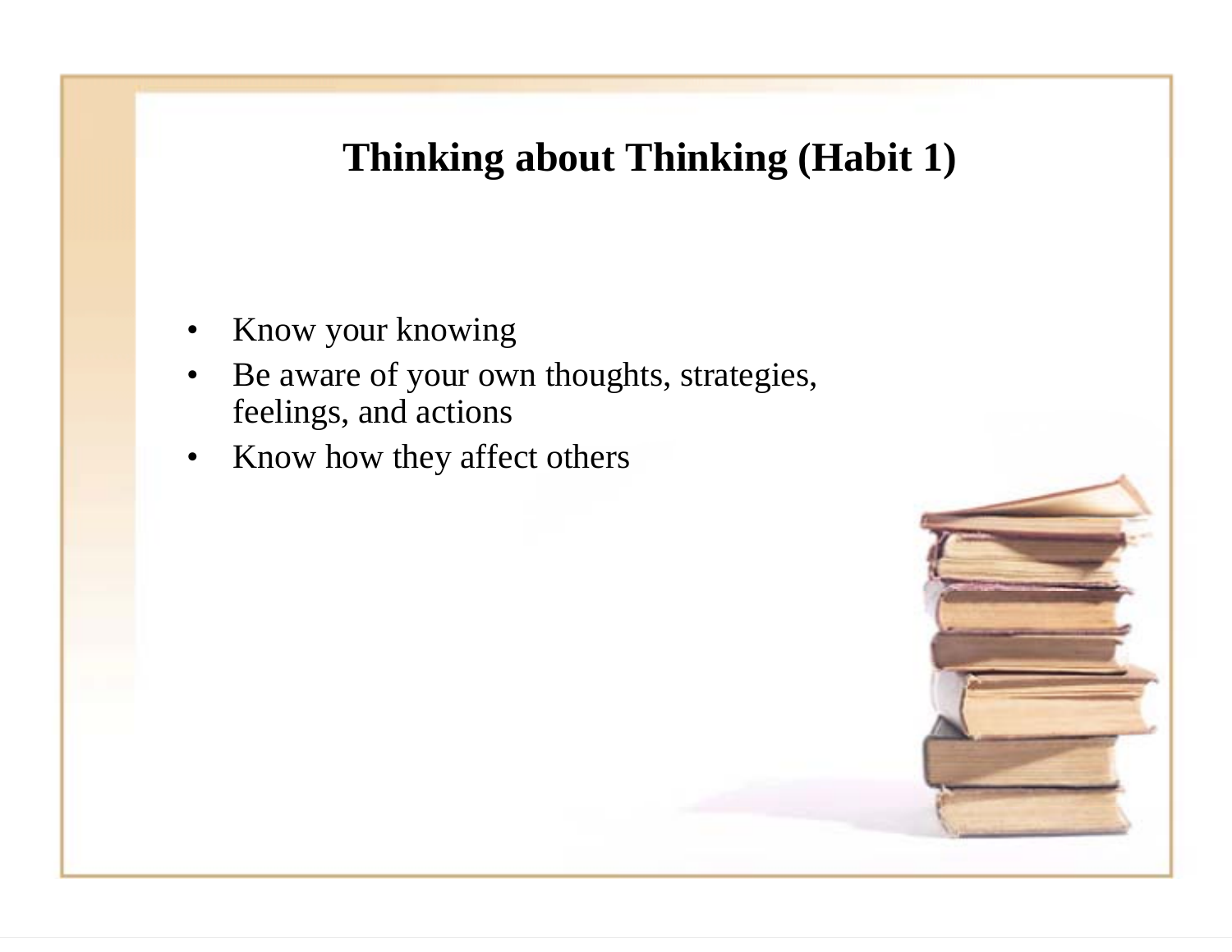# Thinking about Thinking (Habit 1)

- Know your knowing
- Be aware of your own thoughts, strategies, feelings, and actions
- Know how they affect others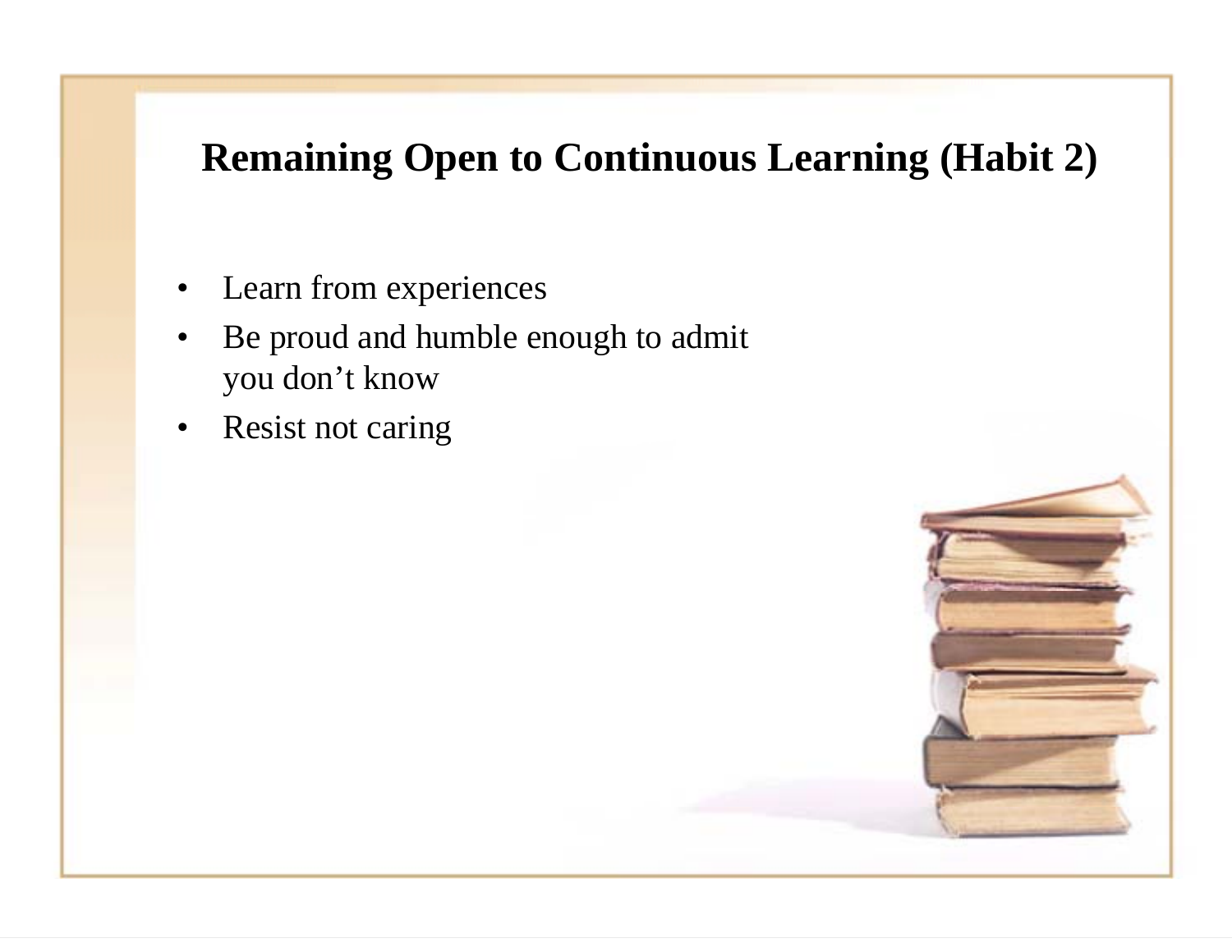# Remaining Open to Continuous Learning (Habit 2)

- Learn from experiences
- Be proud and humble enough to admit you don't know
- Resist not caring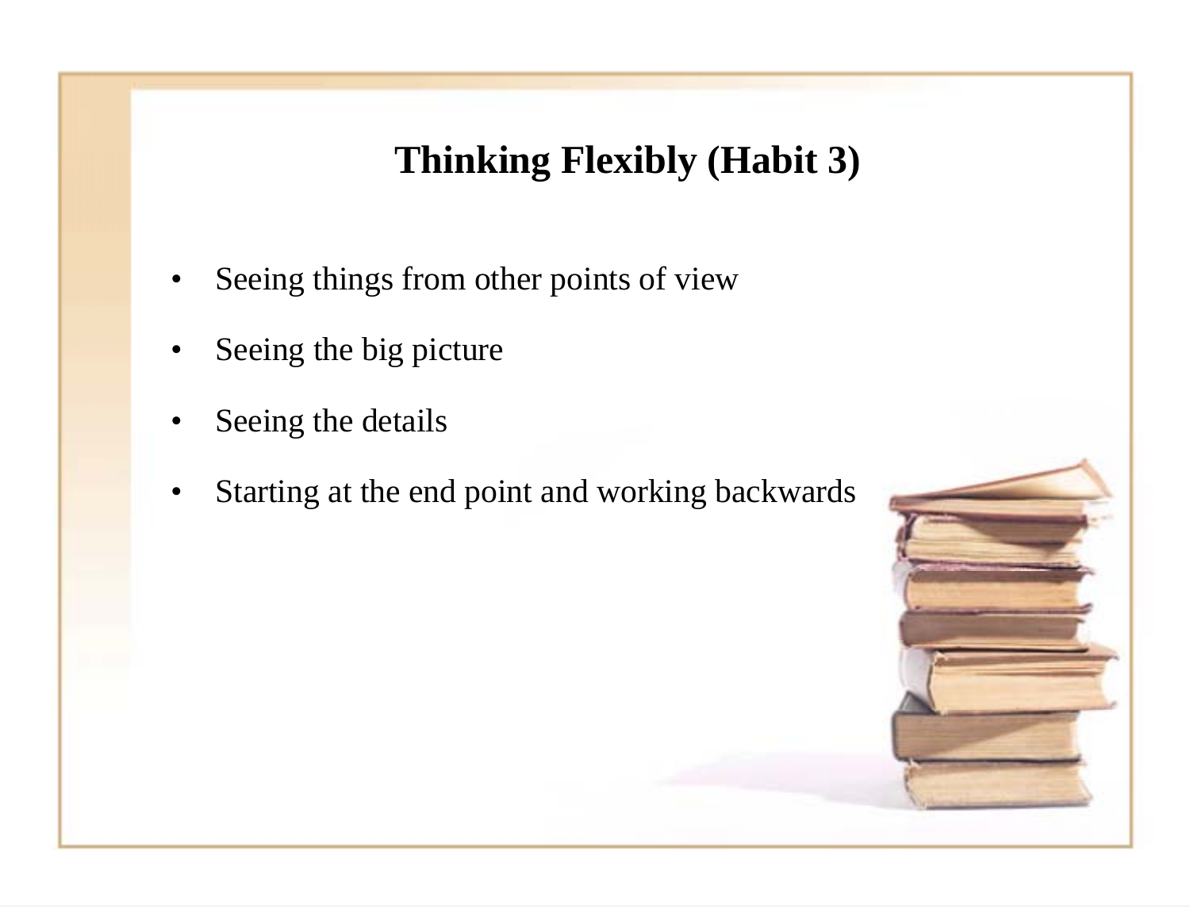# Thinking Flexibly (Habit 3)

- Seeing things from other points of view
- Seeing the big picture
- Seeing the details
- Starting at the end point and working backwards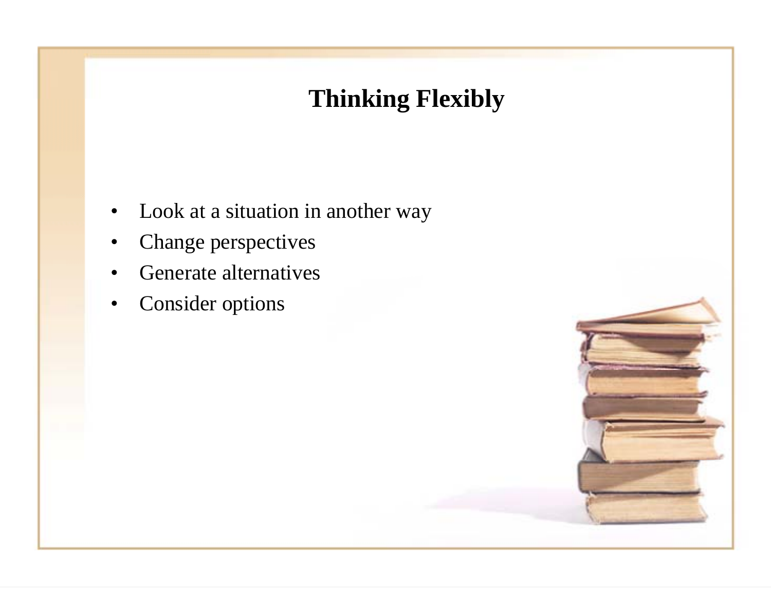# Thinking Flexibly

- Look at a situation in another way
- Change perspectives
- Generate alternatives
- Consider options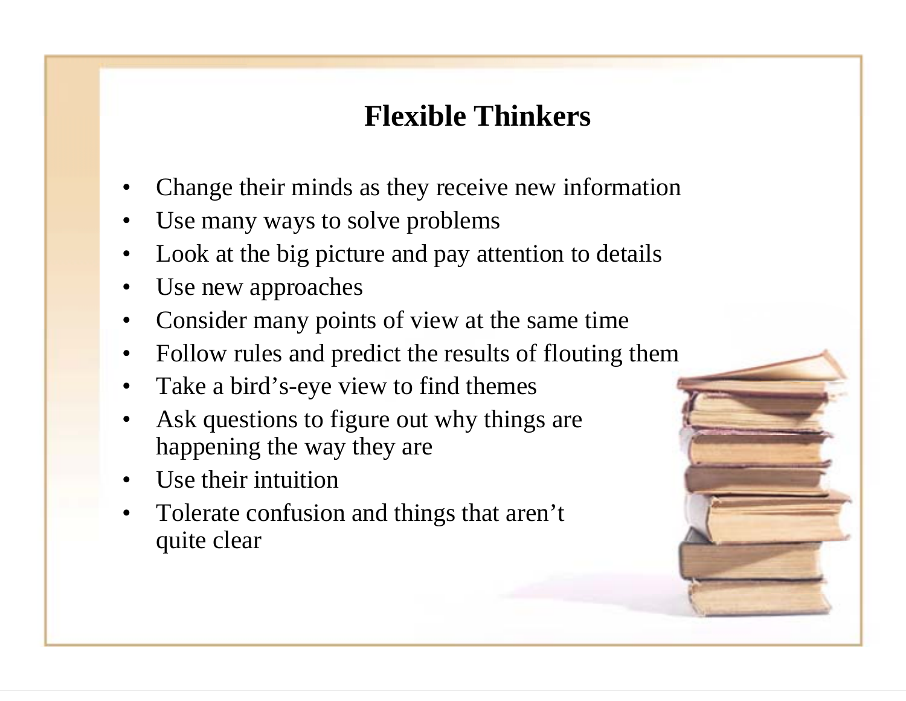# Flexible Thinkers

- Change their minds as they receive new information
- Use many ways to solve problems
- Look at the big picture and pay attention to details
- Use new approaches
- Consider many points of view at the same time
- Follow rules and predict the results of flouting them
- Take a bird's-eye view to find themes
- Ask questions to figure out why things are happening the way they are
- Use their intuition
- Tolerate confusion and things that aren't quite clear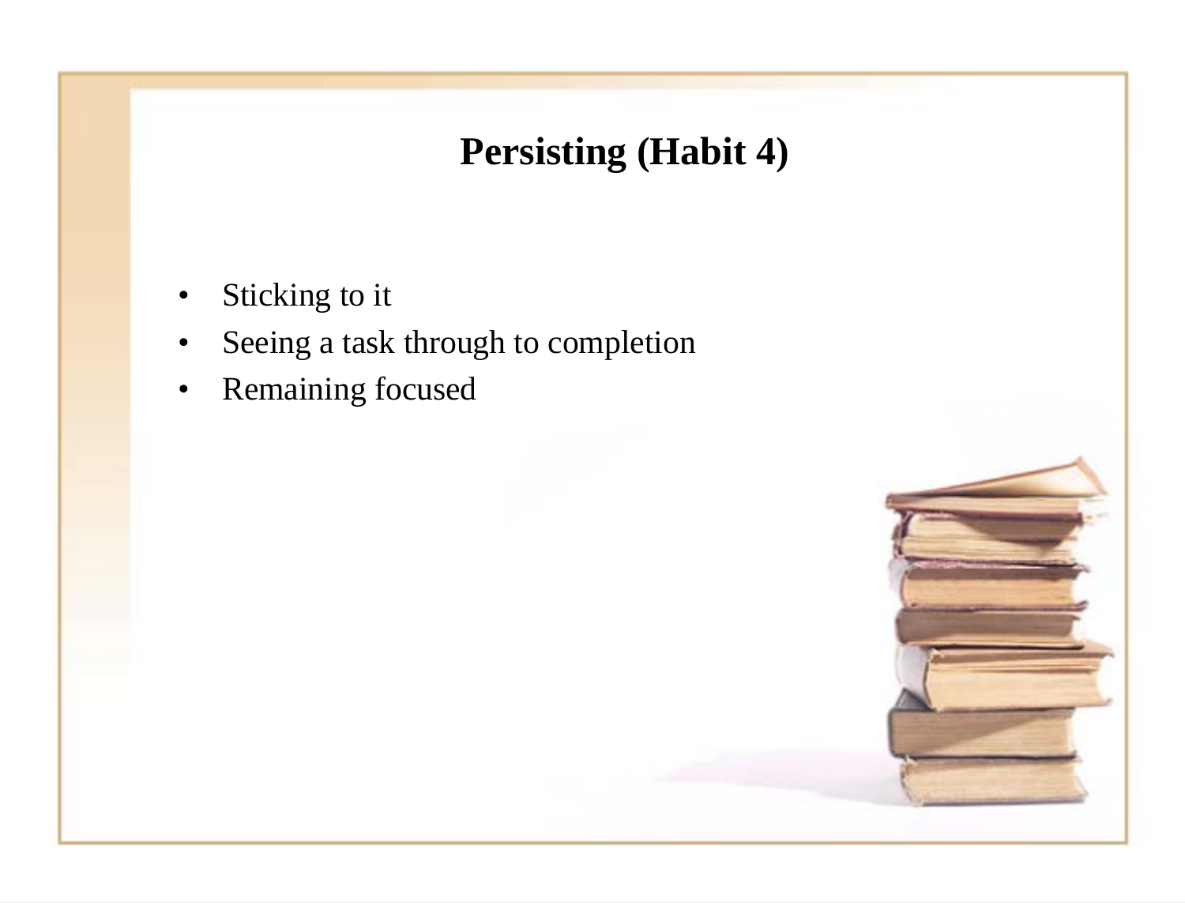# Persisting (Habit 4)

- Sticking to it
- Seeing a task through to completion
- Remaining focused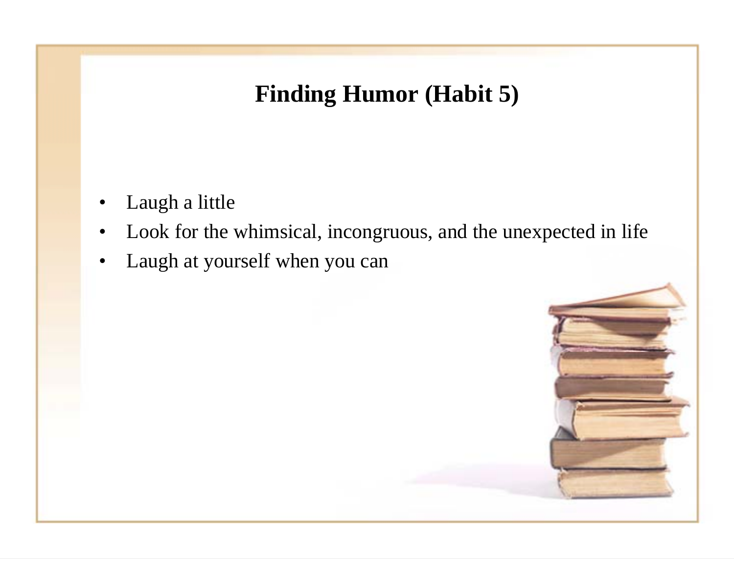# Finding Humor (Habit 5)

- Laugh a little
- Look for the whimsical, incongruous, and the unexpected in life
- Laugh at yourself when you can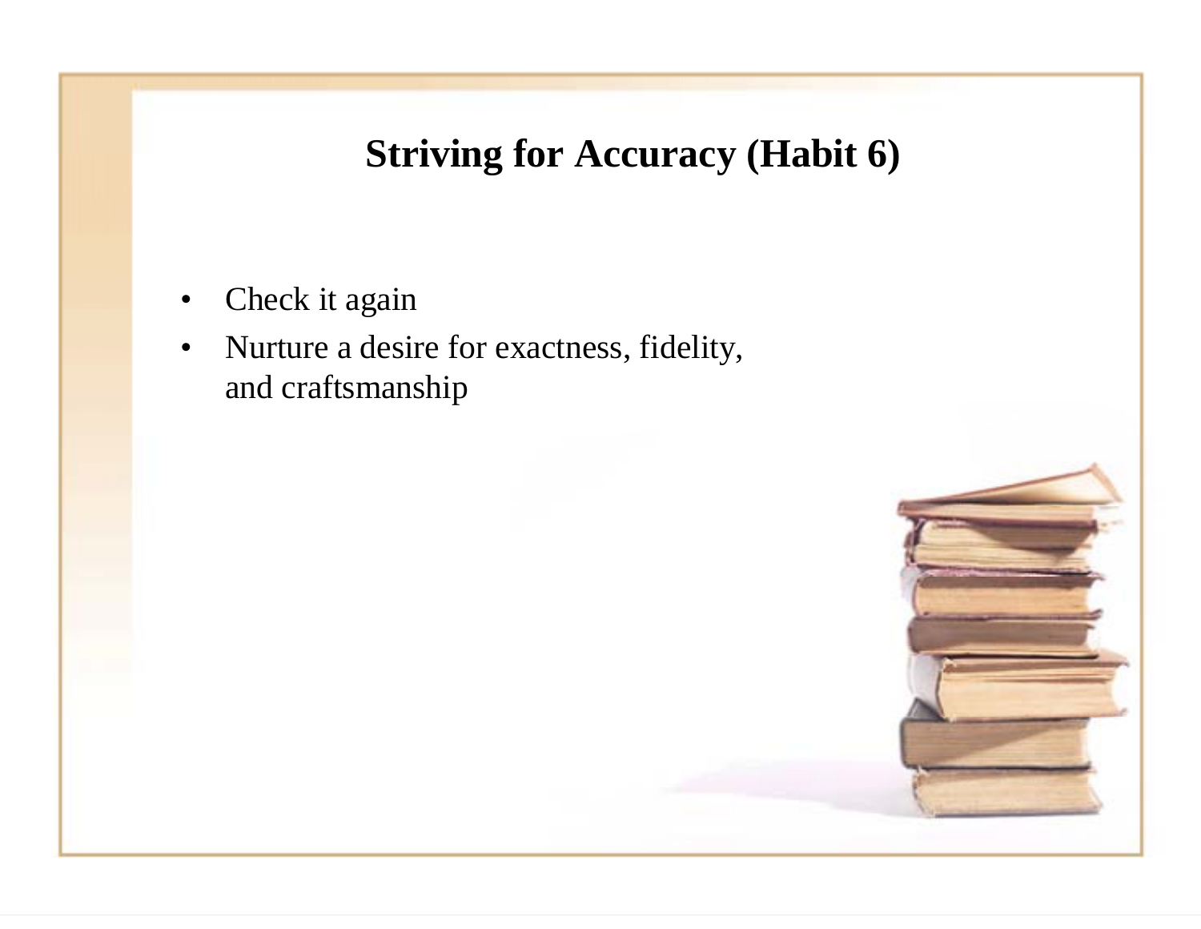# Striving for Accuracy (Habit 6)

- Check it again
- Nurture a desire for exactness, fidelity, and craftsmanship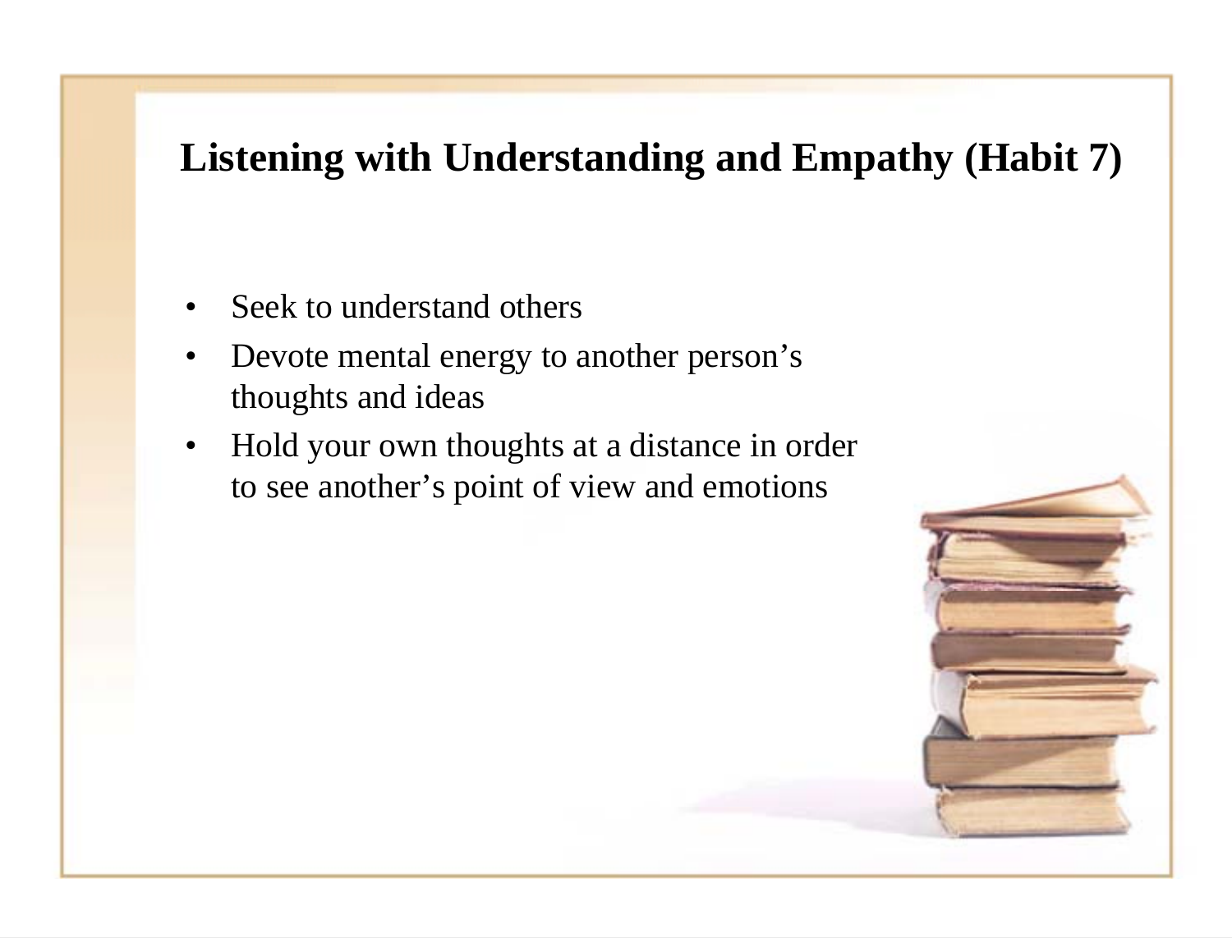# Listening with Understanding and Empathy (Habit 7)

- Seek to understand others
- Devote mental energy to another person's thoughts and ideas
- Hold your own thoughts at a distance in order to see another's point of view and emotions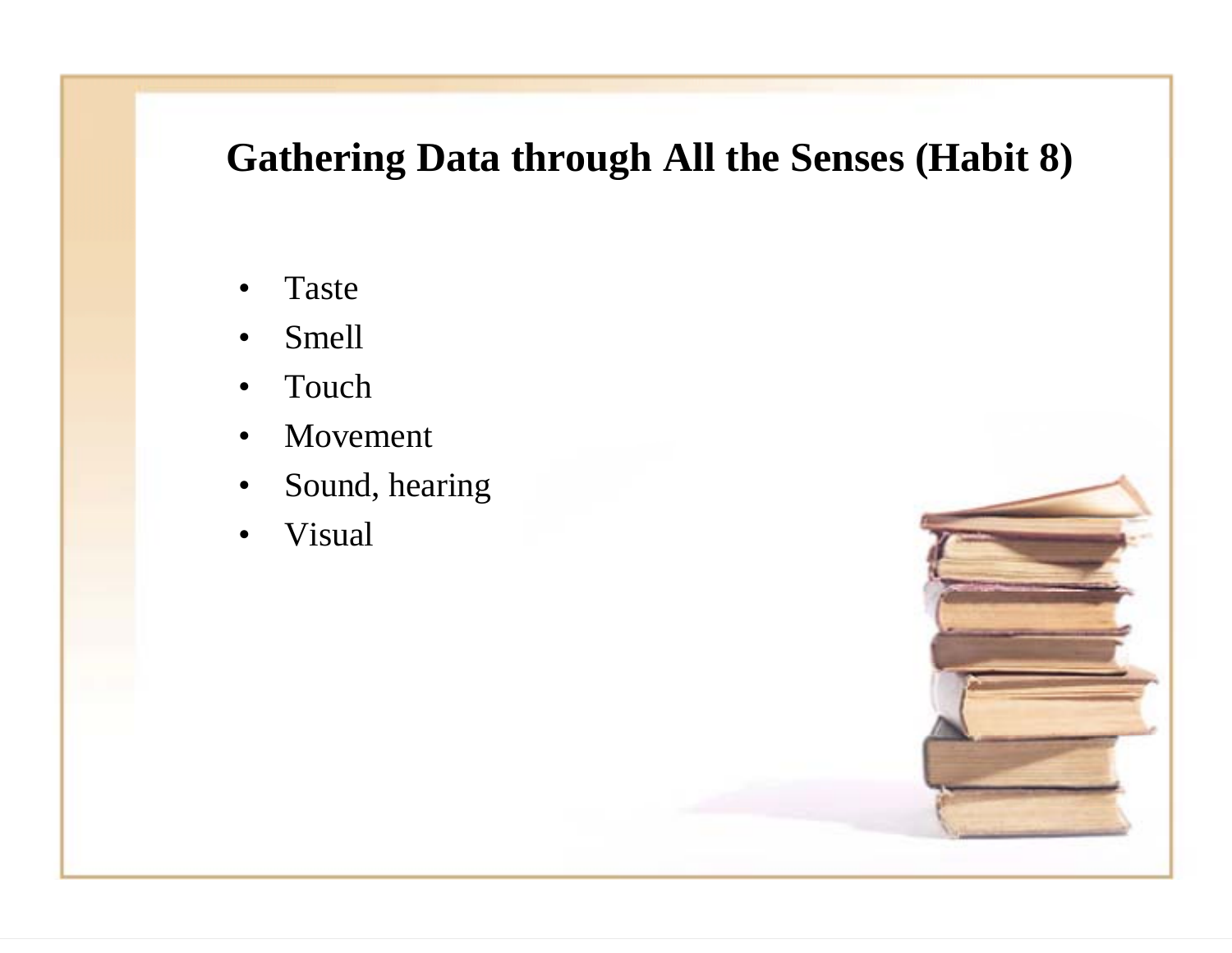# Gathering Data through All the Senses (Habit 8)

- Taste
- Smell
- Touch
- Movement
- Sound, hearing
- Visual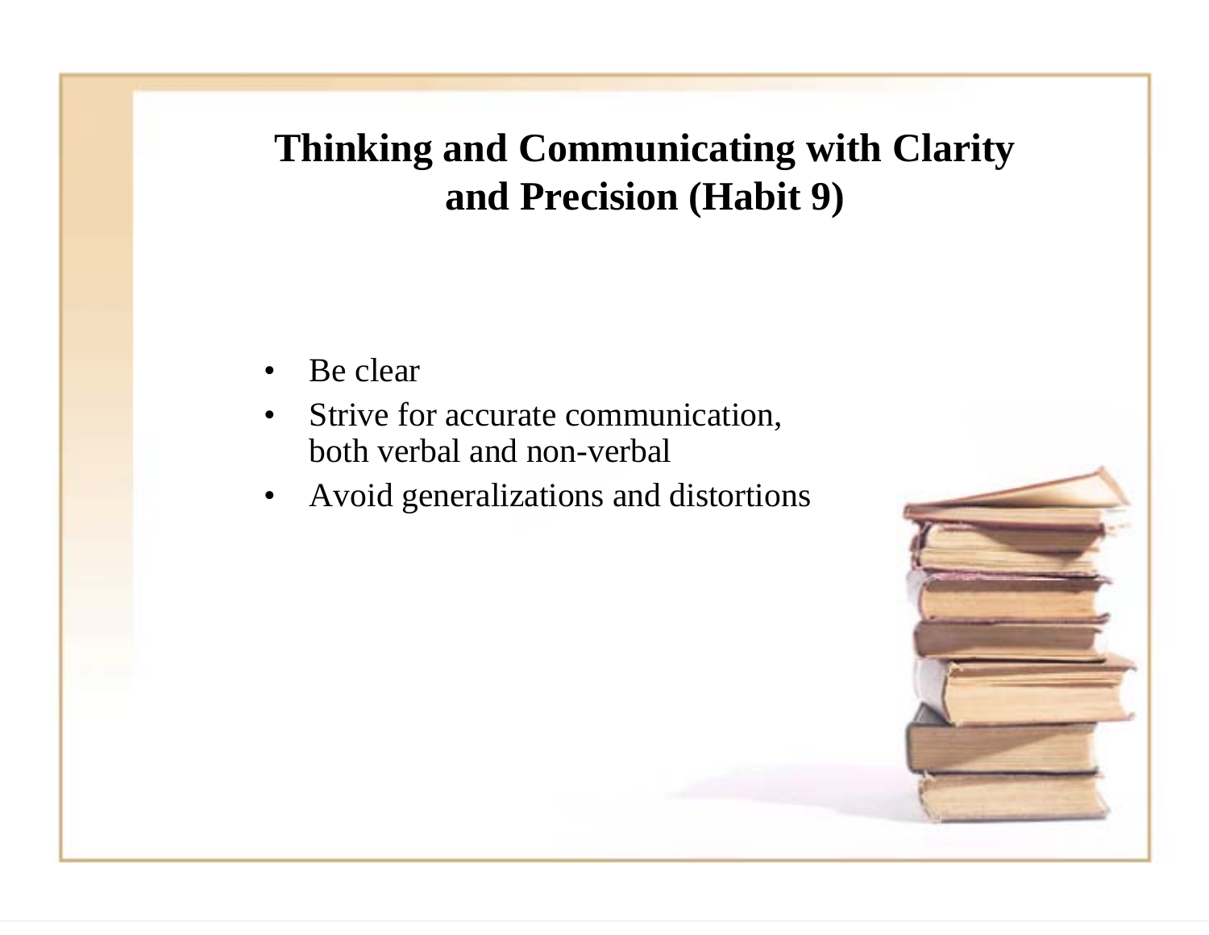# Thinking and Communicating with Clarity and Precision (Habit 9)

- Be clear
- Strive for accurate communication, both verbal and non-verbal
- Avoid generalizations and distortions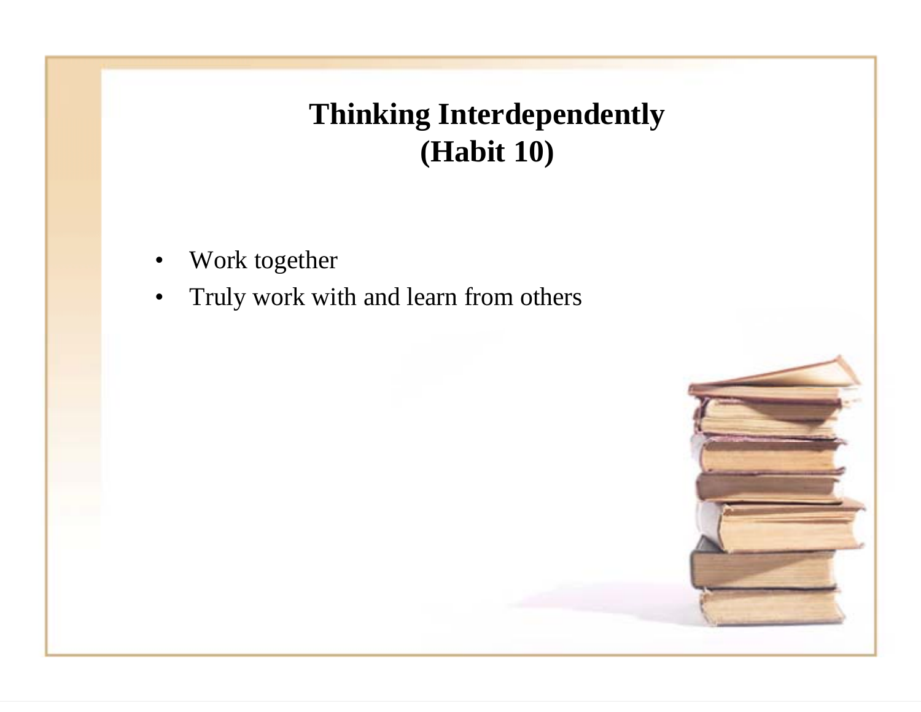# Thinking Interdependently (Habit 10)

- Work together
- Truly work with and learn from others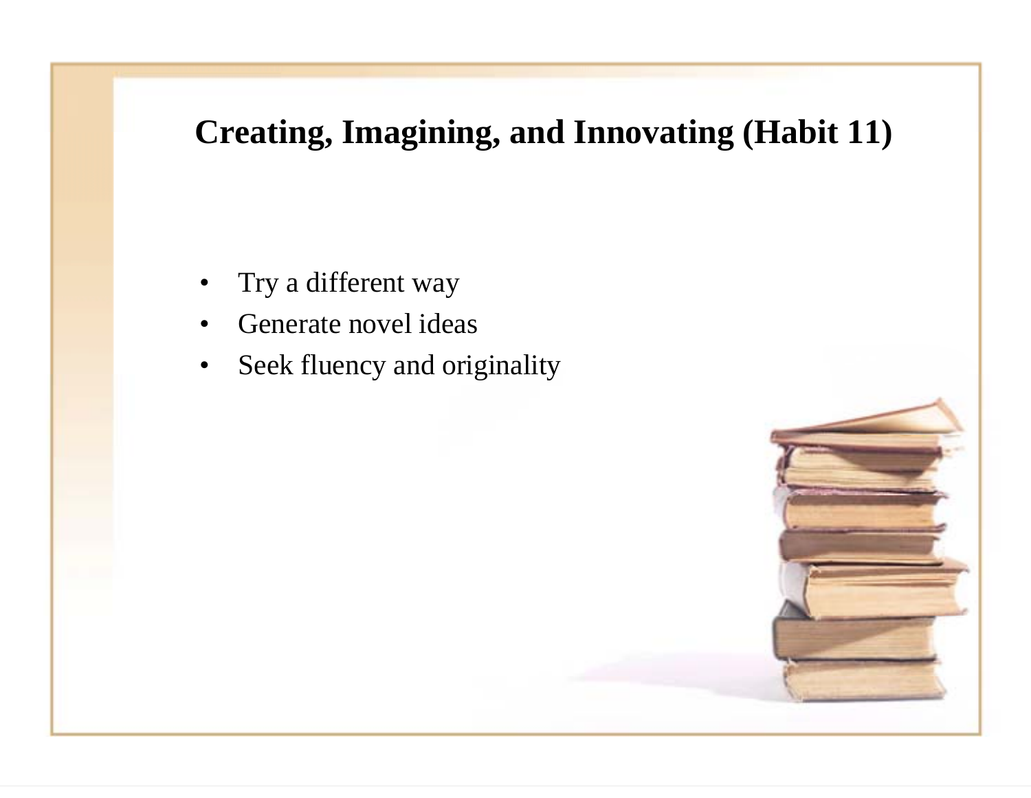# Creating, Imagining, and Innovating (Habit 11)

- Try a different way
- Generate novel ideas
- Seek fluency and originality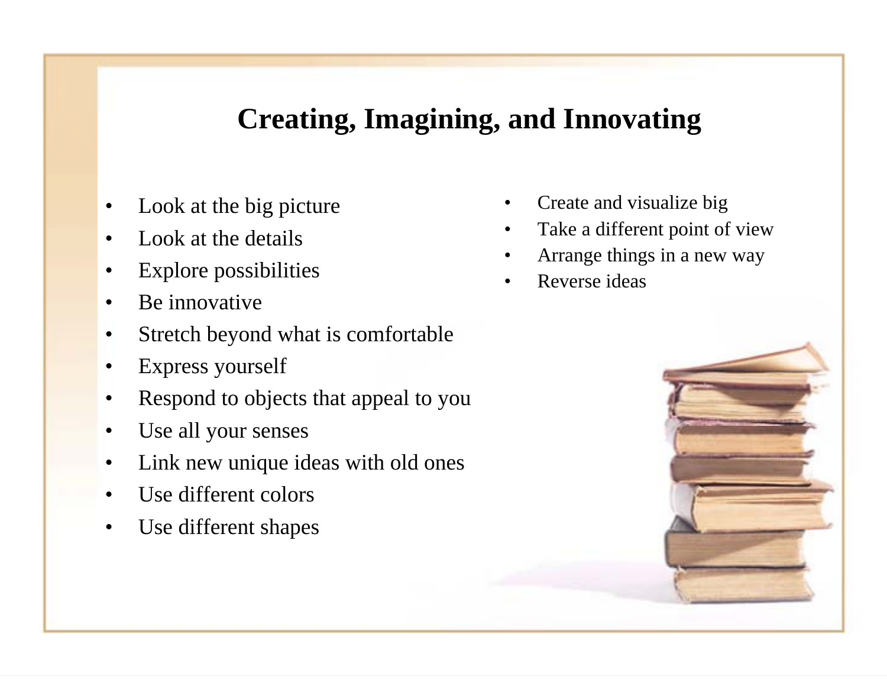# Creating, Imagining, and Innovating

- Look at the big picture
- Look at the details
- Explore possibilities
- Be innovative
- Stretch beyond what is comfortable
- Express yourself
- Respond to objects that appeal to you
- Use all your senses
- Link new unique ideas with old ones
- Use different colors
- Use different shapes
- Create and visualize big
- Take a different point of view
- Arrange things in a new way
- Reverse ideas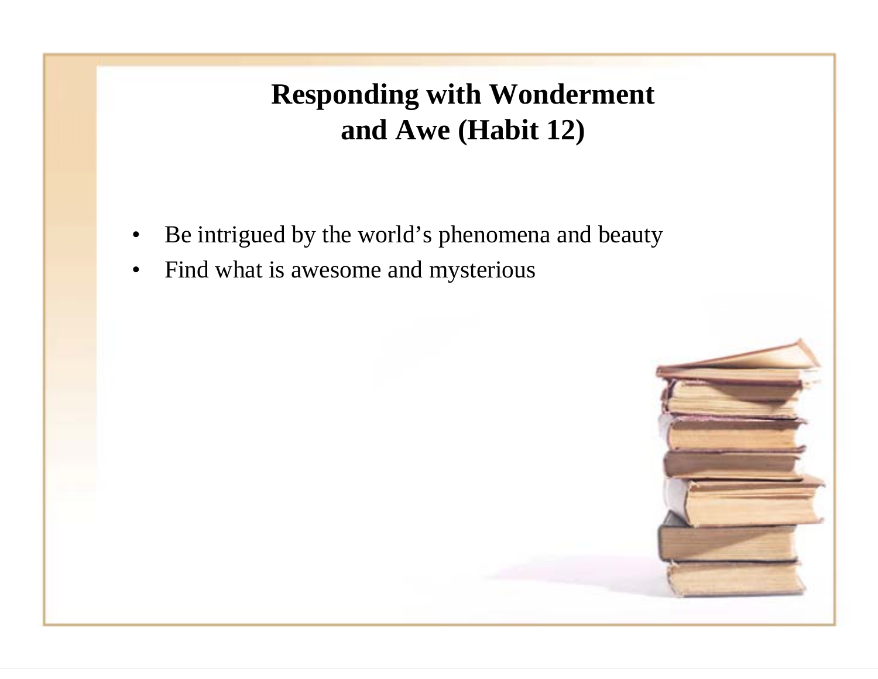# Responding with Wonderment and Awe (Habit 12)

- Be intrigued by the world's phenomena and beauty
- Find what is awesome and mysterious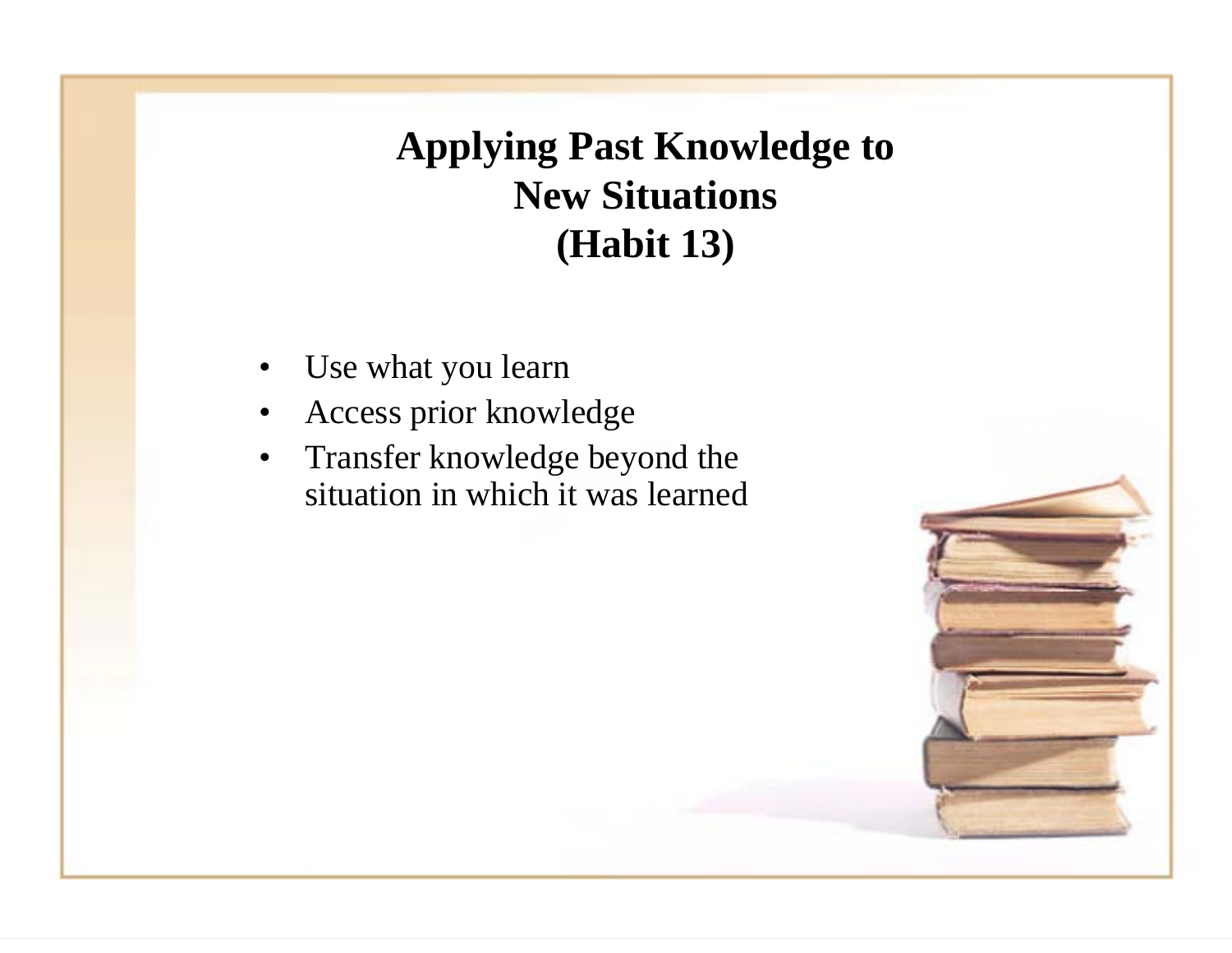# Applying Past Knowledge to New Situations (Habit 13)

- Use what you learn
- Access prior knowledge
- Transfer knowledge beyond the situation in which it was learned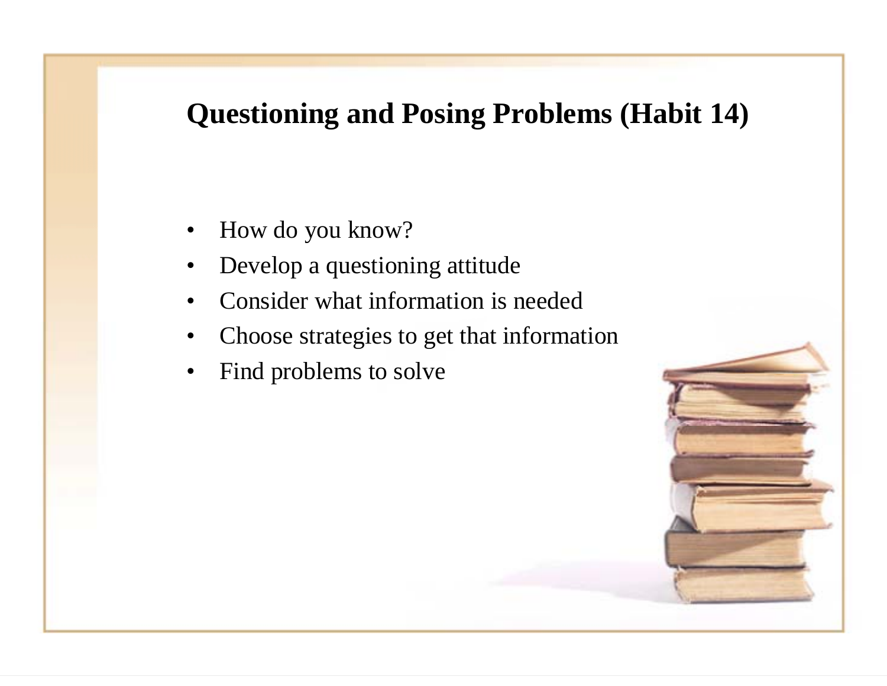# Questioning and Posing Problems (Habit 14)

- How do you know?
- Develop a questioning attitude
- Consider what information is needed
- Choose strategies to get that information
- Find problems to solve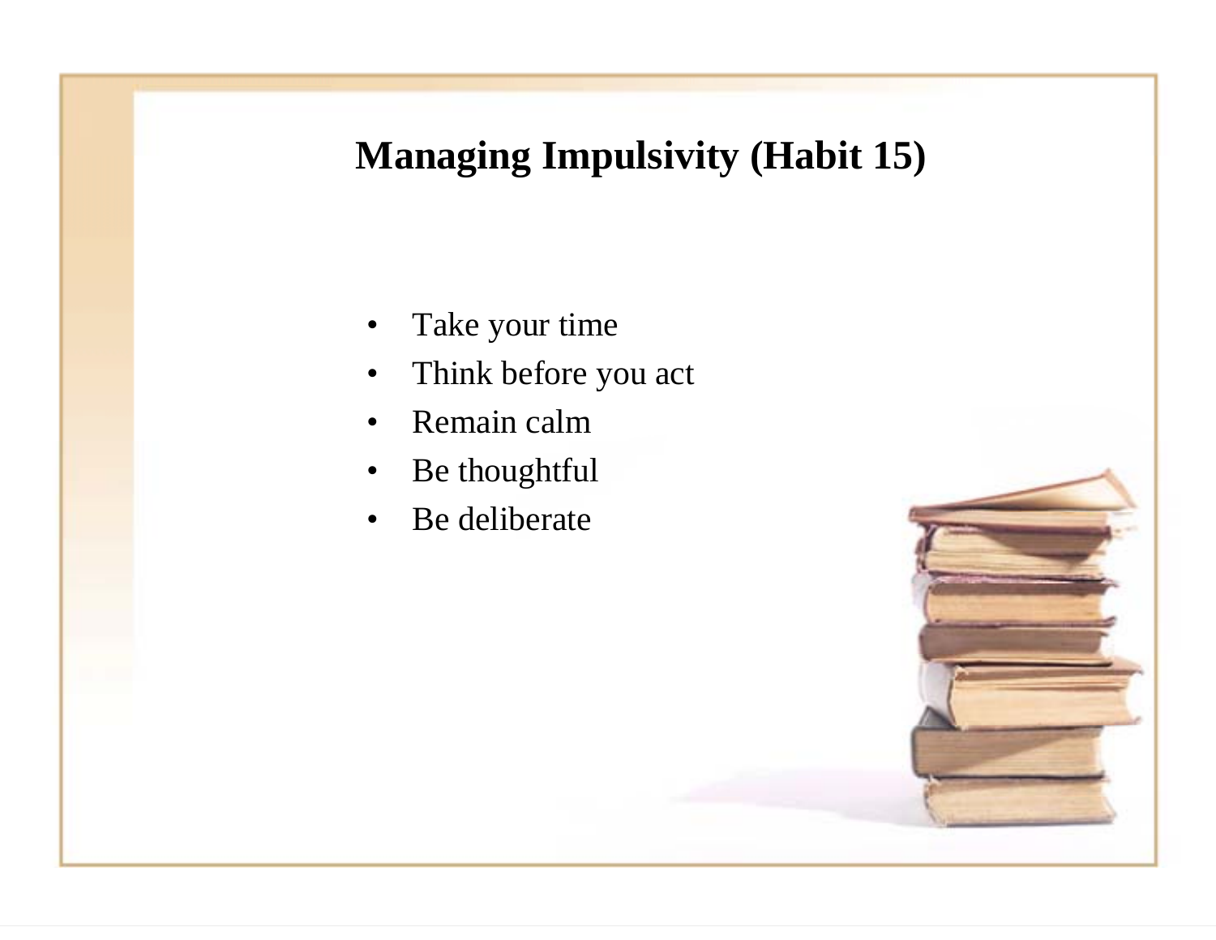# Managing Impulsivity (Habit 15)

- Take your time
- Think before you act
- Remain calm
- Be thoughtful
- Be deliberate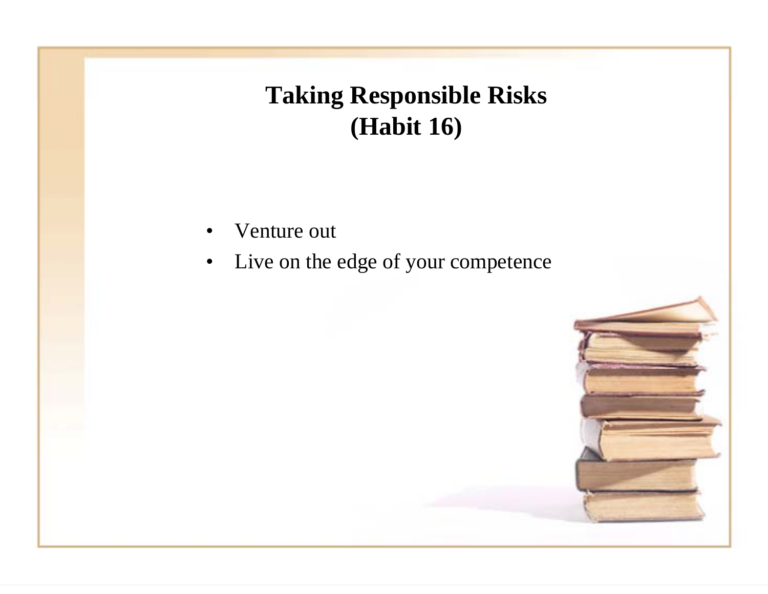# Taking Responsible Risks (Habit 16)

- Venture out
- Live on the edge of your competence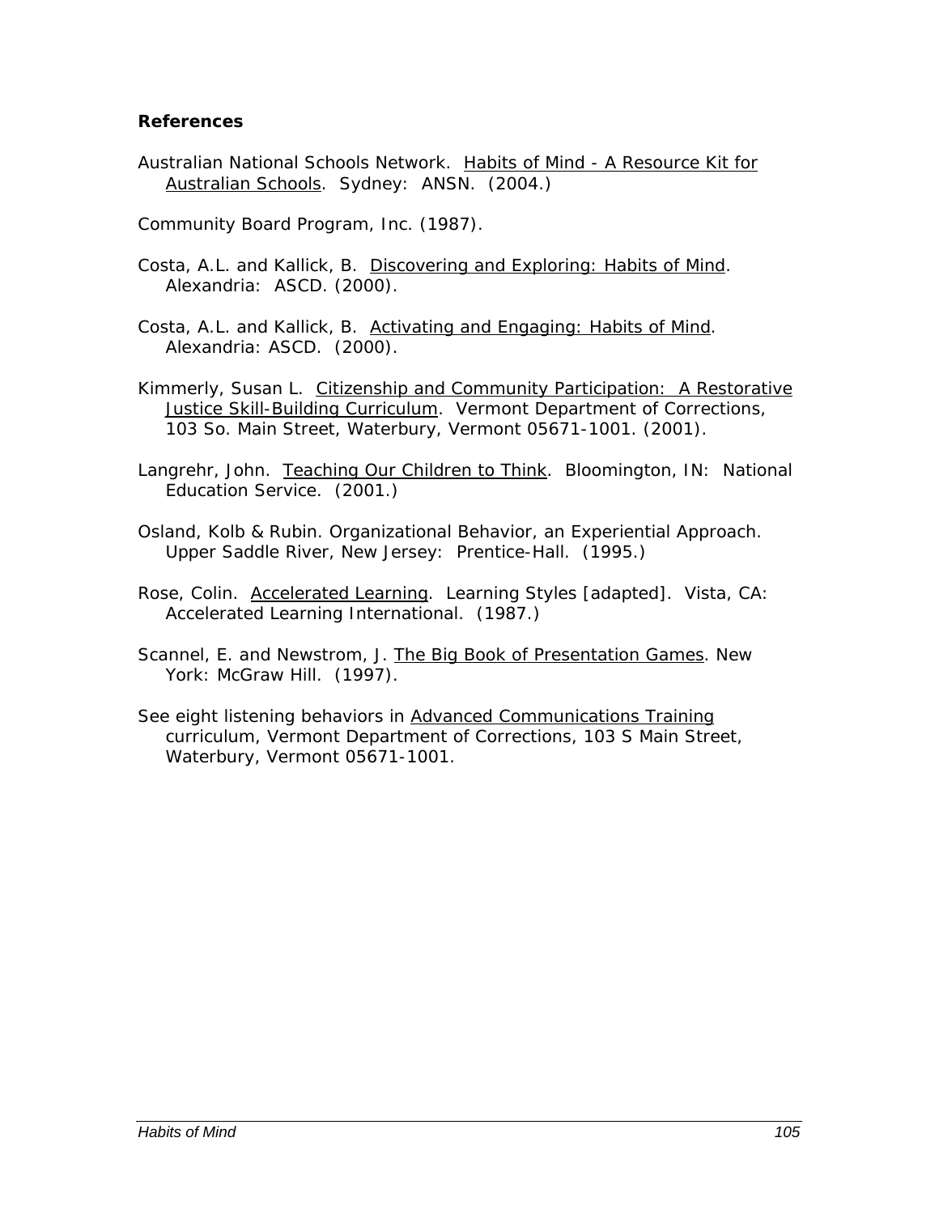**References**

Australian National Schools Network. Habits of Mind - A Resource Kit for Australian Schools. Sydney: ANSN. (2004.)

Community Board Program, Inc. (1987).

Costa, A.L. and Kallick, B. Discovering and Exploring: Habits of Mind. Alexandria: ASCD. (2000).

Costa, A.L. and Kallick, B. Activating and Engaging: Habits of Mind. Alexandria: ASCD. (2000).

Kimmerly, Susan L. Citizenship and Community Participation: A Restorative Justice Skill-Building Curriculum. Vermont Department of Corrections, 103 So. Main Street, Waterbury, Vermont 05671-1001. (2001).

Langrehr, John. Teaching Our Children to Think. Bloomington, IN: National Education Service. (2001.)

Osland, Kolb & Rubin. Organizational Behavior, an Experiential Approach. Upper Saddle River, New Jersey: Prentice-Hall. (1995.)

Rose, Colin. Accelerated Learning. Learning Styles [adapted]. Vista, CA: Accelerated Learning International. (1987.)

Scannel, E. and Newstrom, J. The Big Book of Presentation Games. New York: McGraw Hill. (1997).

See eight listening behaviors in Advanced Communications Training curriculum, Vermont Department of Corrections, 103 S Main Street, Waterbury, Vermont 05671-1001.